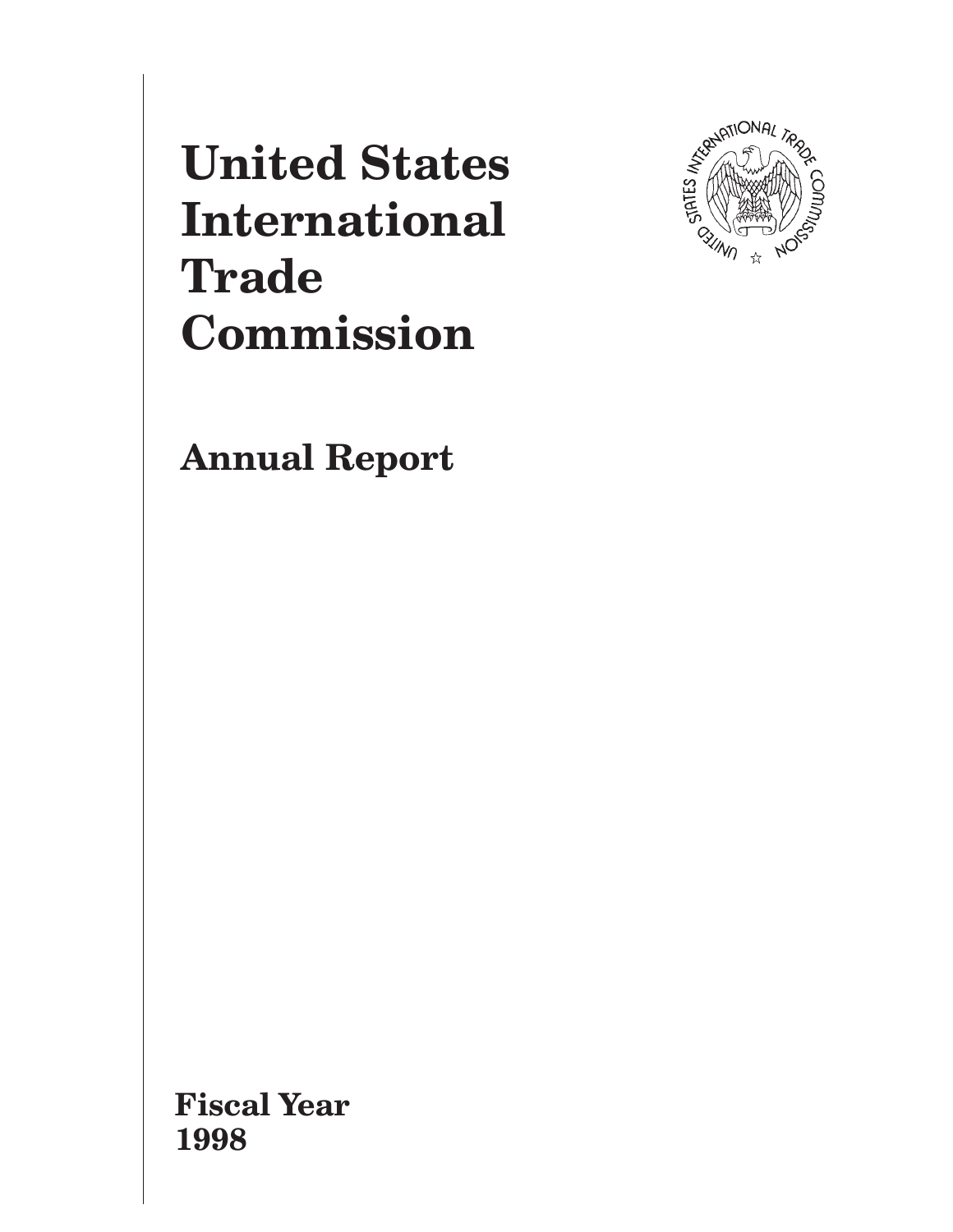# United States International Trade Commission

## Annual Report

**Fiscal Year 1998**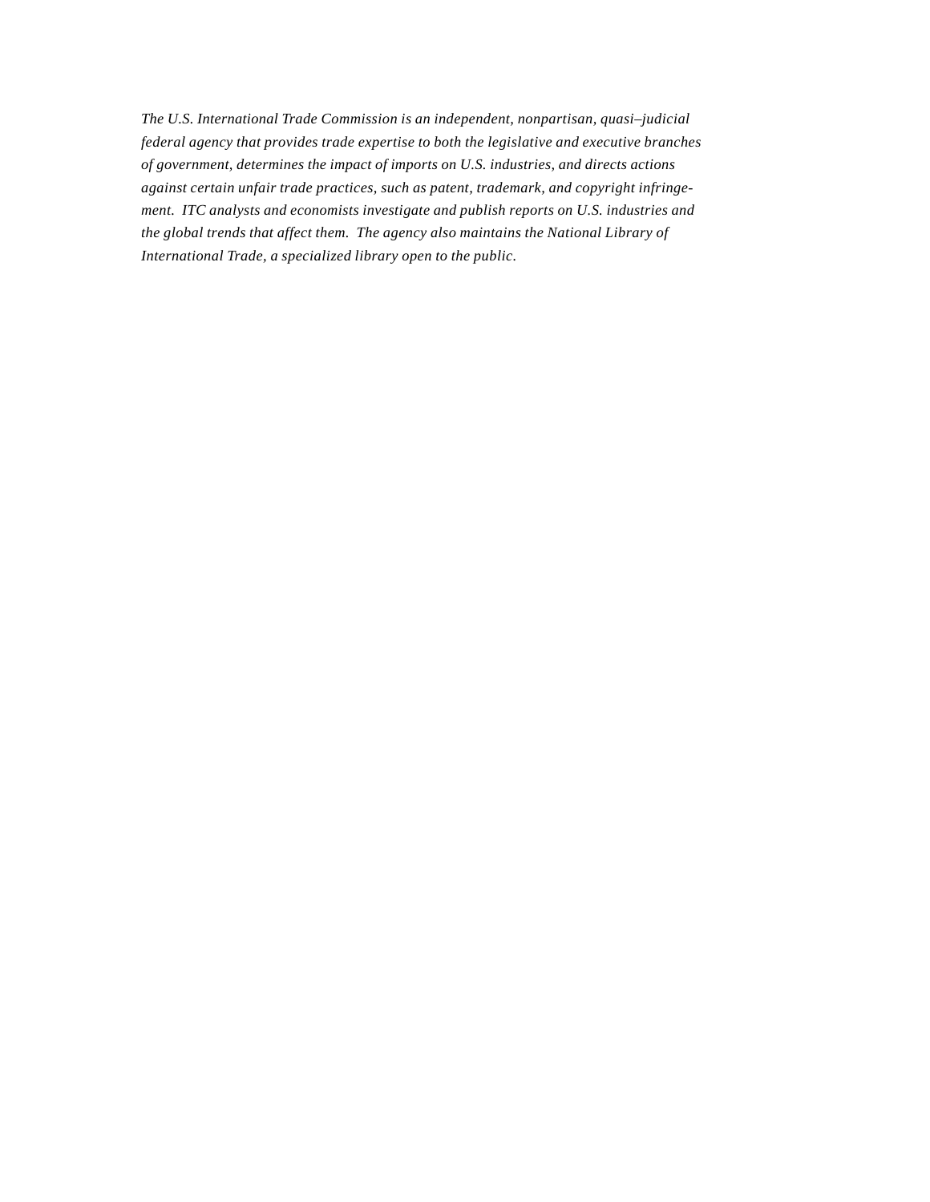*The U.S. International Trade Commission is an independent, nonpartisan, quasi–judicial federal agency that provides trade expertise to both the legislative and executive branches of government, determines the impact of imports on U.S. industries, and directs actions against certain unfair trade practices, such as patent, trademark, and copyright infringement. ITC analysts and economists investigate and publish reports on U.S. industries and the global trends that affect them. The agency also maintains the National Library of International Trade, a specialized library open to the public.*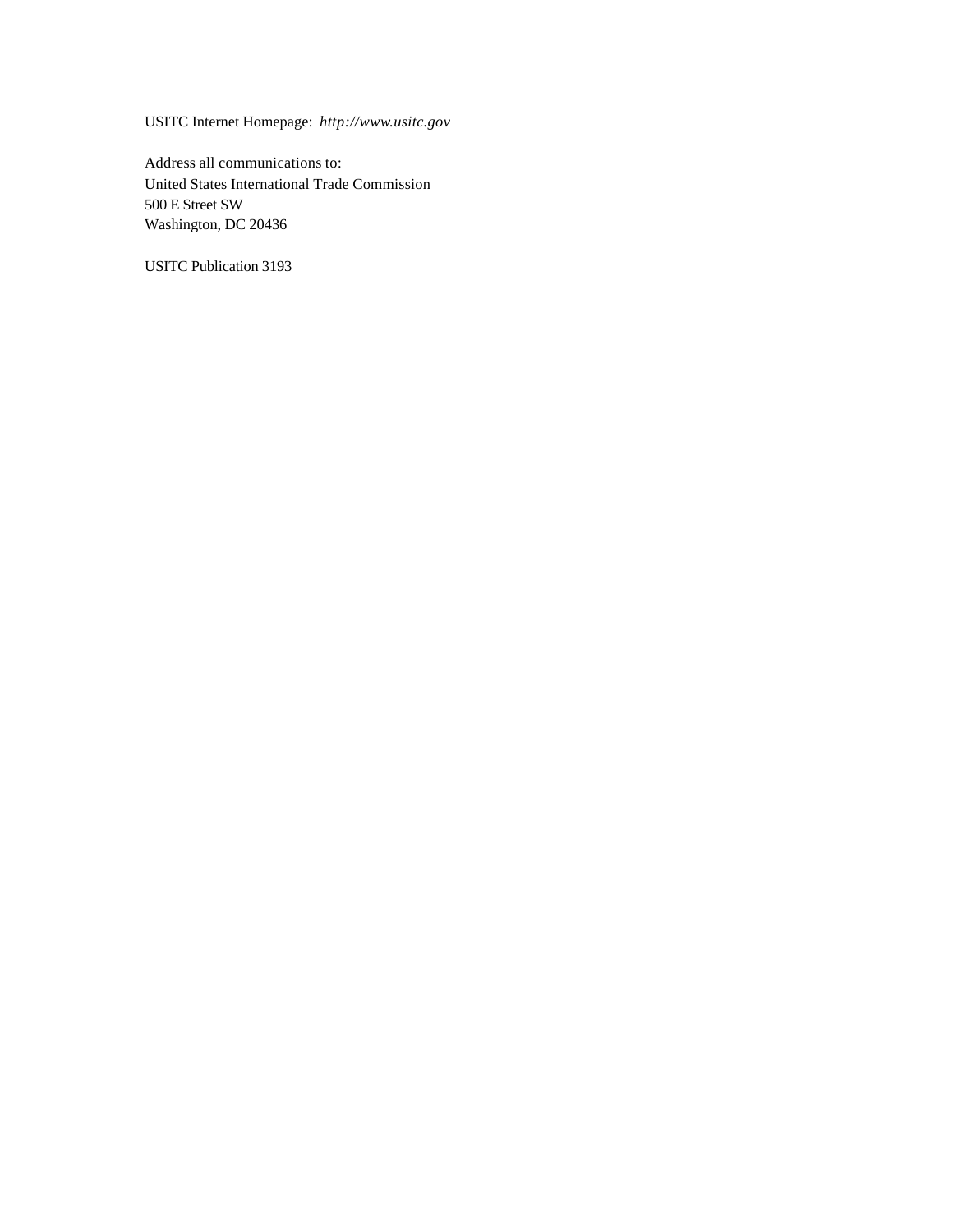USITC Internet Homepage: *http://www.usitc.gov*

Address all communications to:
United States International Trade Commission
500 E Street SW
Washington, DC 20436

USITC Publication 3193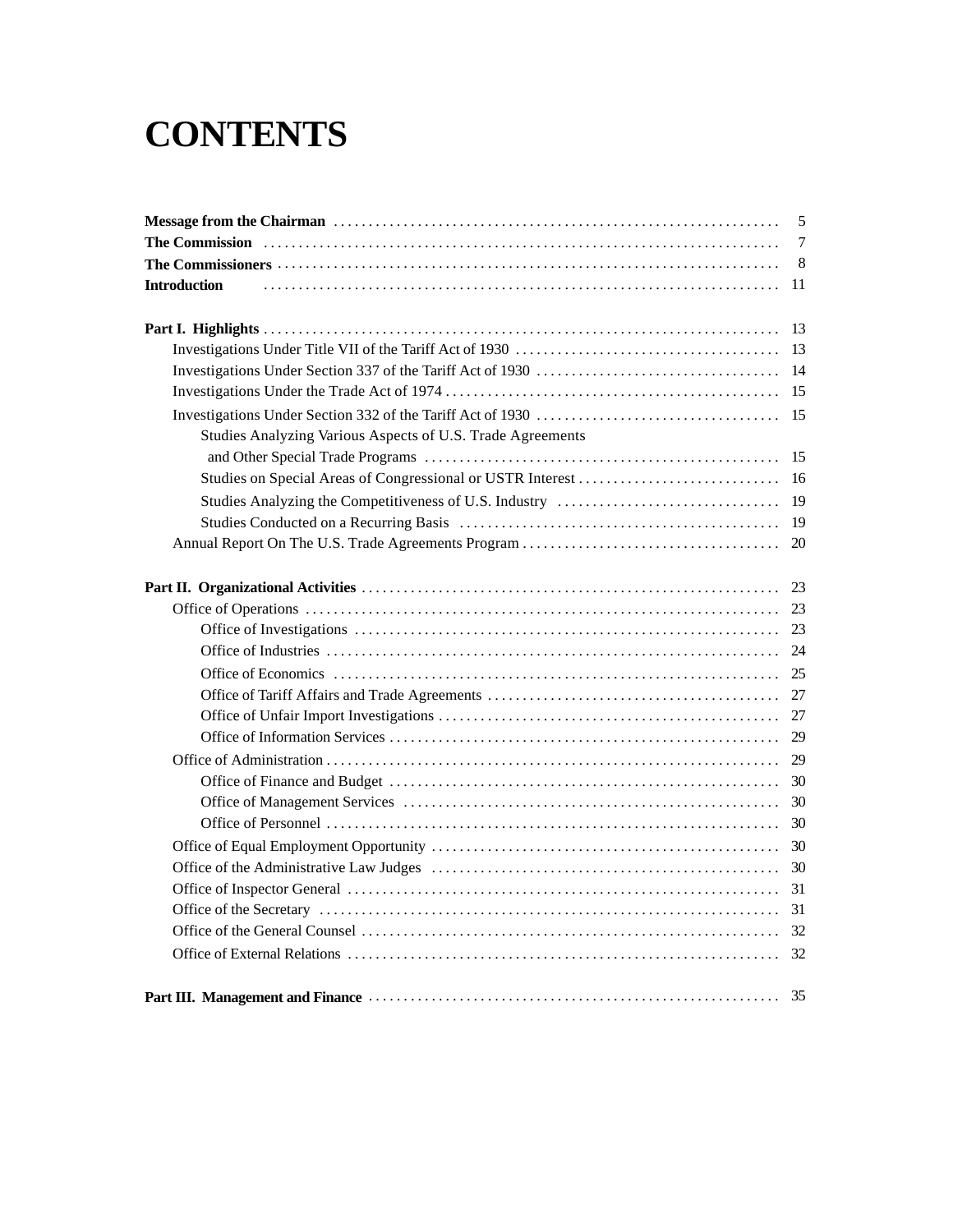# CONTENTS

| | |
|---|---|
| **Message from the Chairman** | 5 |
| **The Commission** | 7 |
| **The Commissioners** | 8 |
| **Introduction** | 11 |
| | |
| **Part I. Highlights** | 13 |
| Investigations Under Title VII of the Tariff Act of 1930 | 13 |
| Investigations Under Section 337 of the Tariff Act of 1930 | 14 |
| Investigations Under the Trade Act of 1974 | 15 |
| Investigations Under Section 332 of the Tariff Act of 1930 | 15 |
| Studies Analyzing Various Aspects of U.S. Trade Agreements and Other Special Trade Programs | 15 |
| Studies on Special Areas of Congressional or USTR Interest | 16 |
| Studies Analyzing the Competitiveness of U.S. Industry | 19 |
| Studies Conducted on a Recurring Basis | 19 |
| Annual Report On The U.S. Trade Agreements Program | 20 |
| | |
| **Part II. Organizational Activities** | 23 |
| Office of Operations | 23 |
| Office of Investigations | 23 |
| Office of Industries | 24 |
| Office of Economics | 25 |
| Office of Tariff Affairs and Trade Agreements | 27 |
| Office of Unfair Import Investigations | 27 |
| Office of Information Services | 29 |
| Office of Administration | 29 |
| Office of Finance and Budget | 30 |
| Office of Management Services | 30 |
| Office of Personnel | 30 |
| Office of Equal Employment Opportunity | 30 |
| Office of the Administrative Law Judges | 30 |
| Office of Inspector General | 31 |
| Office of the Secretary | 31 |
| Office of the General Counsel | 32 |
| Office of External Relations | 32 |
| | |
| **Part III. Management and Finance** | 35 |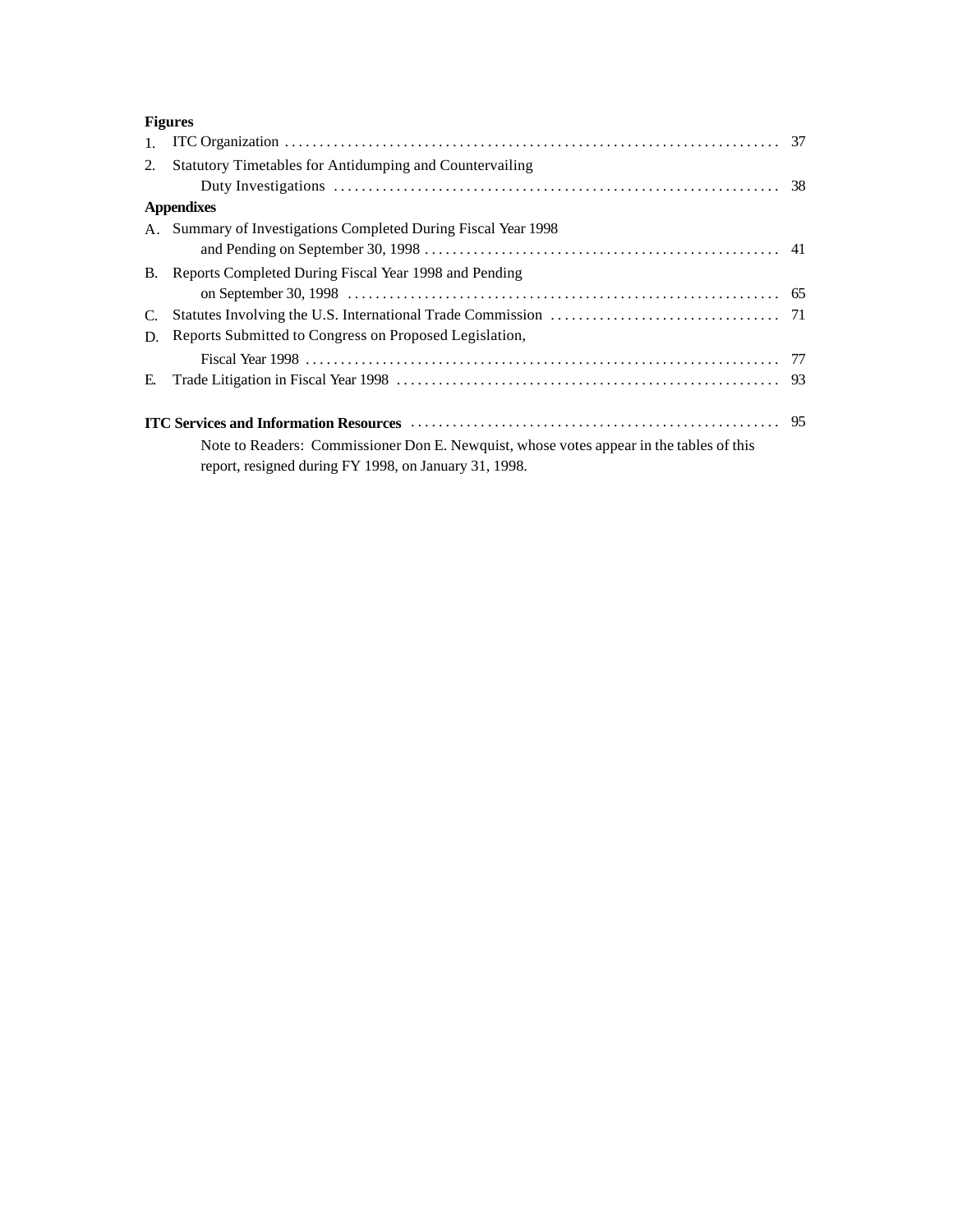**Figures**

1. ITC Organization ........................................................................ 37
2. Statutory Timetables for Antidumping and Countervailing Duty Investigations ................................................................ 38

**Appendixes**

A. Summary of Investigations Completed During Fiscal Year 1998 and Pending on September 30, 1998 ................................................... 41
B. Reports Completed During Fiscal Year 1998 and Pending on September 30, 1998 .............................................................. 65
C. Statutes Involving the U.S. International Trade Commission ................................ 71
D. Reports Submitted to Congress on Proposed Legislation, Fiscal Year 1998 .................................................................... 77
E. Trade Litigation in Fiscal Year 1998 ....................................................... 93

**ITC Services and Information Resources** ..................................................... 95

Note to Readers: Commissioner Don E. Newquist, whose votes appear in the tables of this report, resigned during FY 1998, on January 31, 1998.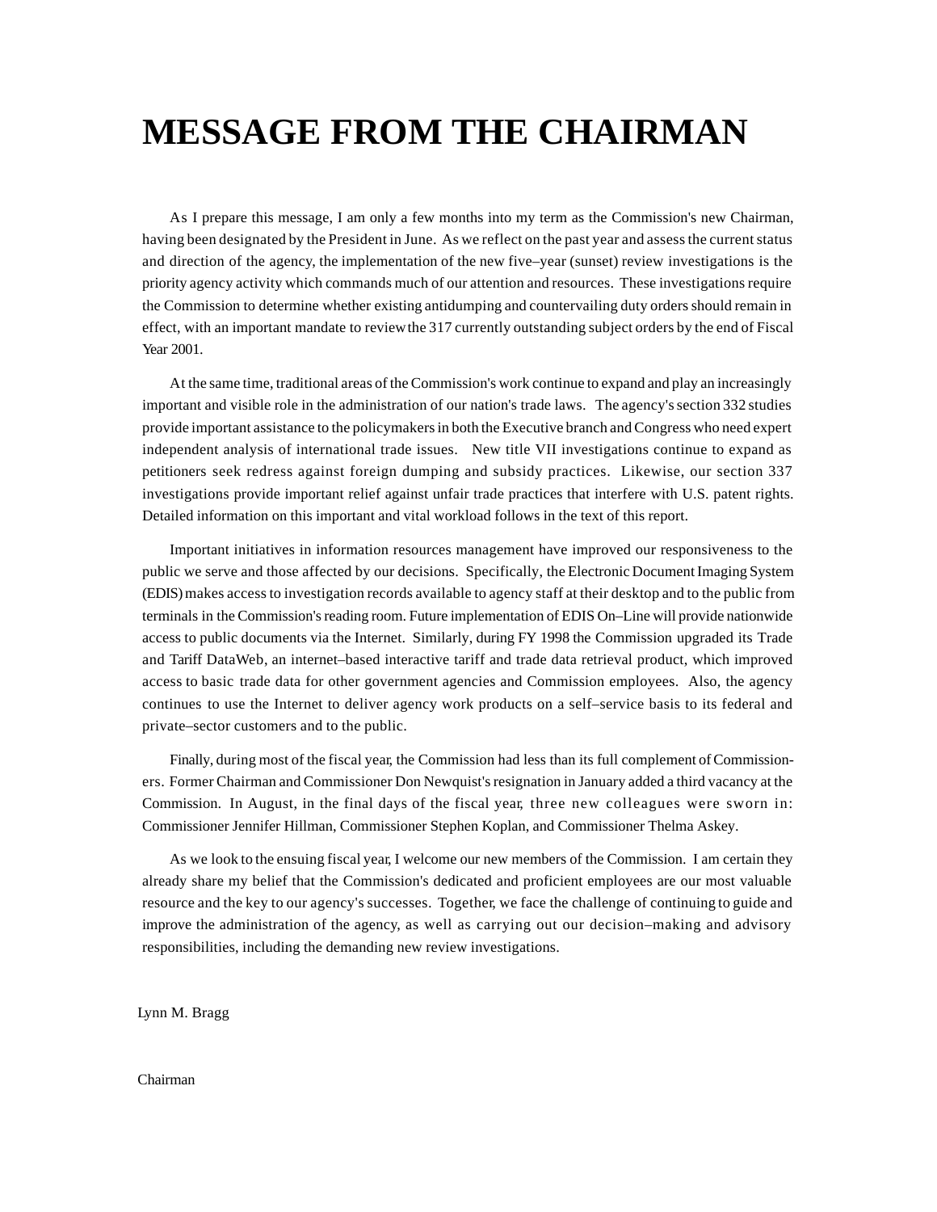# MESSAGE FROM THE CHAIRMAN

As I prepare this message, I am only a few months into my term as the Commission's new Chairman, having been designated by the President in June. As we reflect on the past year and assess the current status and direction of the agency, the implementation of the new five–year (sunset) review investigations is the priority agency activity which commands much of our attention and resources. These investigations require the Commission to determine whether existing antidumping and countervailing duty orders should remain in effect, with an important mandate to review the 317 currently outstanding subject orders by the end of Fiscal Year 2001.

At the same time, traditional areas of the Commission's work continue to expand and play an increasingly important and visible role in the administration of our nation's trade laws. The agency's section 332 studies provide important assistance to the policymakers in both the Executive branch and Congress who need expert independent analysis of international trade issues. New title VII investigations continue to expand as petitioners seek redress against foreign dumping and subsidy practices. Likewise, our section 337 investigations provide important relief against unfair trade practices that interfere with U.S. patent rights. Detailed information on this important and vital workload follows in the text of this report.

Important initiatives in information resources management have improved our responsiveness to the public we serve and those affected by our decisions. Specifically, the Electronic Document Imaging System (EDIS) makes access to investigation records available to agency staff at their desktop and to the public from terminals in the Commission's reading room. Future implementation of EDIS On–Line will provide nationwide access to public documents via the Internet. Similarly, during FY 1998 the Commission upgraded its Trade and Tariff DataWeb, an internet–based interactive tariff and trade data retrieval product, which improved access to basic trade data for other government agencies and Commission employees. Also, the agency continues to use the Internet to deliver agency work products on a self–service basis to its federal and private–sector customers and to the public.

Finally, during most of the fiscal year, the Commission had less than its full complement of Commissioners. Former Chairman and Commissioner Don Newquist's resignation in January added a third vacancy at the Commission. In August, in the final days of the fiscal year, three new colleagues were sworn in: Commissioner Jennifer Hillman, Commissioner Stephen Koplan, and Commissioner Thelma Askey.

As we look to the ensuing fiscal year, I welcome our new members of the Commission. I am certain they already share my belief that the Commission's dedicated and proficient employees are our most valuable resource and the key to our agency's successes. Together, we face the challenge of continuing to guide and improve the administration of the agency, as well as carrying out our decision–making and advisory responsibilities, including the demanding new review investigations.

Lynn M. Bragg

Chairman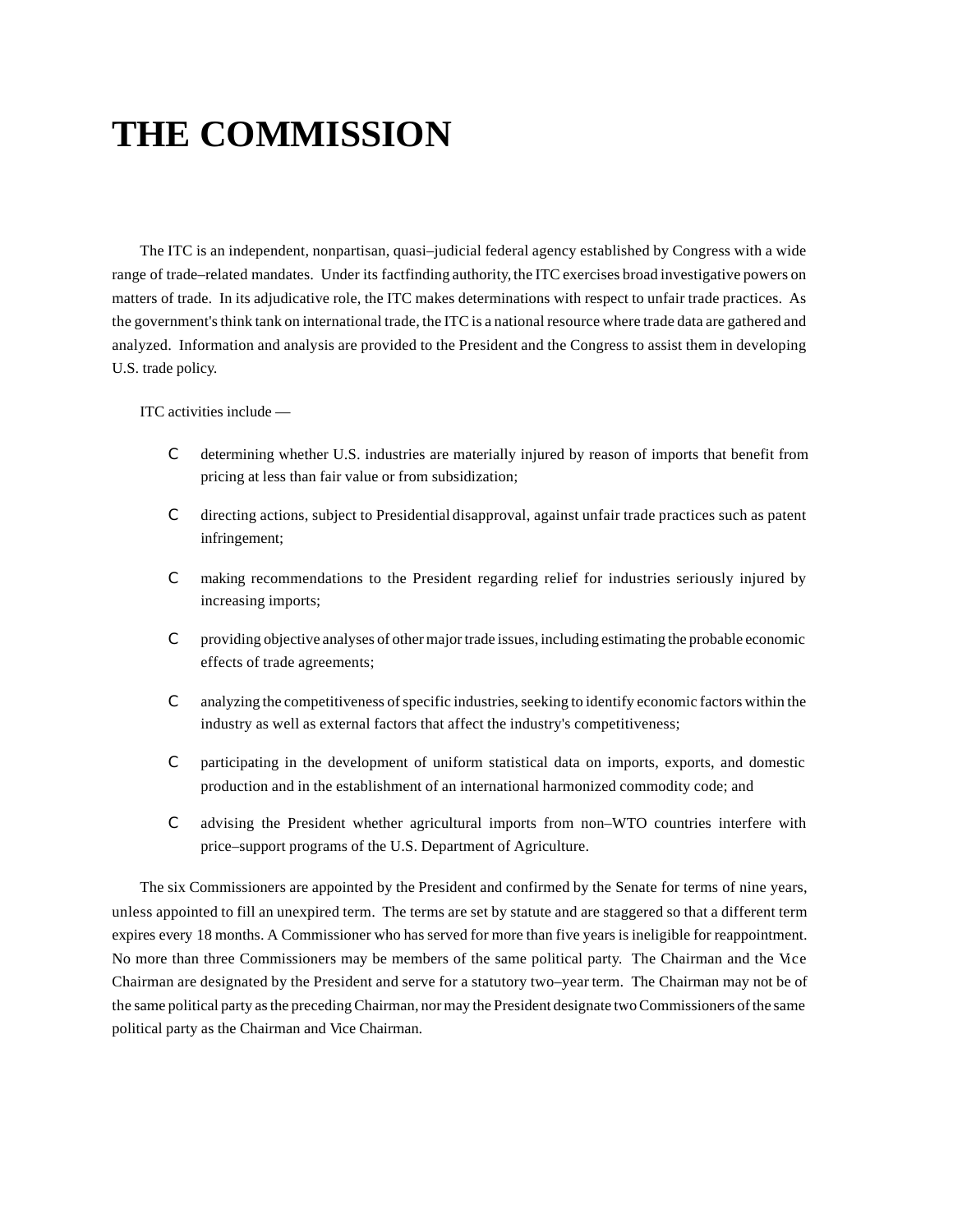# THE COMMISSION

The ITC is an independent, nonpartisan, quasi–judicial federal agency established by Congress with a wide range of trade–related mandates. Under its factfinding authority, the ITC exercises broad investigative powers on matters of trade. In its adjudicative role, the ITC makes determinations with respect to unfair trade practices. As the government's think tank on international trade, the ITC is a national resource where trade data are gathered and analyzed. Information and analysis are provided to the President and the Congress to assist them in developing U.S. trade policy.

ITC activities include —

- determining whether U.S. industries are materially injured by reason of imports that benefit from pricing at less than fair value or from subsidization;
- directing actions, subject to Presidential disapproval, against unfair trade practices such as patent infringement;
- making recommendations to the President regarding relief for industries seriously injured by increasing imports;
- providing objective analyses of other major trade issues, including estimating the probable economic effects of trade agreements;
- analyzing the competitiveness of specific industries, seeking to identify economic factors within the industry as well as external factors that affect the industry's competitiveness;
- participating in the development of uniform statistical data on imports, exports, and domestic production and in the establishment of an international harmonized commodity code; and
- advising the President whether agricultural imports from non–WTO countries interfere with price–support programs of the U.S. Department of Agriculture.

The six Commissioners are appointed by the President and confirmed by the Senate for terms of nine years, unless appointed to fill an unexpired term. The terms are set by statute and are staggered so that a different term expires every 18 months. A Commissioner who has served for more than five years is ineligible for reappointment. No more than three Commissioners may be members of the same political party. The Chairman and the Vice Chairman are designated by the President and serve for a statutory two–year term. The Chairman may not be of the same political party as the preceding Chairman, nor may the President designate two Commissioners of the same political party as the Chairman and Vice Chairman.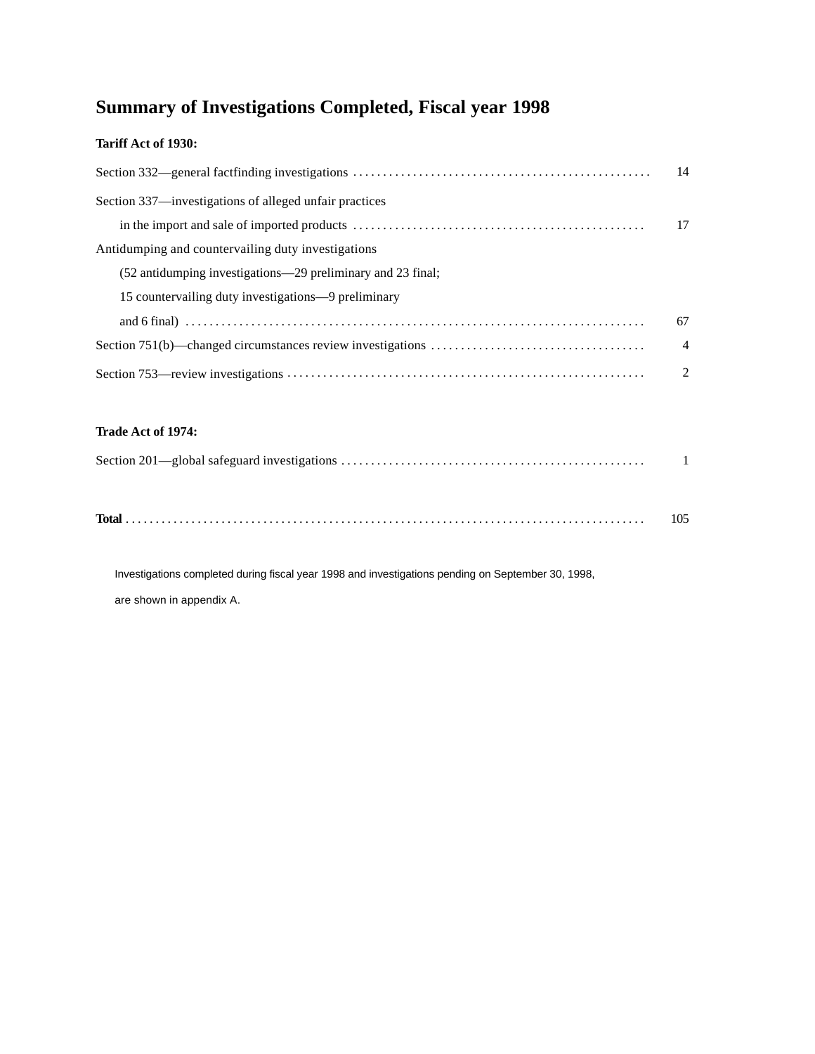# Summary of Investigations Completed, Fiscal year 1998

**Tariff Act of 1930:**

| Investigation | Number |
|---|---|
| Section 332—general factfinding investigations | 14 |
| Section 337—investigations of alleged unfair practices in the import and sale of imported products | 17 |
| Antidumping and countervailing duty investigations (52 antidumping investigations—29 preliminary and 23 final; 15 countervailing duty investigations—9 preliminary and 6 final) | 67 |
| Section 751(b)—changed circumstances review investigations | 4 |
| Section 753—review investigations | 2 |

**Trade Act of 1974:**

| Investigation | Number |
|---|---|
| Section 201—global safeguard investigations | 1 |
| **Total** | 105 |

Investigations completed during fiscal year 1998 and investigations pending on September 30, 1998, are shown in appendix A.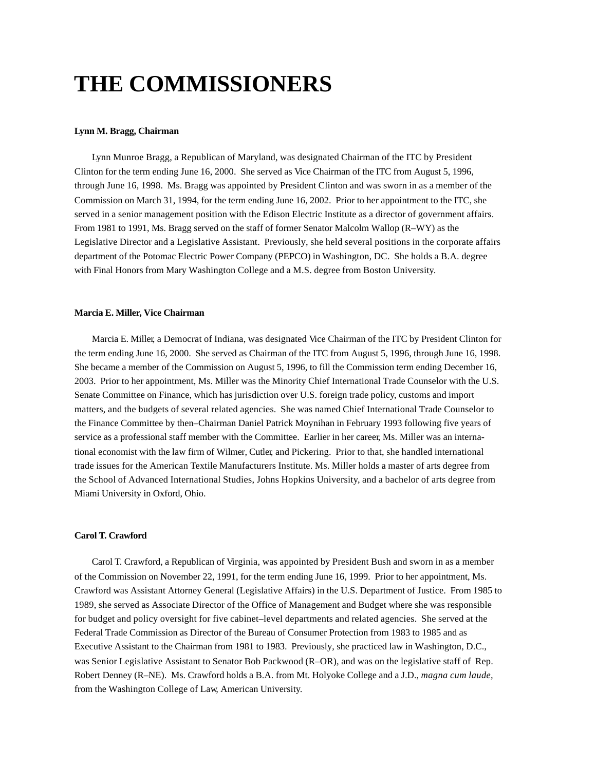# THE COMMISSIONERS

**Lynn M. Bragg, Chairman**

Lynn Munroe Bragg, a Republican of Maryland, was designated Chairman of the ITC by President Clinton for the term ending June 16, 2000. She served as Vice Chairman of the ITC from August 5, 1996, through June 16, 1998. Ms. Bragg was appointed by President Clinton and was sworn in as a member of the Commission on March 31, 1994, for the term ending June 16, 2002. Prior to her appointment to the ITC, she served in a senior management position with the Edison Electric Institute as a director of government affairs. From 1981 to 1991, Ms. Bragg served on the staff of former Senator Malcolm Wallop (R–WY) as the Legislative Director and a Legislative Assistant. Previously, she held several positions in the corporate affairs department of the Potomac Electric Power Company (PEPCO) in Washington, DC. She holds a B.A. degree with Final Honors from Mary Washington College and a M.S. degree from Boston University.

**Marcia E. Miller, Vice Chairman**

Marcia E. Miller, a Democrat of Indiana, was designated Vice Chairman of the ITC by President Clinton for the term ending June 16, 2000. She served as Chairman of the ITC from August 5, 1996, through June 16, 1998. She became a member of the Commission on August 5, 1996, to fill the Commission term ending December 16, 2003. Prior to her appointment, Ms. Miller was the Minority Chief International Trade Counselor with the U.S. Senate Committee on Finance, which has jurisdiction over U.S. foreign trade policy, customs and import matters, and the budgets of several related agencies. She was named Chief International Trade Counselor to the Finance Committee by then–Chairman Daniel Patrick Moynihan in February 1993 following five years of service as a professional staff member with the Committee. Earlier in her career, Ms. Miller was an international economist with the law firm of Wilmer, Cutler, and Pickering. Prior to that, she handled international trade issues for the American Textile Manufacturers Institute. Ms. Miller holds a master of arts degree from the School of Advanced International Studies, Johns Hopkins University, and a bachelor of arts degree from Miami University in Oxford, Ohio.

**Carol T. Crawford**

Carol T. Crawford, a Republican of Virginia, was appointed by President Bush and sworn in as a member of the Commission on November 22, 1991, for the term ending June 16, 1999. Prior to her appointment, Ms. Crawford was Assistant Attorney General (Legislative Affairs) in the U.S. Department of Justice. From 1985 to 1989, she served as Associate Director of the Office of Management and Budget where she was responsible for budget and policy oversight for five cabinet–level departments and related agencies. She served at the Federal Trade Commission as Director of the Bureau of Consumer Protection from 1983 to 1985 and as Executive Assistant to the Chairman from 1981 to 1983. Previously, she practiced law in Washington, D.C., was Senior Legislative Assistant to Senator Bob Packwood (R–OR), and was on the legislative staff of Rep. Robert Denney (R–NE). Ms. Crawford holds a B.A. from Mt. Holyoke College and a J.D., *magna cum laude*, from the Washington College of Law, American University.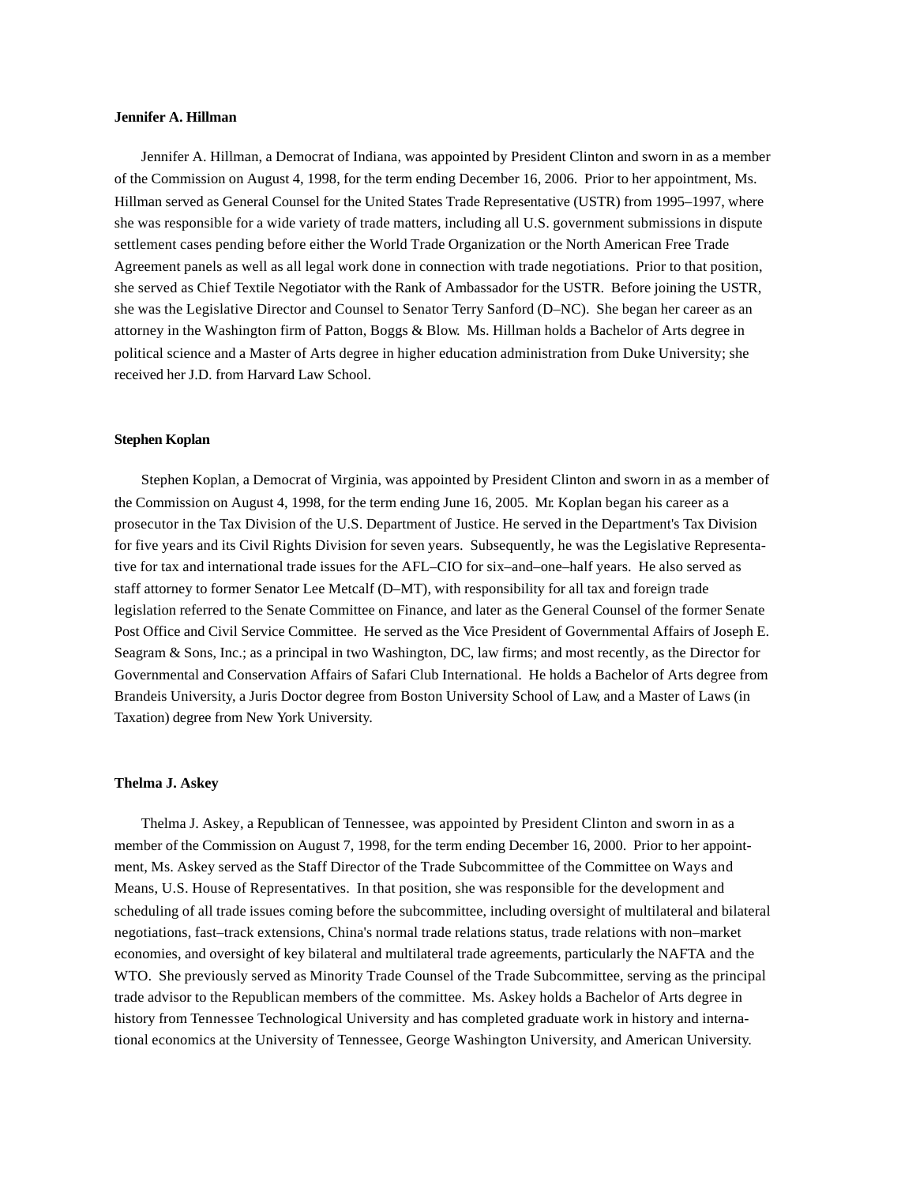**Jennifer A. Hillman**

Jennifer A. Hillman, a Democrat of Indiana, was appointed by President Clinton and sworn in as a member of the Commission on August 4, 1998, for the term ending December 16, 2006. Prior to her appointment, Ms. Hillman served as General Counsel for the United States Trade Representative (USTR) from 1995–1997, where she was responsible for a wide variety of trade matters, including all U.S. government submissions in dispute settlement cases pending before either the World Trade Organization or the North American Free Trade Agreement panels as well as all legal work done in connection with trade negotiations. Prior to that position, she served as Chief Textile Negotiator with the Rank of Ambassador for the USTR. Before joining the USTR, she was the Legislative Director and Counsel to Senator Terry Sanford (D–NC). She began her career as an attorney in the Washington firm of Patton, Boggs & Blow. Ms. Hillman holds a Bachelor of Arts degree in political science and a Master of Arts degree in higher education administration from Duke University; she received her J.D. from Harvard Law School.

**Stephen Koplan**

Stephen Koplan, a Democrat of Virginia, was appointed by President Clinton and sworn in as a member of the Commission on August 4, 1998, for the term ending June 16, 2005. Mr. Koplan began his career as a prosecutor in the Tax Division of the U.S. Department of Justice. He served in the Department's Tax Division for five years and its Civil Rights Division for seven years. Subsequently, he was the Legislative Representative for tax and international trade issues for the AFL–CIO for six–and–one–half years. He also served as staff attorney to former Senator Lee Metcalf (D–MT), with responsibility for all tax and foreign trade legislation referred to the Senate Committee on Finance, and later as the General Counsel of the former Senate Post Office and Civil Service Committee. He served as the Vice President of Governmental Affairs of Joseph E. Seagram & Sons, Inc.; as a principal in two Washington, DC, law firms; and most recently, as the Director for Governmental and Conservation Affairs of Safari Club International. He holds a Bachelor of Arts degree from Brandeis University, a Juris Doctor degree from Boston University School of Law, and a Master of Laws (in Taxation) degree from New York University.

**Thelma J. Askey**

Thelma J. Askey, a Republican of Tennessee, was appointed by President Clinton and sworn in as a member of the Commission on August 7, 1998, for the term ending December 16, 2000. Prior to her appointment, Ms. Askey served as the Staff Director of the Trade Subcommittee of the Committee on Ways and Means, U.S. House of Representatives. In that position, she was responsible for the development and scheduling of all trade issues coming before the subcommittee, including oversight of multilateral and bilateral negotiations, fast–track extensions, China's normal trade relations status, trade relations with non–market economies, and oversight of key bilateral and multilateral trade agreements, particularly the NAFTA and the WTO. She previously served as Minority Trade Counsel of the Trade Subcommittee, serving as the principal trade advisor to the Republican members of the committee. Ms. Askey holds a Bachelor of Arts degree in history from Tennessee Technological University and has completed graduate work in history and international economics at the University of Tennessee, George Washington University, and American University.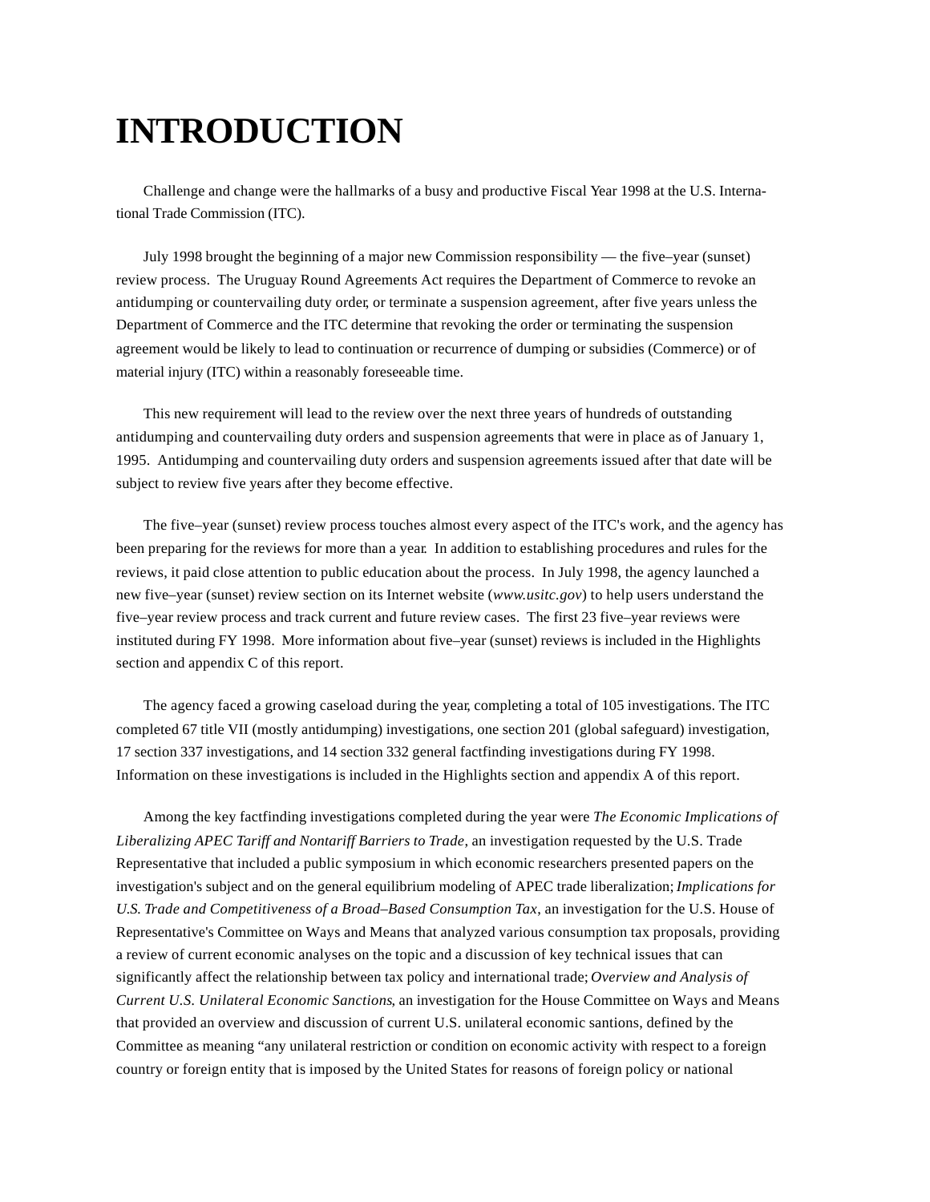# INTRODUCTION

Challenge and change were the hallmarks of a busy and productive Fiscal Year 1998 at the U.S. International Trade Commission (ITC).

July 1998 brought the beginning of a major new Commission responsibility — the five–year (sunset) review process. The Uruguay Round Agreements Act requires the Department of Commerce to revoke an antidumping or countervailing duty order, or terminate a suspension agreement, after five years unless the Department of Commerce and the ITC determine that revoking the order or terminating the suspension agreement would be likely to lead to continuation or recurrence of dumping or subsidies (Commerce) or of material injury (ITC) within a reasonably foreseeable time.

This new requirement will lead to the review over the next three years of hundreds of outstanding antidumping and countervailing duty orders and suspension agreements that were in place as of January 1, 1995. Antidumping and countervailing duty orders and suspension agreements issued after that date will be subject to review five years after they become effective.

The five–year (sunset) review process touches almost every aspect of the ITC's work, and the agency has been preparing for the reviews for more than a year. In addition to establishing procedures and rules for the reviews, it paid close attention to public education about the process. In July 1998, the agency launched a new five–year (sunset) review section on its Internet website (*www.usitc.gov*) to help users understand the five–year review process and track current and future review cases. The first 23 five–year reviews were instituted during FY 1998. More information about five–year (sunset) reviews is included in the Highlights section and appendix C of this report.

The agency faced a growing caseload during the year, completing a total of 105 investigations. The ITC completed 67 title VII (mostly antidumping) investigations, one section 201 (global safeguard) investigation, 17 section 337 investigations, and 14 section 332 general factfinding investigations during FY 1998. Information on these investigations is included in the Highlights section and appendix A of this report.

Among the key factfinding investigations completed during the year were *The Economic Implications of Liberalizing APEC Tariff and Nontariff Barriers to Trade*, an investigation requested by the U.S. Trade Representative that included a public symposium in which economic researchers presented papers on the investigation's subject and on the general equilibrium modeling of APEC trade liberalization; *Implications for U.S. Trade and Competitiveness of a Broad–Based Consumption Tax*, an investigation for the U.S. House of Representative's Committee on Ways and Means that analyzed various consumption tax proposals, providing a review of current economic analyses on the topic and a discussion of key technical issues that can significantly affect the relationship between tax policy and international trade; *Overview and Analysis of Current U.S. Unilateral Economic Sanctions*, an investigation for the House Committee on Ways and Means that provided an overview and discussion of current U.S. unilateral economic santions, defined by the Committee as meaning "any unilateral restriction or condition on economic activity with respect to a foreign country or foreign entity that is imposed by the United States for reasons of foreign policy or national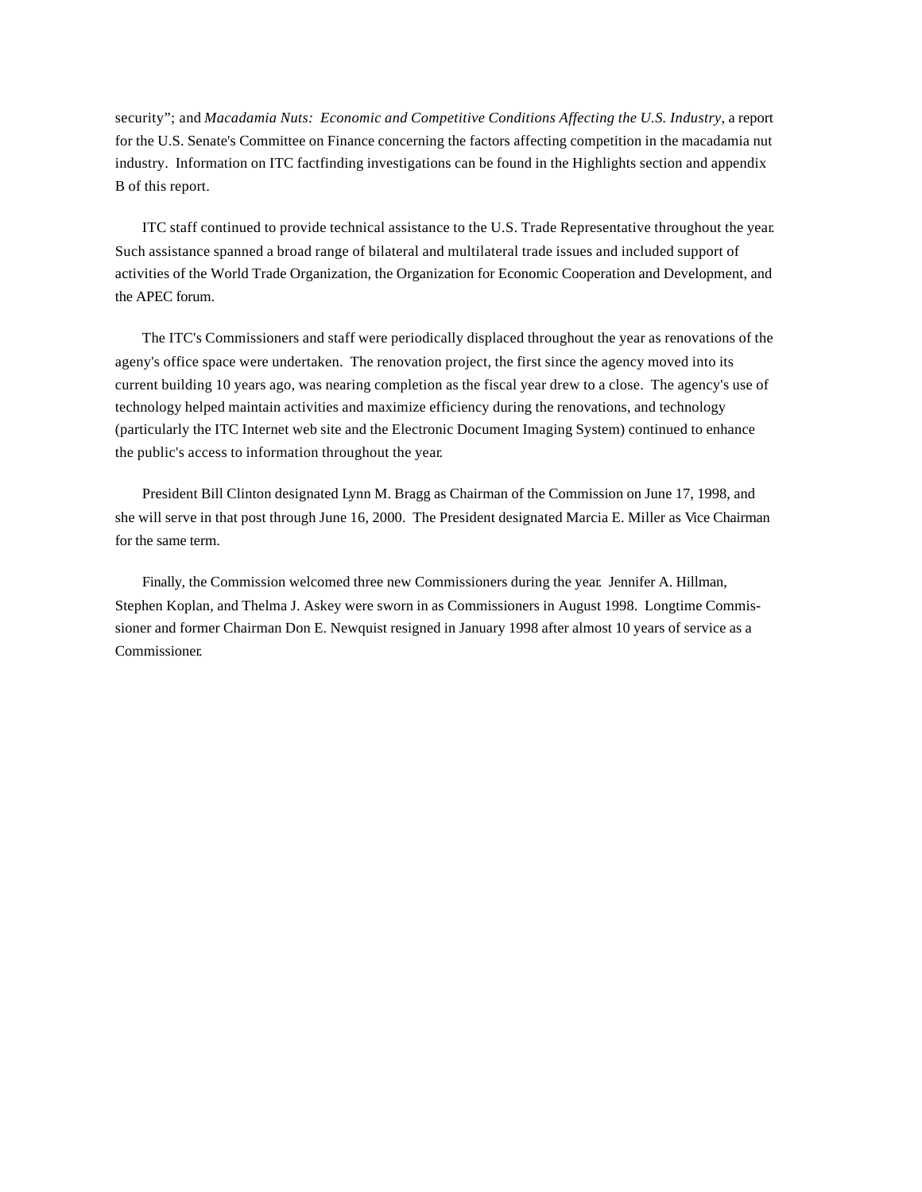security"; and *Macadamia Nuts: Economic and Competitive Conditions Affecting the U.S. Industry*, a report for the U.S. Senate's Committee on Finance concerning the factors affecting competition in the macadamia nut industry. Information on ITC factfinding investigations can be found in the Highlights section and appendix B of this report.

ITC staff continued to provide technical assistance to the U.S. Trade Representative throughout the year. Such assistance spanned a broad range of bilateral and multilateral trade issues and included support of activities of the World Trade Organization, the Organization for Economic Cooperation and Development, and the APEC forum.

The ITC's Commissioners and staff were periodically displaced throughout the year as renovations of the ageny's office space were undertaken. The renovation project, the first since the agency moved into its current building 10 years ago, was nearing completion as the fiscal year drew to a close. The agency's use of technology helped maintain activities and maximize efficiency during the renovations, and technology (particularly the ITC Internet web site and the Electronic Document Imaging System) continued to enhance the public's access to information throughout the year.

President Bill Clinton designated Lynn M. Bragg as Chairman of the Commission on June 17, 1998, and she will serve in that post through June 16, 2000. The President designated Marcia E. Miller as Vice Chairman for the same term.

Finally, the Commission welcomed three new Commissioners during the year. Jennifer A. Hillman, Stephen Koplan, and Thelma J. Askey were sworn in as Commissioners in August 1998. Longtime Commissioner and former Chairman Don E. Newquist resigned in January 1998 after almost 10 years of service as a Commissioner.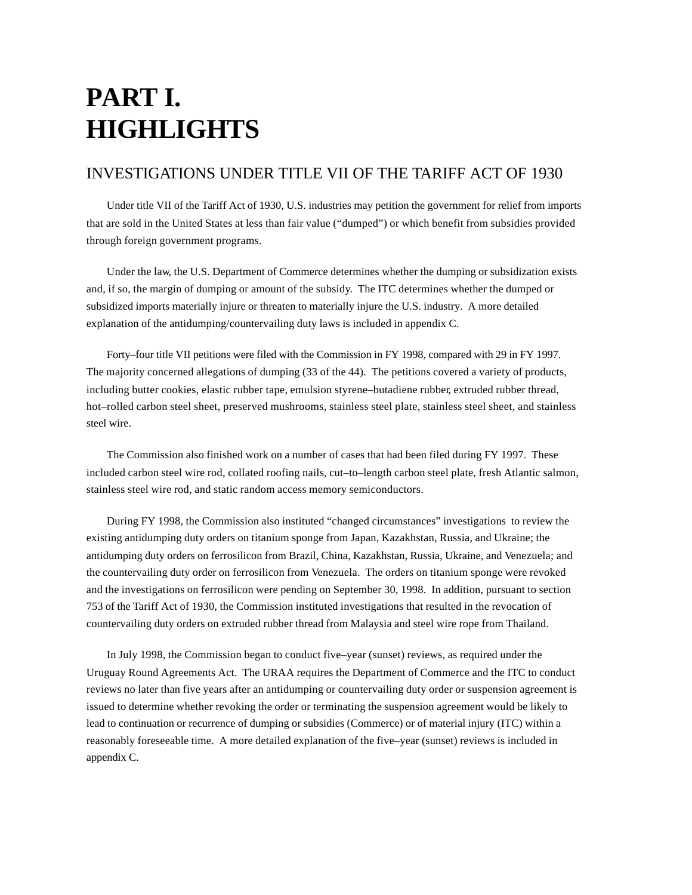# PART I. HIGHLIGHTS

## INVESTIGATIONS UNDER TITLE VII OF THE TARIFF ACT OF 1930

Under title VII of the Tariff Act of 1930, U.S. industries may petition the government for relief from imports that are sold in the United States at less than fair value (“dumped”) or which benefit from subsidies provided through foreign government programs.

Under the law, the U.S. Department of Commerce determines whether the dumping or subsidization exists and, if so, the margin of dumping or amount of the subsidy. The ITC determines whether the dumped or subsidized imports materially injure or threaten to materially injure the U.S. industry. A more detailed explanation of the antidumping/countervailing duty laws is included in appendix C.

Forty–four title VII petitions were filed with the Commission in FY 1998, compared with 29 in FY 1997. The majority concerned allegations of dumping (33 of the 44). The petitions covered a variety of products, including butter cookies, elastic rubber tape, emulsion styrene–butadiene rubber, extruded rubber thread, hot–rolled carbon steel sheet, preserved mushrooms, stainless steel plate, stainless steel sheet, and stainless steel wire.

The Commission also finished work on a number of cases that had been filed during FY 1997. These included carbon steel wire rod, collated roofing nails, cut–to–length carbon steel plate, fresh Atlantic salmon, stainless steel wire rod, and static random access memory semiconductors.

During FY 1998, the Commission also instituted “changed circumstances” investigations to review the existing antidumping duty orders on titanium sponge from Japan, Kazakhstan, Russia, and Ukraine; the antidumping duty orders on ferrosilicon from Brazil, China, Kazakhstan, Russia, Ukraine, and Venezuela; and the countervailing duty order on ferrosilicon from Venezuela. The orders on titanium sponge were revoked and the investigations on ferrosilicon were pending on September 30, 1998. In addition, pursuant to section 753 of the Tariff Act of 1930, the Commission instituted investigations that resulted in the revocation of countervailing duty orders on extruded rubber thread from Malaysia and steel wire rope from Thailand.

In July 1998, the Commission began to conduct five–year (sunset) reviews, as required under the Uruguay Round Agreements Act. The URAA requires the Department of Commerce and the ITC to conduct reviews no later than five years after an antidumping or countervailing duty order or suspension agreement is issued to determine whether revoking the order or terminating the suspension agreement would be likely to lead to continuation or recurrence of dumping or subsidies (Commerce) or of material injury (ITC) within a reasonably foreseeable time. A more detailed explanation of the five–year (sunset) reviews is included in appendix C.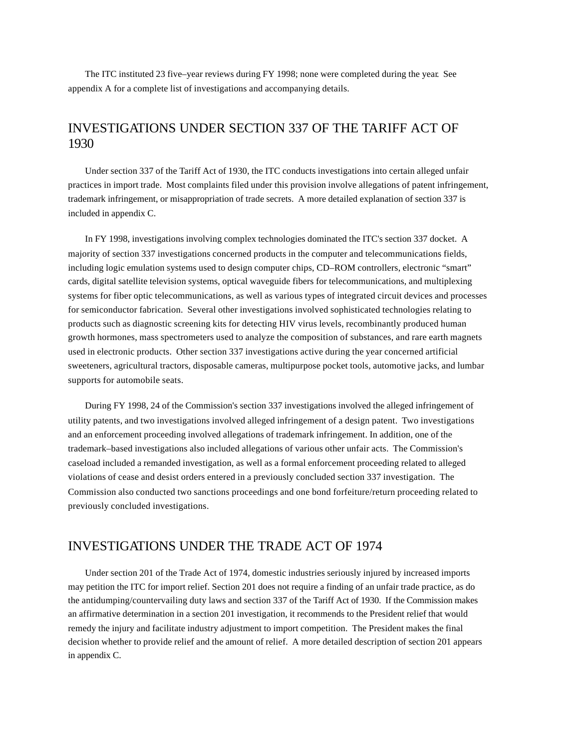The ITC instituted 23 five–year reviews during FY 1998; none were completed during the year. See appendix A for a complete list of investigations and accompanying details.

## INVESTIGATIONS UNDER SECTION 337 OF THE TARIFF ACT OF 1930

Under section 337 of the Tariff Act of 1930, the ITC conducts investigations into certain alleged unfair practices in import trade. Most complaints filed under this provision involve allegations of patent infringement, trademark infringement, or misappropriation of trade secrets. A more detailed explanation of section 337 is included in appendix C.

In FY 1998, investigations involving complex technologies dominated the ITC's section 337 docket. A majority of section 337 investigations concerned products in the computer and telecommunications fields, including logic emulation systems used to design computer chips, CD–ROM controllers, electronic "smart" cards, digital satellite television systems, optical waveguide fibers for telecommunications, and multiplexing systems for fiber optic telecommunications, as well as various types of integrated circuit devices and processes for semiconductor fabrication. Several other investigations involved sophisticated technologies relating to products such as diagnostic screening kits for detecting HIV virus levels, recombinantly produced human growth hormones, mass spectrometers used to analyze the composition of substances, and rare earth magnets used in electronic products. Other section 337 investigations active during the year concerned artificial sweeteners, agricultural tractors, disposable cameras, multipurpose pocket tools, automotive jacks, and lumbar supports for automobile seats.

During FY 1998, 24 of the Commission's section 337 investigations involved the alleged infringement of utility patents, and two investigations involved alleged infringement of a design patent. Two investigations and an enforcement proceeding involved allegations of trademark infringement. In addition, one of the trademark–based investigations also included allegations of various other unfair acts. The Commission's caseload included a remanded investigation, as well as a formal enforcement proceeding related to alleged violations of cease and desist orders entered in a previously concluded section 337 investigation. The Commission also conducted two sanctions proceedings and one bond forfeiture/return proceeding related to previously concluded investigations.

## INVESTIGATIONS UNDER THE TRADE ACT OF 1974

Under section 201 of the Trade Act of 1974, domestic industries seriously injured by increased imports may petition the ITC for import relief. Section 201 does not require a finding of an unfair trade practice, as do the antidumping/countervailing duty laws and section 337 of the Tariff Act of 1930. If the Commission makes an affirmative determination in a section 201 investigation, it recommends to the President relief that would remedy the injury and facilitate industry adjustment to import competition. The President makes the final decision whether to provide relief and the amount of relief. A more detailed description of section 201 appears in appendix C.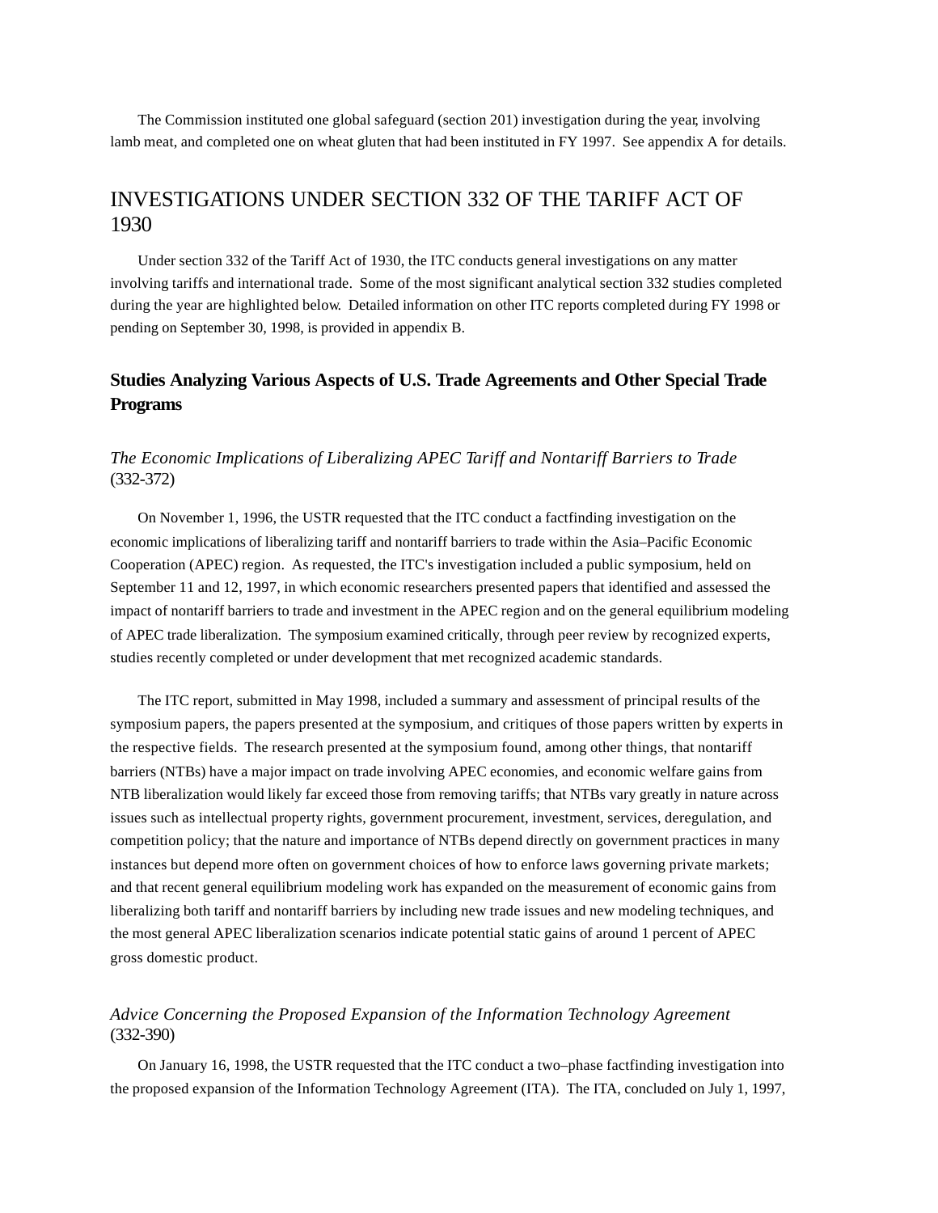The Commission instituted one global safeguard (section 201) investigation during the year, involving lamb meat, and completed one on wheat gluten that had been instituted in FY 1997. See appendix A for details.

# INVESTIGATIONS UNDER SECTION 332 OF THE TARIFF ACT OF 1930

Under section 332 of the Tariff Act of 1930, the ITC conducts general investigations on any matter involving tariffs and international trade. Some of the most significant analytical section 332 studies completed during the year are highlighted below. Detailed information on other ITC reports completed during FY 1998 or pending on September 30, 1998, is provided in appendix B.

## Studies Analyzing Various Aspects of U.S. Trade Agreements and Other Special Trade Programs

### *The Economic Implications of Liberalizing APEC Tariff and Nontariff Barriers to Trade* (332-372)

On November 1, 1996, the USTR requested that the ITC conduct a factfinding investigation on the economic implications of liberalizing tariff and nontariff barriers to trade within the Asia–Pacific Economic Cooperation (APEC) region. As requested, the ITC's investigation included a public symposium, held on September 11 and 12, 1997, in which economic researchers presented papers that identified and assessed the impact of nontariff barriers to trade and investment in the APEC region and on the general equilibrium modeling of APEC trade liberalization. The symposium examined critically, through peer review by recognized experts, studies recently completed or under development that met recognized academic standards.

The ITC report, submitted in May 1998, included a summary and assessment of principal results of the symposium papers, the papers presented at the symposium, and critiques of those papers written by experts in the respective fields. The research presented at the symposium found, among other things, that nontariff barriers (NTBs) have a major impact on trade involving APEC economies, and economic welfare gains from NTB liberalization would likely far exceed those from removing tariffs; that NTBs vary greatly in nature across issues such as intellectual property rights, government procurement, investment, services, deregulation, and competition policy; that the nature and importance of NTBs depend directly on government practices in many instances but depend more often on government choices of how to enforce laws governing private markets; and that recent general equilibrium modeling work has expanded on the measurement of economic gains from liberalizing both tariff and nontariff barriers by including new trade issues and new modeling techniques, and the most general APEC liberalization scenarios indicate potential static gains of around 1 percent of APEC gross domestic product.

### *Advice Concerning the Proposed Expansion of the Information Technology Agreement* (332-390)

On January 16, 1998, the USTR requested that the ITC conduct a two–phase factfinding investigation into the proposed expansion of the Information Technology Agreement (ITA). The ITA, concluded on July 1, 1997,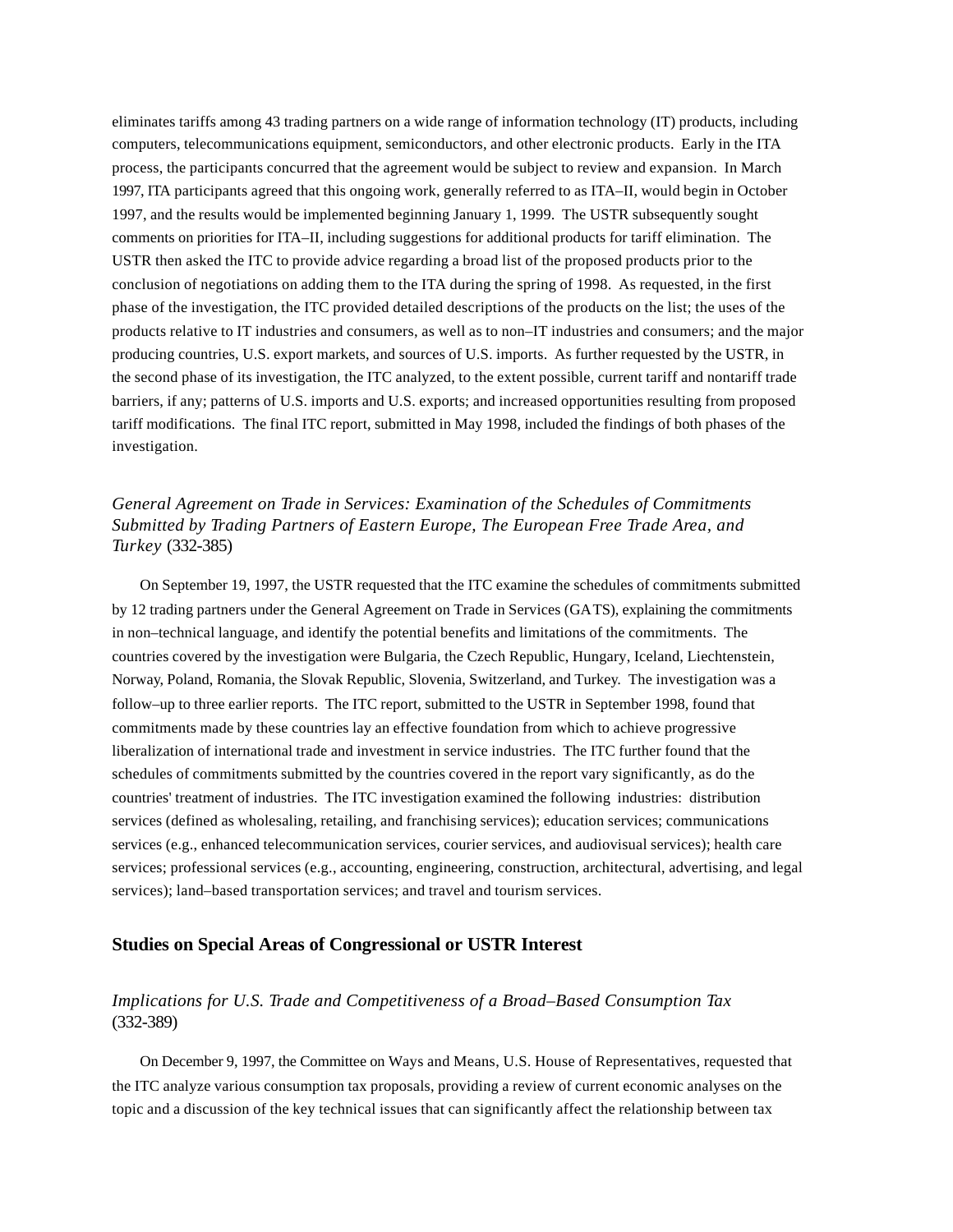eliminates tariffs among 43 trading partners on a wide range of information technology (IT) products, including computers, telecommunications equipment, semiconductors, and other electronic products. Early in the ITA process, the participants concurred that the agreement would be subject to review and expansion. In March 1997, ITA participants agreed that this ongoing work, generally referred to as ITA–II, would begin in October 1997, and the results would be implemented beginning January 1, 1999. The USTR subsequently sought comments on priorities for ITA–II, including suggestions for additional products for tariff elimination. The USTR then asked the ITC to provide advice regarding a broad list of the proposed products prior to the conclusion of negotiations on adding them to the ITA during the spring of 1998. As requested, in the first phase of the investigation, the ITC provided detailed descriptions of the products on the list; the uses of the products relative to IT industries and consumers, as well as to non–IT industries and consumers; and the major producing countries, U.S. export markets, and sources of U.S. imports. As further requested by the USTR, in the second phase of its investigation, the ITC analyzed, to the extent possible, current tariff and nontariff trade barriers, if any; patterns of U.S. imports and U.S. exports; and increased opportunities resulting from proposed tariff modifications. The final ITC report, submitted in May 1998, included the findings of both phases of the investigation.

### *General Agreement on Trade in Services: Examination of the Schedules of Commitments Submitted by Trading Partners of Eastern Europe, The European Free Trade Area, and Turkey* (332-385)

On September 19, 1997, the USTR requested that the ITC examine the schedules of commitments submitted by 12 trading partners under the General Agreement on Trade in Services (GATS), explaining the commitments in non–technical language, and identify the potential benefits and limitations of the commitments. The countries covered by the investigation were Bulgaria, the Czech Republic, Hungary, Iceland, Liechtenstein, Norway, Poland, Romania, the Slovak Republic, Slovenia, Switzerland, and Turkey. The investigation was a follow–up to three earlier reports. The ITC report, submitted to the USTR in September 1998, found that commitments made by these countries lay an effective foundation from which to achieve progressive liberalization of international trade and investment in service industries. The ITC further found that the schedules of commitments submitted by the countries covered in the report vary significantly, as do the countries' treatment of industries. The ITC investigation examined the following industries: distribution services (defined as wholesaling, retailing, and franchising services); education services; communications services (e.g., enhanced telecommunication services, courier services, and audiovisual services); health care services; professional services (e.g., accounting, engineering, construction, architectural, advertising, and legal services); land–based transportation services; and travel and tourism services.

## Studies on Special Areas of Congressional or USTR Interest

### *Implications for U.S. Trade and Competitiveness of a Broad–Based Consumption Tax* (332-389)

On December 9, 1997, the Committee on Ways and Means, U.S. House of Representatives, requested that the ITC analyze various consumption tax proposals, providing a review of current economic analyses on the topic and a discussion of the key technical issues that can significantly affect the relationship between tax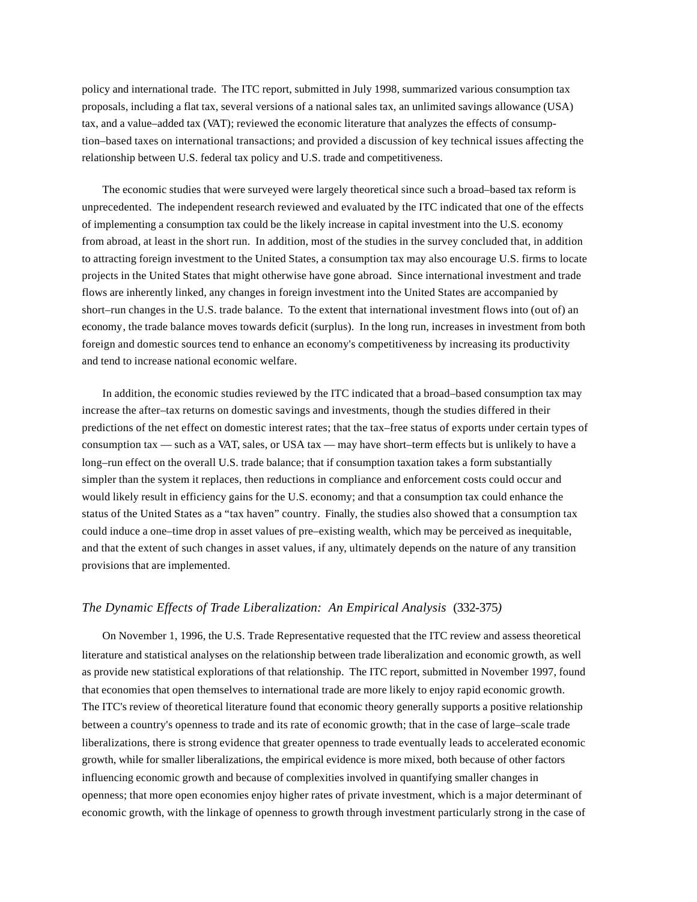policy and international trade. The ITC report, submitted in July 1998, summarized various consumption tax proposals, including a flat tax, several versions of a national sales tax, an unlimited savings allowance (USA) tax, and a value–added tax (VAT); reviewed the economic literature that analyzes the effects of consumption–based taxes on international transactions; and provided a discussion of key technical issues affecting the relationship between U.S. federal tax policy and U.S. trade and competitiveness.

The economic studies that were surveyed were largely theoretical since such a broad–based tax reform is unprecedented. The independent research reviewed and evaluated by the ITC indicated that one of the effects of implementing a consumption tax could be the likely increase in capital investment into the U.S. economy from abroad, at least in the short run. In addition, most of the studies in the survey concluded that, in addition to attracting foreign investment to the United States, a consumption tax may also encourage U.S. firms to locate projects in the United States that might otherwise have gone abroad. Since international investment and trade flows are inherently linked, any changes in foreign investment into the United States are accompanied by short–run changes in the U.S. trade balance. To the extent that international investment flows into (out of) an economy, the trade balance moves towards deficit (surplus). In the long run, increases in investment from both foreign and domestic sources tend to enhance an economy's competitiveness by increasing its productivity and tend to increase national economic welfare.

In addition, the economic studies reviewed by the ITC indicated that a broad–based consumption tax may increase the after–tax returns on domestic savings and investments, though the studies differed in their predictions of the net effect on domestic interest rates; that the tax–free status of exports under certain types of consumption tax — such as a VAT, sales, or USA tax — may have short–term effects but is unlikely to have a long–run effect on the overall U.S. trade balance; that if consumption taxation takes a form substantially simpler than the system it replaces, then reductions in compliance and enforcement costs could occur and would likely result in efficiency gains for the U.S. economy; and that a consumption tax could enhance the status of the United States as a "tax haven" country. Finally, the studies also showed that a consumption tax could induce a one–time drop in asset values of pre–existing wealth, which may be perceived as inequitable, and that the extent of such changes in asset values, if any, ultimately depends on the nature of any transition provisions that are implemented.

### *The Dynamic Effects of Trade Liberalization: An Empirical Analysis* (332-375)

On November 1, 1996, the U.S. Trade Representative requested that the ITC review and assess theoretical literature and statistical analyses on the relationship between trade liberalization and economic growth, as well as provide new statistical explorations of that relationship. The ITC report, submitted in November 1997, found that economies that open themselves to international trade are more likely to enjoy rapid economic growth. The ITC's review of theoretical literature found that economic theory generally supports a positive relationship between a country's openness to trade and its rate of economic growth; that in the case of large–scale trade liberalizations, there is strong evidence that greater openness to trade eventually leads to accelerated economic growth, while for smaller liberalizations, the empirical evidence is more mixed, both because of other factors influencing economic growth and because of complexities involved in quantifying smaller changes in openness; that more open economies enjoy higher rates of private investment, which is a major determinant of economic growth, with the linkage of openness to growth through investment particularly strong in the case of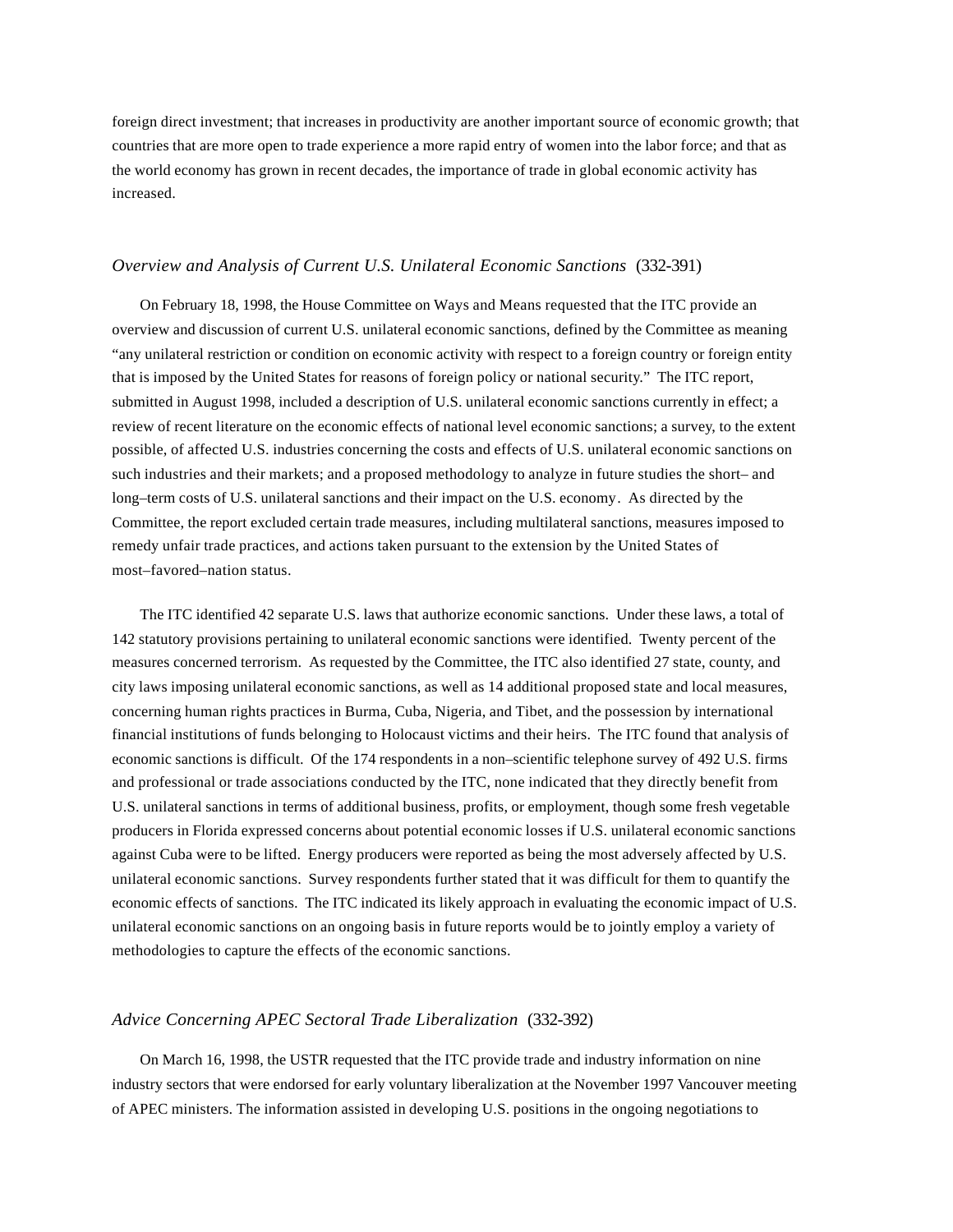foreign direct investment; that increases in productivity are another important source of economic growth; that countries that are more open to trade experience a more rapid entry of women into the labor force; and that as the world economy has grown in recent decades, the importance of trade in global economic activity has increased.

### *Overview and Analysis of Current U.S. Unilateral Economic Sanctions* (332-391)

On February 18, 1998, the House Committee on Ways and Means requested that the ITC provide an overview and discussion of current U.S. unilateral economic sanctions, defined by the Committee as meaning "any unilateral restriction or condition on economic activity with respect to a foreign country or foreign entity that is imposed by the United States for reasons of foreign policy or national security." The ITC report, submitted in August 1998, included a description of U.S. unilateral economic sanctions currently in effect; a review of recent literature on the economic effects of national level economic sanctions; a survey, to the extent possible, of affected U.S. industries concerning the costs and effects of U.S. unilateral economic sanctions on such industries and their markets; and a proposed methodology to analyze in future studies the short– and long–term costs of U.S. unilateral sanctions and their impact on the U.S. economy. As directed by the Committee, the report excluded certain trade measures, including multilateral sanctions, measures imposed to remedy unfair trade practices, and actions taken pursuant to the extension by the United States of most–favored–nation status.

The ITC identified 42 separate U.S. laws that authorize economic sanctions. Under these laws, a total of 142 statutory provisions pertaining to unilateral economic sanctions were identified. Twenty percent of the measures concerned terrorism. As requested by the Committee, the ITC also identified 27 state, county, and city laws imposing unilateral economic sanctions, as well as 14 additional proposed state and local measures, concerning human rights practices in Burma, Cuba, Nigeria, and Tibet, and the possession by international financial institutions of funds belonging to Holocaust victims and their heirs. The ITC found that analysis of economic sanctions is difficult. Of the 174 respondents in a non–scientific telephone survey of 492 U.S. firms and professional or trade associations conducted by the ITC, none indicated that they directly benefit from U.S. unilateral sanctions in terms of additional business, profits, or employment, though some fresh vegetable producers in Florida expressed concerns about potential economic losses if U.S. unilateral economic sanctions against Cuba were to be lifted. Energy producers were reported as being the most adversely affected by U.S. unilateral economic sanctions. Survey respondents further stated that it was difficult for them to quantify the economic effects of sanctions. The ITC indicated its likely approach in evaluating the economic impact of U.S. unilateral economic sanctions on an ongoing basis in future reports would be to jointly employ a variety of methodologies to capture the effects of the economic sanctions.

### *Advice Concerning APEC Sectoral Trade Liberalization* (332-392)

On March 16, 1998, the USTR requested that the ITC provide trade and industry information on nine industry sectors that were endorsed for early voluntary liberalization at the November 1997 Vancouver meeting of APEC ministers. The information assisted in developing U.S. positions in the ongoing negotiations to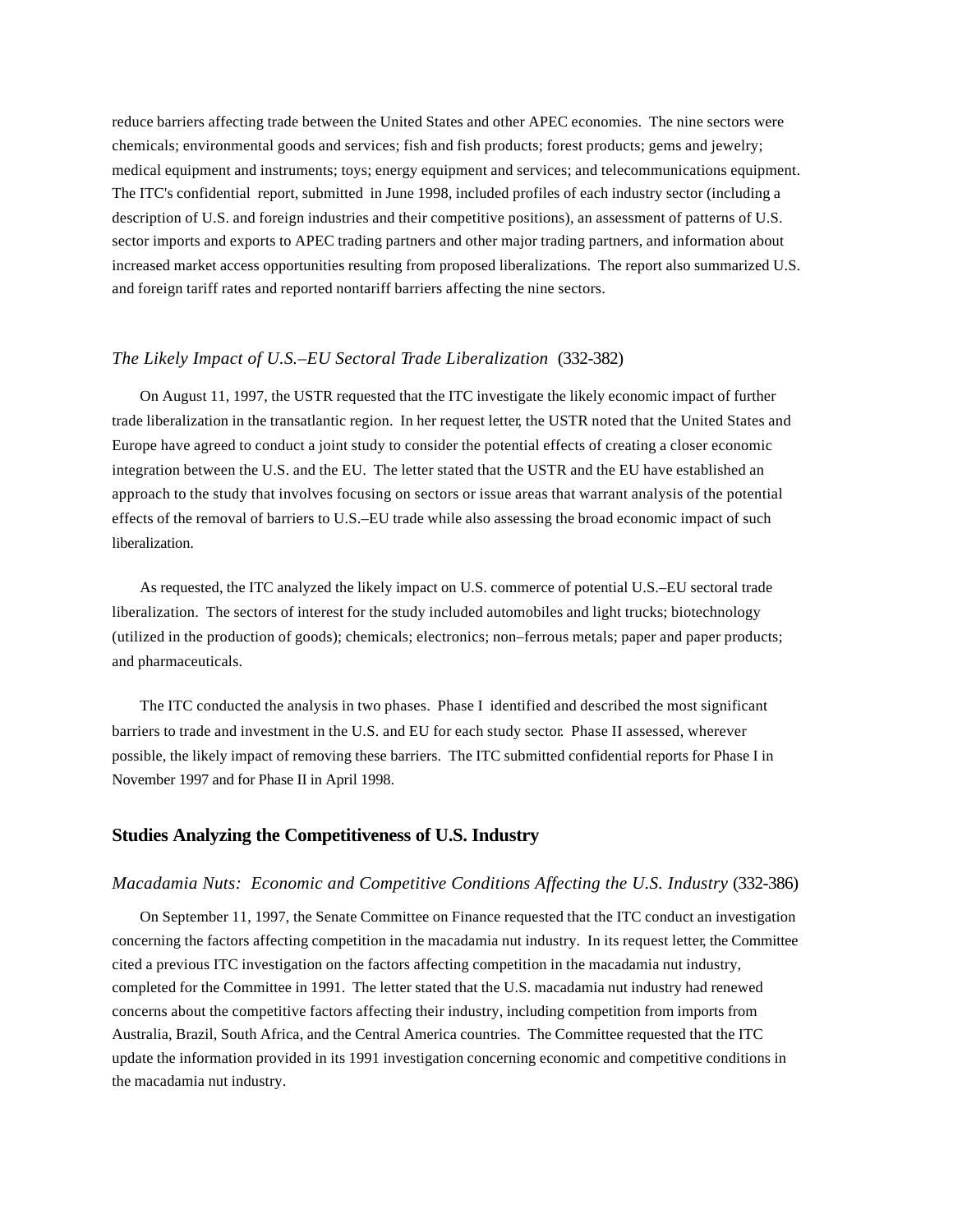reduce barriers affecting trade between the United States and other APEC economies. The nine sectors were chemicals; environmental goods and services; fish and fish products; forest products; gems and jewelry; medical equipment and instruments; toys; energy equipment and services; and telecommunications equipment. The ITC's confidential report, submitted in June 1998, included profiles of each industry sector (including a description of U.S. and foreign industries and their competitive positions), an assessment of patterns of U.S. sector imports and exports to APEC trading partners and other major trading partners, and information about increased market access opportunities resulting from proposed liberalizations. The report also summarized U.S. and foreign tariff rates and reported nontariff barriers affecting the nine sectors.

### *The Likely Impact of U.S.–EU Sectoral Trade Liberalization* (332-382)

On August 11, 1997, the USTR requested that the ITC investigate the likely economic impact of further trade liberalization in the transatlantic region. In her request letter, the USTR noted that the United States and Europe have agreed to conduct a joint study to consider the potential effects of creating a closer economic integration between the U.S. and the EU. The letter stated that the USTR and the EU have established an approach to the study that involves focusing on sectors or issue areas that warrant analysis of the potential effects of the removal of barriers to U.S.–EU trade while also assessing the broad economic impact of such liberalization.

As requested, the ITC analyzed the likely impact on U.S. commerce of potential U.S.–EU sectoral trade liberalization. The sectors of interest for the study included automobiles and light trucks; biotechnology (utilized in the production of goods); chemicals; electronics; non–ferrous metals; paper and paper products; and pharmaceuticals.

The ITC conducted the analysis in two phases. Phase I identified and described the most significant barriers to trade and investment in the U.S. and EU for each study sector. Phase II assessed, wherever possible, the likely impact of removing these barriers. The ITC submitted confidential reports for Phase I in November 1997 and for Phase II in April 1998.

## Studies Analyzing the Competitiveness of U.S. Industry

### *Macadamia Nuts: Economic and Competitive Conditions Affecting the U.S. Industry* (332-386)

On September 11, 1997, the Senate Committee on Finance requested that the ITC conduct an investigation concerning the factors affecting competition in the macadamia nut industry. In its request letter, the Committee cited a previous ITC investigation on the factors affecting competition in the macadamia nut industry, completed for the Committee in 1991. The letter stated that the U.S. macadamia nut industry had renewed concerns about the competitive factors affecting their industry, including competition from imports from Australia, Brazil, South Africa, and the Central America countries. The Committee requested that the ITC update the information provided in its 1991 investigation concerning economic and competitive conditions in the macadamia nut industry.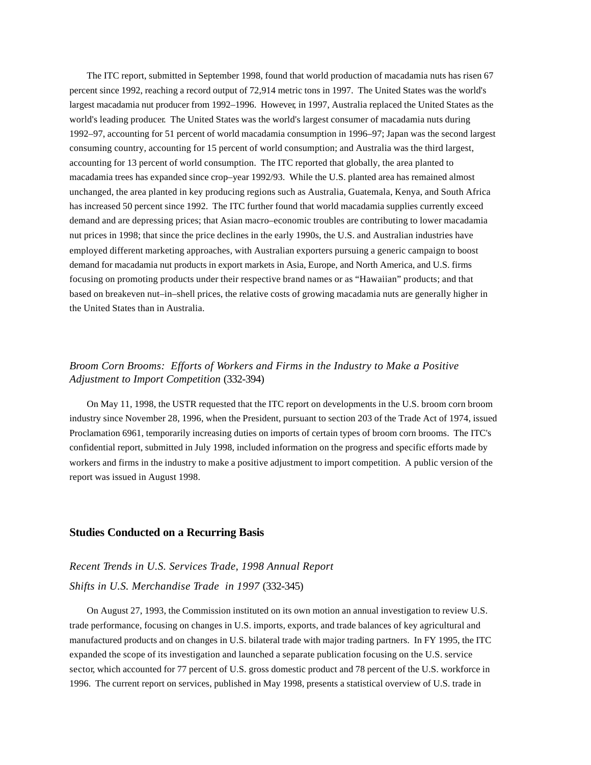The ITC report, submitted in September 1998, found that world production of macadamia nuts has risen 67 percent since 1992, reaching a record output of 72,914 metric tons in 1997. The United States was the world's largest macadamia nut producer from 1992–1996. However, in 1997, Australia replaced the United States as the world's leading producer. The United States was the world's largest consumer of macadamia nuts during 1992–97, accounting for 51 percent of world macadamia consumption in 1996–97; Japan was the second largest consuming country, accounting for 15 percent of world consumption; and Australia was the third largest, accounting for 13 percent of world consumption. The ITC reported that globally, the area planted to macadamia trees has expanded since crop–year 1992/93. While the U.S. planted area has remained almost unchanged, the area planted in key producing regions such as Australia, Guatemala, Kenya, and South Africa has increased 50 percent since 1992. The ITC further found that world macadamia supplies currently exceed demand and are depressing prices; that Asian macro–economic troubles are contributing to lower macadamia nut prices in 1998; that since the price declines in the early 1990s, the U.S. and Australian industries have employed different marketing approaches, with Australian exporters pursuing a generic campaign to boost demand for macadamia nut products in export markets in Asia, Europe, and North America, and U.S. firms focusing on promoting products under their respective brand names or as "Hawaiian" products; and that based on breakeven nut–in–shell prices, the relative costs of growing macadamia nuts are generally higher in the United States than in Australia.

*Broom Corn Brooms: Efforts of Workers and Firms in the Industry to Make a Positive Adjustment to Import Competition* (332-394)

On May 11, 1998, the USTR requested that the ITC report on developments in the U.S. broom corn broom industry since November 28, 1996, when the President, pursuant to section 203 of the Trade Act of 1974, issued Proclamation 6961, temporarily increasing duties on imports of certain types of broom corn brooms. The ITC's confidential report, submitted in July 1998, included information on the progress and specific efforts made by workers and firms in the industry to make a positive adjustment to import competition. A public version of the report was issued in August 1998.

## Studies Conducted on a Recurring Basis

*Recent Trends in U.S. Services Trade, 1998 Annual Report*

*Shifts in U.S. Merchandise Trade in 1997* (332-345)

On August 27, 1993, the Commission instituted on its own motion an annual investigation to review U.S. trade performance, focusing on changes in U.S. imports, exports, and trade balances of key agricultural and manufactured products and on changes in U.S. bilateral trade with major trading partners. In FY 1995, the ITC expanded the scope of its investigation and launched a separate publication focusing on the U.S. service sector, which accounted for 77 percent of U.S. gross domestic product and 78 percent of the U.S. workforce in 1996. The current report on services, published in May 1998, presents a statistical overview of U.S. trade in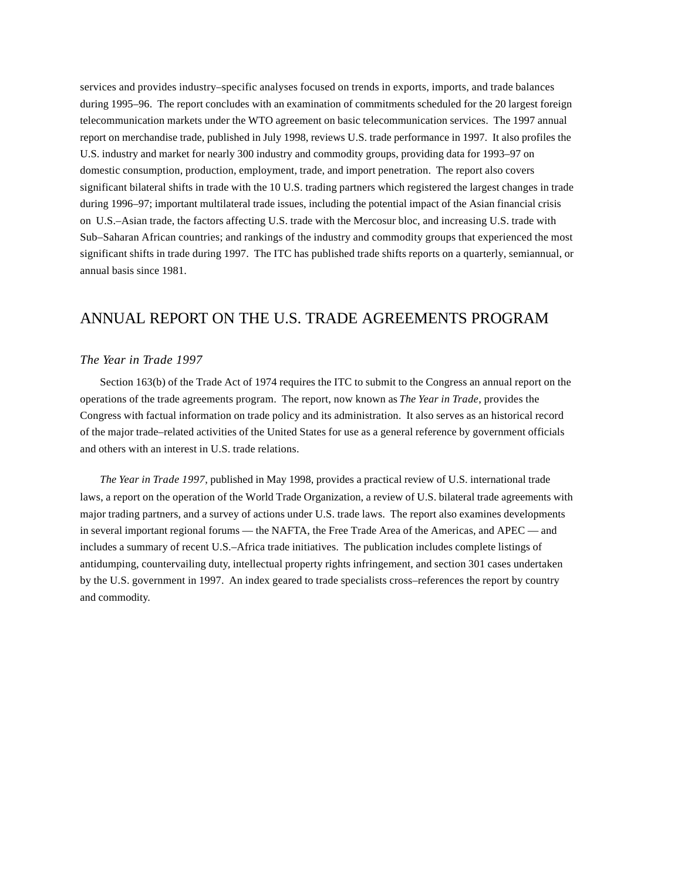services and provides industry–specific analyses focused on trends in exports, imports, and trade balances during 1995–96. The report concludes with an examination of commitments scheduled for the 20 largest foreign telecommunication markets under the WTO agreement on basic telecommunication services. The 1997 annual report on merchandise trade, published in July 1998, reviews U.S. trade performance in 1997. It also profiles the U.S. industry and market for nearly 300 industry and commodity groups, providing data for 1993–97 on domestic consumption, production, employment, trade, and import penetration. The report also covers significant bilateral shifts in trade with the 10 U.S. trading partners which registered the largest changes in trade during 1996–97; important multilateral trade issues, including the potential impact of the Asian financial crisis on U.S.–Asian trade, the factors affecting U.S. trade with the Mercosur bloc, and increasing U.S. trade with Sub–Saharan African countries; and rankings of the industry and commodity groups that experienced the most significant shifts in trade during 1997. The ITC has published trade shifts reports on a quarterly, semiannual, or annual basis since 1981.

## ANNUAL REPORT ON THE U.S. TRADE AGREEMENTS PROGRAM

### *The Year in Trade 1997*

Section 163(b) of the Trade Act of 1974 requires the ITC to submit to the Congress an annual report on the operations of the trade agreements program. The report, now known as *The Year in Trade*, provides the Congress with factual information on trade policy and its administration. It also serves as an historical record of the major trade–related activities of the United States for use as a general reference by government officials and others with an interest in U.S. trade relations.

*The Year in Trade 1997*, published in May 1998, provides a practical review of U.S. international trade laws, a report on the operation of the World Trade Organization, a review of U.S. bilateral trade agreements with major trading partners, and a survey of actions under U.S. trade laws. The report also examines developments in several important regional forums — the NAFTA, the Free Trade Area of the Americas, and APEC — and includes a summary of recent U.S.–Africa trade initiatives. The publication includes complete listings of antidumping, countervailing duty, intellectual property rights infringement, and section 301 cases undertaken by the U.S. government in 1997. An index geared to trade specialists cross–references the report by country and commodity.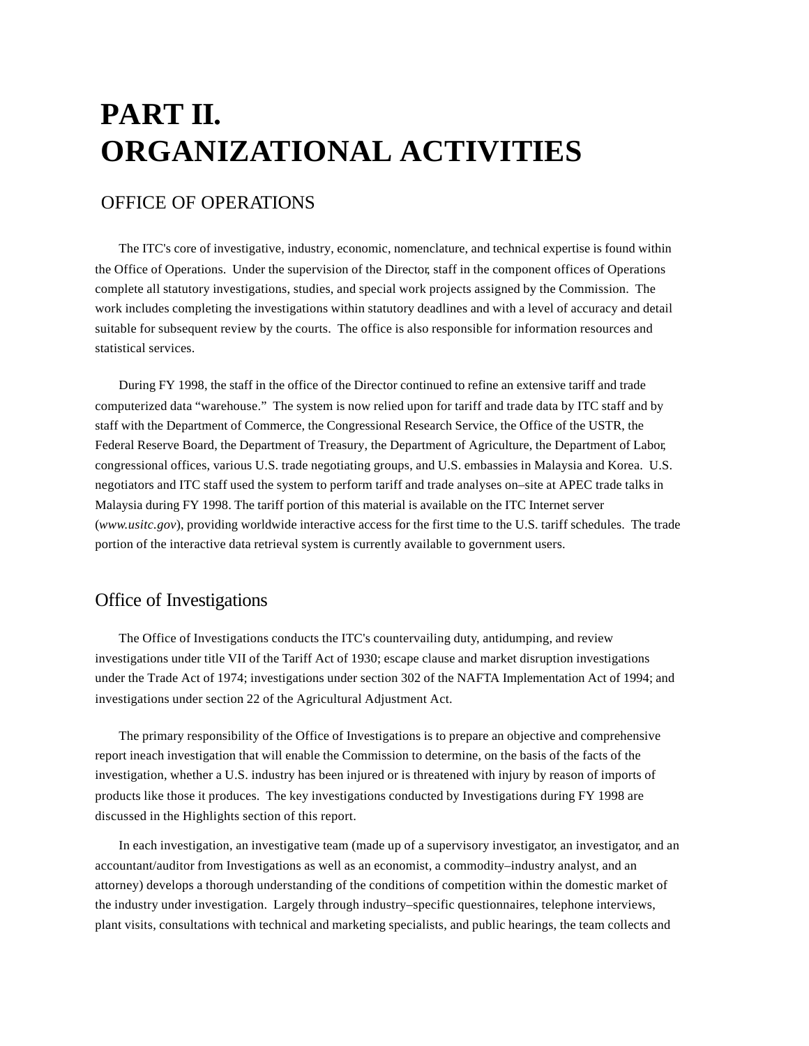# PART II. ORGANIZATIONAL ACTIVITIES

## OFFICE OF OPERATIONS

The ITC's core of investigative, industry, economic, nomenclature, and technical expertise is found within the Office of Operations. Under the supervision of the Director, staff in the component offices of Operations complete all statutory investigations, studies, and special work projects assigned by the Commission. The work includes completing the investigations within statutory deadlines and with a level of accuracy and detail suitable for subsequent review by the courts. The office is also responsible for information resources and statistical services.

During FY 1998, the staff in the office of the Director continued to refine an extensive tariff and trade computerized data "warehouse." The system is now relied upon for tariff and trade data by ITC staff and by staff with the Department of Commerce, the Congressional Research Service, the Office of the USTR, the Federal Reserve Board, the Department of Treasury, the Department of Agriculture, the Department of Labor, congressional offices, various U.S. trade negotiating groups, and U.S. embassies in Malaysia and Korea. U.S. negotiators and ITC staff used the system to perform tariff and trade analyses on–site at APEC trade talks in Malaysia during FY 1998. The tariff portion of this material is available on the ITC Internet server (*www.usitc.gov*), providing worldwide interactive access for the first time to the U.S. tariff schedules. The trade portion of the interactive data retrieval system is currently available to government users.

### Office of Investigations

The Office of Investigations conducts the ITC's countervailing duty, antidumping, and review investigations under title VII of the Tariff Act of 1930; escape clause and market disruption investigations under the Trade Act of 1974; investigations under section 302 of the NAFTA Implementation Act of 1994; and investigations under section 22 of the Agricultural Adjustment Act.

The primary responsibility of the Office of Investigations is to prepare an objective and comprehensive report ineach investigation that will enable the Commission to determine, on the basis of the facts of the investigation, whether a U.S. industry has been injured or is threatened with injury by reason of imports of products like those it produces. The key investigations conducted by Investigations during FY 1998 are discussed in the Highlights section of this report.

In each investigation, an investigative team (made up of a supervisory investigator, an investigator, and an accountant/auditor from Investigations as well as an economist, a commodity–industry analyst, and an attorney) develops a thorough understanding of the conditions of competition within the domestic market of the industry under investigation. Largely through industry–specific questionnaires, telephone interviews, plant visits, consultations with technical and marketing specialists, and public hearings, the team collects and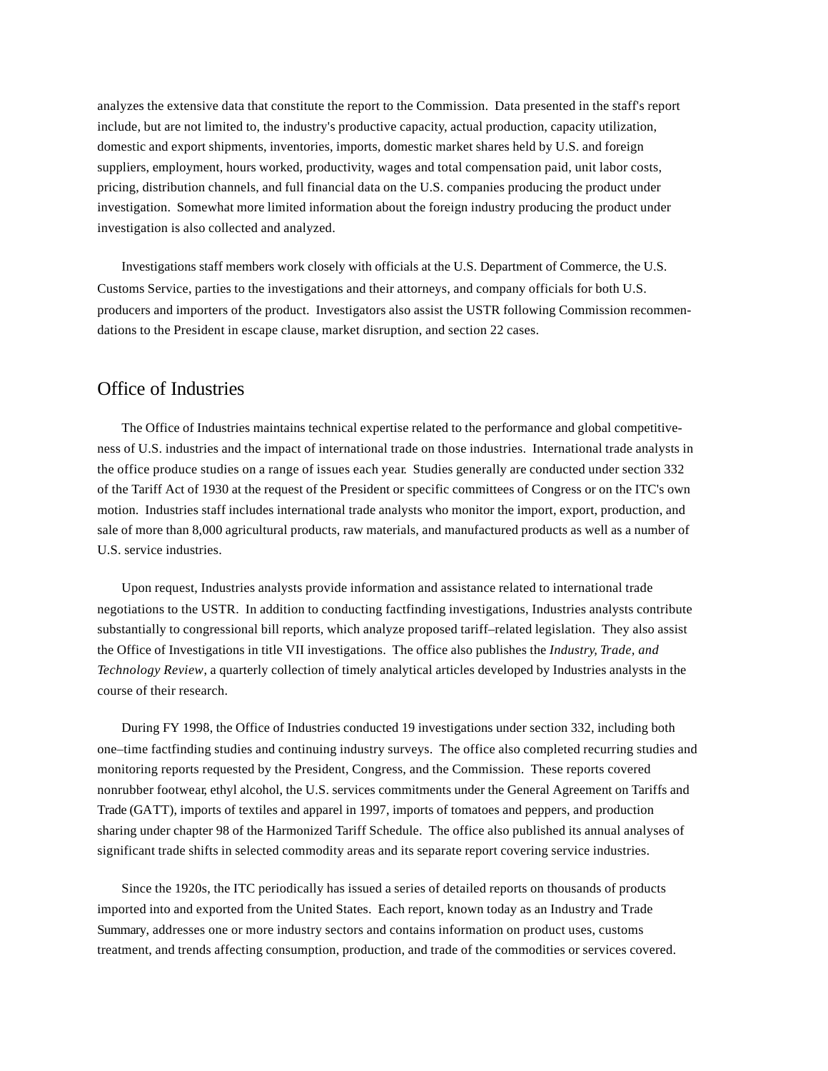analyzes the extensive data that constitute the report to the Commission. Data presented in the staff's report include, but are not limited to, the industry's productive capacity, actual production, capacity utilization, domestic and export shipments, inventories, imports, domestic market shares held by U.S. and foreign suppliers, employment, hours worked, productivity, wages and total compensation paid, unit labor costs, pricing, distribution channels, and full financial data on the U.S. companies producing the product under investigation. Somewhat more limited information about the foreign industry producing the product under investigation is also collected and analyzed.

Investigations staff members work closely with officials at the U.S. Department of Commerce, the U.S. Customs Service, parties to the investigations and their attorneys, and company officials for both U.S. producers and importers of the product. Investigators also assist the USTR following Commission recommendations to the President in escape clause, market disruption, and section 22 cases.

## Office of Industries

The Office of Industries maintains technical expertise related to the performance and global competitiveness of U.S. industries and the impact of international trade on those industries. International trade analysts in the office produce studies on a range of issues each year. Studies generally are conducted under section 332 of the Tariff Act of 1930 at the request of the President or specific committees of Congress or on the ITC's own motion. Industries staff includes international trade analysts who monitor the import, export, production, and sale of more than 8,000 agricultural products, raw materials, and manufactured products as well as a number of U.S. service industries.

Upon request, Industries analysts provide information and assistance related to international trade negotiations to the USTR. In addition to conducting factfinding investigations, Industries analysts contribute substantially to congressional bill reports, which analyze proposed tariff–related legislation. They also assist the Office of Investigations in title VII investigations. The office also publishes the *Industry, Trade, and Technology Review*, a quarterly collection of timely analytical articles developed by Industries analysts in the course of their research.

During FY 1998, the Office of Industries conducted 19 investigations under section 332, including both one–time factfinding studies and continuing industry surveys. The office also completed recurring studies and monitoring reports requested by the President, Congress, and the Commission. These reports covered nonrubber footwear, ethyl alcohol, the U.S. services commitments under the General Agreement on Tariffs and Trade (GATT), imports of textiles and apparel in 1997, imports of tomatoes and peppers, and production sharing under chapter 98 of the Harmonized Tariff Schedule. The office also published its annual analyses of significant trade shifts in selected commodity areas and its separate report covering service industries.

Since the 1920s, the ITC periodically has issued a series of detailed reports on thousands of products imported into and exported from the United States. Each report, known today as an Industry and Trade Summary, addresses one or more industry sectors and contains information on product uses, customs treatment, and trends affecting consumption, production, and trade of the commodities or services covered.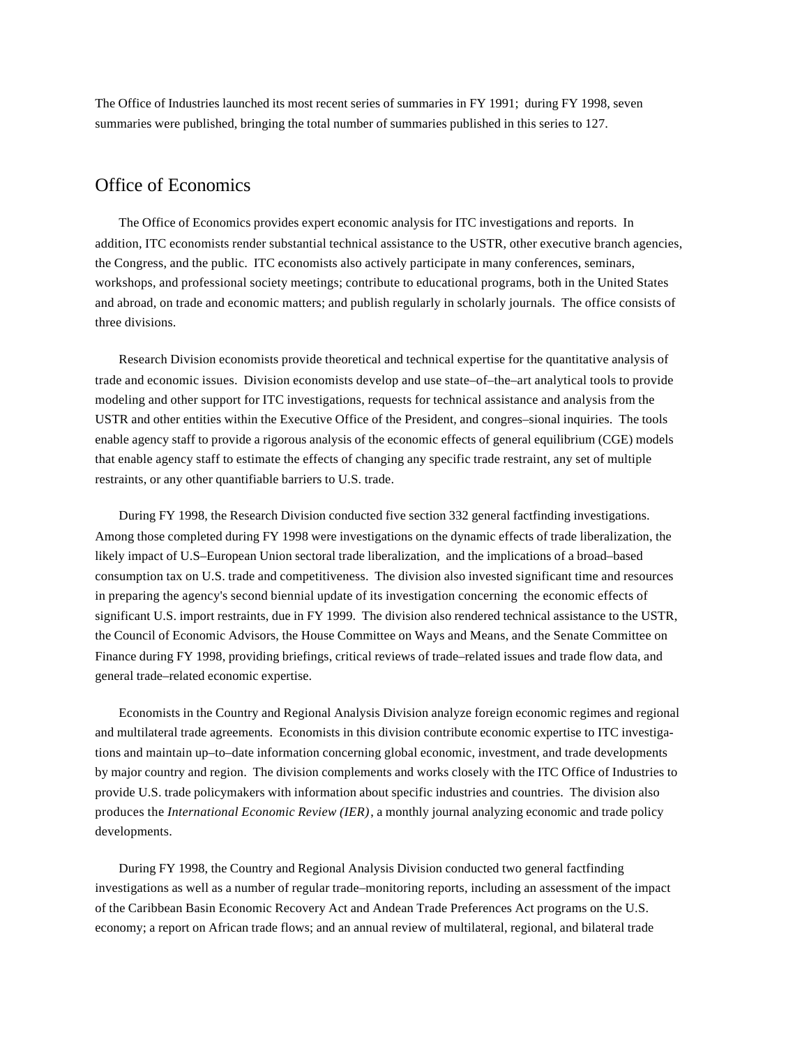The Office of Industries launched its most recent series of summaries in FY 1991; during FY 1998, seven summaries were published, bringing the total number of summaries published in this series to 127.

## Office of Economics

The Office of Economics provides expert economic analysis for ITC investigations and reports. In addition, ITC economists render substantial technical assistance to the USTR, other executive branch agencies, the Congress, and the public. ITC economists also actively participate in many conferences, seminars, workshops, and professional society meetings; contribute to educational programs, both in the United States and abroad, on trade and economic matters; and publish regularly in scholarly journals. The office consists of three divisions.

Research Division economists provide theoretical and technical expertise for the quantitative analysis of trade and economic issues. Division economists develop and use state–of–the–art analytical tools to provide modeling and other support for ITC investigations, requests for technical assistance and analysis from the USTR and other entities within the Executive Office of the President, and congres–sional inquiries. The tools enable agency staff to provide a rigorous analysis of the economic effects of general equilibrium (CGE) models that enable agency staff to estimate the effects of changing any specific trade restraint, any set of multiple restraints, or any other quantifiable barriers to U.S. trade.

During FY 1998, the Research Division conducted five section 332 general factfinding investigations. Among those completed during FY 1998 were investigations on the dynamic effects of trade liberalization, the likely impact of U.S–European Union sectoral trade liberalization, and the implications of a broad–based consumption tax on U.S. trade and competitiveness. The division also invested significant time and resources in preparing the agency's second biennial update of its investigation concerning the economic effects of significant U.S. import restraints, due in FY 1999. The division also rendered technical assistance to the USTR, the Council of Economic Advisors, the House Committee on Ways and Means, and the Senate Committee on Finance during FY 1998, providing briefings, critical reviews of trade–related issues and trade flow data, and general trade–related economic expertise.

Economists in the Country and Regional Analysis Division analyze foreign economic regimes and regional and multilateral trade agreements. Economists in this division contribute economic expertise to ITC investiga-tions and maintain up–to–date information concerning global economic, investment, and trade developments by major country and region. The division complements and works closely with the ITC Office of Industries to provide U.S. trade policymakers with information about specific industries and countries. The division also produces the *International Economic Review (IER)*, a monthly journal analyzing economic and trade policy developments.

During FY 1998, the Country and Regional Analysis Division conducted two general factfinding investigations as well as a number of regular trade–monitoring reports, including an assessment of the impact of the Caribbean Basin Economic Recovery Act and Andean Trade Preferences Act programs on the U.S. economy; a report on African trade flows; and an annual review of multilateral, regional, and bilateral trade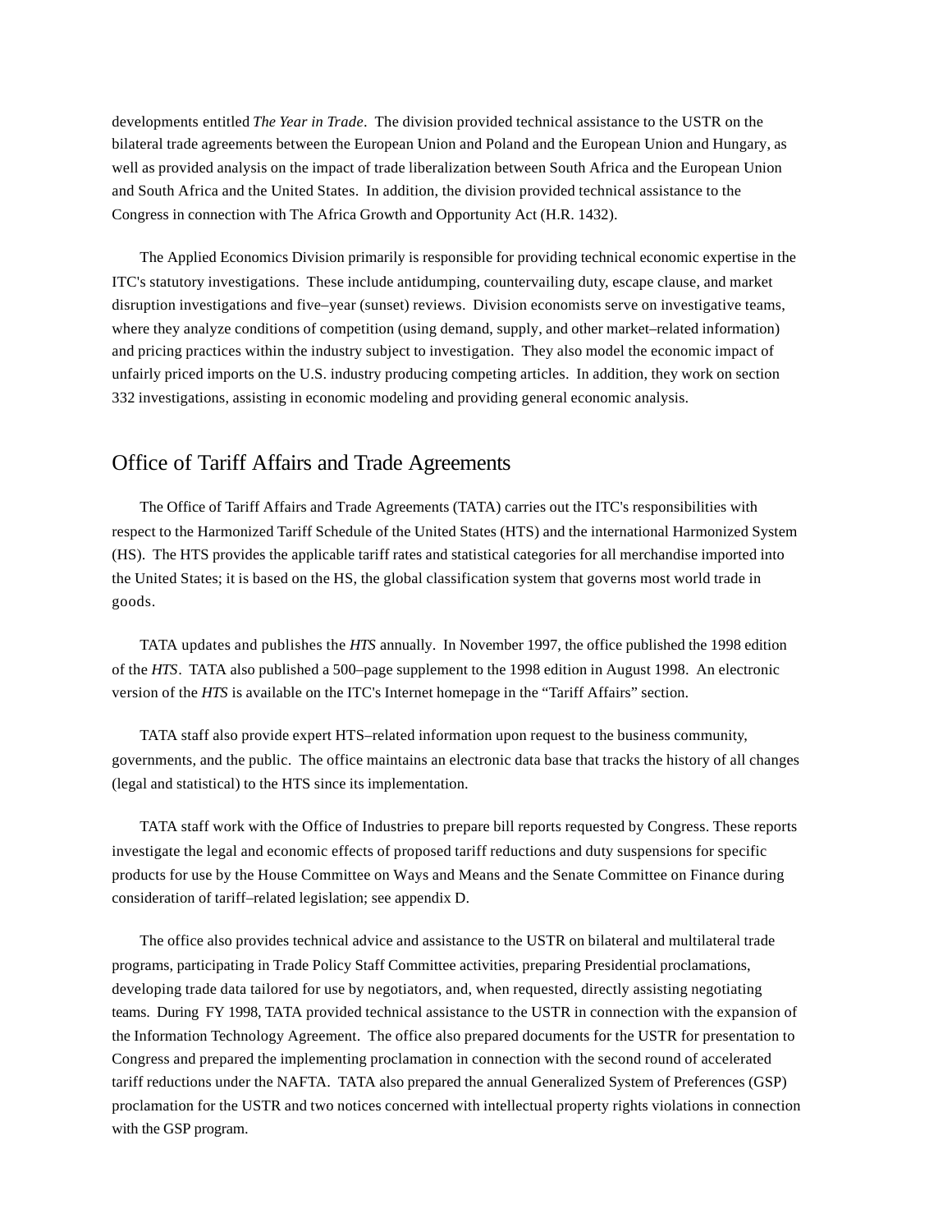developments entitled *The Year in Trade*. The division provided technical assistance to the USTR on the bilateral trade agreements between the European Union and Poland and the European Union and Hungary, as well as provided analysis on the impact of trade liberalization between South Africa and the European Union and South Africa and the United States. In addition, the division provided technical assistance to the Congress in connection with The Africa Growth and Opportunity Act (H.R. 1432).

The Applied Economics Division primarily is responsible for providing technical economic expertise in the ITC's statutory investigations. These include antidumping, countervailing duty, escape clause, and market disruption investigations and five–year (sunset) reviews. Division economists serve on investigative teams, where they analyze conditions of competition (using demand, supply, and other market–related information) and pricing practices within the industry subject to investigation. They also model the economic impact of unfairly priced imports on the U.S. industry producing competing articles. In addition, they work on section 332 investigations, assisting in economic modeling and providing general economic analysis.

## Office of Tariff Affairs and Trade Agreements

The Office of Tariff Affairs and Trade Agreements (TATA) carries out the ITC's responsibilities with respect to the Harmonized Tariff Schedule of the United States (HTS) and the international Harmonized System (HS). The HTS provides the applicable tariff rates and statistical categories for all merchandise imported into the United States; it is based on the HS, the global classification system that governs most world trade in goods.

TATA updates and publishes the *HTS* annually. In November 1997, the office published the 1998 edition of the *HTS*. TATA also published a 500–page supplement to the 1998 edition in August 1998. An electronic version of the *HTS* is available on the ITC's Internet homepage in the "Tariff Affairs" section.

TATA staff also provide expert HTS–related information upon request to the business community, governments, and the public. The office maintains an electronic data base that tracks the history of all changes (legal and statistical) to the HTS since its implementation.

TATA staff work with the Office of Industries to prepare bill reports requested by Congress. These reports investigate the legal and economic effects of proposed tariff reductions and duty suspensions for specific products for use by the House Committee on Ways and Means and the Senate Committee on Finance during consideration of tariff–related legislation; see appendix D.

The office also provides technical advice and assistance to the USTR on bilateral and multilateral trade programs, participating in Trade Policy Staff Committee activities, preparing Presidential proclamations, developing trade data tailored for use by negotiators, and, when requested, directly assisting negotiating teams. During FY 1998, TATA provided technical assistance to the USTR in connection with the expansion of the Information Technology Agreement. The office also prepared documents for the USTR for presentation to Congress and prepared the implementing proclamation in connection with the second round of accelerated tariff reductions under the NAFTA. TATA also prepared the annual Generalized System of Preferences (GSP) proclamation for the USTR and two notices concerned with intellectual property rights violations in connection with the GSP program.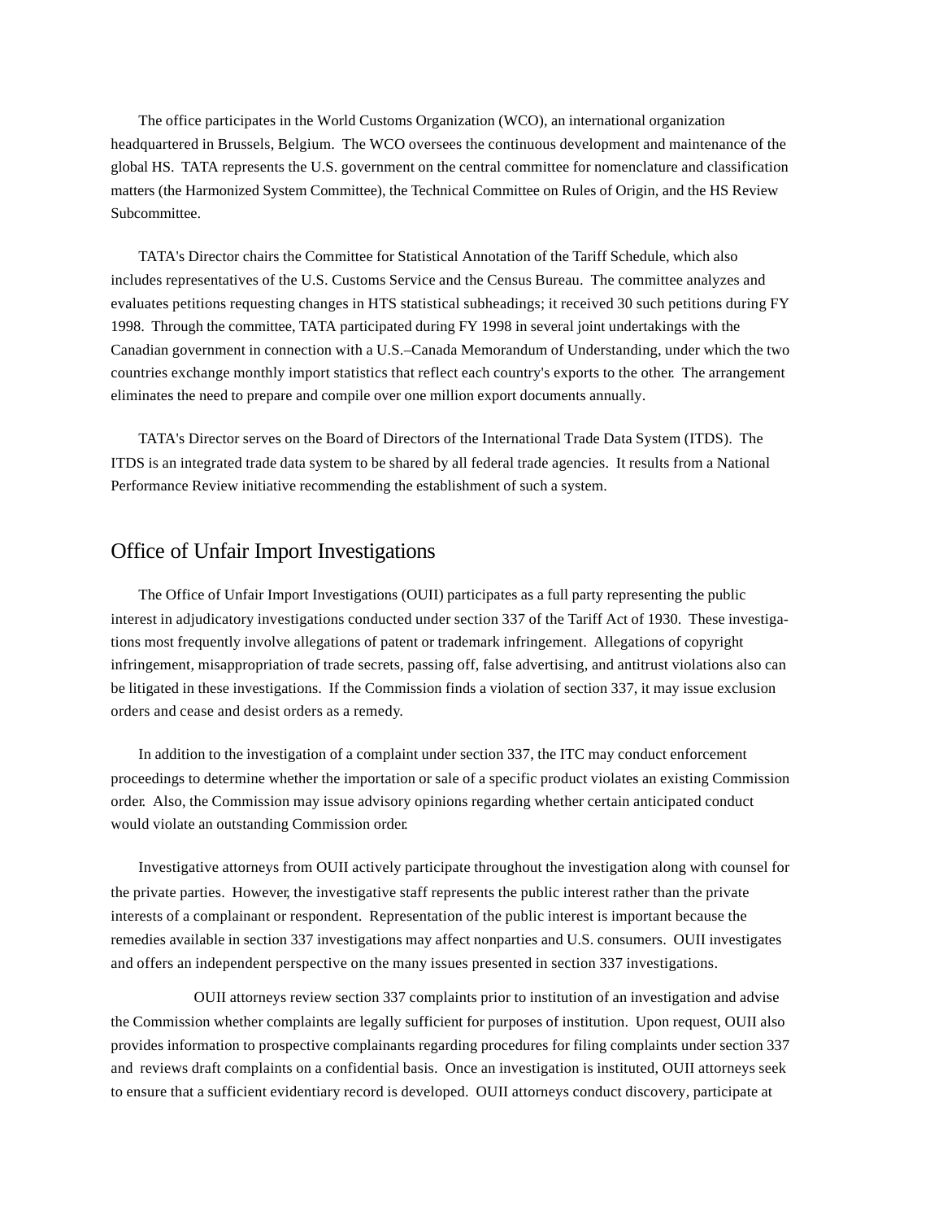The office participates in the World Customs Organization (WCO), an international organization headquartered in Brussels, Belgium. The WCO oversees the continuous development and maintenance of the global HS. TATA represents the U.S. government on the central committee for nomenclature and classification matters (the Harmonized System Committee), the Technical Committee on Rules of Origin, and the HS Review Subcommittee.

TATA's Director chairs the Committee for Statistical Annotation of the Tariff Schedule, which also includes representatives of the U.S. Customs Service and the Census Bureau. The committee analyzes and evaluates petitions requesting changes in HTS statistical subheadings; it received 30 such petitions during FY 1998. Through the committee, TATA participated during FY 1998 in several joint undertakings with the Canadian government in connection with a U.S.–Canada Memorandum of Understanding, under which the two countries exchange monthly import statistics that reflect each country's exports to the other. The arrangement eliminates the need to prepare and compile over one million export documents annually.

TATA's Director serves on the Board of Directors of the International Trade Data System (ITDS). The ITDS is an integrated trade data system to be shared by all federal trade agencies. It results from a National Performance Review initiative recommending the establishment of such a system.

## Office of Unfair Import Investigations

The Office of Unfair Import Investigations (OUII) participates as a full party representing the public interest in adjudicatory investigations conducted under section 337 of the Tariff Act of 1930. These investigations most frequently involve allegations of patent or trademark infringement. Allegations of copyright infringement, misappropriation of trade secrets, passing off, false advertising, and antitrust violations also can be litigated in these investigations. If the Commission finds a violation of section 337, it may issue exclusion orders and cease and desist orders as a remedy.

In addition to the investigation of a complaint under section 337, the ITC may conduct enforcement proceedings to determine whether the importation or sale of a specific product violates an existing Commission order. Also, the Commission may issue advisory opinions regarding whether certain anticipated conduct would violate an outstanding Commission order.

Investigative attorneys from OUII actively participate throughout the investigation along with counsel for the private parties. However, the investigative staff represents the public interest rather than the private interests of a complainant or respondent. Representation of the public interest is important because the remedies available in section 337 investigations may affect nonparties and U.S. consumers. OUII investigates and offers an independent perspective on the many issues presented in section 337 investigations.

OUII attorneys review section 337 complaints prior to institution of an investigation and advise the Commission whether complaints are legally sufficient for purposes of institution. Upon request, OUII also provides information to prospective complainants regarding procedures for filing complaints under section 337 and reviews draft complaints on a confidential basis. Once an investigation is instituted, OUII attorneys seek to ensure that a sufficient evidentiary record is developed. OUII attorneys conduct discovery, participate at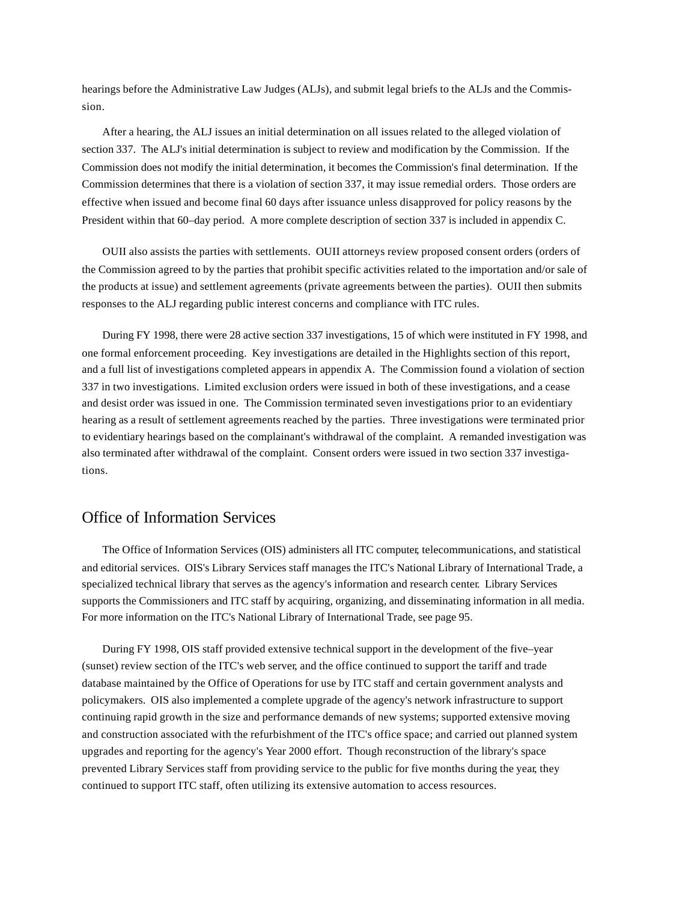hearings before the Administrative Law Judges (ALJs), and submit legal briefs to the ALJs and the Commission.

After a hearing, the ALJ issues an initial determination on all issues related to the alleged violation of section 337. The ALJ's initial determination is subject to review and modification by the Commission. If the Commission does not modify the initial determination, it becomes the Commission's final determination. If the Commission determines that there is a violation of section 337, it may issue remedial orders. Those orders are effective when issued and become final 60 days after issuance unless disapproved for policy reasons by the President within that 60–day period. A more complete description of section 337 is included in appendix C.

OUII also assists the parties with settlements. OUII attorneys review proposed consent orders (orders of the Commission agreed to by the parties that prohibit specific activities related to the importation and/or sale of the products at issue) and settlement agreements (private agreements between the parties). OUII then submits responses to the ALJ regarding public interest concerns and compliance with ITC rules.

During FY 1998, there were 28 active section 337 investigations, 15 of which were instituted in FY 1998, and one formal enforcement proceeding. Key investigations are detailed in the Highlights section of this report, and a full list of investigations completed appears in appendix A. The Commission found a violation of section 337 in two investigations. Limited exclusion orders were issued in both of these investigations, and a cease and desist order was issued in one. The Commission terminated seven investigations prior to an evidentiary hearing as a result of settlement agreements reached by the parties. Three investigations were terminated prior to evidentiary hearings based on the complainant's withdrawal of the complaint. A remanded investigation was also terminated after withdrawal of the complaint. Consent orders were issued in two section 337 investigations.

## Office of Information Services

The Office of Information Services (OIS) administers all ITC computer, telecommunications, and statistical and editorial services. OIS's Library Services staff manages the ITC's National Library of International Trade, a specialized technical library that serves as the agency's information and research center. Library Services supports the Commissioners and ITC staff by acquiring, organizing, and disseminating information in all media. For more information on the ITC's National Library of International Trade, see page 95.

During FY 1998, OIS staff provided extensive technical support in the development of the five–year (sunset) review section of the ITC's web server, and the office continued to support the tariff and trade database maintained by the Office of Operations for use by ITC staff and certain government analysts and policymakers. OIS also implemented a complete upgrade of the agency's network infrastructure to support continuing rapid growth in the size and performance demands of new systems; supported extensive moving and construction associated with the refurbishment of the ITC's office space; and carried out planned system upgrades and reporting for the agency's Year 2000 effort. Though reconstruction of the library's space prevented Library Services staff from providing service to the public for five months during the year, they continued to support ITC staff, often utilizing its extensive automation to access resources.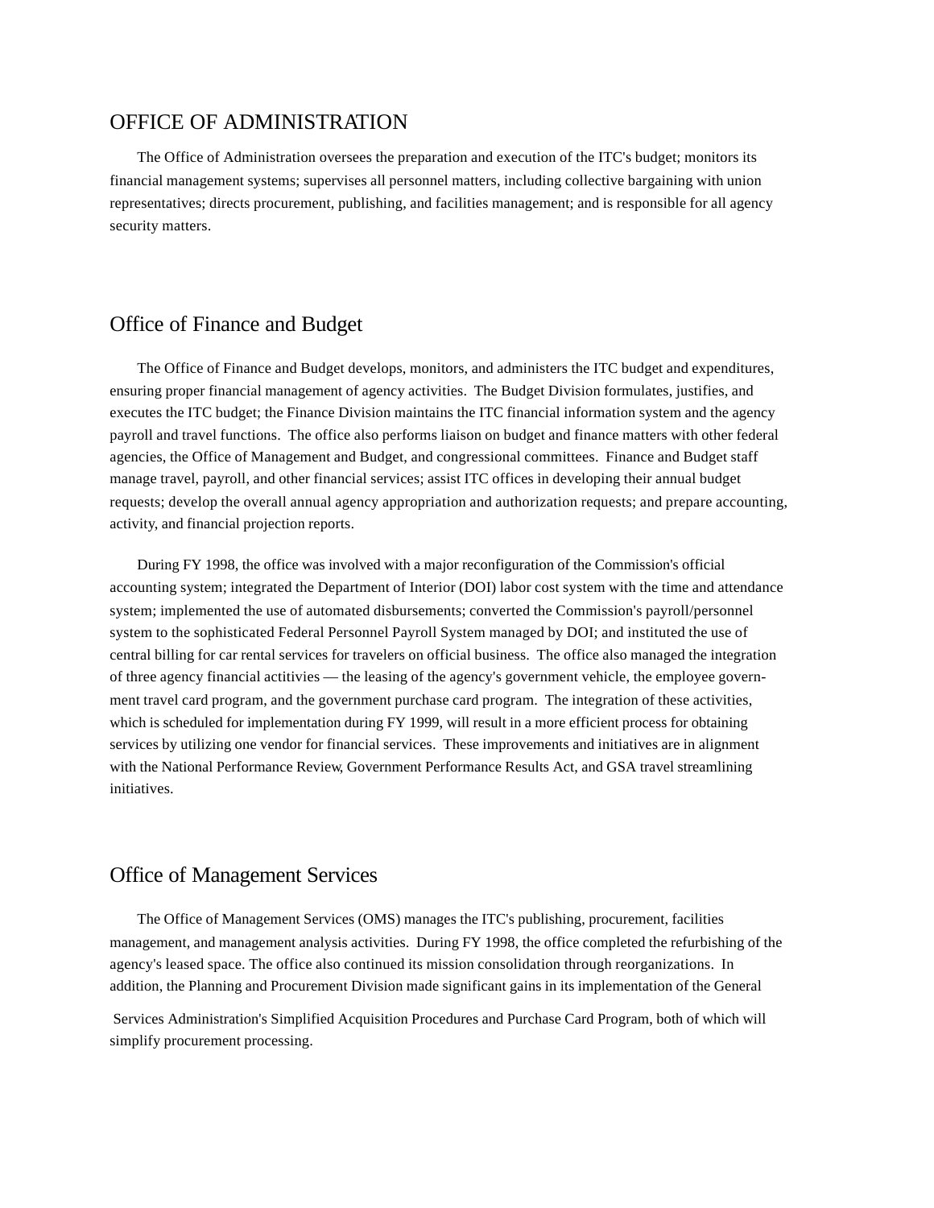# OFFICE OF ADMINISTRATION

The Office of Administration oversees the preparation and execution of the ITC's budget; monitors its financial management systems; supervises all personnel matters, including collective bargaining with union representatives; directs procurement, publishing, and facilities management; and is responsible for all agency security matters.

## Office of Finance and Budget

The Office of Finance and Budget develops, monitors, and administers the ITC budget and expenditures, ensuring proper financial management of agency activities. The Budget Division formulates, justifies, and executes the ITC budget; the Finance Division maintains the ITC financial information system and the agency payroll and travel functions. The office also performs liaison on budget and finance matters with other federal agencies, the Office of Management and Budget, and congressional committees. Finance and Budget staff manage travel, payroll, and other financial services; assist ITC offices in developing their annual budget requests; develop the overall annual agency appropriation and authorization requests; and prepare accounting, activity, and financial projection reports.

During FY 1998, the office was involved with a major reconfiguration of the Commission's official accounting system; integrated the Department of Interior (DOI) labor cost system with the time and attendance system; implemented the use of automated disbursements; converted the Commission's payroll/personnel system to the sophisticated Federal Personnel Payroll System managed by DOI; and instituted the use of central billing for car rental services for travelers on official business. The office also managed the integration of three agency financial actitivities — the leasing of the agency's government vehicle, the employee government travel card program, and the government purchase card program. The integration of these activities, which is scheduled for implementation during FY 1999, will result in a more efficient process for obtaining services by utilizing one vendor for financial services. These improvements and initiatives are in alignment with the National Performance Review, Government Performance Results Act, and GSA travel streamlining initiatives.

## Office of Management Services

The Office of Management Services (OMS) manages the ITC's publishing, procurement, facilities management, and management analysis activities. During FY 1998, the office completed the refurbishing of the agency's leased space. The office also continued its mission consolidation through reorganizations. In addition, the Planning and Procurement Division made significant gains in its implementation of the General Services Administration's Simplified Acquisition Procedures and Purchase Card Program, both of which will simplify procurement processing.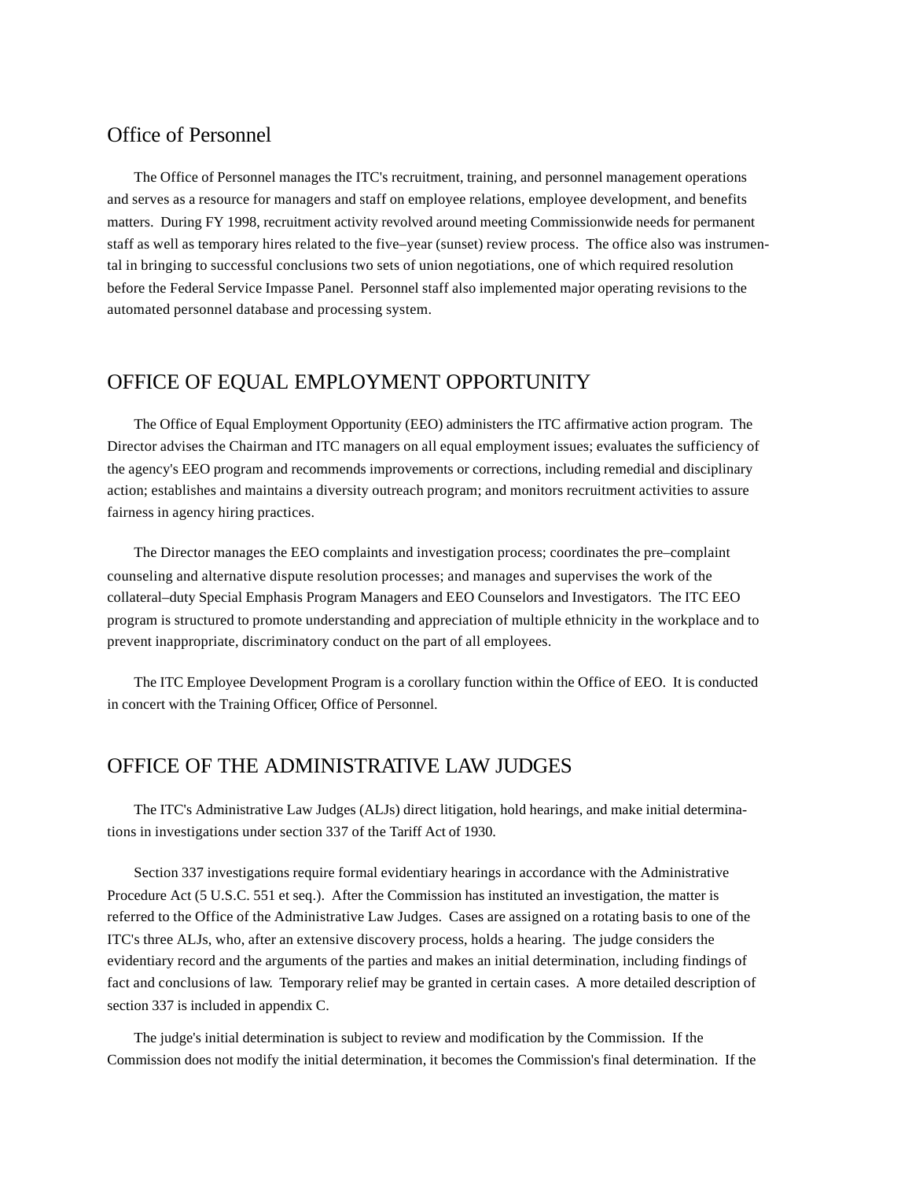## Office of Personnel

The Office of Personnel manages the ITC's recruitment, training, and personnel management operations and serves as a resource for managers and staff on employee relations, employee development, and benefits matters. During FY 1998, recruitment activity revolved around meeting Commissionwide needs for permanent staff as well as temporary hires related to the five–year (sunset) review process. The office also was instrumental in bringing to successful conclusions two sets of union negotiations, one of which required resolution before the Federal Service Impasse Panel. Personnel staff also implemented major operating revisions to the automated personnel database and processing system.

## OFFICE OF EQUAL EMPLOYMENT OPPORTUNITY

The Office of Equal Employment Opportunity (EEO) administers the ITC affirmative action program. The Director advises the Chairman and ITC managers on all equal employment issues; evaluates the sufficiency of the agency's EEO program and recommends improvements or corrections, including remedial and disciplinary action; establishes and maintains a diversity outreach program; and monitors recruitment activities to assure fairness in agency hiring practices.

The Director manages the EEO complaints and investigation process; coordinates the pre–complaint counseling and alternative dispute resolution processes; and manages and supervises the work of the collateral–duty Special Emphasis Program Managers and EEO Counselors and Investigators. The ITC EEO program is structured to promote understanding and appreciation of multiple ethnicity in the workplace and to prevent inappropriate, discriminatory conduct on the part of all employees.

The ITC Employee Development Program is a corollary function within the Office of EEO. It is conducted in concert with the Training Officer, Office of Personnel.

## OFFICE OF THE ADMINISTRATIVE LAW JUDGES

The ITC's Administrative Law Judges (ALJs) direct litigation, hold hearings, and make initial determinations in investigations under section 337 of the Tariff Act of 1930.

Section 337 investigations require formal evidentiary hearings in accordance with the Administrative Procedure Act (5 U.S.C. 551 et seq.). After the Commission has instituted an investigation, the matter is referred to the Office of the Administrative Law Judges. Cases are assigned on a rotating basis to one of the ITC's three ALJs, who, after an extensive discovery process, holds a hearing. The judge considers the evidentiary record and the arguments of the parties and makes an initial determination, including findings of fact and conclusions of law. Temporary relief may be granted in certain cases. A more detailed description of section 337 is included in appendix C.

The judge's initial determination is subject to review and modification by the Commission. If the Commission does not modify the initial determination, it becomes the Commission's final determination. If the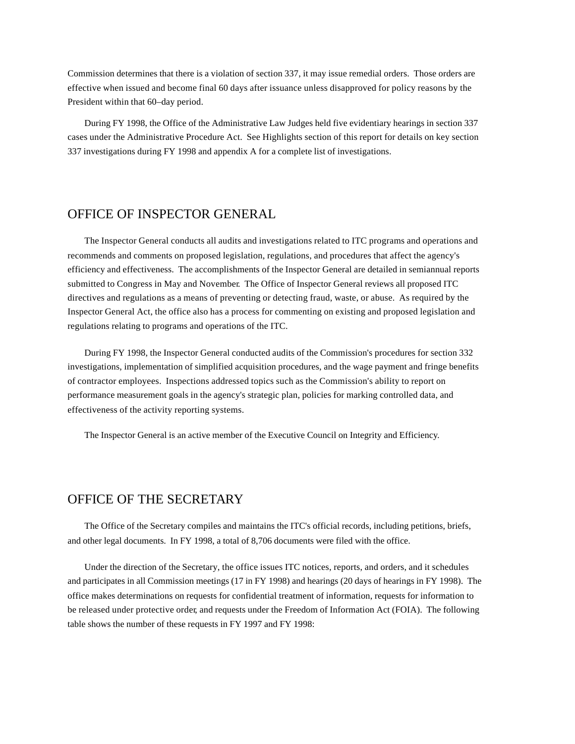Commission determines that there is a violation of section 337, it may issue remedial orders. Those orders are effective when issued and become final 60 days after issuance unless disapproved for policy reasons by the President within that 60–day period.

During FY 1998, the Office of the Administrative Law Judges held five evidentiary hearings in section 337 cases under the Administrative Procedure Act. See Highlights section of this report for details on key section 337 investigations during FY 1998 and appendix A for a complete list of investigations.

## OFFICE OF INSPECTOR GENERAL

The Inspector General conducts all audits and investigations related to ITC programs and operations and recommends and comments on proposed legislation, regulations, and procedures that affect the agency's efficiency and effectiveness. The accomplishments of the Inspector General are detailed in semiannual reports submitted to Congress in May and November. The Office of Inspector General reviews all proposed ITC directives and regulations as a means of preventing or detecting fraud, waste, or abuse. As required by the Inspector General Act, the office also has a process for commenting on existing and proposed legislation and regulations relating to programs and operations of the ITC.

During FY 1998, the Inspector General conducted audits of the Commission's procedures for section 332 investigations, implementation of simplified acquisition procedures, and the wage payment and fringe benefits of contractor employees. Inspections addressed topics such as the Commission's ability to report on performance measurement goals in the agency's strategic plan, policies for marking controlled data, and effectiveness of the activity reporting systems.

The Inspector General is an active member of the Executive Council on Integrity and Efficiency.

## OFFICE OF THE SECRETARY

The Office of the Secretary compiles and maintains the ITC's official records, including petitions, briefs, and other legal documents. In FY 1998, a total of 8,706 documents were filed with the office.

Under the direction of the Secretary, the office issues ITC notices, reports, and orders, and it schedules and participates in all Commission meetings (17 in FY 1998) and hearings (20 days of hearings in FY 1998). The office makes determinations on requests for confidential treatment of information, requests for information to be released under protective order, and requests under the Freedom of Information Act (FOIA). The following table shows the number of these requests in FY 1997 and FY 1998: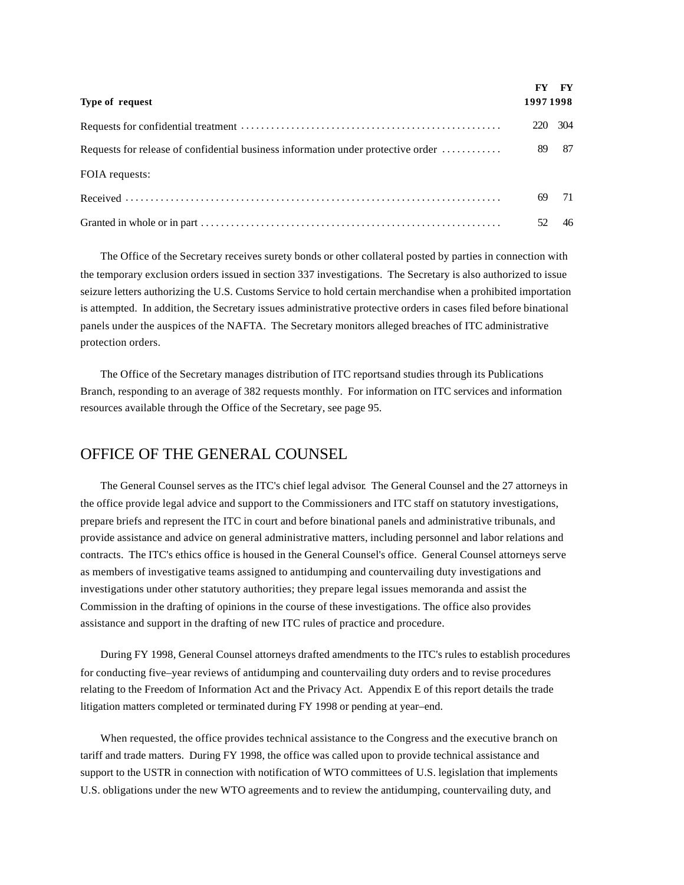| Type of request | FY 1997 | FY 1998 |
|---|---|---|
| Requests for confidential treatment | 220 | 304 |
| Requests for release of confidential business information under protective order | 89 | 87 |
| FOIA requests: | | |
| Received | 69 | 71 |
| Granted in whole or in part | 52 | 46 |

The Office of the Secretary receives surety bonds or other collateral posted by parties in connection with the temporary exclusion orders issued in section 337 investigations. The Secretary is also authorized to issue seizure letters authorizing the U.S. Customs Service to hold certain merchandise when a prohibited importation is attempted. In addition, the Secretary issues administrative protective orders in cases filed before binational panels under the auspices of the NAFTA. The Secretary monitors alleged breaches of ITC administrative protection orders.

The Office of the Secretary manages distribution of ITC reportsand studies through its Publications Branch, responding to an average of 382 requests monthly. For information on ITC services and information resources available through the Office of the Secretary, see page 95.

## OFFICE OF THE GENERAL COUNSEL

The General Counsel serves as the ITC's chief legal advisor. The General Counsel and the 27 attorneys in the office provide legal advice and support to the Commissioners and ITC staff on statutory investigations, prepare briefs and represent the ITC in court and before binational panels and administrative tribunals, and provide assistance and advice on general administrative matters, including personnel and labor relations and contracts. The ITC's ethics office is housed in the General Counsel's office. General Counsel attorneys serve as members of investigative teams assigned to antidumping and countervailing duty investigations and investigations under other statutory authorities; they prepare legal issues memoranda and assist the Commission in the drafting of opinions in the course of these investigations. The office also provides assistance and support in the drafting of new ITC rules of practice and procedure.

During FY 1998, General Counsel attorneys drafted amendments to the ITC's rules to establish procedures for conducting five–year reviews of antidumping and countervailing duty orders and to revise procedures relating to the Freedom of Information Act and the Privacy Act. Appendix E of this report details the trade litigation matters completed or terminated during FY 1998 or pending at year–end.

When requested, the office provides technical assistance to the Congress and the executive branch on tariff and trade matters. During FY 1998, the office was called upon to provide technical assistance and support to the USTR in connection with notification of WTO committees of U.S. legislation that implements U.S. obligations under the new WTO agreements and to review the antidumping, countervailing duty, and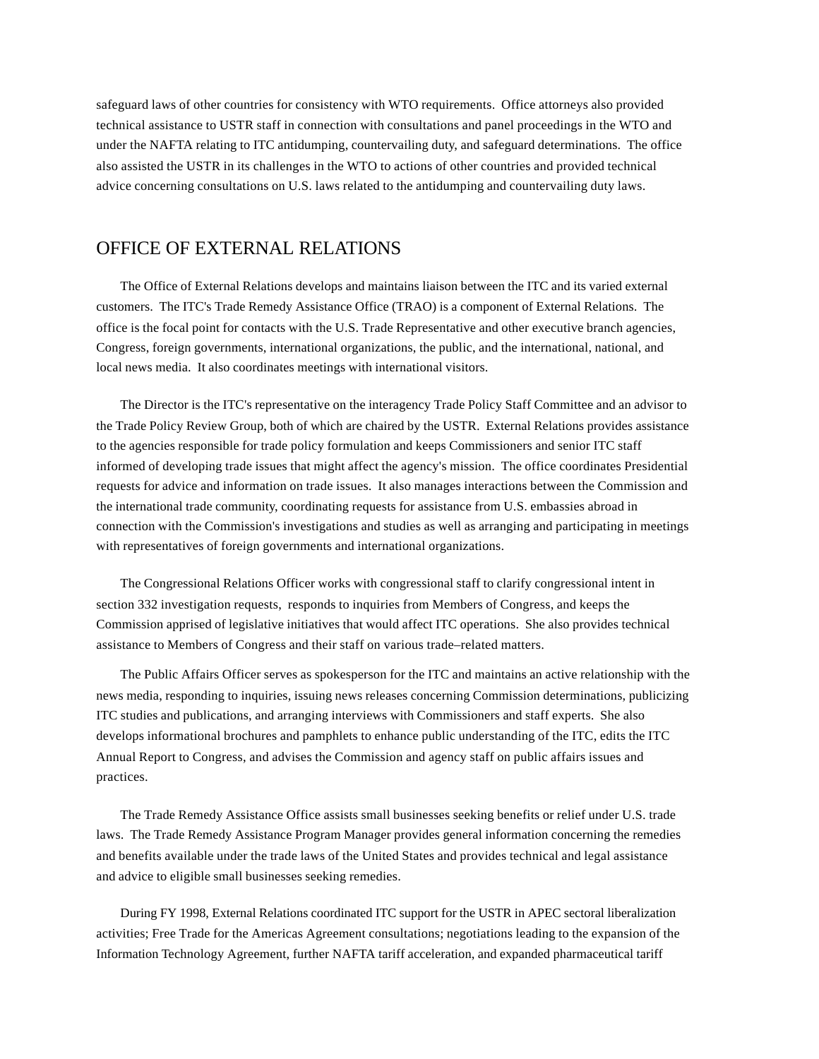safeguard laws of other countries for consistency with WTO requirements. Office attorneys also provided technical assistance to USTR staff in connection with consultations and panel proceedings in the WTO and under the NAFTA relating to ITC antidumping, countervailing duty, and safeguard determinations. The office also assisted the USTR in its challenges in the WTO to actions of other countries and provided technical advice concerning consultations on U.S. laws related to the antidumping and countervailing duty laws.

## OFFICE OF EXTERNAL RELATIONS

The Office of External Relations develops and maintains liaison between the ITC and its varied external customers. The ITC's Trade Remedy Assistance Office (TRAO) is a component of External Relations. The office is the focal point for contacts with the U.S. Trade Representative and other executive branch agencies, Congress, foreign governments, international organizations, the public, and the international, national, and local news media. It also coordinates meetings with international visitors.

The Director is the ITC's representative on the interagency Trade Policy Staff Committee and an advisor to the Trade Policy Review Group, both of which are chaired by the USTR. External Relations provides assistance to the agencies responsible for trade policy formulation and keeps Commissioners and senior ITC staff informed of developing trade issues that might affect the agency's mission. The office coordinates Presidential requests for advice and information on trade issues. It also manages interactions between the Commission and the international trade community, coordinating requests for assistance from U.S. embassies abroad in connection with the Commission's investigations and studies as well as arranging and participating in meetings with representatives of foreign governments and international organizations.

The Congressional Relations Officer works with congressional staff to clarify congressional intent in section 332 investigation requests, responds to inquiries from Members of Congress, and keeps the Commission apprised of legislative initiatives that would affect ITC operations. She also provides technical assistance to Members of Congress and their staff on various trade–related matters.

The Public Affairs Officer serves as spokesperson for the ITC and maintains an active relationship with the news media, responding to inquiries, issuing news releases concerning Commission determinations, publicizing ITC studies and publications, and arranging interviews with Commissioners and staff experts. She also develops informational brochures and pamphlets to enhance public understanding of the ITC, edits the ITC Annual Report to Congress, and advises the Commission and agency staff on public affairs issues and practices.

The Trade Remedy Assistance Office assists small businesses seeking benefits or relief under U.S. trade laws. The Trade Remedy Assistance Program Manager provides general information concerning the remedies and benefits available under the trade laws of the United States and provides technical and legal assistance and advice to eligible small businesses seeking remedies.

During FY 1998, External Relations coordinated ITC support for the USTR in APEC sectoral liberalization activities; Free Trade for the Americas Agreement consultations; negotiations leading to the expansion of the Information Technology Agreement, further NAFTA tariff acceleration, and expanded pharmaceutical tariff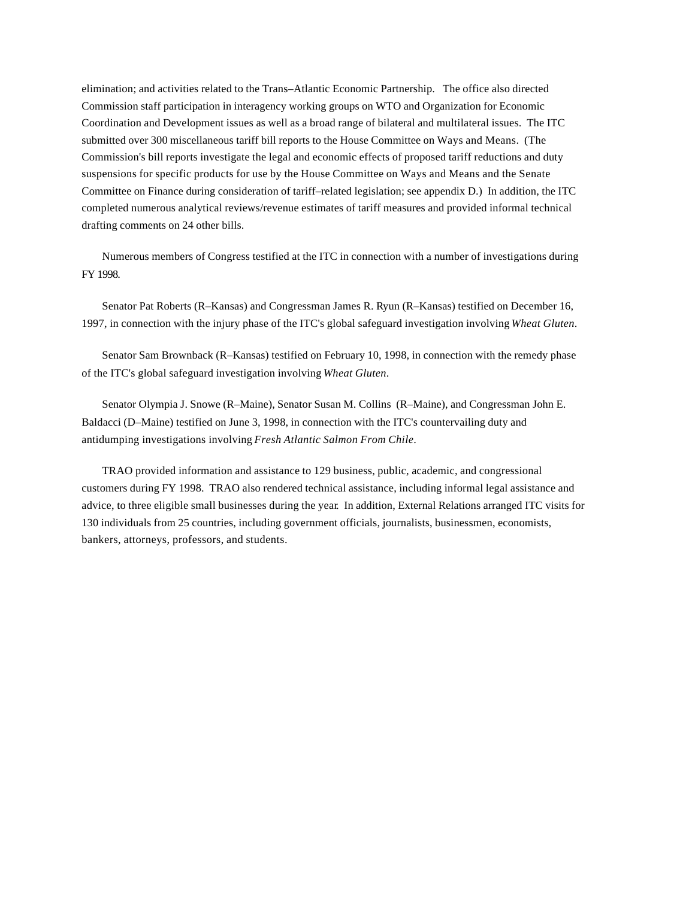elimination; and activities related to the Trans–Atlantic Economic Partnership. The office also directed Commission staff participation in interagency working groups on WTO and Organization for Economic Coordination and Development issues as well as a broad range of bilateral and multilateral issues. The ITC submitted over 300 miscellaneous tariff bill reports to the House Committee on Ways and Means. (The Commission's bill reports investigate the legal and economic effects of proposed tariff reductions and duty suspensions for specific products for use by the House Committee on Ways and Means and the Senate Committee on Finance during consideration of tariff–related legislation; see appendix D.) In addition, the ITC completed numerous analytical reviews/revenue estimates of tariff measures and provided informal technical drafting comments on 24 other bills.

Numerous members of Congress testified at the ITC in connection with a number of investigations during FY 1998.

Senator Pat Roberts (R–Kansas) and Congressman James R. Ryun (R–Kansas) testified on December 16, 1997, in connection with the injury phase of the ITC's global safeguard investigation involving *Wheat Gluten*.

Senator Sam Brownback (R–Kansas) testified on February 10, 1998, in connection with the remedy phase of the ITC's global safeguard investigation involving *Wheat Gluten*.

Senator Olympia J. Snowe (R–Maine), Senator Susan M. Collins (R–Maine), and Congressman John E. Baldacci (D–Maine) testified on June 3, 1998, in connection with the ITC's countervailing duty and antidumping investigations involving *Fresh Atlantic Salmon From Chile*.

TRAO provided information and assistance to 129 business, public, academic, and congressional customers during FY 1998. TRAO also rendered technical assistance, including informal legal assistance and advice, to three eligible small businesses during the year. In addition, External Relations arranged ITC visits for 130 individuals from 25 countries, including government officials, journalists, businessmen, economists, bankers, attorneys, professors, and students.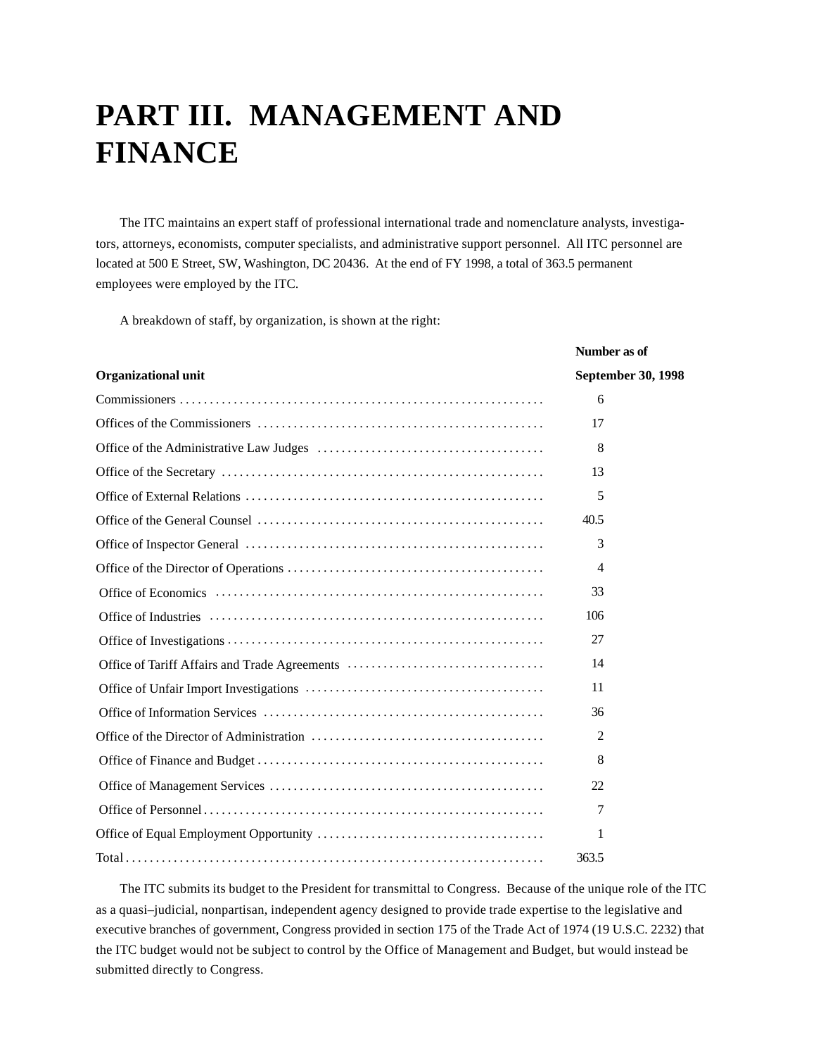# PART III. MANAGEMENT AND FINANCE

The ITC maintains an expert staff of professional international trade and nomenclature analysts, investigators, attorneys, economists, computer specialists, and administrative support personnel. All ITC personnel are located at 500 E Street, SW, Washington, DC 20436. At the end of FY 1998, a total of 363.5 permanent employees were employed by the ITC.

A breakdown of staff, by organization, is shown at the right:

| Organizational unit | Number as of September 30, 1998 |
|---|---|
| Commissioners | 6 |
| Offices of the Commissioners | 17 |
| Office of the Administrative Law Judges | 8 |
| Office of the Secretary | 13 |
| Office of External Relations | 5 |
| Office of the General Counsel | 40.5 |
| Office of Inspector General | 3 |
| Office of the Director of Operations | 4 |
| Office of Economics | 33 |
| Office of Industries | 106 |
| Office of Investigations | 27 |
| Office of Tariff Affairs and Trade Agreements | 14 |
| Office of Unfair Import Investigations | 11 |
| Office of Information Services | 36 |
| Office of the Director of Administration | 2 |
| Office of Finance and Budget | 8 |
| Office of Management Services | 22 |
| Office of Personnel | 7 |
| Office of Equal Employment Opportunity | 1 |
| Total | 363.5 |

The ITC submits its budget to the President for transmittal to Congress. Because of the unique role of the ITC as a quasi–judicial, nonpartisan, independent agency designed to provide trade expertise to the legislative and executive branches of government, Congress provided in section 175 of the Trade Act of 1974 (19 U.S.C. 2232) that the ITC budget would not be subject to control by the Office of Management and Budget, but would instead be submitted directly to Congress.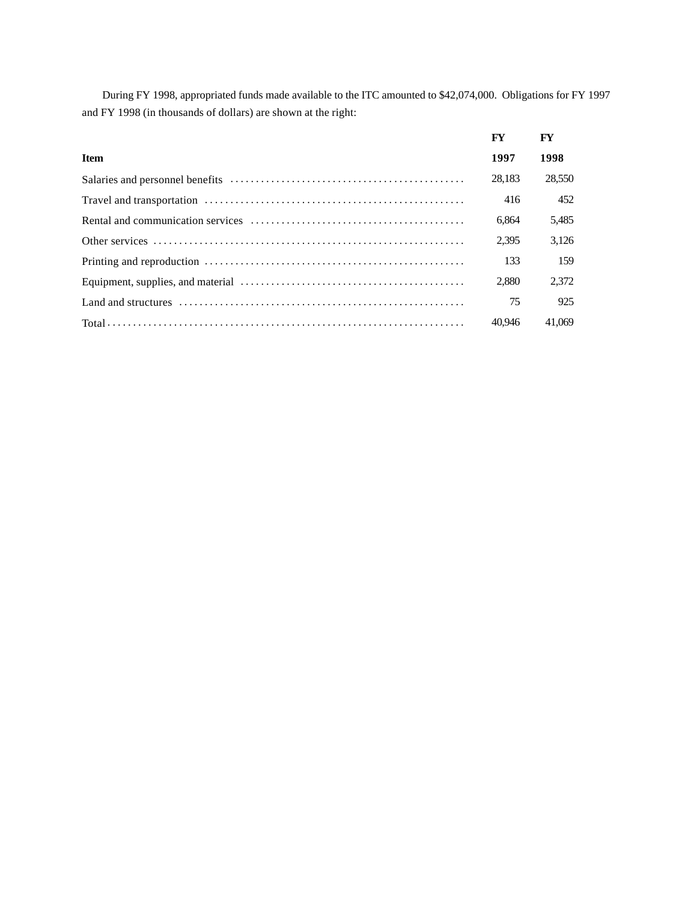During FY 1998, appropriated funds made available to the ITC amounted to $42,074,000. Obligations for FY 1997 and FY 1998 (in thousands of dollars) are shown at the right:

| Item | FY 1997 | FY 1998 |
|---|---|---|
| Salaries and personnel benefits | 28,183 | 28,550 |
| Travel and transportation | 416 | 452 |
| Rental and communication services | 6,864 | 5,485 |
| Other services | 2,395 | 3,126 |
| Printing and reproduction | 133 | 159 |
| Equipment, supplies, and material | 2,880 | 2,372 |
| Land and structures | 75 | 925 |
| Total | 40,946 | 41,069 |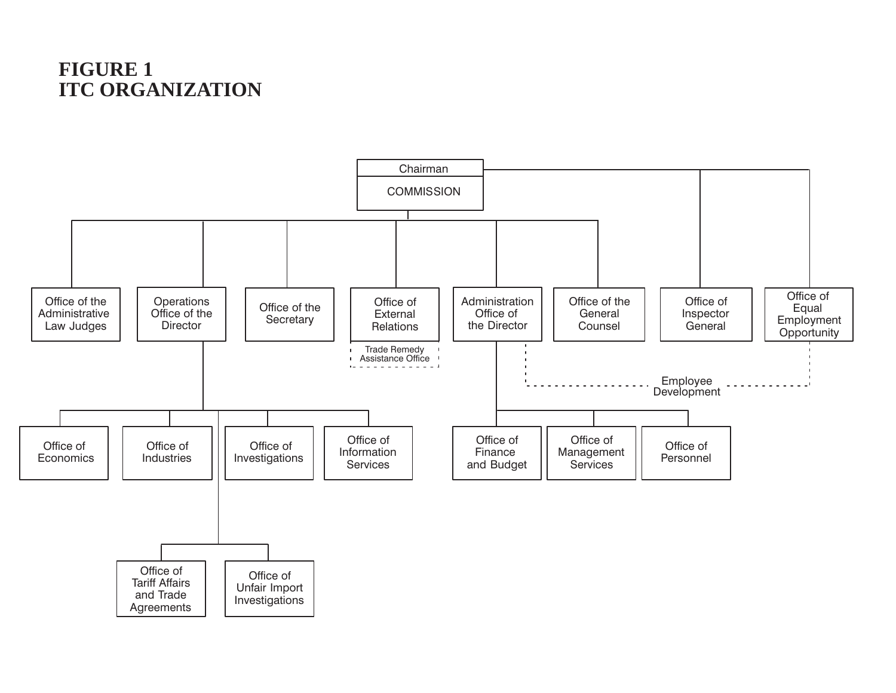# FIGURE 1
# ITC ORGANIZATION

- Chairman
- COMMISSION
  - Office of the Administrative Law Judges
  - Operations Office of the Director
    - Office of Economics
    - Office of Industries
    - Office of Investigations
    - Office of Information Services
    - Office of Tariff Affairs and Trade Agreements
    - Office of Unfair Import Investigations
  - Office of the Secretary
  - Office of External Relations
    - Trade Remedy Assistance Office
  - Administration Office of the Director
    - Office of Finance and Budget
    - Office of Management Services
    - Office of Personnel
  - Office of the General Counsel
  - Office of Inspector General
  - Office of Equal Employment Opportunity

Employee Development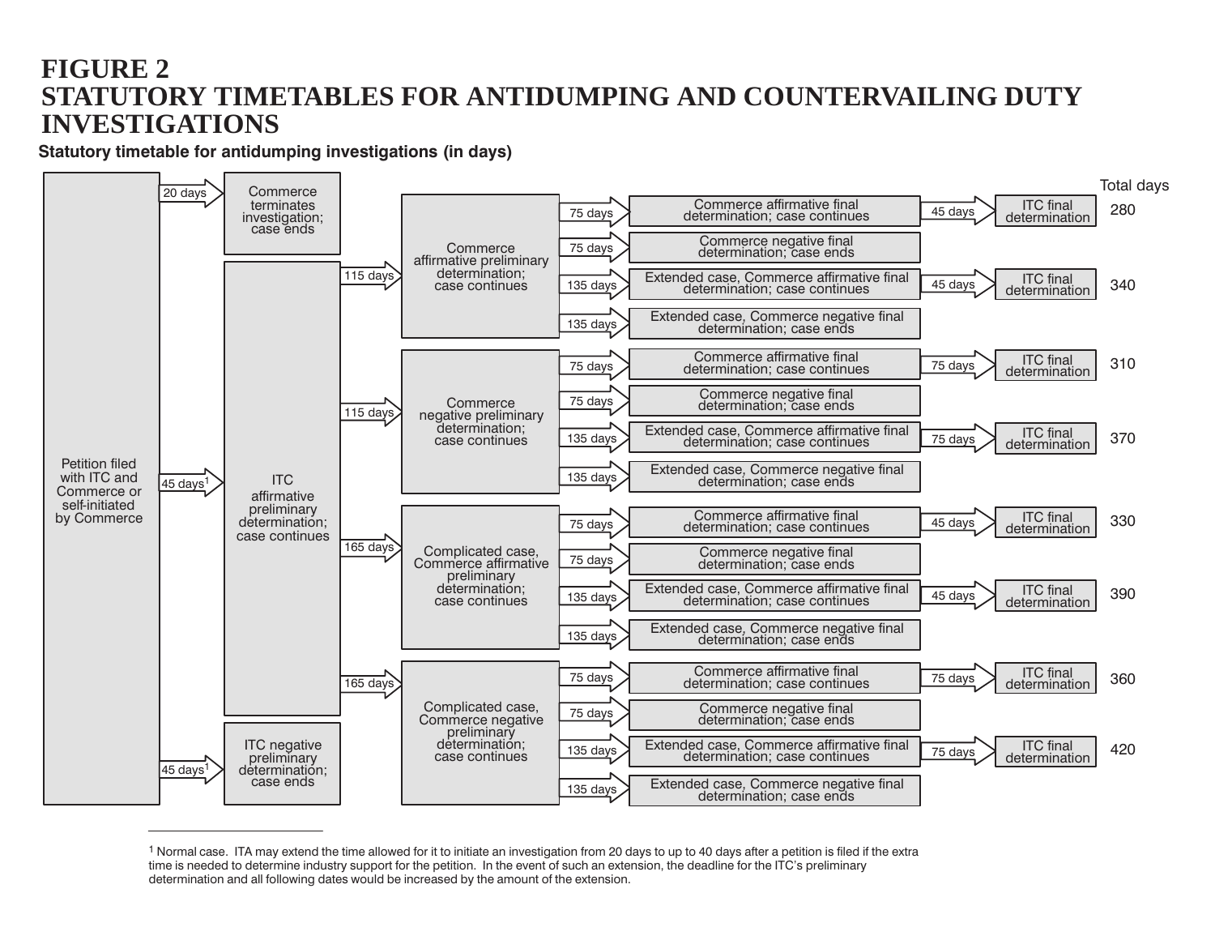# FIGURE 2
# STATUTORY TIMETABLES FOR ANTIDUMPING AND COUNTERVAILING DUTY INVESTIGATIONS

**Statutory timetable for antidumping investigations (in days)**

Petition filed with ITC and Commerce or self-initiated by Commerce

- 20 days → Commerce terminates investigation; case ends
- 45 days[1] → ITC negative preliminary determination; case ends
- 45 days[1] → ITC affirmative preliminary determination; case continues
  - 115 days → Commerce affirmative preliminary determination; case continues
    - 75 days → Commerce affirmative final determination; case continues → 45 days → ITC final determination (Total days: 280)
    - 75 days → Commerce negative final determination; case ends
    - 135 days → Extended case, Commerce affirmative final determination; case continues → 45 days → ITC final determination (Total days: 340)
    - 135 days → Extended case, Commerce negative final determination; case ends
  - 115 days → Commerce negative preliminary determination; case continues
    - 75 days → Commerce affirmative final determination; case continues → 75 days → ITC final determination (Total days: 310)
    - 75 days → Commerce negative final determination; case ends
    - 135 days → Extended case, Commerce affirmative final determination; case continues → 75 days → ITC final determination (Total days: 370)
    - 135 days → Extended case, Commerce negative final determination; case ends
  - 165 days → Complicated case, Commerce affirmative preliminary determination; case continues
    - 75 days → Commerce affirmative final determination; case continues → 45 days → ITC final determination (Total days: 330)
    - 75 days → Commerce negative final determination; case ends
    - 135 days → Extended case, Commerce affirmative final determination; case continues → 45 days → ITC final determination (Total days: 390)
    - 135 days → Extended case, Commerce negative final determination; case ends
  - 165 days → Complicated case, Commerce negative preliminary determination; case continues
    - 75 days → Commerce affirmative final determination; case continues → 75 days → ITC final determination (Total days: 360)
    - 75 days → Commerce negative final determination; case ends
    - 135 days → Extended case, Commerce affirmative final determination; case continues → 75 days → ITC final determination (Total days: 420)
    - 135 days → Extended case, Commerce negative final determination; case ends

---

[1] Normal case. ITA may extend the time allowed for it to initiate an investigation from 20 days to up to 40 days after a petition is filed if the extra time is needed to determine industry support for the petition. In the event of such an extension, the deadline for the ITC's preliminary determination and all following dates would be increased by the amount of the extension.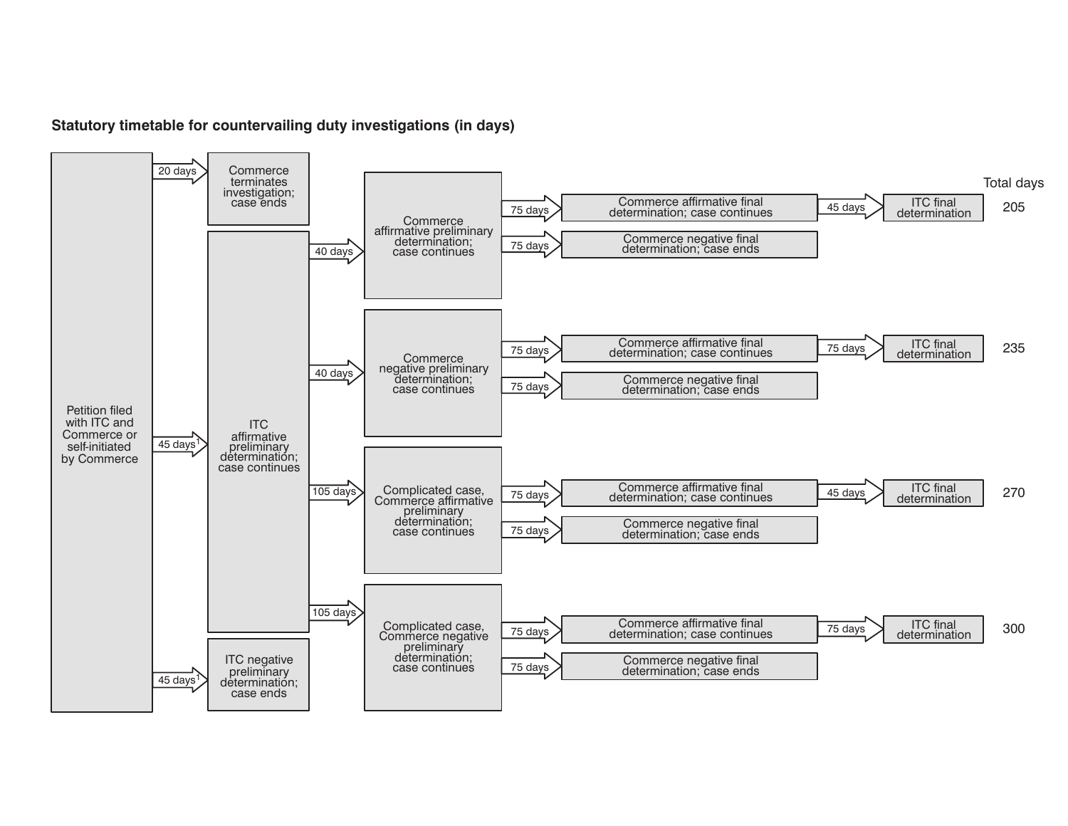**Statistical timetable for countervailing duty investigations (in days)**

- Petition filed with ITC and Commerce or self-initiated by Commerce
  - 20 days → Commerce terminates investigation; case ends
  - 45 days[1] → ITC negative preliminary determination; case ends
  - 45 days[1] → ITC affirmative preliminary determination; case continues
    - 40 days → Commerce affirmative preliminary determination; case continues
      - 75 days → Commerce affirmative final determination; case continues → 45 days → ITC final determination (Total days: 205)
      - 75 days → Commerce negative final determination; case ends
    - 40 days → Commerce negative preliminary determination; case continues
      - 75 days → Commerce affirmative final determination; case continues → 75 days → ITC final determination (Total days: 235)
      - 75 days → Commerce negative final determination; case ends
    - 105 days → Complicated case, Commerce affirmative preliminary determination; case continues
      - 75 days → Commerce affirmative final determination; case continues → 45 days → ITC final determination (Total days: 270)
      - 75 days → Commerce negative final determination; case ends
    - 105 days → Complicated case, Commerce negative preliminary determination; case continues
      - 75 days → Commerce affirmative final determination; case continues → 75 days → ITC final determination (Total days: 300)
      - 75 days → Commerce negative final determination; case ends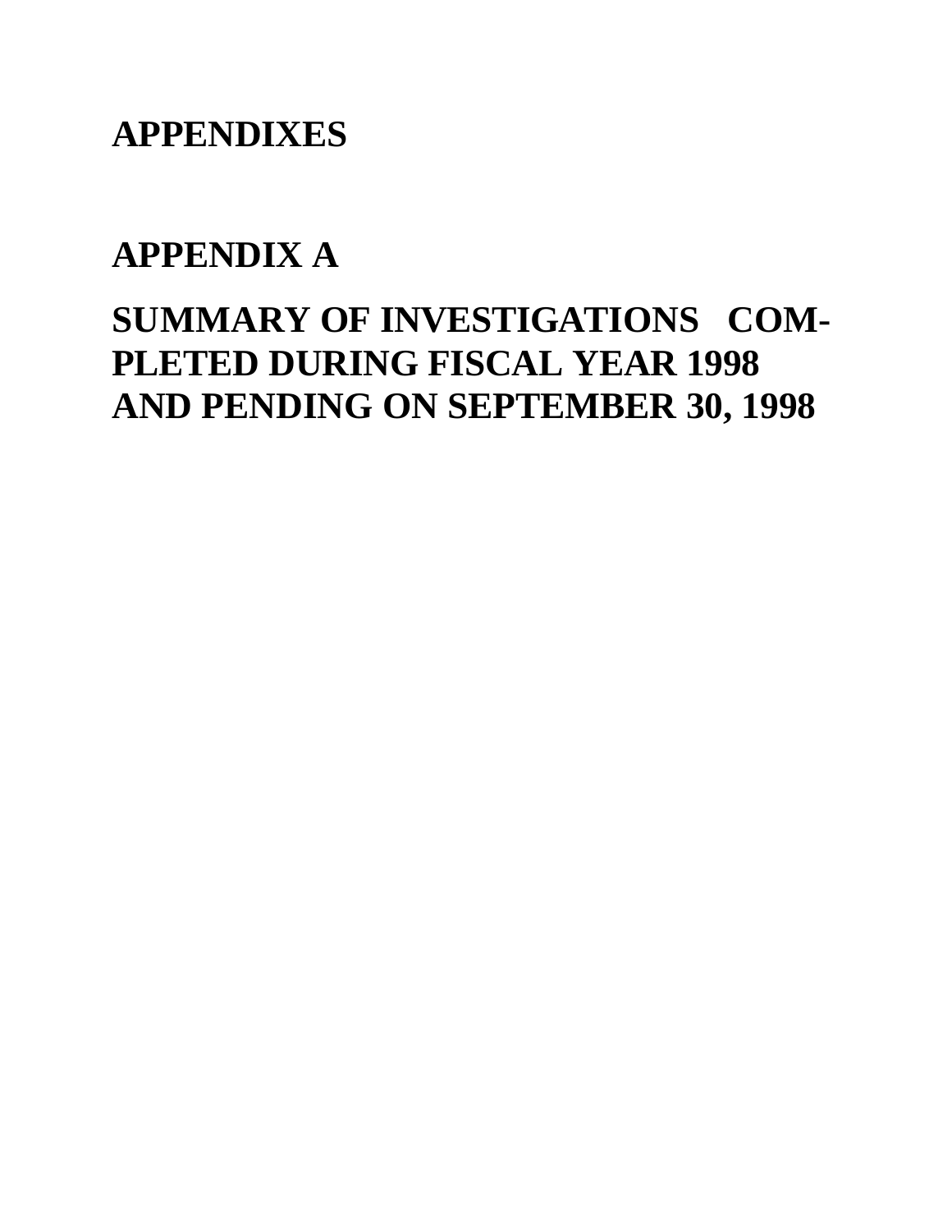# APPENDIXES

## APPENDIX A

## SUMMARY OF INVESTIGATIONS COMPLETED DURING FISCAL YEAR 1998 AND PENDING ON SEPTEMBER 30, 1998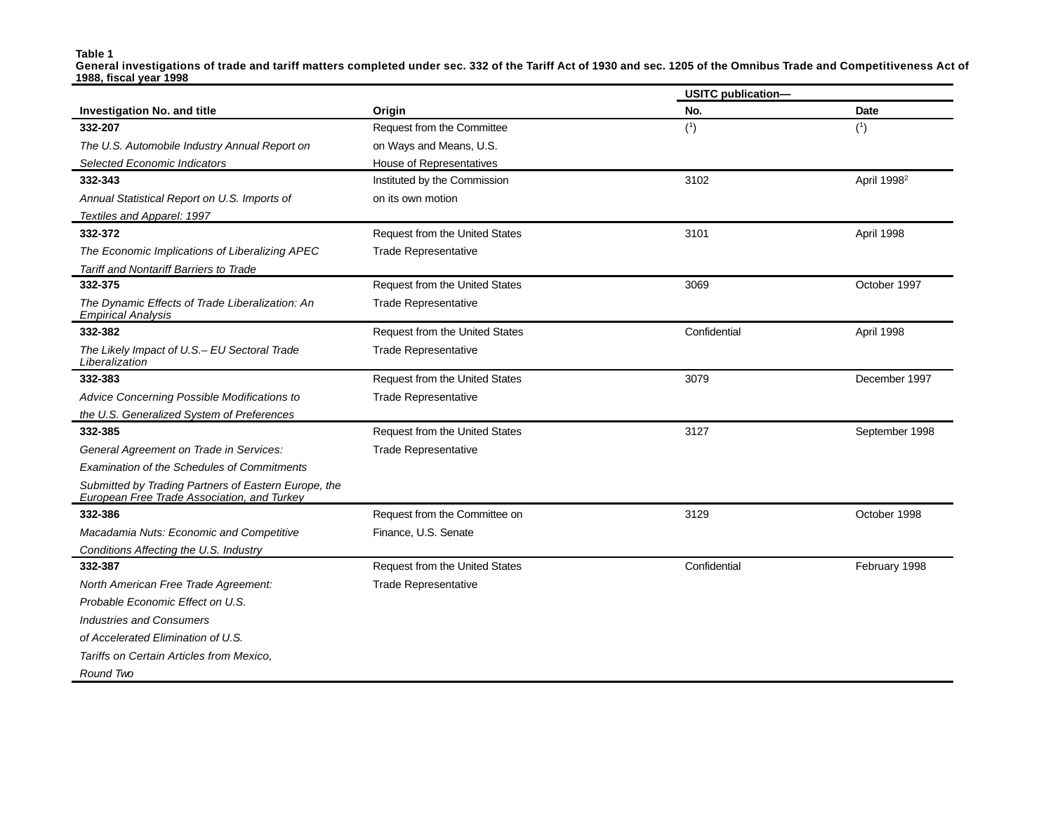**Table 1**
**General investigations of trade and tariff matters completed under sec. 332 of the Tariff Act of 1930 and sec. 1205 of the Omnibus Trade and Competitiveness Act of 1988, fiscal year 1998**

| Investigation No. and title | Origin | USITC publication— No. | USITC publication— Date |
|---|---|---|---|
| **332-207** *The U.S. Automobile Industry Annual Report on Selected Economic Indicators* | Request from the Committee on Ways and Means, U.S. House of Representatives | ([1]) | ([1]) |
| **332-343** *Annual Statistical Report on U.S. Imports of Textiles and Apparel: 1997* | Instituted by the Commission on its own motion | 3102 | April 1998[2] |
| **332-372** *The Economic Implications of Liberalizing APEC Tariff and Nontariff Barriers to Trade* | Request from the United States Trade Representative | 3101 | April 1998 |
| **332-375** *The Dynamic Effects of Trade Liberalization: An Empirical Analysis* | Request from the United States Trade Representative | 3069 | October 1997 |
| **332-382** *The Likely Impact of U.S.– EU Sectoral Trade Liberalization* | Request from the United States Trade Representative | Confidential | April 1998 |
| **332-383** *Advice Concerning Possible Modifications to the U.S. Generalized System of Preferences* | Request from the United States Trade Representative | 3079 | December 1997 |
| **332-385** *General Agreement on Trade in Services: Examination of the Schedules of Commitments Submitted by Trading Partners of Eastern Europe, the European Free Trade Association, and Turkey* | Request from the United States Trade Representative | 3127 | September 1998 |
| **332-386** *Macadamia Nuts: Economic and Competitive Conditions Affecting the U.S. Industry* | Request from the Committee on Finance, U.S. Senate | 3129 | October 1998 |
| **332-387** *North American Free Trade Agreement: Probable Economic Effect on U.S. Industries and Consumers of Accelerated Elimination of U.S. Tariffs on Certain Articles from Mexico, Round Two* | Request from the United States Trade Representative | Confidential | February 1998 |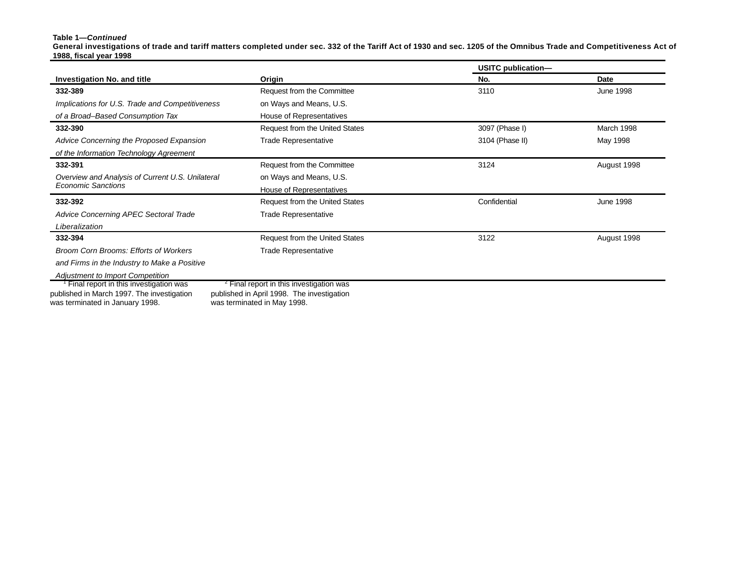**Table 1—*Continued***
**General investigations of trade and tariff matters completed under sec. 332 of the Tariff Act of 1930 and sec. 1205 of the Omnibus Trade and Competitiveness Act of 1988, fiscal year 1998**

| Investigation No. and title | Origin | USITC publication— | |
|---|---|---|---|
| | | No. | Date |
| **332-389** *Implications for U.S. Trade and Competitiveness of a Broad–Based Consumption Tax* | Request from the Committee on Ways and Means, U.S. House of Representatives | 3110 | June 1998 |
| **332-390** *Advice Concerning the Proposed Expansion of the Information Technology Agreement* | Request from the United States Trade Representative | 3097 (Phase I) 3104 (Phase II) | March 1998 May 1998 |
| **332-391** *Overview and Analysis of Current U.S. Unilateral Economic Sanctions* | Request from the Committee on Ways and Means, U.S. House of Representatives | 3124 | August 1998 |
| **332-392** *Advice Concerning APEC Sectoral Trade Liberalization* | Request from the United States Trade Representative | Confidential | June 1998 |
| **332-394** *Broom Corn Brooms: Efforts of Workers and Firms in the Industry to Make a Positive Adjustment to Import Competition* | Request from the United States Trade Representative | 3122 | August 1998 |

[1] Final report in this investigation was published in March 1997. The investigation was terminated in January 1998.

[2] Final report in this investigation was published in April 1998. The investigation was terminated in May 1998.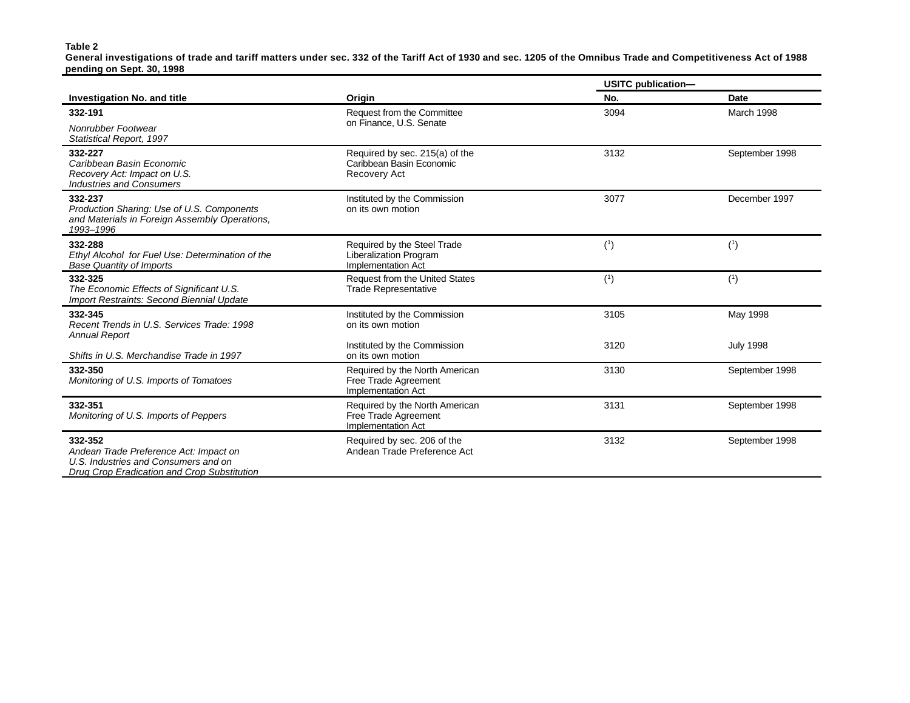**Table 2**
**General investigations of trade and tariff matters under sec. 332 of the Tariff Act of 1930 and sec. 1205 of the Omnibus Trade and Competitiveness Act of 1988 pending on Sept. 30, 1998**

| Investigation No. and title | Origin | USITC publication— | |
|---|---|---|---|
| | | No. | Date |
| **332-191** *Nonrubber Footwear Statistical Report, 1997* | Request from the Committee on Finance, U.S. Senate | 3094 | March 1998 |
| **332-227** *Caribbean Basin Economic Recovery Act: Impact on U.S. Industries and Consumers* | Required by sec. 215(a) of the Caribbean Basin Economic Recovery Act | 3132 | September 1998 |
| **332-237** *Production Sharing: Use of U.S. Components and Materials in Foreign Assembly Operations, 1993–1996* | Instituted by the Commission on its own motion | 3077 | December 1997 |
| **332-288** *Ethyl Alcohol for Fuel Use: Determination of the Base Quantity of Imports* | Required by the Steel Trade Liberalization Program Implementation Act | ([1]) | ([1]) |
| **332-325** *The Economic Effects of Significant U.S. Import Restraints: Second Biennial Update* | Request from the United States Trade Representative | ([1]) | ([1]) |
| **332-345** *Recent Trends in U.S. Services Trade: 1998 Annual Report* | Instituted by the Commission on its own motion | 3105 | May 1998 |
| *Shifts in U.S. Merchandise Trade in 1997* | Instituted by the Commission on its own motion | 3120 | July 1998 |
| **332-350** *Monitoring of U.S. Imports of Tomatoes* | Required by the North American Free Trade Agreement Implementation Act | 3130 | September 1998 |
| **332-351** *Monitoring of U.S. Imports of Peppers* | Required by the North American Free Trade Agreement Implementation Act | 3131 | September 1998 |
| **332-352** *Andean Trade Preference Act: Impact on U.S. Industries and Consumers and on Drug Crop Eradication and Crop Substitution* | Required by sec. 206 of the Andean Trade Preference Act | 3132 | September 1998 |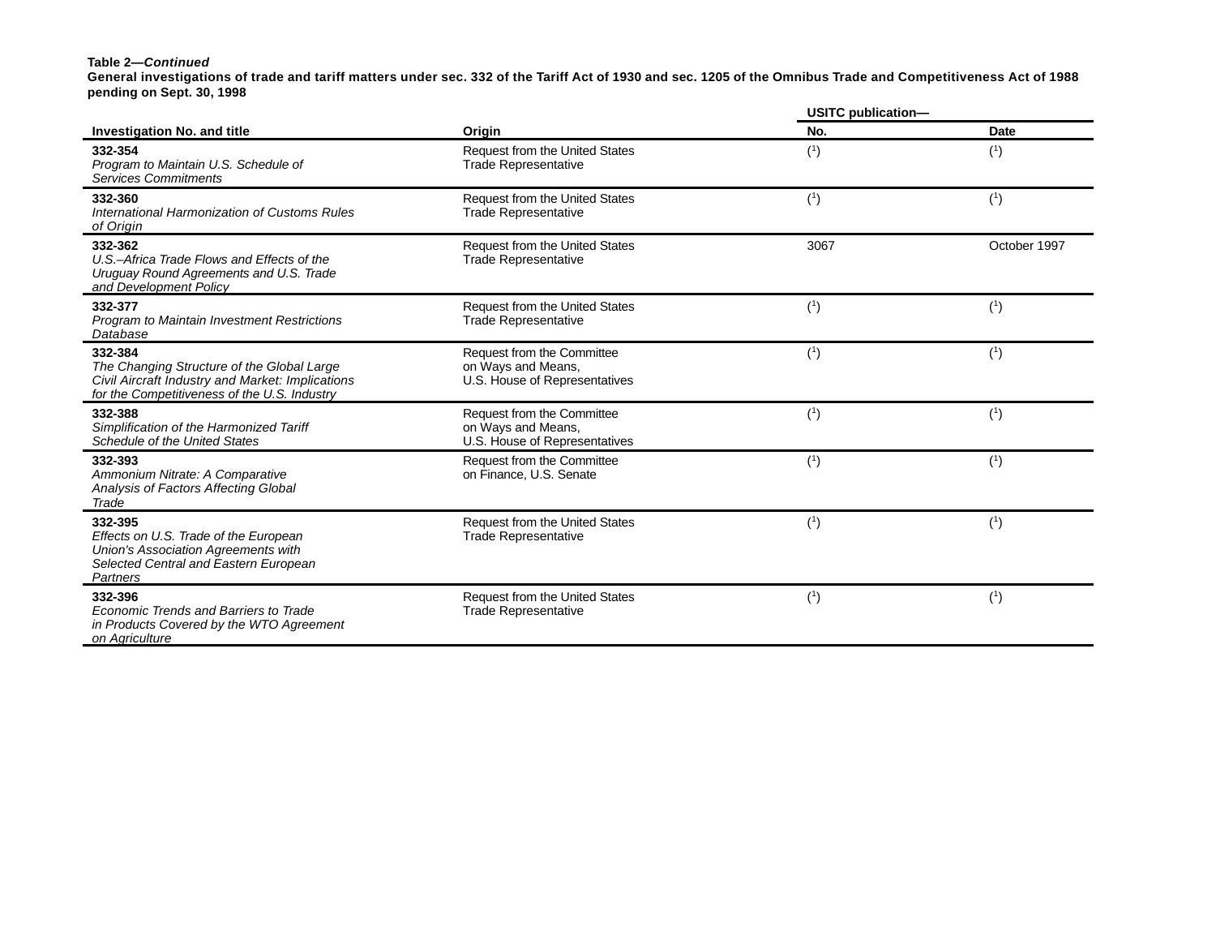**Table 2—*Continued***
**General investigations of trade and tariff matters under sec. 332 of the Tariff Act of 1930 and sec. 1205 of the Omnibus Trade and Competitiveness Act of 1988 pending on Sept. 30, 1998**

| Investigation No. and title | Origin | USITC publication— | |
|---|---|---|---|
| | | No. | Date |
| **332-354** *Program to Maintain U.S. Schedule of Services Commitments* | Request from the United States Trade Representative | ([1]) | ([1]) |
| **332-360** *International Harmonization of Customs Rules of Origin* | Request from the United States Trade Representative | ([1]) | ([1]) |
| **332-362** *U.S.–Africa Trade Flows and Effects of the Uruguay Round Agreements and U.S. Trade and Development Policy* | Request from the United States Trade Representative | 3067 | October 1997 |
| **332-377** *Program to Maintain Investment Restrictions Database* | Request from the United States Trade Representative | ([1]) | ([1]) |
| **332-384** *The Changing Structure of the Global Large Civil Aircraft Industry and Market: Implications for the Competitiveness of the U.S. Industry* | Request from the Committee on Ways and Means, U.S. House of Representatives | ([1]) | ([1]) |
| **332-388** *Simplification of the Harmonized Tariff Schedule of the United States* | Request from the Committee on Ways and Means, U.S. House of Representatives | ([1]) | ([1]) |
| **332-393** *Ammonium Nitrate: A Comparative Analysis of Factors Affecting Global Trade* | Request from the Committee on Finance, U.S. Senate | ([1]) | ([1]) |
| **332-395** *Effects on U.S. Trade of the European Union's Association Agreements with Selected Central and Eastern European Partners* | Request from the United States Trade Representative | ([1]) | ([1]) |
| **332-396** *Economic Trends and Barriers to Trade in Products Covered by the WTO Agreement on Agriculture* | Request from the United States Trade Representative | ([1]) | ([1]) |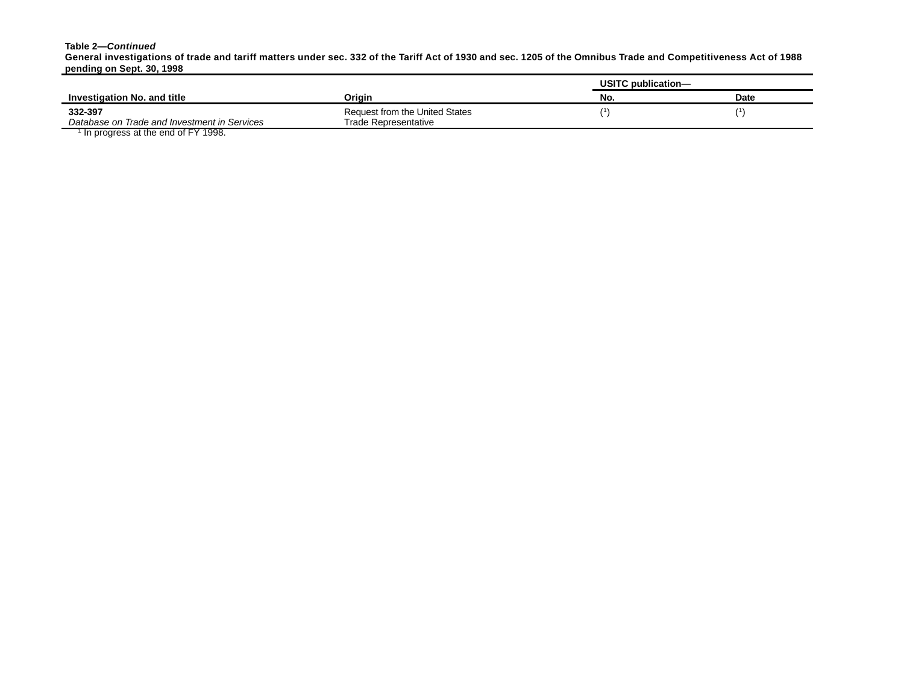**Table 2—*Continued***
**General investigations of trade and tariff matters under sec. 332 of the Tariff Act of 1930 and sec. 1205 of the Omnibus Trade and Competitiveness Act of 1988 pending on Sept. 30, 1998**

| Investigation No. and title | Origin | USITC publication— | |
|---|---|---|---|
| | | No. | Date |
| **332-397** *Database on Trade and Investment in Services* | Request from the United States Trade Representative | ([1]) | ([1]) |

[1] In progress at the end of FY 1998.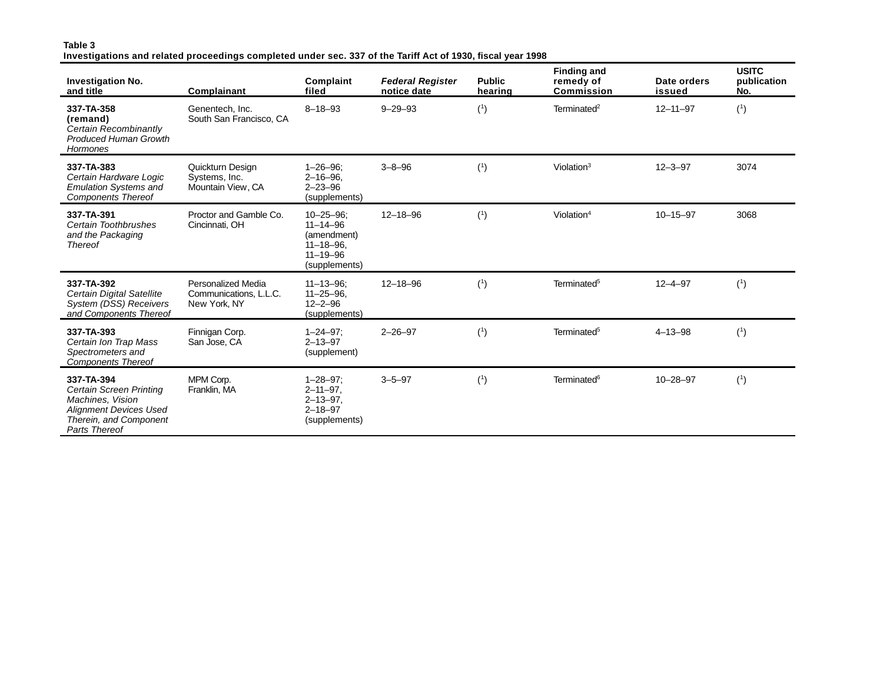**Table 3**
**Investigations and related proceedings completed under sec. 337 of the Tariff Act of 1930, fiscal year 1998**

| Investigation No. and title | Complainant | Complaint filed | *Federal Register* notice date | Public hearing | Finding and remedy of Commission | Date orders issued | USITC publication No. |
|---|---|---|---|---|---|---|---|
| **337-TA-358 (remand)** *Certain Recombinantly Produced Human Growth Hormones* | Genentech, Inc. South San Francisco, CA | 8–18–93 | 9–29–93 | ([1]) | Terminated[2] | 12–11–97 | ([1]) |
| **337-TA-383** *Certain Hardware Logic Emulation Systems and Components Thereof* | Quickturn Design Systems, Inc. Mountain View, CA | 1–26–96; 2–16–96, 2–23–96 (supplements) | 3–8–96 | ([1]) | Violation[3] | 12–3–97 | 3074 |
| **337-TA-391** *Certain Toothbrushes and the Packaging Thereof* | Proctor and Gamble Co. Cincinnati, OH | 10–25–96; 11–14–96 (amendment) 11–18–96, 11–19–96 (supplements) | 12–18–96 | ([1]) | Violation[4] | 10–15–97 | 3068 |
| **337-TA-392** *Certain Digital Satellite System (DSS) Receivers and Components Thereof* | Personalized Media Communications, L.L.C. New York, NY | 11–13–96; 11–25–96, 12–2–96 (supplements) | 12–18–96 | ([1]) | Terminated[5] | 12–4–97 | ([1]) |
| **337-TA-393** *Certain Ion Trap Mass Spectrometers and Components Thereof* | Finnigan Corp. San Jose, CA | 1–24–97; 2–13–97 (supplement) | 2–26–97 | ([1]) | Terminated[5] | 4–13–98 | ([1]) |
| **337-TA-394** *Certain Screen Printing Machines, Vision Alignment Devices Used Therein, and Component Parts Thereof* | MPM Corp. Franklin, MA | 1–28–97; 2–11–97, 2–13–97, 2–18–97 (supplements) | 3–5–97 | ([1]) | Terminated[6] | 10–28–97 | ([1]) |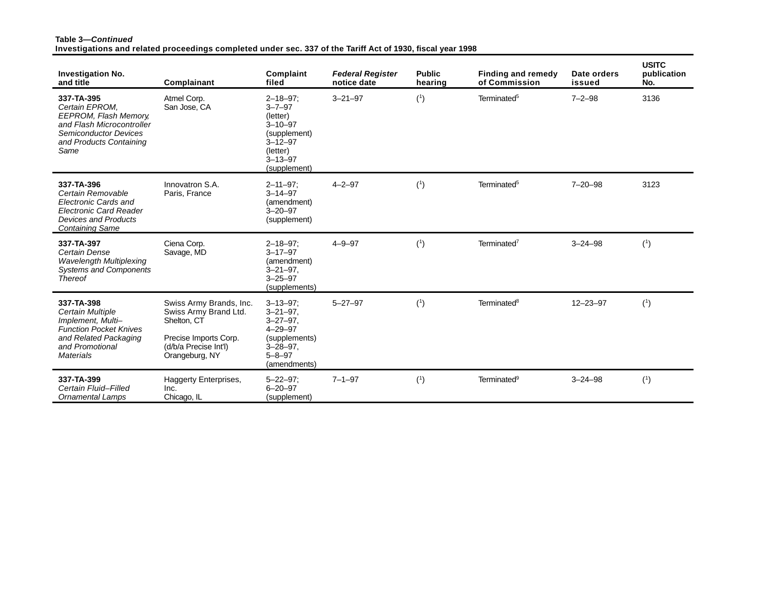**Table 3—*Continued***
**Investigations and related proceedings completed under sec. 337 of the Tariff Act of 1930, fiscal year 1998**

| Investigation No. and title | Complainant | Complaint filed | *Federal Register* notice date | Public hearing | Finding and remedy of Commission | Date orders issued | USITC publication No. |
|---|---|---|---|---|---|---|---|
| **337-TA-395** *Certain EPROM, EEPROM, Flash Memory, and Flash Microcontroller Semiconductor Devices and Products Containing Same* | Atmel Corp. San Jose, CA | 2–18–97; 3–7–97 (letter) 3–10–97 (supplement) 3–12–97 (letter) 3–13–97 (supplement) | 3–21–97 | ([1]) | Terminated[5] | 7–2–98 | 3136 |
| **337-TA-396** *Certain Removable Electronic Cards and Electronic Card Reader Devices and Products Containing Same* | Innovatron S.A. Paris, France | 2–11–97; 3–14–97 (amendment) 3–20–97 (supplement) | 4–2–97 | ([1]) | Terminated[5] | 7–20–98 | 3123 |
| **337-TA-397** *Certain Dense Wavelength Multiplexing Systems and Components Thereof* | Ciena Corp. Savage, MD | 2–18–97; 3–17–97 (amendment) 3–21–97, 3–25–97 (supplements) | 4–9–97 | ([1]) | Terminated[7] | 3–24–98 | ([1]) |
| **337-TA-398** *Certain Multiple Implement, Multi–Function Pocket Knives and Related Packaging and Promotional Materials* | Swiss Army Brands, Inc. Swiss Army Brand Ltd. Shelton, CT  Precise Imports Corp. (d/b/a Precise Int'l) Orangeburg, NY | 3–13–97; 3–21–97, 3–27–97, 4–29–97 (supplements) 3–28–97, 5–8–97 (amendments) | 5–27–97 | ([1]) | Terminated[8] | 12–23–97 | ([1]) |
| **337-TA-399** *Certain Fluid–Filled Ornamental Lamps* | Haggerty Enterprises, Inc. Chicago, IL | 5–22–97; 6–20–97 (supplement) | 7–1–97 | ([1]) | Terminated[9] | 3–24–98 | ([1]) |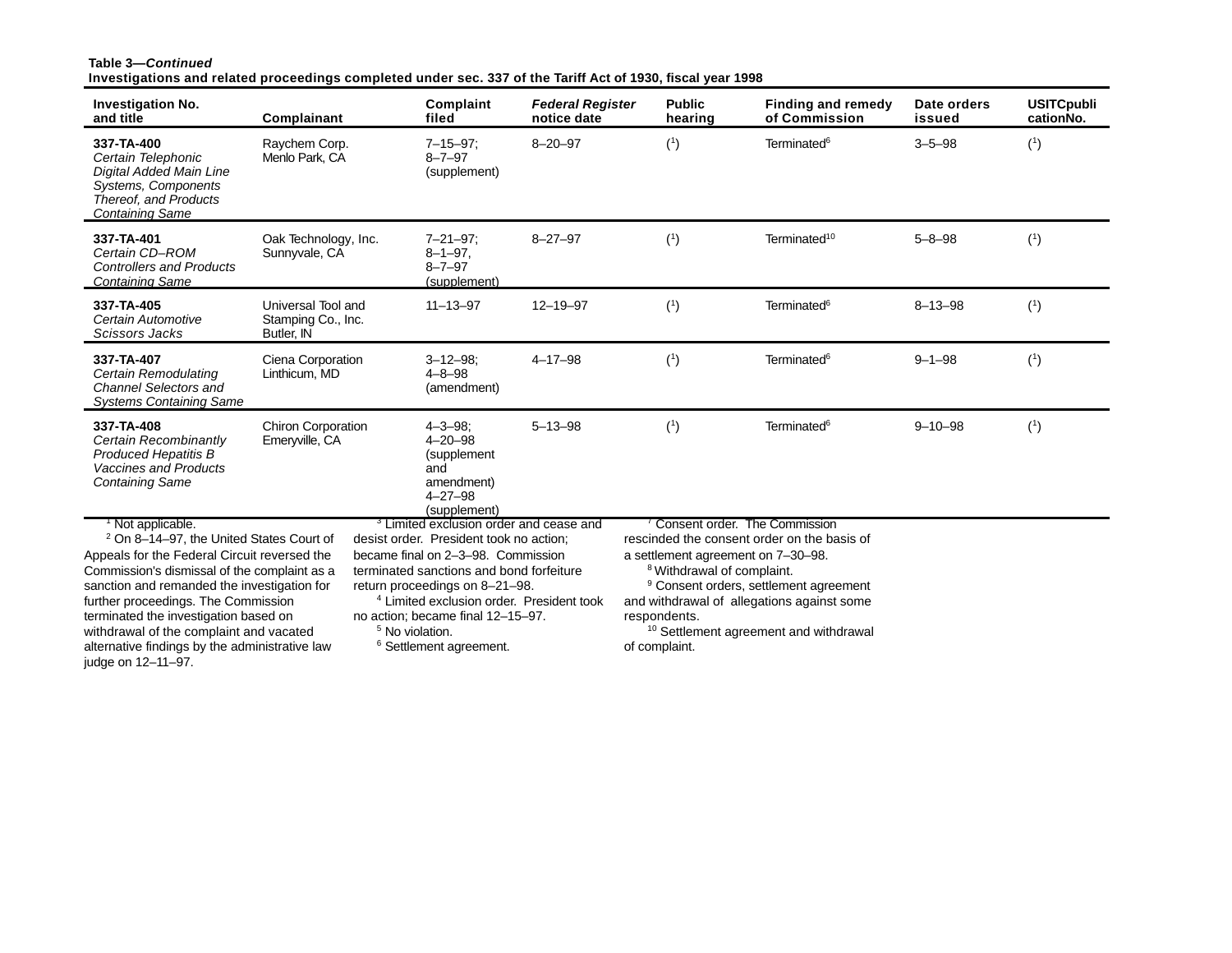**Table 3—*Continued***
**Investigations and related proceedings completed under sec. 337 of the Tariff Act of 1930, fiscal year 1998**

| Investigation No. and title | Complainant | Complaint filed | *Federal Register* notice date | Public hearing | Finding and remedy of Commission | Date orders issued | USITCpublicationNo. |
|---|---|---|---|---|---|---|---|
| **337-TA-400** *Certain Telephonic Digital Added Main Line Systems, Components Thereof, and Products Containing Same* | Raychem Corp. Menlo Park, CA | 7–15–97; 8–7–97 (supplement) | 8–20–97 | ([1]) | Terminated[6] | 3–5–98 | ([1]) |
| **337-TA-401** *Certain CD–ROM Controllers and Products Containing Same* | Oak Technology, Inc. Sunnyvale, CA | 7–21–97; 8–1–97, 8–7–97 (supplement) | 8–27–97 | ([1]) | Terminated[10] | 5–8–98 | ([1]) |
| **337-TA-405** *Certain Automotive Scissors Jacks* | Universal Tool and Stamping Co., Inc. Butler, IN | 11–13–97 | 12–19–97 | ([1]) | Terminated[6] | 8–13–98 | ([1]) |
| **337-TA-407** *Certain Remodulating Channel Selectors and Systems Containing Same* | Ciena Corporation Linthicum, MD | 3–12–98; 4–8–98 (amendment) | 4–17–98 | ([1]) | Terminated[6] | 9–1–98 | ([1]) |
| **337-TA-408** *Certain Recombinantly Produced Hepatitis B Vaccines and Products Containing Same* | Chiron Corporation Emeryville, CA | 4–3–98; 4–20–98 (supplement and amendment) 4–27–98 (supplement) | 5–13–98 | ([1]) | Terminated[6] | 9–10–98 | ([1]) |

[1] Not applicable.

[2] On 8–14–97, the United States Court of Appeals for the Federal Circuit reversed the Commission's dismissal of the complaint as a sanction and remanded the investigation for further proceedings. The Commission terminated the investigation based on withdrawal of the complaint and vacated alternative findings by the administrative law judge on 12–11–97.

[3] Limited exclusion order and cease and desist order. President took no action; became final on 2–3–98. Commission terminated sanctions and bond forfeiture return proceedings on 8–21–98.

[4] Limited exclusion order. President took no action; became final 12–15–97.

[5] No violation.

[6] Settlement agreement.

[7] Consent order. The Commission rescinded the consent order on the basis of a settlement agreement on 7–30–98.

[8] Withdrawal of complaint.

[9] Consent orders, settlement agreement and withdrawal of allegations against some respondents.

[10] Settlement agreement and withdrawal of complaint.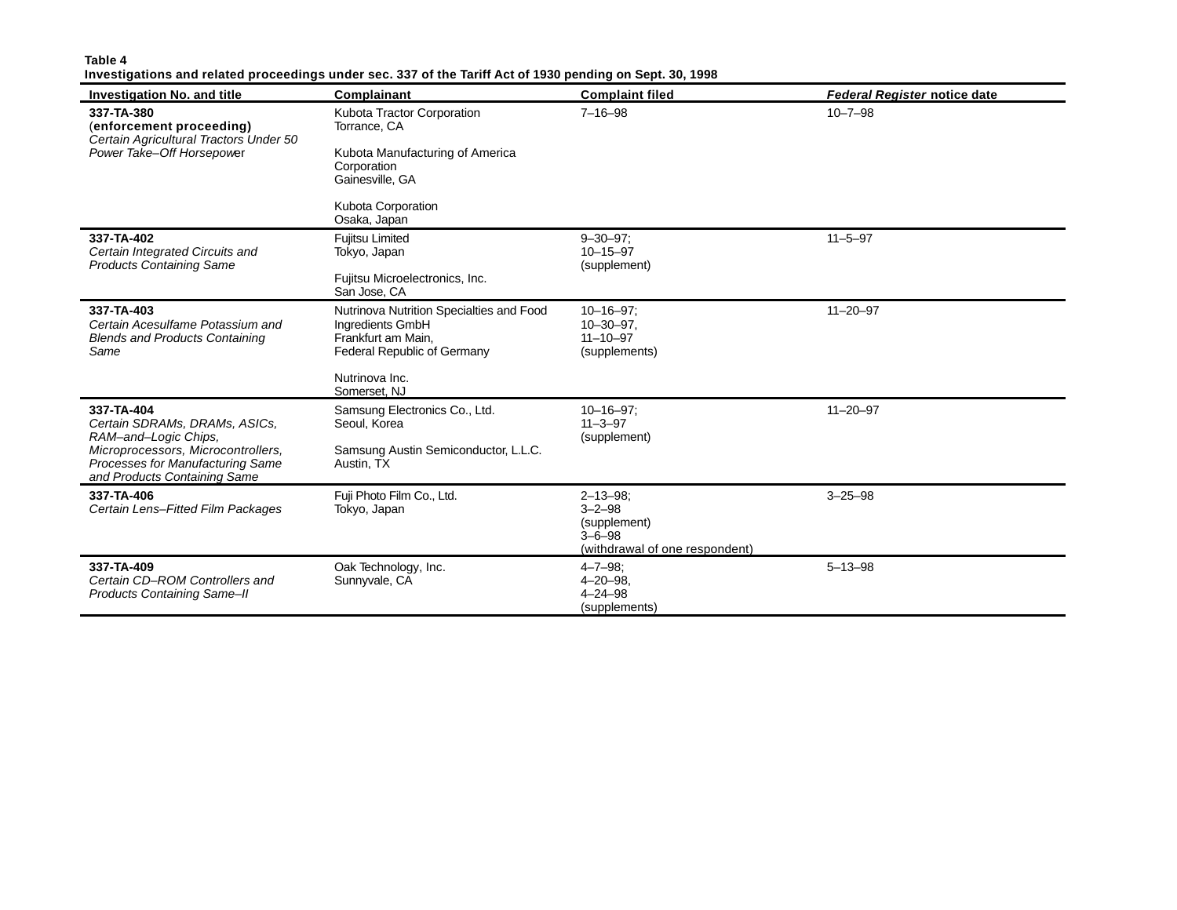**Table 4**
**Investigations and related proceedings under sec. 337 of the Tariff Act of 1930 pending on Sept. 30, 1998**

| Investigation No. and title | Complainant | Complaint filed | *Federal Register* notice date |
|---|---|---|---|
| **337-TA-380** (**enforcement proceeding**) *Certain Agricultural Tractors Under 50 Power Take–Off Horsepower* | Kubota Tractor Corporation Torrance, CA<br><br>Kubota Manufacturing of America Corporation Gainesville, GA<br><br>Kubota Corporation Osaka, Japan | 7–16–98 | 10–7–98 |
| **337-TA-402** *Certain Integrated Circuits and Products Containing Same* | Fujitsu Limited Tokyo, Japan<br><br>Fujitsu Microelectronics, Inc. San Jose, CA | 9–30–97; 10–15–97 (supplement) | 11–5–97 |
| **337-TA-403** *Certain Acesulfame Potassium and Blends and Products Containing Same* | Nutrinova Nutrition Specialties and Food Ingredients GmbH Frankfurt am Main, Federal Republic of Germany<br><br>Nutrinova Inc. Somerset, NJ | 10–16–97; 10–30–97, 11–10–97 (supplements) | 11–20–97 |
| **337-TA-404** *Certain SDRAMs, DRAMs, ASICs, RAM–and–Logic Chips, Microprocessors, Microcontrollers, Processes for Manufacturing Same and Products Containing Same* | Samsung Electronics Co., Ltd. Seoul, Korea<br><br>Samsung Austin Semiconductor, L.L.C. Austin, TX | 10–16–97; 11–3–97 (supplement) | 11–20–97 |
| **337-TA-406** *Certain Lens–Fitted Film Packages* | Fuji Photo Film Co., Ltd. Tokyo, Japan | 2–13–98; 3–2–98 (supplement) 3–6–98 (withdrawal of one respondent) | 3–25–98 |
| **337-TA-409** *Certain CD–ROM Controllers and Products Containing Same–II* | Oak Technology, Inc. Sunnyvale, CA | 4–7–98; 4–20–98, 4–24–98 (supplements) | 5–13–98 |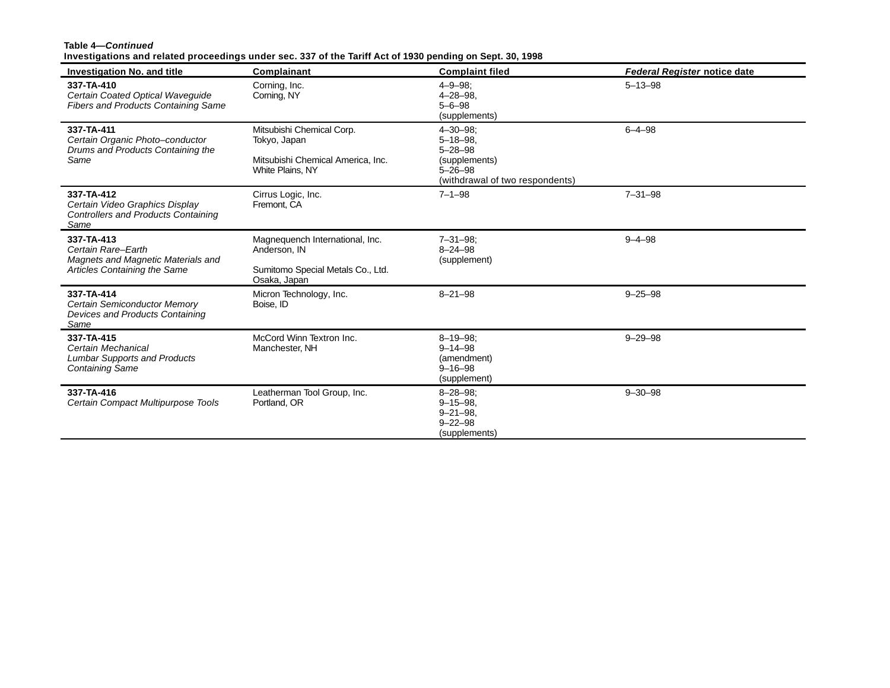**Table 4—*Continued***
**Investigations and related proceedings under sec. 337 of the Tariff Act of 1930 pending on Sept. 30, 1998**

| Investigation No. and title | Complainant | Complaint filed | *Federal Register* notice date |
|---|---|---|---|
| **337-TA-410** *Certain Coated Optical Waveguide Fibers and Products Containing Same* | Corning, Inc. Corning, NY | 4–9–98; 4–28–98, 5–6–98 (supplements) | 5–13–98 |
| **337-TA-411** *Certain Organic Photo–conductor Drums and Products Containing the Same* | Mitsubishi Chemical Corp. Tokyo, Japan<br><br>Mitsubishi Chemical America, Inc. White Plains, NY | 4–30–98; 5–18–98, 5–28–98 (supplements) 5–26–98 (withdrawal of two respondents) | 6–4–98 |
| **337-TA-412** *Certain Video Graphics Display Controllers and Products Containing Same* | Cirrus Logic, Inc. Fremont, CA | 7–1–98 | 7–31–98 |
| **337-TA-413** *Certain Rare–Earth Magnets and Magnetic Materials and Articles Containing the Same* | Magnequench International, Inc. Anderson, IN<br><br>Sumitomo Special Metals Co., Ltd. Osaka, Japan | 7–31–98; 8–24–98 (supplement) | 9–4–98 |
| **337-TA-414** *Certain Semiconductor Memory Devices and Products Containing Same* | Micron Technology, Inc. Boise, ID | 8–21–98 | 9–25–98 |
| **337-TA-415** *Certain Mechanical Lumbar Supports and Products Containing Same* | McCord Winn Textron Inc. Manchester, NH | 8–19–98; 9–14–98 (amendment) 9–16–98 (supplement) | 9–29–98 |
| **337-TA-416** *Certain Compact Multipurpose Tools* | Leatherman Tool Group, Inc. Portland, OR | 8–28–98; 9–15–98, 9–21–98, 9–22–98 (supplements) | 9–30–98 |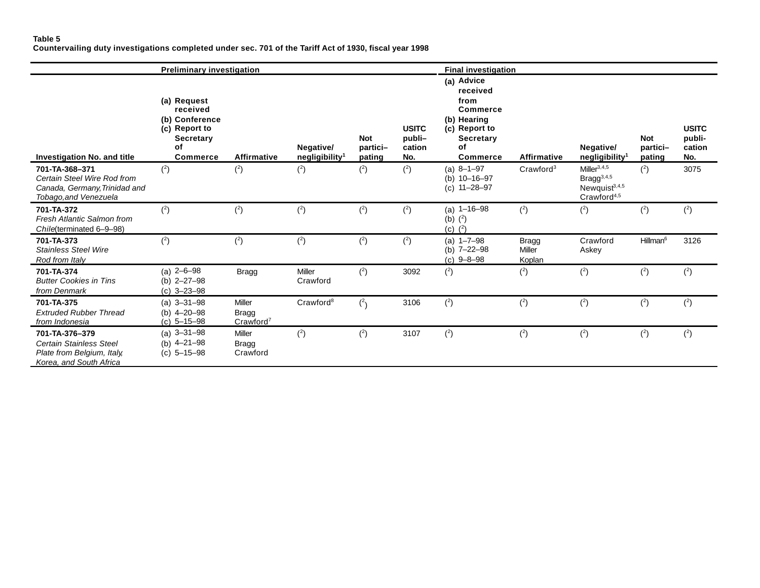**Table 5**
**Countervailing duty investigations completed under sec. 701 of the Tariff Act of 1930, fiscal year 1998**

| Investigation No. and title | Preliminary investigation: (a) Request received (b) Conference (c) Report to Secretary of Commerce | Affirmative | Negative/ negligibility[1] | Not partici– pating | USITC publi– cation No. | Final investigation: (a) Advice received from Commerce (b) Hearing (c) Report to Secretary of Commerce | Affirmative | Negative/ negligibility[1] | Not partici– pating | USITC publi- cation No. |
|---|---|---|---|---|---|---|---|---|---|---|
| **701-TA-368–371** *Certain Steel Wire Rod from Canada, Germany, Trinidad and Tobago, and Venezuela* | ([2]) | ([2]) | ([2]) | ([2]) | ([2]) | (a) 8–1–97 (b) 10–16–97 (c) 11–28–97 | Crawford[3] | Miller[3,4,5] Bragg[3,4,5] Newquist[3,4,5] Crawford[4,5] | ([2]) | 3075 |
| **701-TA-372** *Fresh Atlantic Salmon from Chile* (terminated 6–9–98) | ([2]) | ([2]) | ([2]) | ([2]) | ([2]) | (a) 1–16–98 (b) ([2]) (c) ([2]) | ([2]) | ([2]) | ([2]) | ([2]) |
| **701-TA-373** *Stainless Steel Wire Rod from Italy* | ([2]) | ([2]) | ([2]) | ([2]) | ([2]) | (a) 1–7–98 (b) 7–22–98 (c) 9–8–98 | Bragg Miller Koplan | Crawford Askey | Hillman[6] | 3126 |
| **701-TA-374** *Butter Cookies in Tins from Denmark* | (a) 2–6–98 (b) 2–27–98 (c) 3–23–98 | Bragg | Miller Crawford | ([2]) | 3092 | ([2]) | ([2]) | ([2]) | ([2]) | ([2]) |
| **701-TA-375** *Extruded Rubber Thread from Indonesia* | (a) 3–31–98 (b) 4–20–98 (c) 5–15–98 | Miller Bragg Crawford[7] | Crawford[8] | ([2]) | 3106 | ([2]) | ([2]) | ([2]) | ([2]) | ([2]) |
| **701-TA-376–379** *Certain Stainless Steel Plate from Belgium, Italy, Korea, and South Africa* | (a) 3–31–98 (b) 4–21–98 (c) 5–15–98 | Miller Bragg Crawford | ([2]) | ([2]) | 3107 | ([2]) | ([2]) | ([2]) | ([2]) | ([2]) |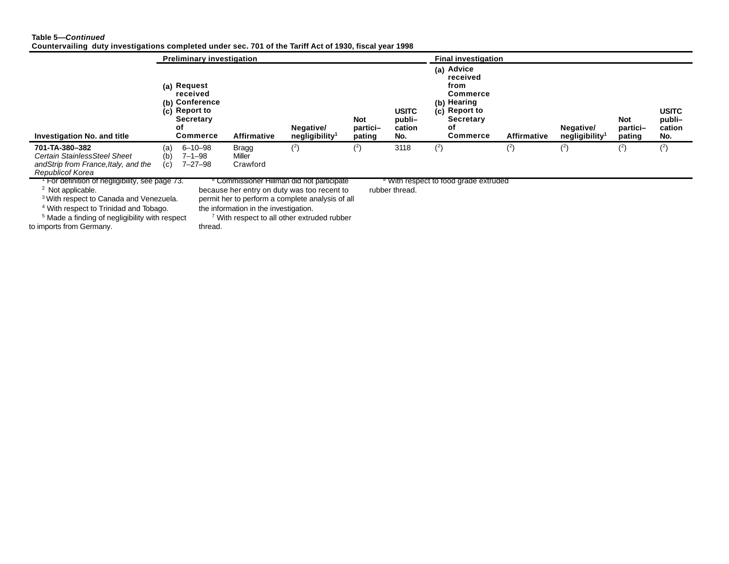**Table 5—*Continued***
**Countervailing duty investigations completed under sec. 701 of the Tariff Act of 1930, fiscal year 1998**

| Investigation No. and title | Preliminary investigation | | | | | Final investigation | | | | |
|---|---|---|---|---|---|---|---|---|---|---|
| | (a) Request received (b) Conference (c) Report to Secretary of Commerce | Affirmative | Negative/ negligibility[1] | Not partici–pating | USITC publi–cation No. | (a) Advice received from Commerce (b) Hearing (c) Report to Secretary of Commerce | Affirmative | Negative/ negligibility[1] | Not partici–pating | USITC publi–cation No. |
| **701-TA-380–382** *Certain StainlessSteel Sheet andStrip from France,Italy, and the Republicof Korea* | (a) 6–10–98 (b) 7–1–98 (c) 7–27–98 | Bragg Miller Crawford | ([2]) | ([2]) | 3118 | ([2]) | ([2]) | ([2]) | ([2]) | ([2]) |

[1] For definition of negligibility, see page 73.
[2] Not applicable.
[3] With respect to Canada and Venezuela.
[4] With respect to Trinidad and Tobago.
[5] Made a finding of negligibility with respect to imports from Germany.
[6] Commissioner Hillman did not participate because her entry on duty was too recent to permit her to perform a complete analysis of all the information in the investigation.
[7] With respect to all other extruded rubber thread.
[8] With respect to food grade extruded rubber thread.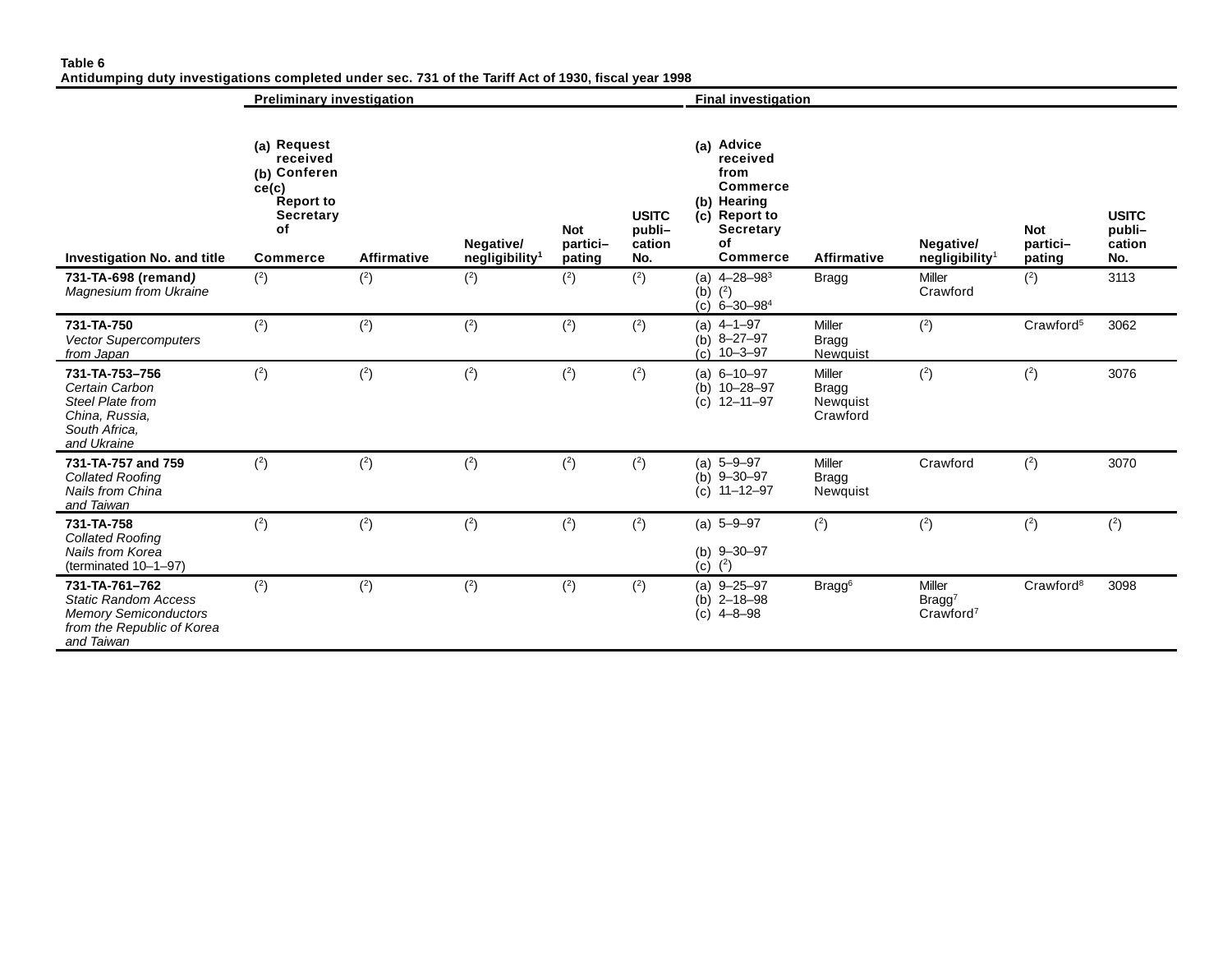**Table 6**
**Antidumping duty investigations completed under sec. 731 of the Tariff Act of 1930, fiscal year 1998**

| Investigation No. and title | Preliminary investigation | | | | | Final investigation | | | | |
|---|---|---|---|---|---|---|---|---|---|---|
| | (a) Request received (b) Conference (c) Report to Secretary of Commerce | Affirmative | Negative/ negligibility[1] | Not partici– pating | USITC publi– cation No. | (a) Advice received from Commerce (b) Hearing (c) Report to Secretary of Commerce | Affirmative | Negative/ negligibility[1] | Not partici– pating | USITC publi– cation No. |
| **731-TA-698 (remand)** *Magnesium from Ukraine* | ([2]) | ([2]) | ([2]) | ([2]) | ([2]) | (a) 4–28–98[3] (b) ([2]) (c) 6–30–98[4] | Bragg | Miller Crawford | ([2]) | 3113 |
| **731-TA-750** *Vector Supercomputers from Japan* | ([2]) | ([2]) | ([2]) | ([2]) | ([2]) | (a) 4–1–97 (b) 8–27–97 (c) 10–3–97 | Miller Bragg Newquist | ([2]) | Crawford[5] | 3062 |
| **731-TA-753–756** *Certain Carbon Steel Plate from China, Russia, South Africa, and Ukraine* | ([2]) | ([2]) | ([2]) | ([2]) | ([2]) | (a) 6–10–97 (b) 10–28–97 (c) 12–11–97 | Miller Bragg Newquist Crawford | ([2]) | ([2]) | 3076 |
| **731-TA-757 and 759** *Collated Roofing Nails from China and Taiwan* | ([2]) | ([2]) | ([2]) | ([2]) | ([2]) | (a) 5–9–97 (b) 9–30–97 (c) 11–12–97 | Miller Bragg Newquist | Crawford | ([2]) | 3070 |
| **731-TA-758** *Collated Roofing Nails from Korea* (terminated 10–1–97) | ([2]) | ([2]) | ([2]) | ([2]) | ([2]) | (a) 5–9–97 (b) 9–30–97 (c) ([2]) | ([2]) | ([2]) | ([2]) | ([2]) |
| **731-TA-761–762** *Static Random Access Memory Semiconductors from the Republic of Korea and Taiwan* | ([2]) | ([2]) | ([2]) | ([2]) | ([2]) | (a) 9–25–97 (b) 2–18–98 (c) 4–8–98 | Bragg[6] | Miller Bragg[7] Crawford[7] | Crawford[8] | 3098 |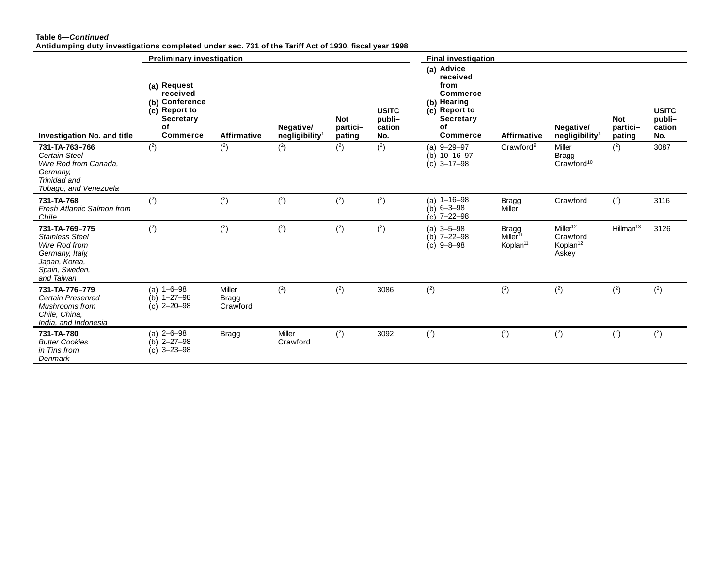**Table 6—*Continued***
**Antidumping duty investigations completed under sec. 731 of the Tariff Act of 1930, fiscal year 1998**

| Investigation No. and title | Preliminary investigation | | | | | Final investigation | | | | |
|---|---|---|---|---|---|---|---|---|---|---|
| | (a) Request received (b) Conference (c) Report to Secretary of Commerce | Affirmative | Negative/ negligibility[1] | Not partici– pating | USITC publi– cation No. | (a) Advice received from Commerce (b) Hearing (c) Report to Secretary of Commerce | Affirmative | Negative/ negligibility[1] | Not partici– pating | USITC publi– cation No. |
| **731-TA-763–766** *Certain Steel Wire Rod from Canada, Germany, Trinidad and Tobago, and Venezuela* | ([2]) | ([2]) | ([2]) | ([2]) | ([2]) | (a) 9–29–97 (b) 10–16–97 (c) 3–17–98 | Crawford[9] | Miller Bragg Crawford[10] | ([2]) | 3087 |
| **731-TA-768** *Fresh Atlantic Salmon from Chile* | ([2]) | ([2]) | ([2]) | ([2]) | ([2]) | (a) 1–16–98 (b) 6–3–98 (c) 7–22–98 | Bragg Miller | Crawford | ([2]) | 3116 |
| **731-TA-769–775** *Stainless Steel Wire Rod from Germany, Italy, Japan, Korea, Spain, Sweden, and Taiwan* | ([2]) | ([2]) | ([2]) | ([2]) | ([2]) | (a) 3–5–98 (b) 7–22–98 (c) 9–8–98 | Bragg Miller[11] Koplan[11] | Miller[12] Crawford Koplan[12] Askey | Hillman[13] | 3126 |
| **731-TA-776–779** *Certain Preserved Mushrooms from Chile, China, India, and Indonesia* | (a) 1–6–98 (b) 1–27–98 (c) 2–20–98 | Miller Bragg Crawford | ([2]) | ([2]) | 3086 | ([2]) | ([2]) | ([2]) | ([2]) | ([2]) |
| **731-TA-780** *Butter Cookies in Tins from Denmark* | (a) 2–6–98 (b) 2–27–98 (c) 3–23–98 | Bragg | Miller Crawford | ([2]) | 3092 | ([2]) | ([2]) | ([2]) | ([2]) | ([2]) |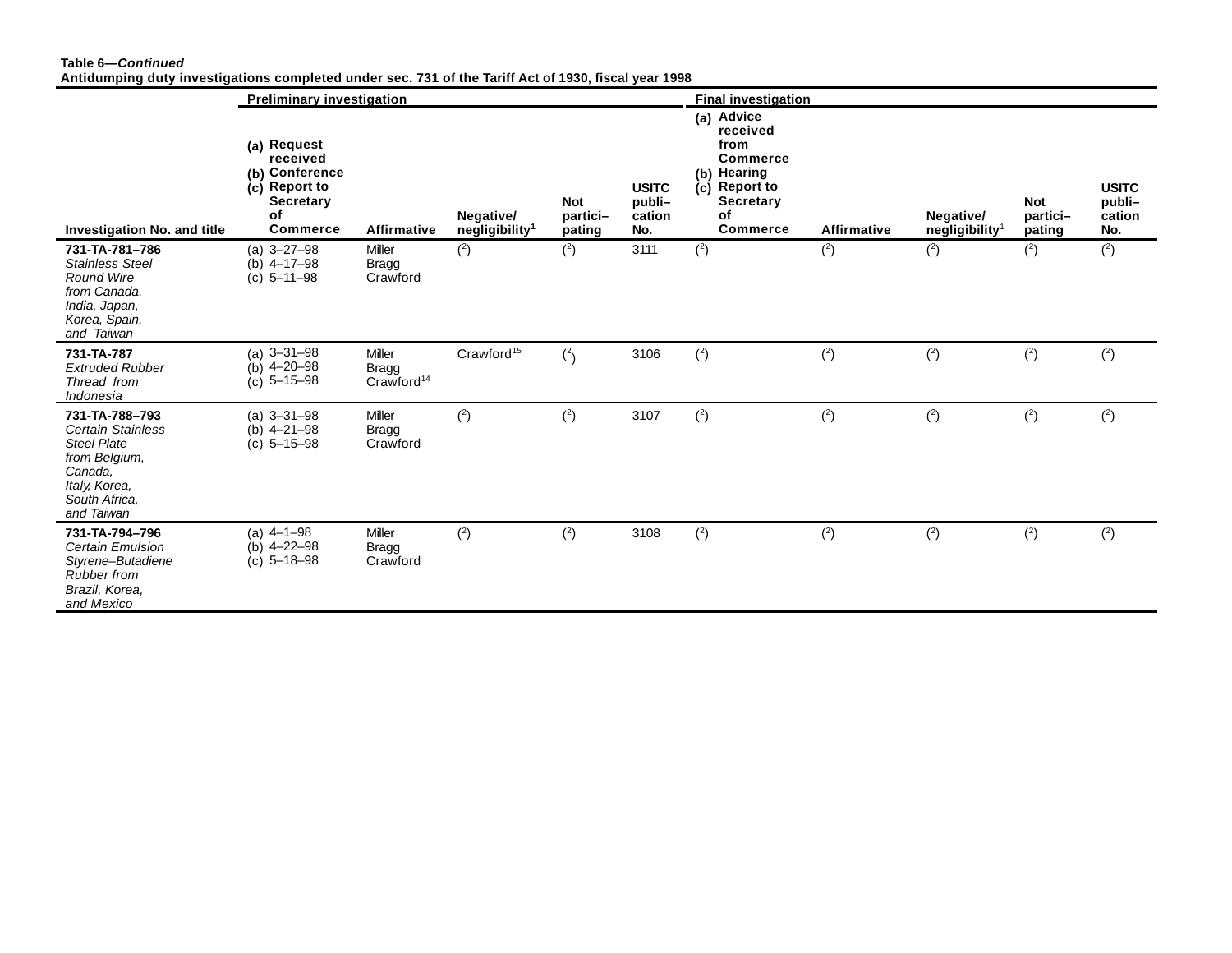**Table 6—*Continued***
**Antidumping duty investigations completed under sec. 731 of the Tariff Act of 1930, fiscal year 1998**

| Investigation No. and title | Preliminary investigation | | | | | Final investigation | | | | |
|---|---|---|---|---|---|---|---|---|---|---|
| | (a) Request received (b) Conference (c) Report to Secretary of Commerce | Affirmative | Negative/ negligibility[1] | Not partici– pating | USITC publi– cation No. | (a) Advice received from Commerce (b) Hearing (c) Report to Secretary of Commerce | Affirmative | Negative/ negligibility[1] | Not partici– pating | USITC publi– cation No. |
| **731-TA-781–786** *Stainless Steel Round Wire from Canada, India, Japan, Korea, Spain, and Taiwan* | (a) 3–27–98 (b) 4–17–98 (c) 5–11–98 | Miller Bragg Crawford | ([2]) | ([2]) | 3111 | ([2]) | ([2]) | ([2]) | ([2]) | ([2]) |
| **731-TA-787** *Extruded Rubber Thread from Indonesia* | (a) 3–31–98 (b) 4–20–98 (c) 5–15–98 | Miller Bragg Crawford[14] | Crawford[15] | ([2]) | 3106 | ([2]) | ([2]) | ([2]) | ([2]) | ([2]) |
| **731-TA-788–793** *Certain Stainless Steel Plate from Belgium, Canada, Italy, Korea, South Africa, and Taiwan* | (a) 3–31–98 (b) 4–21–98 (c) 5–15–98 | Miller Bragg Crawford | ([2]) | ([2]) | 3107 | ([2]) | ([2]) | ([2]) | ([2]) | ([2]) |
| **731-TA-794–796** *Certain Emulsion Styrene–Butadiene Rubber from Brazil, Korea, and Mexico* | (a) 4–1–98 (b) 4–22–98 (c) 5–18–98 | Miller Bragg Crawford | ([2]) | ([2]) | 3108 | ([2]) | ([2]) | ([2]) | ([2]) | ([2]) |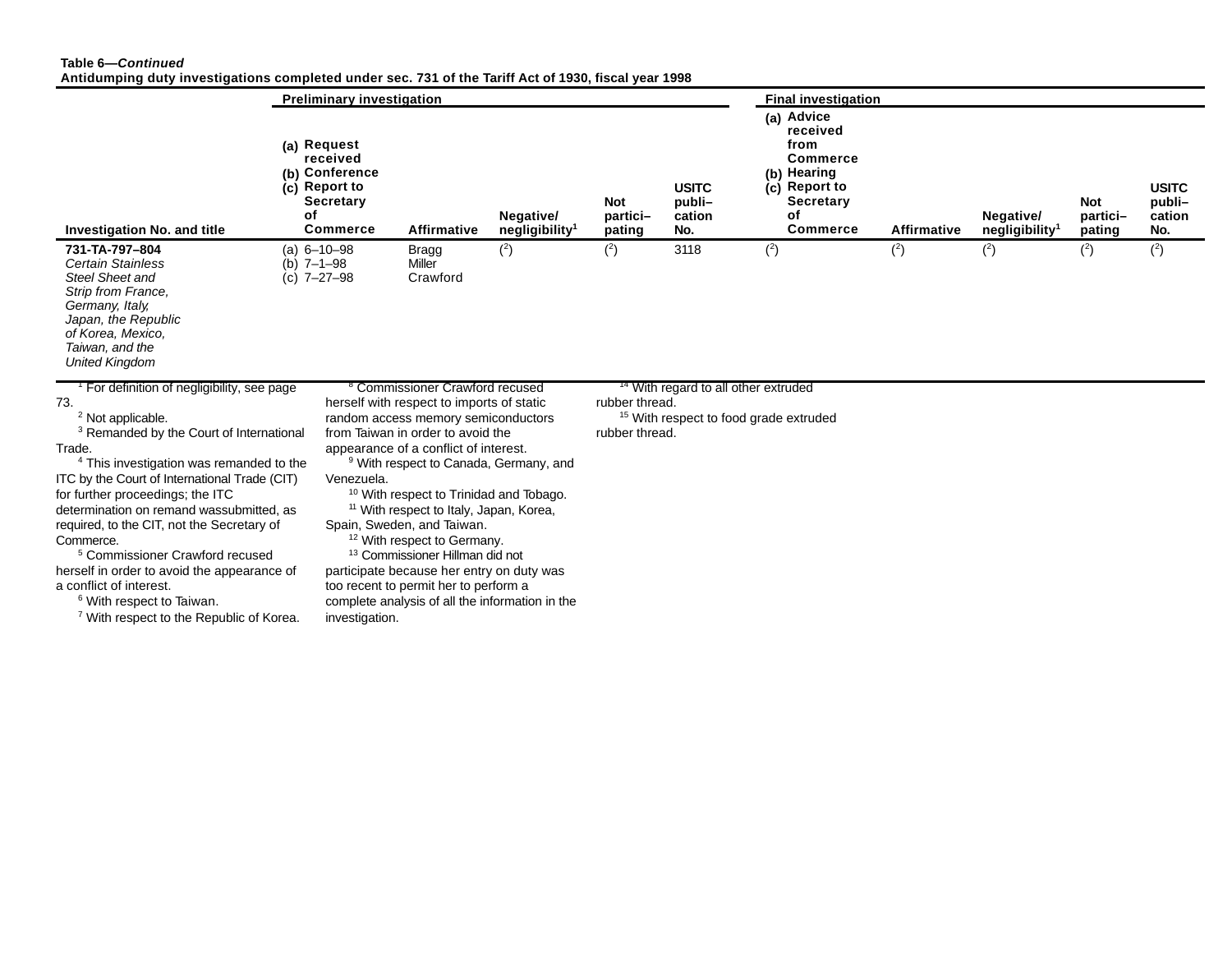**Table 6—*Continued***
**Antidumping duty investigations completed under sec. 731 of the Tariff Act of 1930, fiscal year 1998**

| | Preliminary investigation | | | | | Final investigation | | | | |
|---|---|---|---|---|---|---|---|---|---|---|
| Investigation No. and title | (a) Request received (b) Conference (c) Report to Secretary of Commerce | Affirmative | Negative/ negligibility[1] | Not partici– pating | USITC publi– cation No. | (a) Advice received from Commerce (b) Hearing (c) Report to Secretary of Commerce | Affirmative | Negative/ negligibility[1] | Not partici– pating | USITC publi– cation No. |
| **731-TA-797–804** *Certain Stainless Steel Sheet and Strip from France, Germany, Italy, Japan, the Republic of Korea, Mexico, Taiwan, and the United Kingdom* | (a) 6–10–98 (b) 7–1–98 (c) 7–27–98 | Bragg Miller Crawford | ([2]) | ([2]) | 3118 | ([2]) | ([2]) | ([2]) | ([2]) | ([2]) |

[1] For definition of negligibility, see page 73.
[2] Not applicable.
[3] Remanded by the Court of International Trade.
[4] This investigation was remanded to the ITC by the Court of International Trade (CIT) for further proceedings; the ITC determination on remand wassubmitted, as required, to the CIT, not the Secretary of Commerce.
[5] Commissioner Crawford recused herself in order to avoid the appearance of a conflict of interest.
[6] With respect to Taiwan.
[7] With respect to the Republic of Korea.
[8] Commissioner Crawford recused herself with respect to imports of static random access memory semiconductors from Taiwan in order to avoid the appearance of a conflict of interest.
[9] With respect to Canada, Germany, and Venezuela.
[10] With respect to Trinidad and Tobago.
[11] With respect to Italy, Japan, Korea, Spain, Sweden, and Taiwan.
[12] With respect to Germany.
[13] Commissioner Hillman did not participate because her entry on duty was too recent to permit her to perform a complete analysis of all the information in the investigation.
[14] With regard to all other extruded rubber thread.
[15] With respect to food grade extruded rubber thread.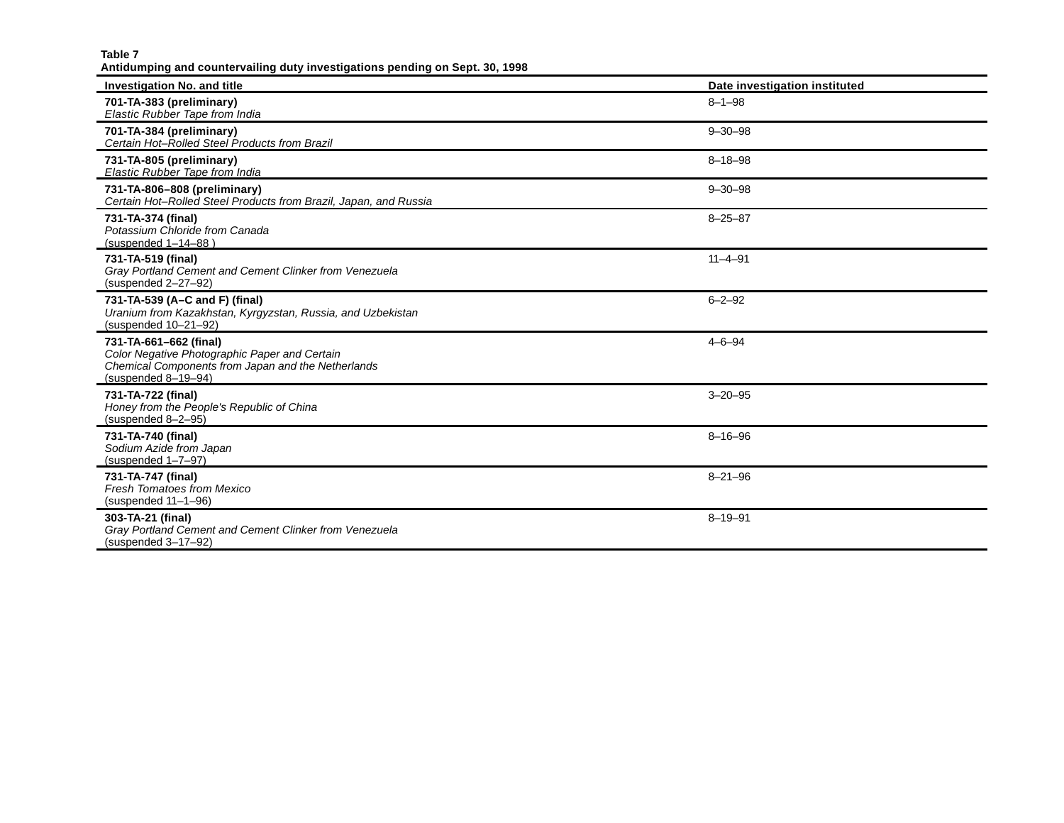**Table 7**
**Antidumping and countervailing duty investigations pending on Sept. 30, 1998**

| Investigation No. and title | Date investigation instituted |
|---|---|
| **701-TA-383 (preliminary)**<br>*Elastic Rubber Tape from India* | 8–1–98 |
| **701-TA-384 (preliminary)**<br>*Certain Hot–Rolled Steel Products from Brazil* | 9–30–98 |
| **731-TA-805 (preliminary)**<br>*Elastic Rubber Tape from India* | 8–18–98 |
| **731-TA-806–808 (preliminary)**<br>*Certain Hot–Rolled Steel Products from Brazil, Japan, and Russia* | 9–30–98 |
| **731-TA-374 (final)**<br>*Potassium Chloride from Canada*<br>(suspended 1–14–88 ) | 8–25–87 |
| **731-TA-519 (final)**<br>*Gray Portland Cement and Cement Clinker from Venezuela*<br>(suspended 2–27–92) | 11–4–91 |
| **731-TA-539 (A–C and F) (final)**<br>*Uranium from Kazakhstan, Kyrgyzstan, Russia, and Uzbekistan*<br>(suspended 10–21–92) | 6–2–92 |
| **731-TA-661–662 (final)**<br>*Color Negative Photographic Paper and Certain Chemical Components from Japan and the Netherlands*<br>(suspended 8–19–94) | 4–6–94 |
| **731-TA-722 (final)**<br>*Honey from the People's Republic of China*<br>(suspended 8–2–95) | 3–20–95 |
| **731-TA-740 (final)**<br>*Sodium Azide from Japan*<br>(suspended 1–7–97) | 8–16–96 |
| **731-TA-747 (final)**<br>*Fresh Tomatoes from Mexico*<br>(suspended 11–1–96) | 8–21–96 |
| **303-TA-21 (final)**<br>*Gray Portland Cement and Cement Clinker from Venezuela*<br>(suspended 3–17–92) | 8–19–91 |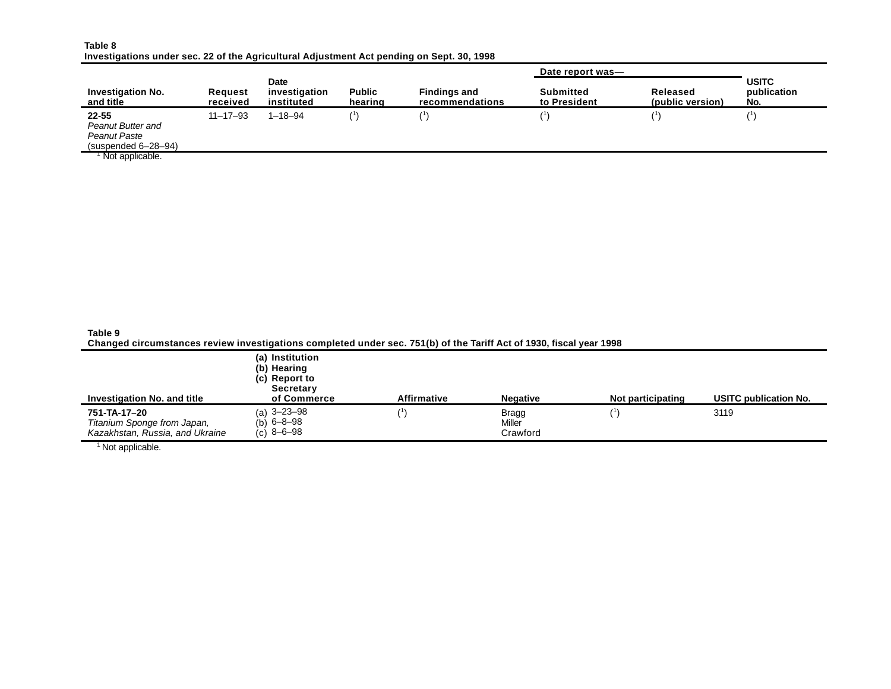**Table 8**
**Investigations under sec. 22 of the Agricultural Adjustment Act pending on Sept. 30, 1998**

| Investigation No. and title | Request received | Date investigation instituted | Public hearing | Findings and recommendations | Date report was— Submitted to President | Released (public version) | USITC publication No. |
|---|---|---|---|---|---|---|---|
| **22-55** *Peanut Butter and Peanut Paste* (suspended 6–28–94) | 11–17–93 | 1–18–94 | ([1]) | ([1]) | ([1]) | ([1]) | ([1]) |

[1] Not applicable.

**Table 9**
**Changed circumstances review investigations completed under sec. 751(b) of the Tariff Act of 1930, fiscal year 1998**

| Investigation No. and title | (a) Institution (b) Hearing (c) Report to Secretary of Commerce | Affirmative | Negative | Not participating | USITC publication No. |
|---|---|---|---|---|---|
| **751-TA-17–20** *Titanium Sponge from Japan, Kazakhstan, Russia, and Ukraine* | (a) 3–23–98 (b) 6–8–98 (c) 8–6–98 | ([1]) | Bragg Miller Crawford | ([1]) | 3119 |

[1] Not applicable.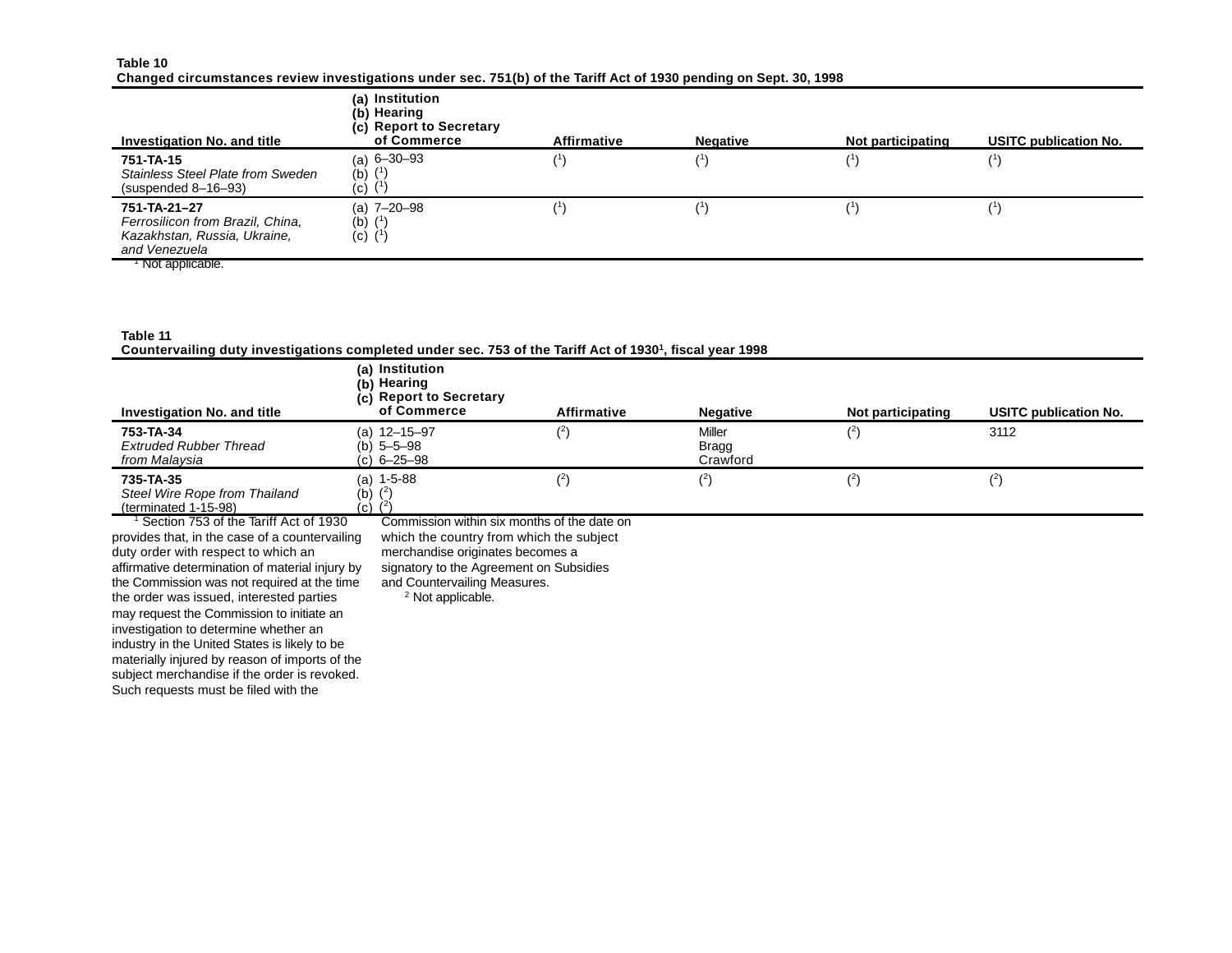**Table 10**
**Changed circumstances review investigations under sec. 751(b) of the Tariff Act of 1930 pending on Sept. 30, 1998**

| Investigation No. and title | (a) Institution (b) Hearing (c) Report to Secretary of Commerce | Affirmative | Negative | Not participating | USITC publication No. |
|---|---|---|---|---|---|
| **751-TA-15** *Stainless Steel Plate from Sweden* (suspended 8–16–93) | (a) 6–30–93 (b) ([1]) (c) ([1]) | ([1]) | ([1]) | ([1]) | ([1]) |
| **751-TA-21–27** *Ferrosilicon from Brazil, China, Kazakhstan, Russia, Ukraine, and Venezuela* | (a) 7–20–98 (b) ([1]) (c) ([1]) | ([1]) | ([1]) | ([1]) | ([1]) |

[1] Not applicable.

**Table 11**
**Countervailing duty investigations completed under sec. 753 of the Tariff Act of 1930[1], fiscal year 1998**

| Investigation No. and title | (a) Institution (b) Hearing (c) Report to Secretary of Commerce | Affirmative | Negative | Not participating | USITC publication No. |
|---|---|---|---|---|---|
| **753-TA-34** *Extruded Rubber Thread from Malaysia* | (a) 12–15–97 (b) 5–5–98 (c) 6–25–98 | ([2]) | Miller Bragg Crawford | ([2]) | 3112 |
| **735-TA-35** *Steel Wire Rope from Thailand* (terminated 1-15-98) | (a) 1-5-88 (b) ([2]) (c) ([2]) | ([2]) | ([2]) | ([2]) | ([2]) |

[1] Section 753 of the Tariff Act of 1930 provides that, in the case of a countervailing duty order with respect to which an affirmative determination of material injury by the Commission was not required at the time the order was issued, interested parties may request the Commission to initiate an investigation to determine whether an industry in the United States is likely to be materially injured by reason of imports of the subject merchandise if the order is revoked. Such requests must be filed with the Commission within six months of the date on which the country from which the subject merchandise originates becomes a signatory to the Agreement on Subsidies and Countervailing Measures.

[2] Not applicable.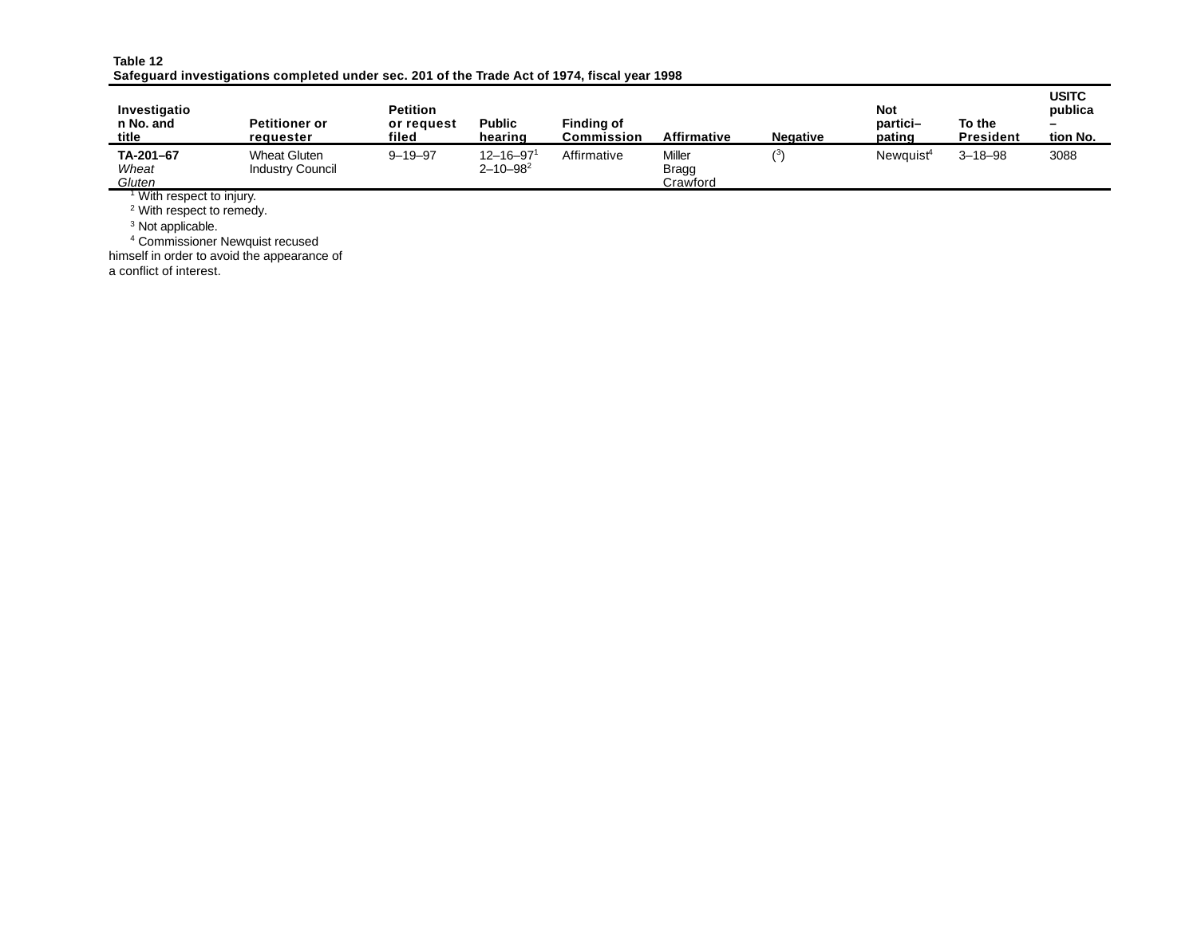**Table 12**
**Safeguard investigations completed under sec. 201 of the Trade Act of 1974, fiscal year 1998**

| Investigation No. and title | Petitioner or requester | Petition or request filed | Public hearing | Finding of Commission | Affirmative | Negative | Not partici–pating | To the President | USITC publica–tion No. |
|---|---|---|---|---|---|---|---|---|---|
| **TA-201–67** *Wheat Gluten* | Wheat Gluten Industry Council | 9–19–97 | 12–16–97[1] 2–10–98[2] | Affirmative | Miller Bragg Crawford | ([3]) | Newquist[4] | 3–18–98 | 3088 |

[1] With respect to injury.

[2] With respect to remedy.

[3] Not applicable.

[4] Commissioner Newquist recused himself in order to avoid the appearance of a conflict of interest.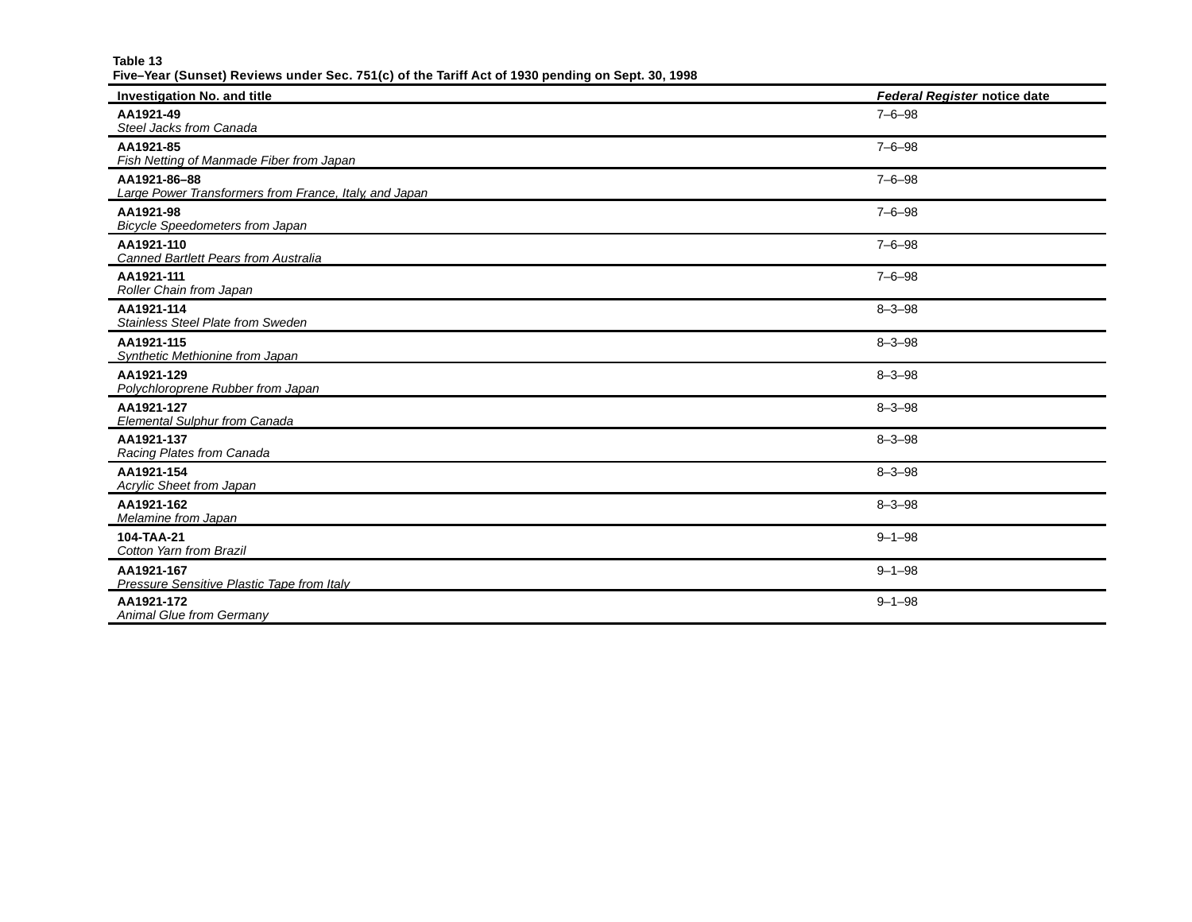**Table 13**
**Five–Year (Sunset) Reviews under Sec. 751(c) of the Tariff Act of 1930 pending on Sept. 30, 1998**

| Investigation No. and title | *Federal Register* notice date |
|---|---|
| **AA1921-49**<br>*Steel Jacks from Canada* | 7–6–98 |
| **AA1921-85**<br>*Fish Netting of Manmade Fiber from Japan* | 7–6–98 |
| **AA1921-86–88**<br>*Large Power Transformers from France, Italy, and Japan* | 7–6–98 |
| **AA1921-98**<br>*Bicycle Speedometers from Japan* | 7–6–98 |
| **AA1921-110**<br>*Canned Bartlett Pears from Australia* | 7–6–98 |
| **AA1921-111**<br>*Roller Chain from Japan* | 7–6–98 |
| **AA1921-114**<br>*Stainless Steel Plate from Sweden* | 8–3–98 |
| **AA1921-115**<br>*Synthetic Methionine from Japan* | 8–3–98 |
| **AA1921-129**<br>*Polychloroprene Rubber from Japan* | 8–3–98 |
| **AA1921-127**<br>*Elemental Sulphur from Canada* | 8–3–98 |
| **AA1921-137**<br>*Racing Plates from Canada* | 8–3–98 |
| **AA1921-154**<br>*Acrylic Sheet from Japan* | 8–3–98 |
| **AA1921-162**<br>*Melamine from Japan* | 8–3–98 |
| **104-TAA-21**<br>*Cotton Yarn from Brazil* | 9–1–98 |
| **AA1921-167**<br>*Pressure Sensitive Plastic Tape from Italy* | 9–1–98 |
| **AA1921-172**<br>*Animal Glue from Germany* | 9–1–98 |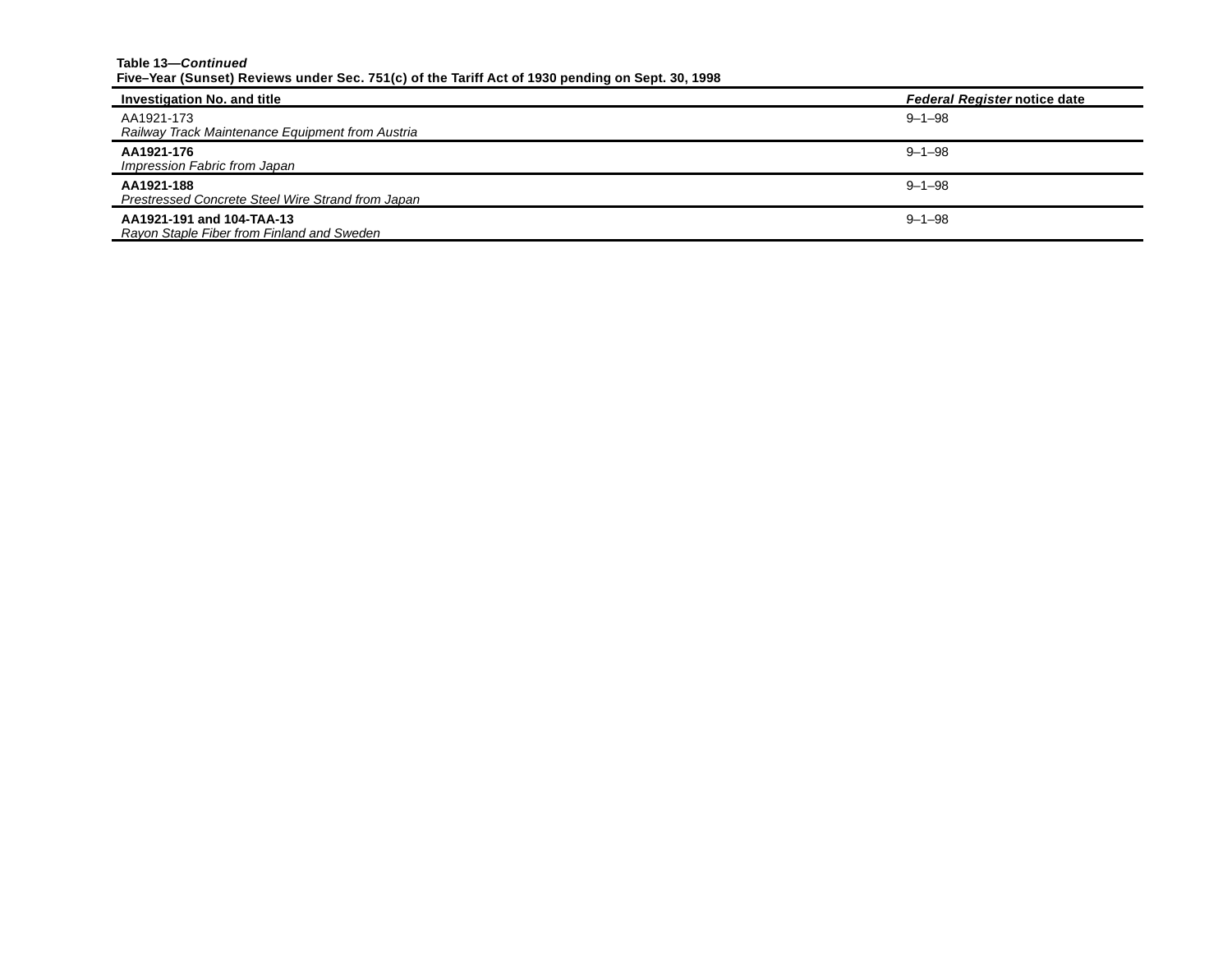**Table 13—*Continued***
**Five–Year (Sunset) Reviews under Sec. 751(c) of the Tariff Act of 1930 pending on Sept. 30, 1998**

| Investigation No. and title | *Federal Register* notice date |
|---|---|
| AA1921-173<br>*Railway Track Maintenance Equipment from Austria* | 9–1–98 |
| **AA1921-176**<br>*Impression Fabric from Japan* | 9–1–98 |
| **AA1921-188**<br>*Prestressed Concrete Steel Wire Strand from Japan* | 9–1–98 |
| **AA1921-191 and 104-TAA-13**<br>*Rayon Staple Fiber from Finland and Sweden* | 9–1–98 |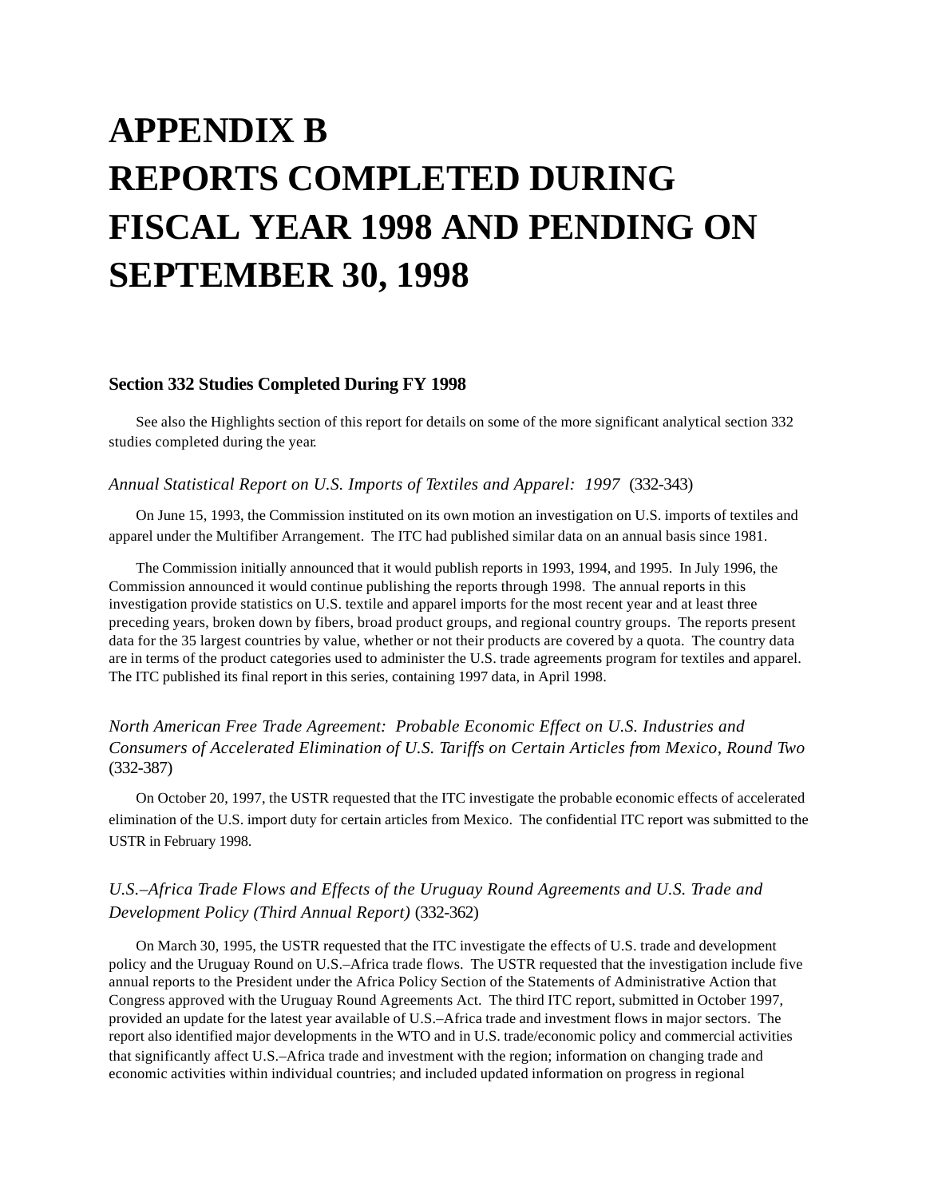# APPENDIX B
# REPORTS COMPLETED DURING FISCAL YEAR 1998 AND PENDING ON SEPTEMBER 30, 1998

## Section 332 Studies Completed During FY 1998

See also the Highlights section of this report for details on some of the more significant analytical section 332 studies completed during the year.

### *Annual Statistical Report on U.S. Imports of Textiles and Apparel: 1997* (332-343)

On June 15, 1993, the Commission instituted on its own motion an investigation on U.S. imports of textiles and apparel under the Multifiber Arrangement. The ITC had published similar data on an annual basis since 1981.

The Commission initially announced that it would publish reports in 1993, 1994, and 1995. In July 1996, the Commission announced it would continue publishing the reports through 1998. The annual reports in this investigation provide statistics on U.S. textile and apparel imports for the most recent year and at least three preceding years, broken down by fibers, broad product groups, and regional country groups. The reports present data for the 35 largest countries by value, whether or not their products are covered by a quota. The country data are in terms of the product categories used to administer the U.S. trade agreements program for textiles and apparel. The ITC published its final report in this series, containing 1997 data, in April 1998.

### *North American Free Trade Agreement: Probable Economic Effect on U.S. Industries and Consumers of Accelerated Elimination of U.S. Tariffs on Certain Articles from Mexico, Round Two* (332-387)

On October 20, 1997, the USTR requested that the ITC investigate the probable economic effects of accelerated elimination of the U.S. import duty for certain articles from Mexico. The confidential ITC report was submitted to the USTR in February 1998.

### *U.S.–Africa Trade Flows and Effects of the Uruguay Round Agreements and U.S. Trade and Development Policy (Third Annual Report)* (332-362)

On March 30, 1995, the USTR requested that the ITC investigate the effects of U.S. trade and development policy and the Uruguay Round on U.S.–Africa trade flows. The USTR requested that the investigation include five annual reports to the President under the Africa Policy Section of the Statements of Administrative Action that Congress approved with the Uruguay Round Agreements Act. The third ITC report, submitted in October 1997, provided an update for the latest year available of U.S.–Africa trade and investment flows in major sectors. The report also identified major developments in the WTO and in U.S. trade/economic policy and commercial activities that significantly affect U.S.–Africa trade and investment with the region; information on changing trade and economic activities within individual countries; and included updated information on progress in regional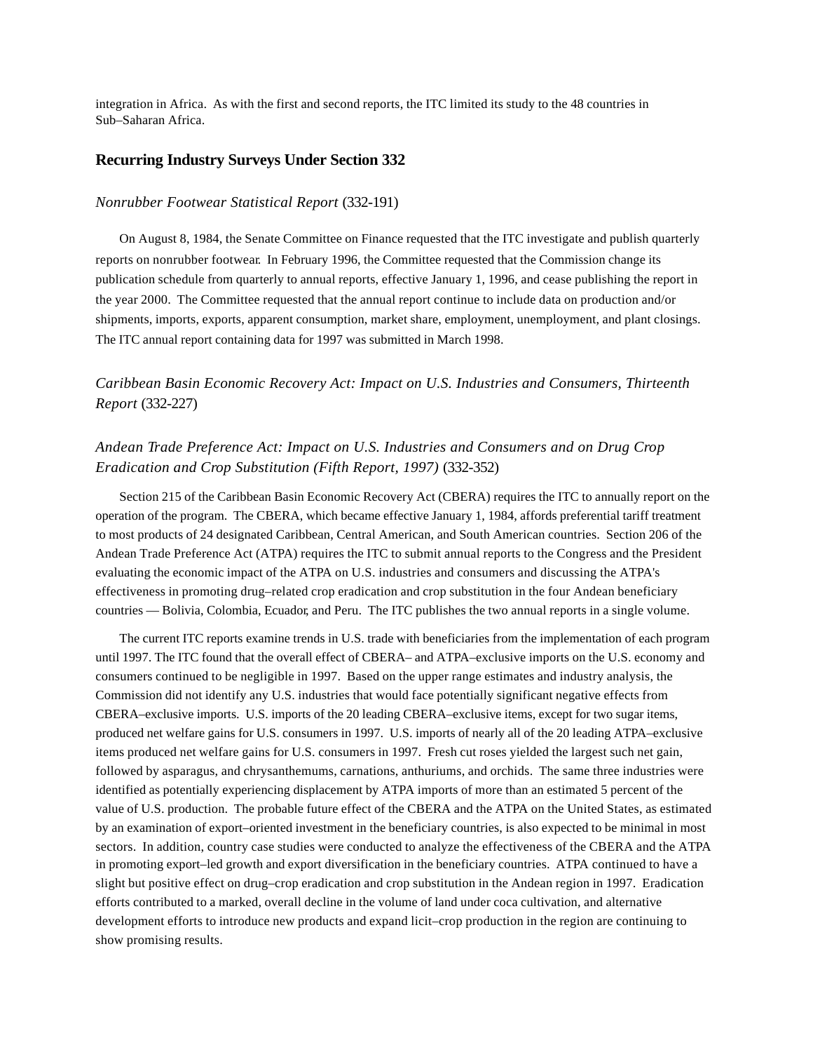integration in Africa. As with the first and second reports, the ITC limited its study to the 48 countries in Sub–Saharan Africa.

## Recurring Industry Surveys Under Section 332

### *Nonrubber Footwear Statistical Report* (332-191)

On August 8, 1984, the Senate Committee on Finance requested that the ITC investigate and publish quarterly reports on nonrubber footwear. In February 1996, the Committee requested that the Commission change its publication schedule from quarterly to annual reports, effective January 1, 1996, and cease publishing the report in the year 2000. The Committee requested that the annual report continue to include data on production and/or shipments, imports, exports, apparent consumption, market share, employment, unemployment, and plant closings. The ITC annual report containing data for 1997 was submitted in March 1998.

### *Caribbean Basin Economic Recovery Act: Impact on U.S. Industries and Consumers, Thirteenth Report* (332-227)

### *Andean Trade Preference Act: Impact on U.S. Industries and Consumers and on Drug Crop Eradication and Crop Substitution (Fifth Report, 1997)* (332-352)

Section 215 of the Caribbean Basin Economic Recovery Act (CBERA) requires the ITC to annually report on the operation of the program. The CBERA, which became effective January 1, 1984, affords preferential tariff treatment to most products of 24 designated Caribbean, Central American, and South American countries. Section 206 of the Andean Trade Preference Act (ATPA) requires the ITC to submit annual reports to the Congress and the President evaluating the economic impact of the ATPA on U.S. industries and consumers and discussing the ATPA's effectiveness in promoting drug–related crop eradication and crop substitution in the four Andean beneficiary countries — Bolivia, Colombia, Ecuador, and Peru. The ITC publishes the two annual reports in a single volume.

The current ITC reports examine trends in U.S. trade with beneficiaries from the implementation of each program until 1997. The ITC found that the overall effect of CBERA– and ATPA–exclusive imports on the U.S. economy and consumers continued to be negligible in 1997. Based on the upper range estimates and industry analysis, the Commission did not identify any U.S. industries that would face potentially significant negative effects from CBERA–exclusive imports. U.S. imports of the 20 leading CBERA–exclusive items, except for two sugar items, produced net welfare gains for U.S. consumers in 1997. U.S. imports of nearly all of the 20 leading ATPA–exclusive items produced net welfare gains for U.S. consumers in 1997. Fresh cut roses yielded the largest such net gain, followed by asparagus, and chrysanthemums, carnations, anthuriums, and orchids. The same three industries were identified as potentially experiencing displacement by ATPA imports of more than an estimated 5 percent of the value of U.S. production. The probable future effect of the CBERA and the ATPA on the United States, as estimated by an examination of export–oriented investment in the beneficiary countries, is also expected to be minimal in most sectors. In addition, country case studies were conducted to analyze the effectiveness of the CBERA and the ATPA in promoting export–led growth and export diversification in the beneficiary countries. ATPA continued to have a slight but positive effect on drug–crop eradication and crop substitution in the Andean region in 1997. Eradication efforts contributed to a marked, overall decline in the volume of land under coca cultivation, and alternative development efforts to introduce new products and expand licit–crop production in the region are continuing to show promising results.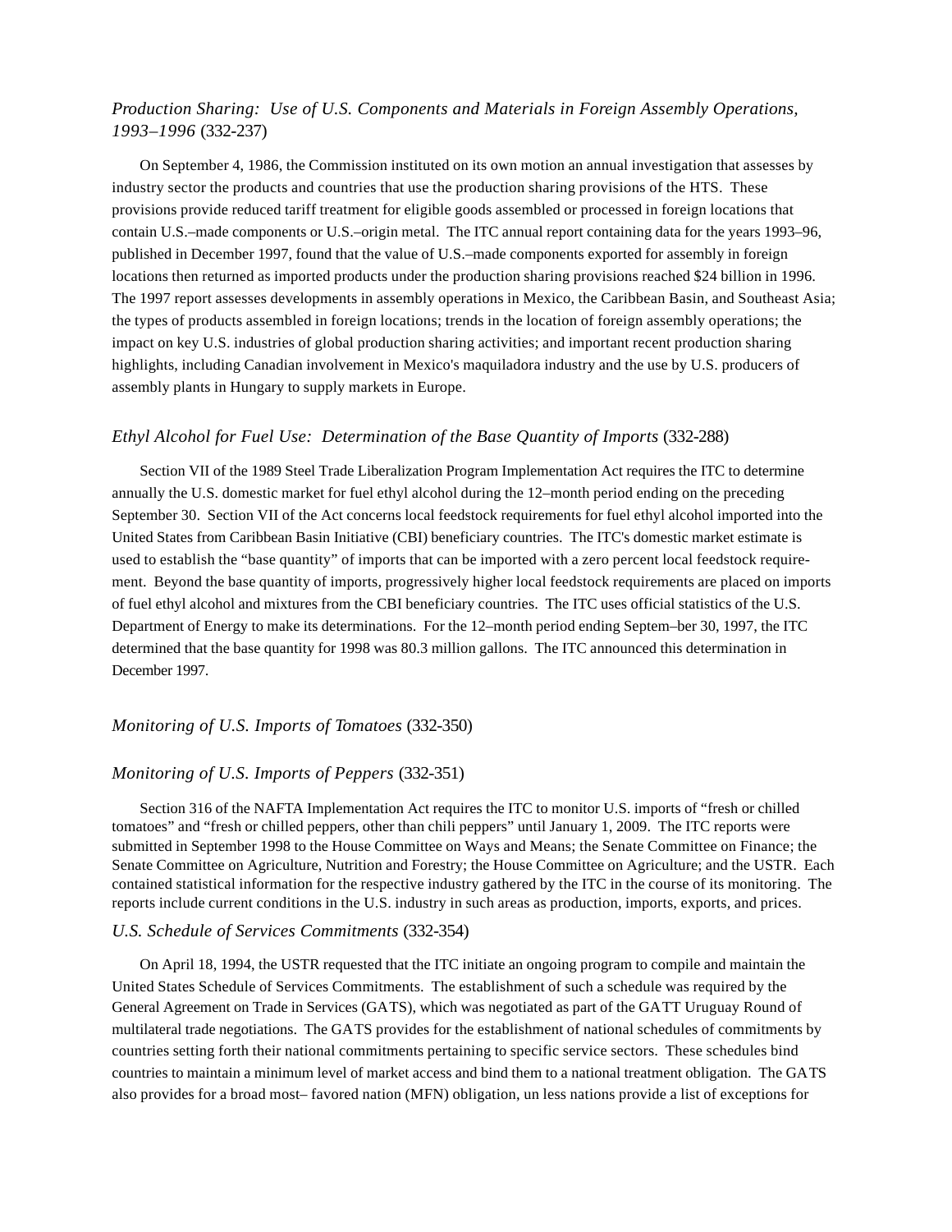### *Production Sharing: Use of U.S. Components and Materials in Foreign Assembly Operations, 1993–1996* (332-237)

On September 4, 1986, the Commission instituted on its own motion an annual investigation that assesses by industry sector the products and countries that use the production sharing provisions of the HTS. These provisions provide reduced tariff treatment for eligible goods assembled or processed in foreign locations that contain U.S.–made components or U.S.–origin metal. The ITC annual report containing data for the years 1993–96, published in December 1997, found that the value of U.S.–made components exported for assembly in foreign locations then returned as imported products under the production sharing provisions reached $24 billion in 1996. The 1997 report assesses developments in assembly operations in Mexico, the Caribbean Basin, and Southeast Asia; the types of products assembled in foreign locations; trends in the location of foreign assembly operations; the impact on key U.S. industries of global production sharing activities; and important recent production sharing highlights, including Canadian involvement in Mexico's maquiladora industry and the use by U.S. producers of assembly plants in Hungary to supply markets in Europe.

### *Ethyl Alcohol for Fuel Use: Determination of the Base Quantity of Imports* (332-288)

Section VII of the 1989 Steel Trade Liberalization Program Implementation Act requires the ITC to determine annually the U.S. domestic market for fuel ethyl alcohol during the 12–month period ending on the preceding September 30. Section VII of the Act concerns local feedstock requirements for fuel ethyl alcohol imported into the United States from Caribbean Basin Initiative (CBI) beneficiary countries. The ITC's domestic market estimate is used to establish the "base quantity" of imports that can be imported with a zero percent local feedstock requirement. Beyond the base quantity of imports, progressively higher local feedstock requirements are placed on imports of fuel ethyl alcohol and mixtures from the CBI beneficiary countries. The ITC uses official statistics of the U.S. Department of Energy to make its determinations. For the 12–month period ending Septem–ber 30, 1997, the ITC determined that the base quantity for 1998 was 80.3 million gallons. The ITC announced this determination in December 1997.

### *Monitoring of U.S. Imports of Tomatoes* (332-350)

### *Monitoring of U.S. Imports of Peppers* (332-351)

Section 316 of the NAFTA Implementation Act requires the ITC to monitor U.S. imports of "fresh or chilled tomatoes" and "fresh or chilled peppers, other than chili peppers" until January 1, 2009. The ITC reports were submitted in September 1998 to the House Committee on Ways and Means; the Senate Committee on Finance; the Senate Committee on Agriculture, Nutrition and Forestry; the House Committee on Agriculture; and the USTR. Each contained statistical information for the respective industry gathered by the ITC in the course of its monitoring. The reports include current conditions in the U.S. industry in such areas as production, imports, exports, and prices.

### *U.S. Schedule of Services Commitments* (332-354)

On April 18, 1994, the USTR requested that the ITC initiate an ongoing program to compile and maintain the United States Schedule of Services Commitments. The establishment of such a schedule was required by the General Agreement on Trade in Services (GATS), which was negotiated as part of the GATT Uruguay Round of multilateral trade negotiations. The GATS provides for the establishment of national schedules of commitments by countries setting forth their national commitments pertaining to specific service sectors. These schedules bind countries to maintain a minimum level of market access and bind them to a national treatment obligation. The GATS also provides for a broad most– favored nation (MFN) obligation, un less nations provide a list of exceptions for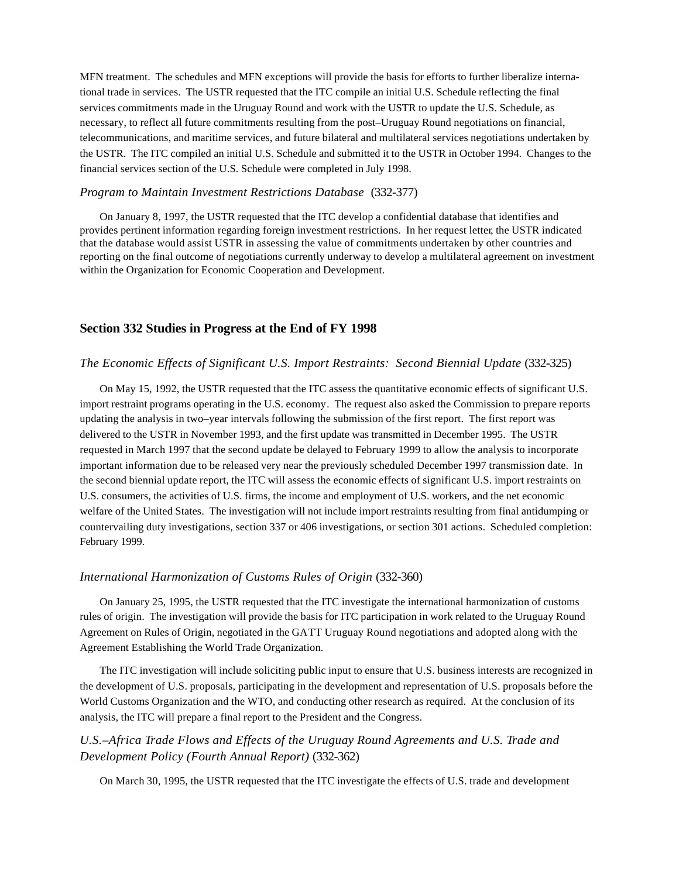MFN treatment. The schedules and MFN exceptions will provide the basis for efforts to further liberalize international trade in services. The USTR requested that the ITC compile an initial U.S. Schedule reflecting the final services commitments made in the Uruguay Round and work with the USTR to update the U.S. Schedule, as necessary, to reflect all future commitments resulting from the post–Uruguay Round negotiations on financial, telecommunications, and maritime services, and future bilateral and multilateral services negotiations undertaken by the USTR. The ITC compiled an initial U.S. Schedule and submitted it to the USTR in October 1994. Changes to the financial services section of the U.S. Schedule were completed in July 1998.

### *Program to Maintain Investment Restrictions Database* (332-377)

On January 8, 1997, the USTR requested that the ITC develop a confidential database that identifies and provides pertinent information regarding foreign investment restrictions. In her request letter, the USTR indicated that the database would assist USTR in assessing the value of commitments undertaken by other countries and reporting on the final outcome of negotiations currently underway to develop a multilateral agreement on investment within the Organization for Economic Cooperation and Development.

## Section 332 Studies in Progress at the End of FY 1998

### *The Economic Effects of Significant U.S. Import Restraints: Second Biennial Update* (332-325)

On May 15, 1992, the USTR requested that the ITC assess the quantitative economic effects of significant U.S. import restraint programs operating in the U.S. economy. The request also asked the Commission to prepare reports updating the analysis in two–year intervals following the submission of the first report. The first report was delivered to the USTR in November 1993, and the first update was transmitted in December 1995. The USTR requested in March 1997 that the second update be delayed to February 1999 to allow the analysis to incorporate important information due to be released very near the previously scheduled December 1997 transmission date. In the second biennial update report, the ITC will assess the economic effects of significant U.S. import restraints on U.S. consumers, the activities of U.S. firms, the income and employment of U.S. workers, and the net economic welfare of the United States. The investigation will not include import restraints resulting from final antidumping or countervailing duty investigations, section 337 or 406 investigations, or section 301 actions. Scheduled completion: February 1999.

### *International Harmonization of Customs Rules of Origin* (332-360)

On January 25, 1995, the USTR requested that the ITC investigate the international harmonization of customs rules of origin. The investigation will provide the basis for ITC participation in work related to the Uruguay Round Agreement on Rules of Origin, negotiated in the GATT Uruguay Round negotiations and adopted along with the Agreement Establishing the World Trade Organization.

The ITC investigation will include soliciting public input to ensure that U.S. business interests are recognized in the development of U.S. proposals, participating in the development and representation of U.S. proposals before the World Customs Organization and the WTO, and conducting other research as required. At the conclusion of its analysis, the ITC will prepare a final report to the President and the Congress.

### *U.S.–Africa Trade Flows and Effects of the Uruguay Round Agreements and U.S. Trade and Development Policy (Fourth Annual Report)* (332-362)

On March 30, 1995, the USTR requested that the ITC investigate the effects of U.S. trade and development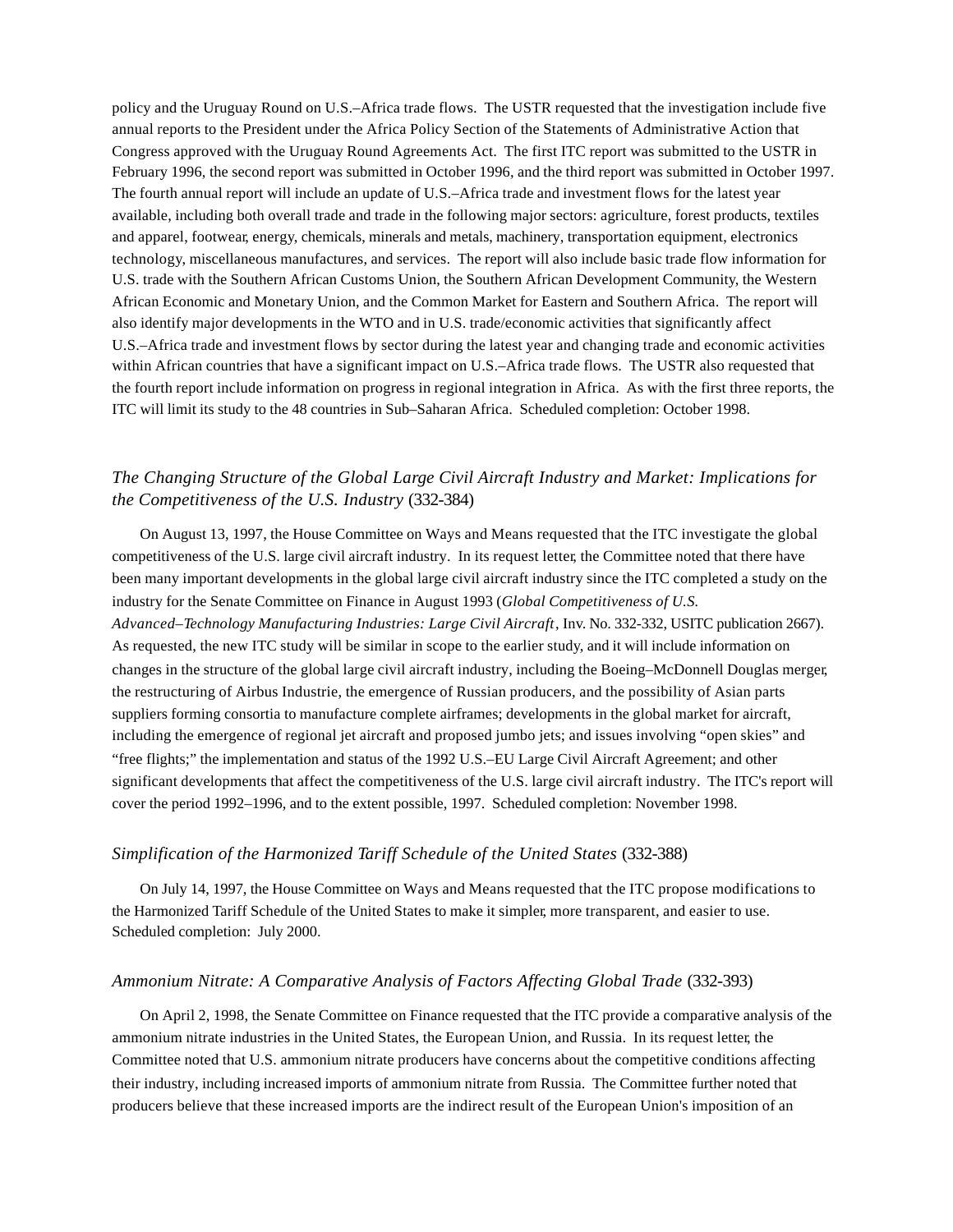policy and the Uruguay Round on U.S.–Africa trade flows. The USTR requested that the investigation include five annual reports to the President under the Africa Policy Section of the Statements of Administrative Action that Congress approved with the Uruguay Round Agreements Act. The first ITC report was submitted to the USTR in February 1996, the second report was submitted in October 1996, and the third report was submitted in October 1997. The fourth annual report will include an update of U.S.–Africa trade and investment flows for the latest year available, including both overall trade and trade in the following major sectors: agriculture, forest products, textiles and apparel, footwear, energy, chemicals, minerals and metals, machinery, transportation equipment, electronics technology, miscellaneous manufactures, and services. The report will also include basic trade flow information for U.S. trade with the Southern African Customs Union, the Southern African Development Community, the Western African Economic and Monetary Union, and the Common Market for Eastern and Southern Africa. The report will also identify major developments in the WTO and in U.S. trade/economic activities that significantly affect U.S.–Africa trade and investment flows by sector during the latest year and changing trade and economic activities within African countries that have a significant impact on U.S.–Africa trade flows. The USTR also requested that the fourth report include information on progress in regional integration in Africa. As with the first three reports, the ITC will limit its study to the 48 countries in Sub–Saharan Africa. Scheduled completion: October 1998.

### *The Changing Structure of the Global Large Civil Aircraft Industry and Market: Implications for the Competitiveness of the U.S. Industry* (332-384)

On August 13, 1997, the House Committee on Ways and Means requested that the ITC investigate the global competitiveness of the U.S. large civil aircraft industry. In its request letter, the Committee noted that there have been many important developments in the global large civil aircraft industry since the ITC completed a study on the industry for the Senate Committee on Finance in August 1993 (*Global Competitiveness of U.S. Advanced–Technology Manufacturing Industries: Large Civil Aircraft*, Inv. No. 332-332, USITC publication 2667). As requested, the new ITC study will be similar in scope to the earlier study, and it will include information on changes in the structure of the global large civil aircraft industry, including the Boeing–McDonnell Douglas merger, the restructuring of Airbus Industrie, the emergence of Russian producers, and the possibility of Asian parts suppliers forming consortia to manufacture complete airframes; developments in the global market for aircraft, including the emergence of regional jet aircraft and proposed jumbo jets; and issues involving "open skies" and "free flights;" the implementation and status of the 1992 U.S.–EU Large Civil Aircraft Agreement; and other significant developments that affect the competitiveness of the U.S. large civil aircraft industry. The ITC's report will cover the period 1992–1996, and to the extent possible, 1997. Scheduled completion: November 1998.

### *Simplification of the Harmonized Tariff Schedule of the United States* (332-388)

On July 14, 1997, the House Committee on Ways and Means requested that the ITC propose modifications to the Harmonized Tariff Schedule of the United States to make it simpler, more transparent, and easier to use. Scheduled completion: July 2000.

### *Ammonium Nitrate: A Comparative Analysis of Factors Affecting Global Trade* (332-393)

On April 2, 1998, the Senate Committee on Finance requested that the ITC provide a comparative analysis of the ammonium nitrate industries in the United States, the European Union, and Russia. In its request letter, the Committee noted that U.S. ammonium nitrate producers have concerns about the competitive conditions affecting their industry, including increased imports of ammonium nitrate from Russia. The Committee further noted that producers believe that these increased imports are the indirect result of the European Union's imposition of an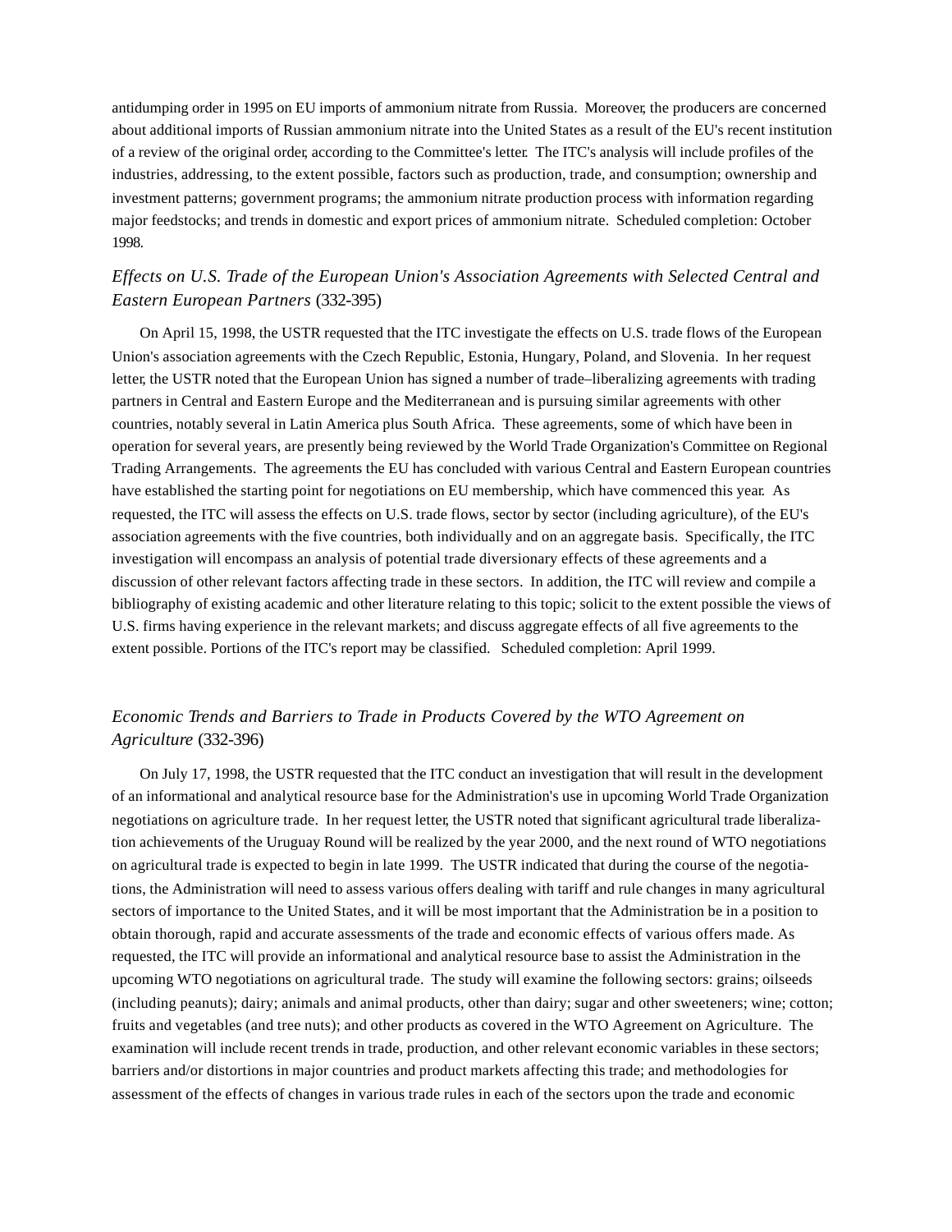antidumping order in 1995 on EU imports of ammonium nitrate from Russia. Moreover, the producers are concerned about additional imports of Russian ammonium nitrate into the United States as a result of the EU's recent institution of a review of the original order, according to the Committee's letter. The ITC's analysis will include profiles of the industries, addressing, to the extent possible, factors such as production, trade, and consumption; ownership and investment patterns; government programs; the ammonium nitrate production process with information regarding major feedstocks; and trends in domestic and export prices of ammonium nitrate. Scheduled completion: October 1998.

### *Effects on U.S. Trade of the European Union's Association Agreements with Selected Central and Eastern European Partners* (332-395)

On April 15, 1998, the USTR requested that the ITC investigate the effects on U.S. trade flows of the European Union's association agreements with the Czech Republic, Estonia, Hungary, Poland, and Slovenia. In her request letter, the USTR noted that the European Union has signed a number of trade–liberalizing agreements with trading partners in Central and Eastern Europe and the Mediterranean and is pursuing similar agreements with other countries, notably several in Latin America plus South Africa. These agreements, some of which have been in operation for several years, are presently being reviewed by the World Trade Organization's Committee on Regional Trading Arrangements. The agreements the EU has concluded with various Central and Eastern European countries have established the starting point for negotiations on EU membership, which have commenced this year. As requested, the ITC will assess the effects on U.S. trade flows, sector by sector (including agriculture), of the EU's association agreements with the five countries, both individually and on an aggregate basis. Specifically, the ITC investigation will encompass an analysis of potential trade diversionary effects of these agreements and a discussion of other relevant factors affecting trade in these sectors. In addition, the ITC will review and compile a bibliography of existing academic and other literature relating to this topic; solicit to the extent possible the views of U.S. firms having experience in the relevant markets; and discuss aggregate effects of all five agreements to the extent possible. Portions of the ITC's report may be classified. Scheduled completion: April 1999.

### *Economic Trends and Barriers to Trade in Products Covered by the WTO Agreement on Agriculture* (332-396)

On July 17, 1998, the USTR requested that the ITC conduct an investigation that will result in the development of an informational and analytical resource base for the Administration's use in upcoming World Trade Organization negotiations on agriculture trade. In her request letter, the USTR noted that significant agricultural trade liberalization achievements of the Uruguay Round will be realized by the year 2000, and the next round of WTO negotiations on agricultural trade is expected to begin in late 1999. The USTR indicated that during the course of the negotiations, the Administration will need to assess various offers dealing with tariff and rule changes in many agricultural sectors of importance to the United States, and it will be most important that the Administration be in a position to obtain thorough, rapid and accurate assessments of the trade and economic effects of various offers made. As requested, the ITC will provide an informational and analytical resource base to assist the Administration in the upcoming WTO negotiations on agricultural trade. The study will examine the following sectors: grains; oilseeds (including peanuts); dairy; animals and animal products, other than dairy; sugar and other sweeteners; wine; cotton; fruits and vegetables (and tree nuts); and other products as covered in the WTO Agreement on Agriculture. The examination will include recent trends in trade, production, and other relevant economic variables in these sectors; barriers and/or distortions in major countries and product markets affecting this trade; and methodologies for assessment of the effects of changes in various trade rules in each of the sectors upon the trade and economic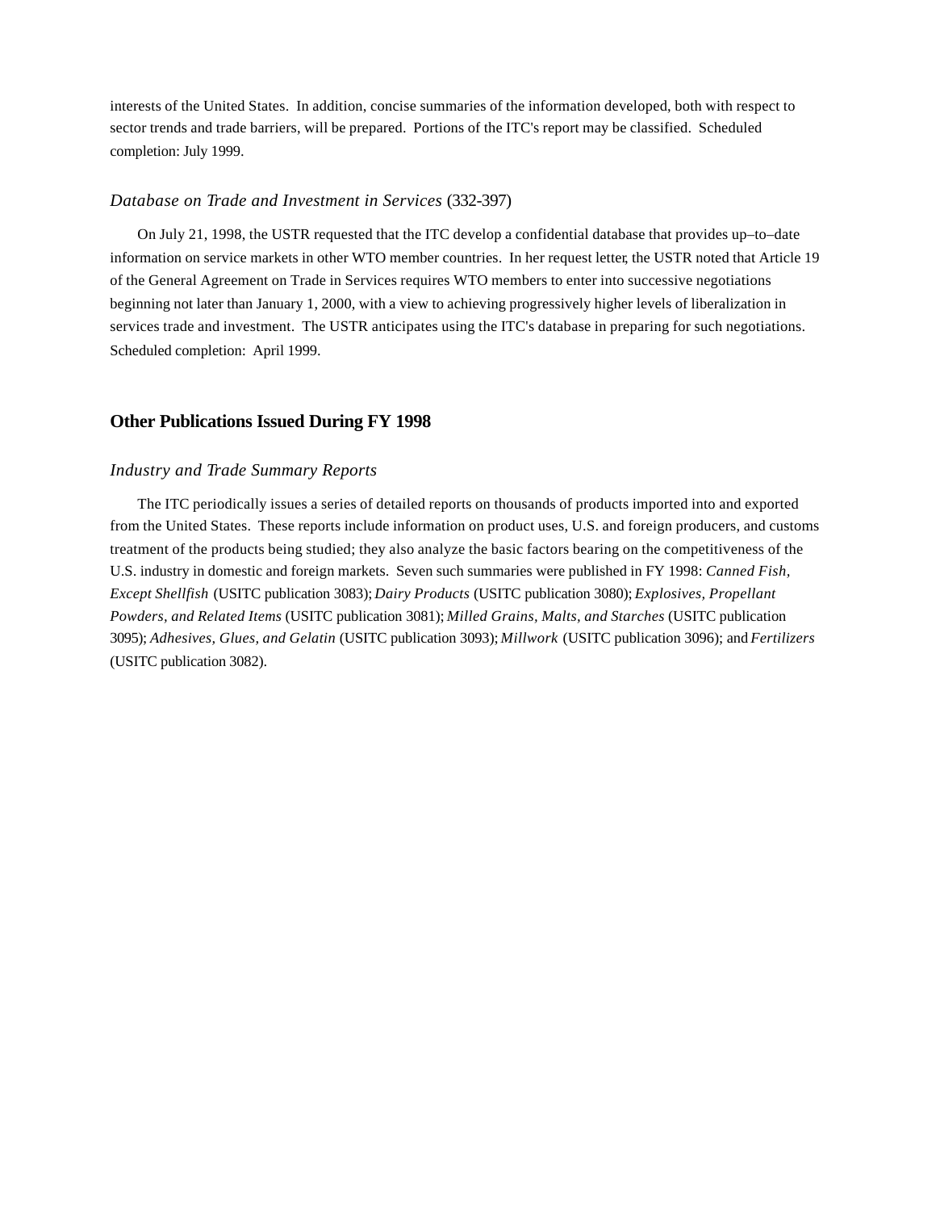interests of the United States. In addition, concise summaries of the information developed, both with respect to sector trends and trade barriers, will be prepared. Portions of the ITC's report may be classified. Scheduled completion: July 1999.

### *Database on Trade and Investment in Services* (332-397)

On July 21, 1998, the USTR requested that the ITC develop a confidential database that provides up–to–date information on service markets in other WTO member countries. In her request letter, the USTR noted that Article 19 of the General Agreement on Trade in Services requires WTO members to enter into successive negotiations beginning not later than January 1, 2000, with a view to achieving progressively higher levels of liberalization in services trade and investment. The USTR anticipates using the ITC's database in preparing for such negotiations. Scheduled completion: April 1999.

## Other Publications Issued During FY 1998

### *Industry and Trade Summary Reports*

The ITC periodically issues a series of detailed reports on thousands of products imported into and exported from the United States. These reports include information on product uses, U.S. and foreign producers, and customs treatment of the products being studied; they also analyze the basic factors bearing on the competitiveness of the U.S. industry in domestic and foreign markets. Seven such summaries were published in FY 1998: *Canned Fish, Except Shellfish* (USITC publication 3083); *Dairy Products* (USITC publication 3080); *Explosives, Propellant Powders, and Related Items* (USITC publication 3081); *Milled Grains, Malts, and Starches* (USITC publication 3095); *Adhesives, Glues, and Gelatin* (USITC publication 3093); *Millwork* (USITC publication 3096); and *Fertilizers* (USITC publication 3082).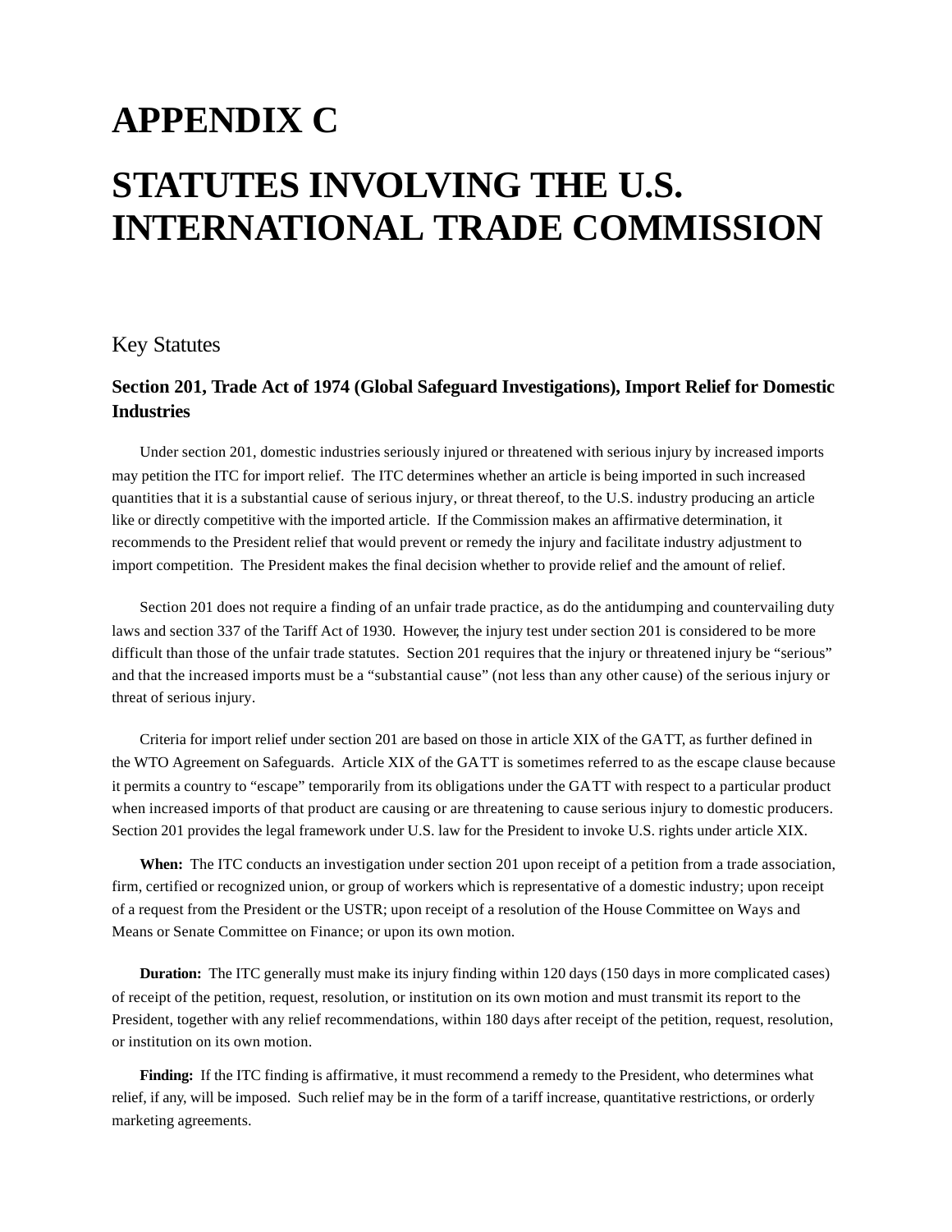# APPENDIX C

# STATUTES INVOLVING THE U.S. INTERNATIONAL TRADE COMMISSION

## Key Statutes

### Section 201, Trade Act of 1974 (Global Safeguard Investigations), Import Relief for Domestic Industries

Under section 201, domestic industries seriously injured or threatened with serious injury by increased imports may petition the ITC for import relief. The ITC determines whether an article is being imported in such increased quantities that it is a substantial cause of serious injury, or threat thereof, to the U.S. industry producing an article like or directly competitive with the imported article. If the Commission makes an affirmative determination, it recommends to the President relief that would prevent or remedy the injury and facilitate industry adjustment to import competition. The President makes the final decision whether to provide relief and the amount of relief.

Section 201 does not require a finding of an unfair trade practice, as do the antidumping and countervailing duty laws and section 337 of the Tariff Act of 1930. However, the injury test under section 201 is considered to be more difficult than those of the unfair trade statutes. Section 201 requires that the injury or threatened injury be "serious" and that the increased imports must be a "substantial cause" (not less than any other cause) of the serious injury or threat of serious injury.

Criteria for import relief under section 201 are based on those in article XIX of the GATT, as further defined in the WTO Agreement on Safeguards. Article XIX of the GATT is sometimes referred to as the escape clause because it permits a country to "escape" temporarily from its obligations under the GATT with respect to a particular product when increased imports of that product are causing or are threatening to cause serious injury to domestic producers. Section 201 provides the legal framework under U.S. law for the President to invoke U.S. rights under article XIX.

**When:** The ITC conducts an investigation under section 201 upon receipt of a petition from a trade association, firm, certified or recognized union, or group of workers which is representative of a domestic industry; upon receipt of a request from the President or the USTR; upon receipt of a resolution of the House Committee on Ways and Means or Senate Committee on Finance; or upon its own motion.

**Duration:** The ITC generally must make its injury finding within 120 days (150 days in more complicated cases) of receipt of the petition, request, resolution, or institution on its own motion and must transmit its report to the President, together with any relief recommendations, within 180 days after receipt of the petition, request, resolution, or institution on its own motion.

**Finding:** If the ITC finding is affirmative, it must recommend a remedy to the President, who determines what relief, if any, will be imposed. Such relief may be in the form of a tariff increase, quantitative restrictions, or orderly marketing agreements.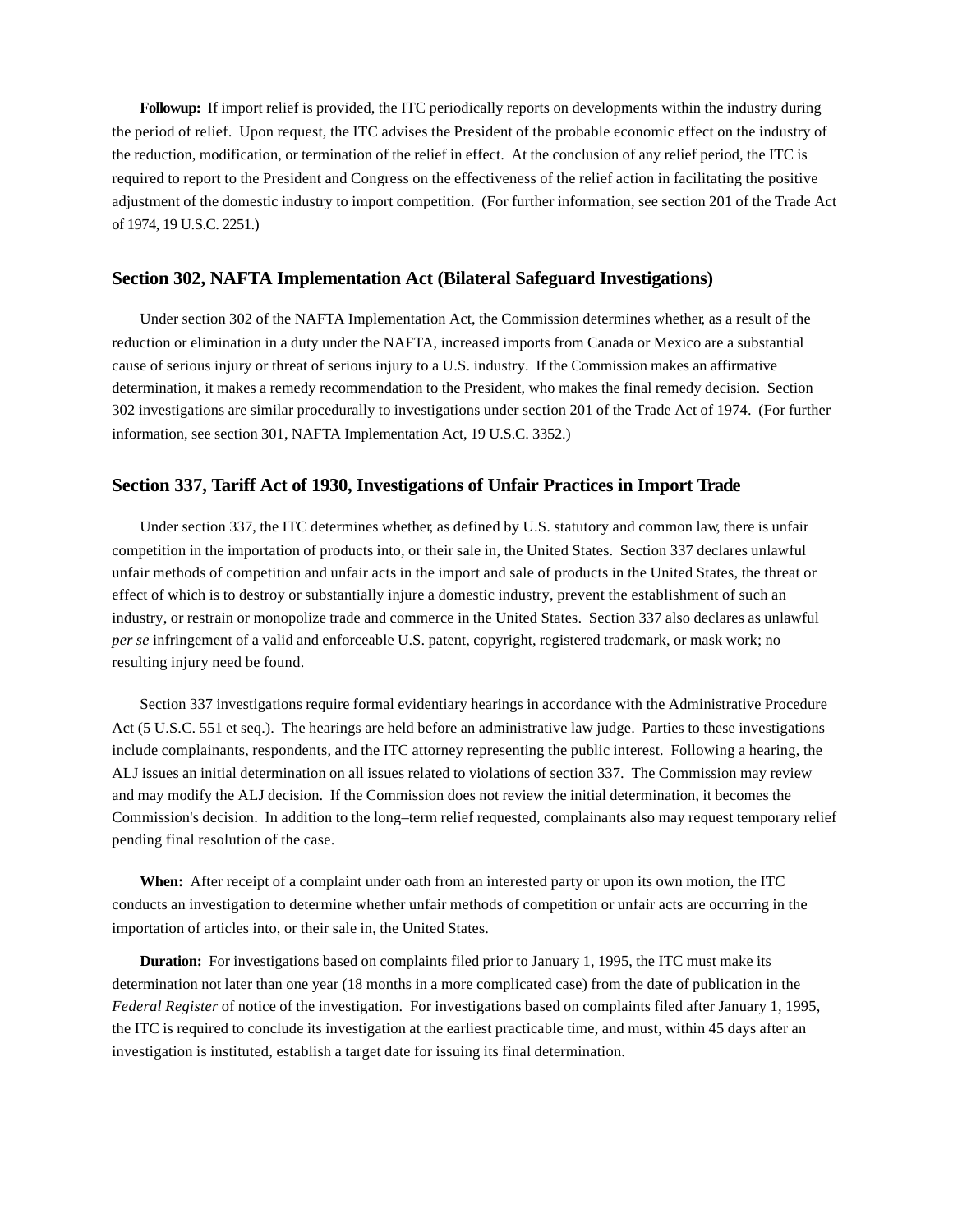**Followup:** If import relief is provided, the ITC periodically reports on developments within the industry during the period of relief. Upon request, the ITC advises the President of the probable economic effect on the industry of the reduction, modification, or termination of the relief in effect. At the conclusion of any relief period, the ITC is required to report to the President and Congress on the effectiveness of the relief action in facilitating the positive adjustment of the domestic industry to import competition. (For further information, see section 201 of the Trade Act of 1974, 19 U.S.C. 2251.)

## Section 302, NAFTA Implementation Act (Bilateral Safeguard Investigations)

Under section 302 of the NAFTA Implementation Act, the Commission determines whether, as a result of the reduction or elimination in a duty under the NAFTA, increased imports from Canada or Mexico are a substantial cause of serious injury or threat of serious injury to a U.S. industry. If the Commission makes an affirmative determination, it makes a remedy recommendation to the President, who makes the final remedy decision. Section 302 investigations are similar procedurally to investigations under section 201 of the Trade Act of 1974. (For further information, see section 301, NAFTA Implementation Act, 19 U.S.C. 3352.)

## Section 337, Tariff Act of 1930, Investigations of Unfair Practices in Import Trade

Under section 337, the ITC determines whether, as defined by U.S. statutory and common law, there is unfair competition in the importation of products into, or their sale in, the United States. Section 337 declares unlawful unfair methods of competition and unfair acts in the import and sale of products in the United States, the threat or effect of which is to destroy or substantially injure a domestic industry, prevent the establishment of such an industry, or restrain or monopolize trade and commerce in the United States. Section 337 also declares as unlawful *per se* infringement of a valid and enforceable U.S. patent, copyright, registered trademark, or mask work; no resulting injury need be found.

Section 337 investigations require formal evidentiary hearings in accordance with the Administrative Procedure Act (5 U.S.C. 551 et seq.). The hearings are held before an administrative law judge. Parties to these investigations include complainants, respondents, and the ITC attorney representing the public interest. Following a hearing, the ALJ issues an initial determination on all issues related to violations of section 337. The Commission may review and may modify the ALJ decision. If the Commission does not review the initial determination, it becomes the Commission's decision. In addition to the long–term relief requested, complainants also may request temporary relief pending final resolution of the case.

**When:** After receipt of a complaint under oath from an interested party or upon its own motion, the ITC conducts an investigation to determine whether unfair methods of competition or unfair acts are occurring in the importation of articles into, or their sale in, the United States.

**Duration:** For investigations based on complaints filed prior to January 1, 1995, the ITC must make its determination not later than one year (18 months in a more complicated case) from the date of publication in the *Federal Register* of notice of the investigation. For investigations based on complaints filed after January 1, 1995, the ITC is required to conclude its investigation at the earliest practicable time, and must, within 45 days after an investigation is instituted, establish a target date for issuing its final determination.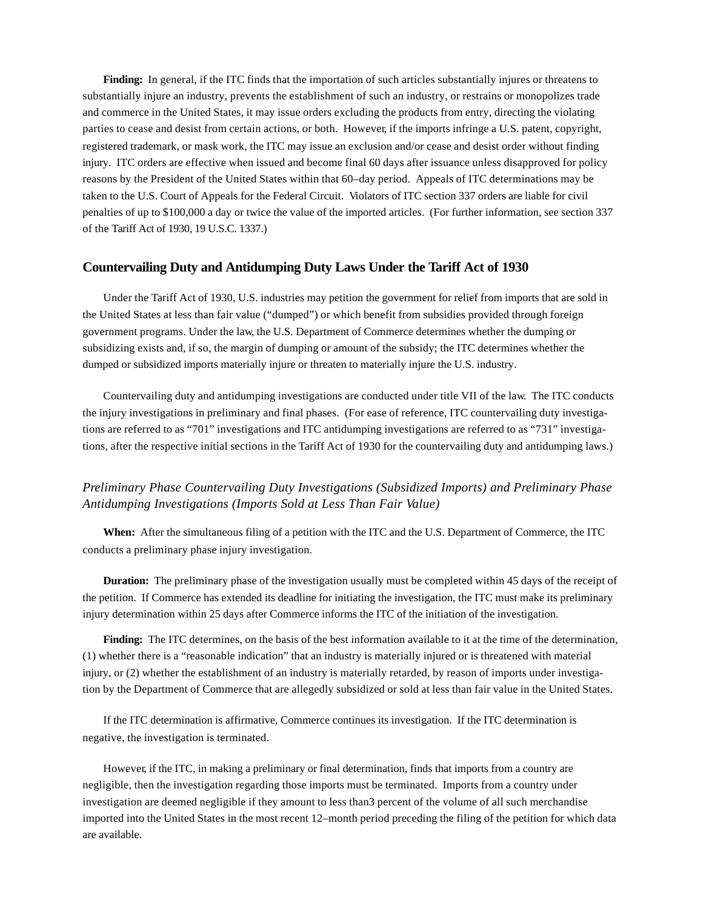**Finding:** In general, if the ITC finds that the importation of such articles substantially injures or threatens to substantially injure an industry, prevents the establishment of such an industry, or restrains or monopolizes trade and commerce in the United States, it may issue orders excluding the products from entry, directing the violating parties to cease and desist from certain actions, or both. However, if the imports infringe a U.S. patent, copyright, registered trademark, or mask work, the ITC may issue an exclusion and/or cease and desist order without finding injury. ITC orders are effective when issued and become final 60 days after issuance unless disapproved for policy reasons by the President of the United States within that 60–day period. Appeals of ITC determinations may be taken to the U.S. Court of Appeals for the Federal Circuit. Violators of ITC section 337 orders are liable for civil penalties of up to $100,000 a day or twice the value of the imported articles. (For further information, see section 337 of the Tariff Act of 1930, 19 U.S.C. 1337.)

## Countervailing Duty and Antidumping Duty Laws Under the Tariff Act of 1930

Under the Tariff Act of 1930, U.S. industries may petition the government for relief from imports that are sold in the United States at less than fair value ("dumped") or which benefit from subsidies provided through foreign government programs. Under the law, the U.S. Department of Commerce determines whether the dumping or subsidizing exists and, if so, the margin of dumping or amount of the subsidy; the ITC determines whether the dumped or subsidized imports materially injure or threaten to materially injure the U.S. industry.

Countervailing duty and antidumping investigations are conducted under title VII of the law. The ITC conducts the injury investigations in preliminary and final phases. (For ease of reference, ITC countervailing duty investigations are referred to as "701" investigations and ITC antidumping investigations are referred to as "731" investigations, after the respective initial sections in the Tariff Act of 1930 for the countervailing duty and antidumping laws.)

### *Preliminary Phase Countervailing Duty Investigations (Subsidized Imports) and Preliminary Phase Antidumping Investigations (Imports Sold at Less Than Fair Value)*

**When:** After the simultaneous filing of a petition with the ITC and the U.S. Department of Commerce, the ITC conducts a preliminary phase injury investigation.

**Duration:** The preliminary phase of the investigation usually must be completed within 45 days of the receipt of the petition. If Commerce has extended its deadline for initiating the investigation, the ITC must make its preliminary injury determination within 25 days after Commerce informs the ITC of the initiation of the investigation.

**Finding:** The ITC determines, on the basis of the best information available to it at the time of the determination, (1) whether there is a "reasonable indication" that an industry is materially injured or is threatened with material injury, or (2) whether the establishment of an industry is materially retarded, by reason of imports under investigation by the Department of Commerce that are allegedly subsidized or sold at less than fair value in the United States.

If the ITC determination is affirmative, Commerce continues its investigation. If the ITC determination is negative, the investigation is terminated.

However, if the ITC, in making a preliminary or final determination, finds that imports from a country are negligible, then the investigation regarding those imports must be terminated. Imports from a country under investigation are deemed negligible if they amount to less than3 percent of the volume of all such merchandise imported into the United States in the most recent 12–month period preceding the filing of the petition for which data are available.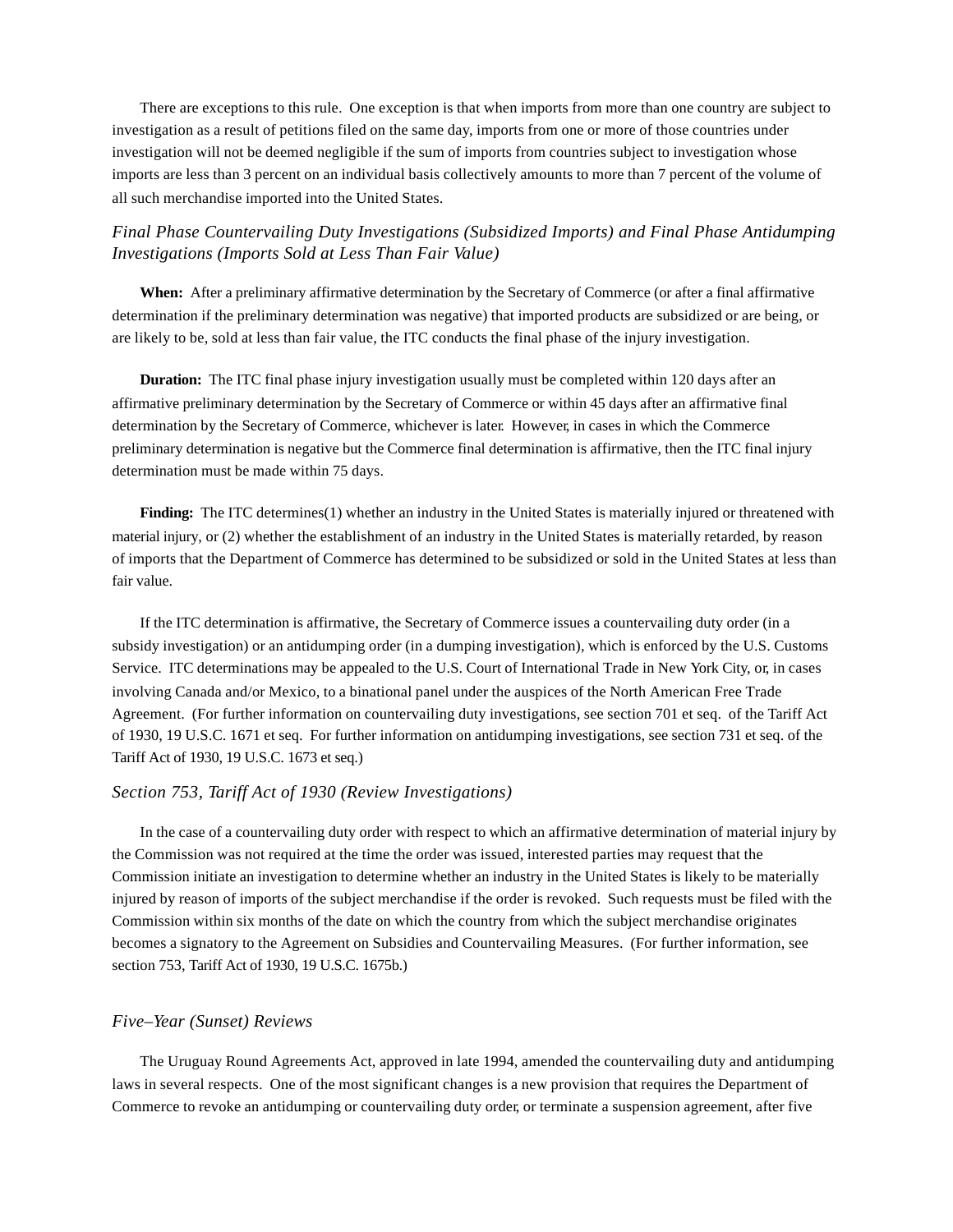There are exceptions to this rule. One exception is that when imports from more than one country are subject to investigation as a result of petitions filed on the same day, imports from one or more of those countries under investigation will not be deemed negligible if the sum of imports from countries subject to investigation whose imports are less than 3 percent on an individual basis collectively amounts to more than 7 percent of the volume of all such merchandise imported into the United States.

### *Final Phase Countervailing Duty Investigations (Subsidized Imports) and Final Phase Antidumping Investigations (Imports Sold at Less Than Fair Value)*

**When:** After a preliminary affirmative determination by the Secretary of Commerce (or after a final affirmative determination if the preliminary determination was negative) that imported products are subsidized or are being, or are likely to be, sold at less than fair value, the ITC conducts the final phase of the injury investigation.

**Duration:** The ITC final phase injury investigation usually must be completed within 120 days after an affirmative preliminary determination by the Secretary of Commerce or within 45 days after an affirmative final determination by the Secretary of Commerce, whichever is later. However, in cases in which the Commerce preliminary determination is negative but the Commerce final determination is affirmative, then the ITC final injury determination must be made within 75 days.

**Finding:** The ITC determines(1) whether an industry in the United States is materially injured or threatened with material injury, or (2) whether the establishment of an industry in the United States is materially retarded, by reason of imports that the Department of Commerce has determined to be subsidized or sold in the United States at less than fair value.

If the ITC determination is affirmative, the Secretary of Commerce issues a countervailing duty order (in a subsidy investigation) or an antidumping order (in a dumping investigation), which is enforced by the U.S. Customs Service. ITC determinations may be appealed to the U.S. Court of International Trade in New York City, or, in cases involving Canada and/or Mexico, to a binational panel under the auspices of the North American Free Trade Agreement. (For further information on countervailing duty investigations, see section 701 et seq. of the Tariff Act of 1930, 19 U.S.C. 1671 et seq. For further information on antidumping investigations, see section 731 et seq. of the Tariff Act of 1930, 19 U.S.C. 1673 et seq.)

### *Section 753, Tariff Act of 1930 (Review Investigations)*

In the case of a countervailing duty order with respect to which an affirmative determination of material injury by the Commission was not required at the time the order was issued, interested parties may request that the Commission initiate an investigation to determine whether an industry in the United States is likely to be materially injured by reason of imports of the subject merchandise if the order is revoked. Such requests must be filed with the Commission within six months of the date on which the country from which the subject merchandise originates becomes a signatory to the Agreement on Subsidies and Countervailing Measures. (For further information, see section 753, Tariff Act of 1930, 19 U.S.C. 1675b.)

### *Five–Year (Sunset) Reviews*

The Uruguay Round Agreements Act, approved in late 1994, amended the countervailing duty and antidumping laws in several respects. One of the most significant changes is a new provision that requires the Department of Commerce to revoke an antidumping or countervailing duty order, or terminate a suspension agreement, after five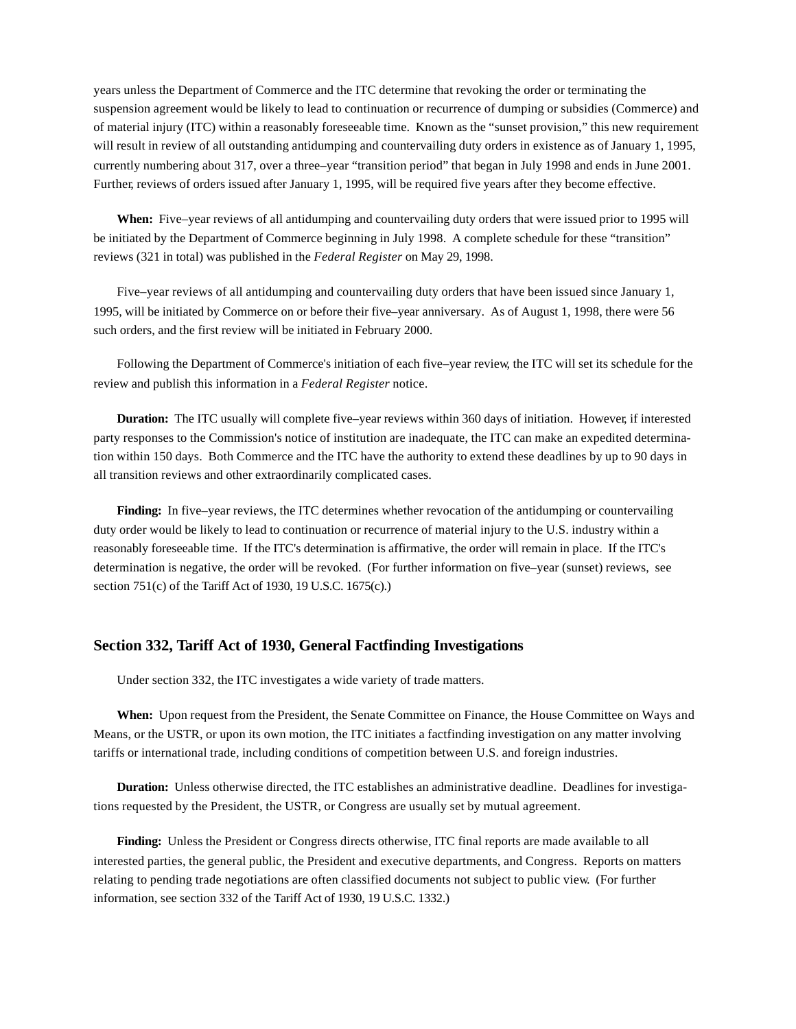years unless the Department of Commerce and the ITC determine that revoking the order or terminating the suspension agreement would be likely to lead to continuation or recurrence of dumping or subsidies (Commerce) and of material injury (ITC) within a reasonably foreseeable time. Known as the “sunset provision,” this new requirement will result in review of all outstanding antidumping and countervailing duty orders in existence as of January 1, 1995, currently numbering about 317, over a three–year “transition period” that began in July 1998 and ends in June 2001. Further, reviews of orders issued after January 1, 1995, will be required five years after they become effective.

**When:** Five–year reviews of all antidumping and countervailing duty orders that were issued prior to 1995 will be initiated by the Department of Commerce beginning in July 1998. A complete schedule for these “transition” reviews (321 in total) was published in the *Federal Register* on May 29, 1998.

Five–year reviews of all antidumping and countervailing duty orders that have been issued since January 1, 1995, will be initiated by Commerce on or before their five–year anniversary. As of August 1, 1998, there were 56 such orders, and the first review will be initiated in February 2000.

Following the Department of Commerce's initiation of each five–year review, the ITC will set its schedule for the review and publish this information in a *Federal Register* notice.

**Duration:** The ITC usually will complete five–year reviews within 360 days of initiation. However, if interested party responses to the Commission's notice of institution are inadequate, the ITC can make an expedited determination within 150 days. Both Commerce and the ITC have the authority to extend these deadlines by up to 90 days in all transition reviews and other extraordinarily complicated cases.

**Finding:** In five–year reviews, the ITC determines whether revocation of the antidumping or countervailing duty order would be likely to lead to continuation or recurrence of material injury to the U.S. industry within a reasonably foreseeable time. If the ITC's determination is affirmative, the order will remain in place. If the ITC's determination is negative, the order will be revoked. (For further information on five–year (sunset) reviews, see section 751(c) of the Tariff Act of 1930, 19 U.S.C. 1675(c).)

## Section 332, Tariff Act of 1930, General Factfinding Investigations

Under section 332, the ITC investigates a wide variety of trade matters.

**When:** Upon request from the President, the Senate Committee on Finance, the House Committee on Ways and Means, or the USTR, or upon its own motion, the ITC initiates a factfinding investigation on any matter involving tariffs or international trade, including conditions of competition between U.S. and foreign industries.

**Duration:** Unless otherwise directed, the ITC establishes an administrative deadline. Deadlines for investigations requested by the President, the USTR, or Congress are usually set by mutual agreement.

**Finding:** Unless the President or Congress directs otherwise, ITC final reports are made available to all interested parties, the general public, the President and executive departments, and Congress. Reports on matters relating to pending trade negotiations are often classified documents not subject to public view. (For further information, see section 332 of the Tariff Act of 1930, 19 U.S.C. 1332.)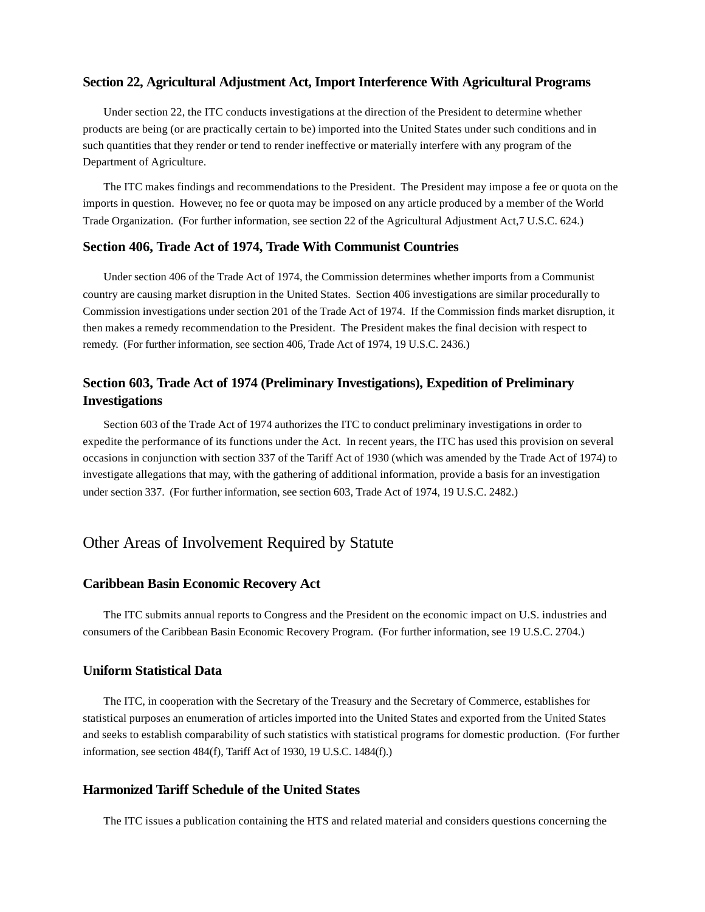### Section 22, Agricultural Adjustment Act, Import Interference With Agricultural Programs

Under section 22, the ITC conducts investigations at the direction of the President to determine whether products are being (or are practically certain to be) imported into the United States under such conditions and in such quantities that they render or tend to render ineffective or materially interfere with any program of the Department of Agriculture.

The ITC makes findings and recommendations to the President. The President may impose a fee or quota on the imports in question. However, no fee or quota may be imposed on any article produced by a member of the World Trade Organization. (For further information, see section 22 of the Agricultural Adjustment Act,7 U.S.C. 624.)

### Section 406, Trade Act of 1974, Trade With Communist Countries

Under section 406 of the Trade Act of 1974, the Commission determines whether imports from a Communist country are causing market disruption in the United States. Section 406 investigations are similar procedurally to Commission investigations under section 201 of the Trade Act of 1974. If the Commission finds market disruption, it then makes a remedy recommendation to the President. The President makes the final decision with respect to remedy. (For further information, see section 406, Trade Act of 1974, 19 U.S.C. 2436.)

### Section 603, Trade Act of 1974 (Preliminary Investigations), Expedition of Preliminary Investigations

Section 603 of the Trade Act of 1974 authorizes the ITC to conduct preliminary investigations in order to expedite the performance of its functions under the Act. In recent years, the ITC has used this provision on several occasions in conjunction with section 337 of the Tariff Act of 1930 (which was amended by the Trade Act of 1974) to investigate allegations that may, with the gathering of additional information, provide a basis for an investigation under section 337. (For further information, see section 603, Trade Act of 1974, 19 U.S.C. 2482.)

## Other Areas of Involvement Required by Statute

### Caribbean Basin Economic Recovery Act

The ITC submits annual reports to Congress and the President on the economic impact on U.S. industries and consumers of the Caribbean Basin Economic Recovery Program. (For further information, see 19 U.S.C. 2704.)

### Uniform Statistical Data

The ITC, in cooperation with the Secretary of the Treasury and the Secretary of Commerce, establishes for statistical purposes an enumeration of articles imported into the United States and exported from the United States and seeks to establish comparability of such statistics with statistical programs for domestic production. (For further information, see section 484(f), Tariff Act of 1930, 19 U.S.C. 1484(f).)

### Harmonized Tariff Schedule of the United States

The ITC issues a publication containing the HTS and related material and considers questions concerning the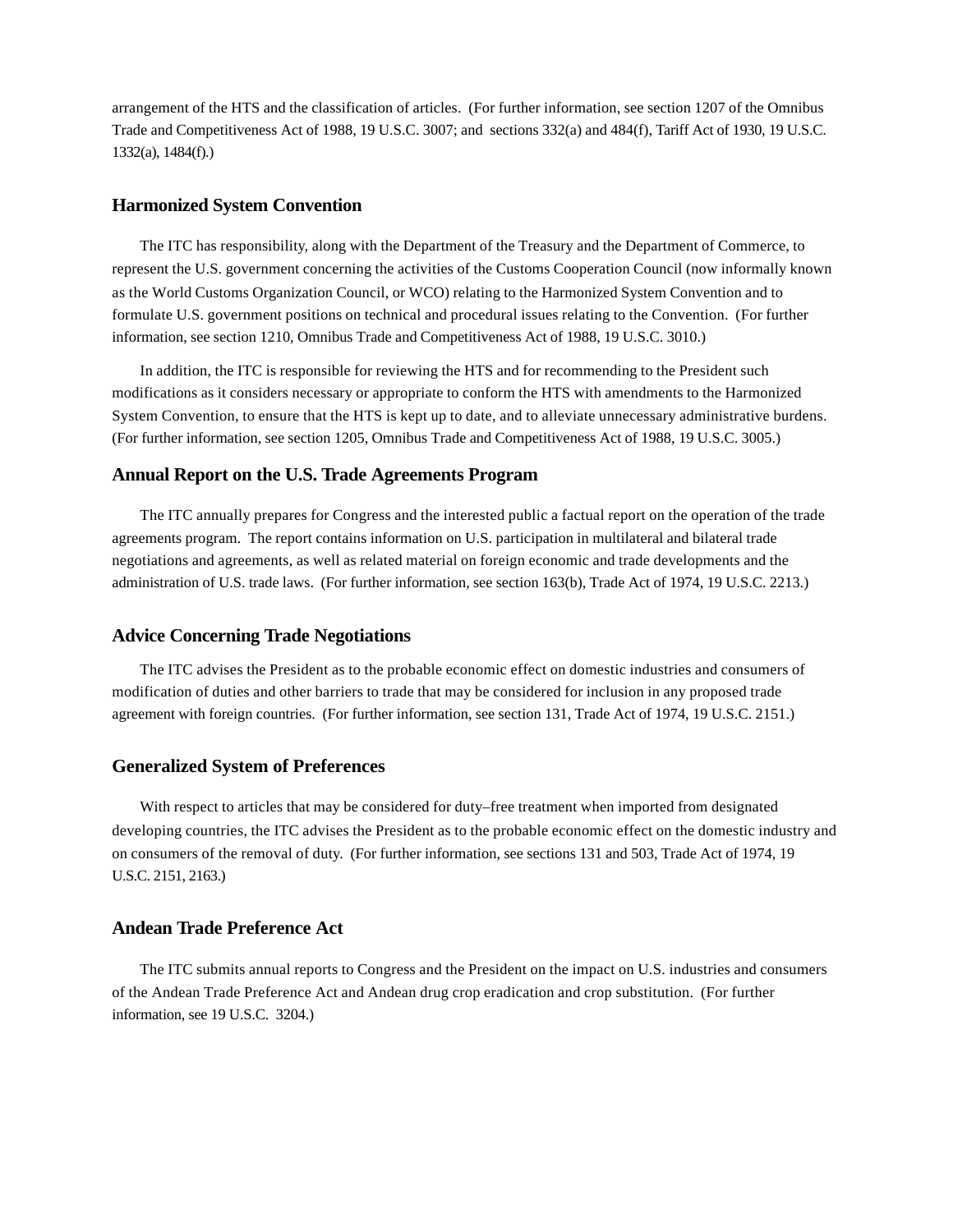arrangement of the HTS and the classification of articles. (For further information, see section 1207 of the Omnibus Trade and Competitiveness Act of 1988, 19 U.S.C. 3007; and sections 332(a) and 484(f), Tariff Act of 1930, 19 U.S.C. 1332(a), 1484(f).)

### Harmonized System Convention

The ITC has responsibility, along with the Department of the Treasury and the Department of Commerce, to represent the U.S. government concerning the activities of the Customs Cooperation Council (now informally known as the World Customs Organization Council, or WCO) relating to the Harmonized System Convention and to formulate U.S. government positions on technical and procedural issues relating to the Convention. (For further information, see section 1210, Omnibus Trade and Competitiveness Act of 1988, 19 U.S.C. 3010.)

In addition, the ITC is responsible for reviewing the HTS and for recommending to the President such modifications as it considers necessary or appropriate to conform the HTS with amendments to the Harmonized System Convention, to ensure that the HTS is kept up to date, and to alleviate unnecessary administrative burdens. (For further information, see section 1205, Omnibus Trade and Competitiveness Act of 1988, 19 U.S.C. 3005.)

### Annual Report on the U.S. Trade Agreements Program

The ITC annually prepares for Congress and the interested public a factual report on the operation of the trade agreements program. The report contains information on U.S. participation in multilateral and bilateral trade negotiations and agreements, as well as related material on foreign economic and trade developments and the administration of U.S. trade laws. (For further information, see section 163(b), Trade Act of 1974, 19 U.S.C. 2213.)

### Advice Concerning Trade Negotiations

The ITC advises the President as to the probable economic effect on domestic industries and consumers of modification of duties and other barriers to trade that may be considered for inclusion in any proposed trade agreement with foreign countries. (For further information, see section 131, Trade Act of 1974, 19 U.S.C. 2151.)

### Generalized System of Preferences

With respect to articles that may be considered for duty–free treatment when imported from designated developing countries, the ITC advises the President as to the probable economic effect on the domestic industry and on consumers of the removal of duty. (For further information, see sections 131 and 503, Trade Act of 1974, 19 U.S.C. 2151, 2163.)

### Andean Trade Preference Act

The ITC submits annual reports to Congress and the President on the impact on U.S. industries and consumers of the Andean Trade Preference Act and Andean drug crop eradication and crop substitution. (For further information, see 19 U.S.C. 3204.)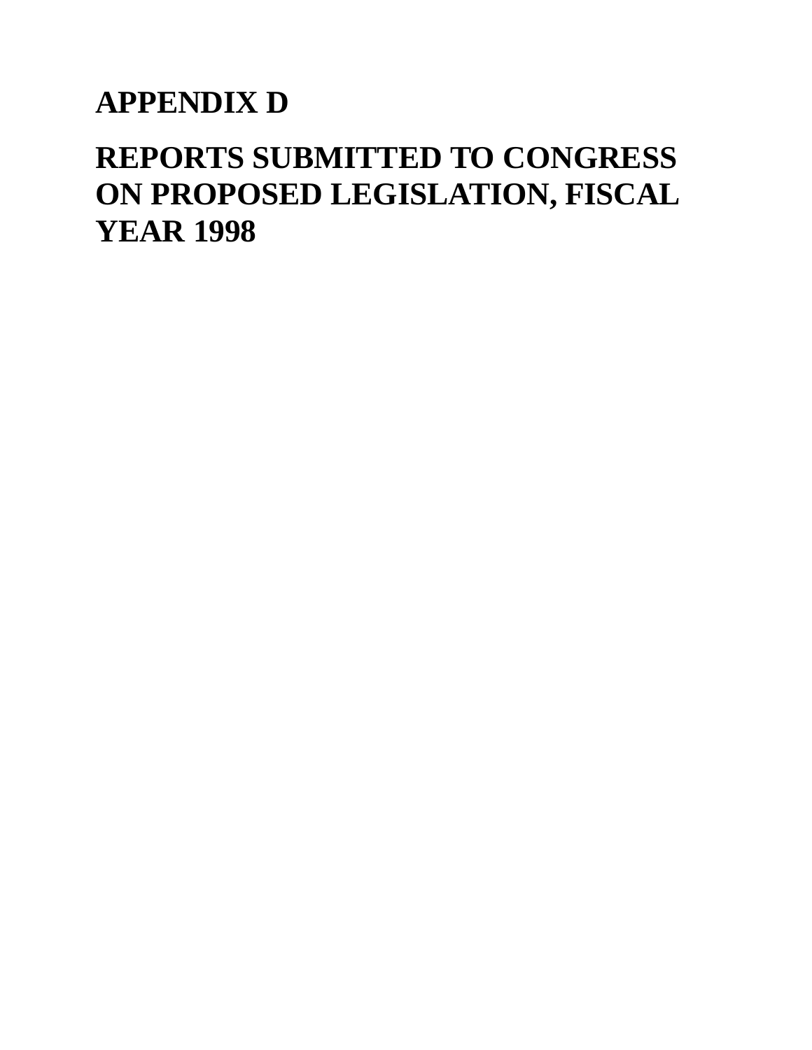# APPENDIX D

# REPORTS SUBMITTED TO CONGRESS ON PROPOSED LEGISLATION, FISCAL YEAR 1998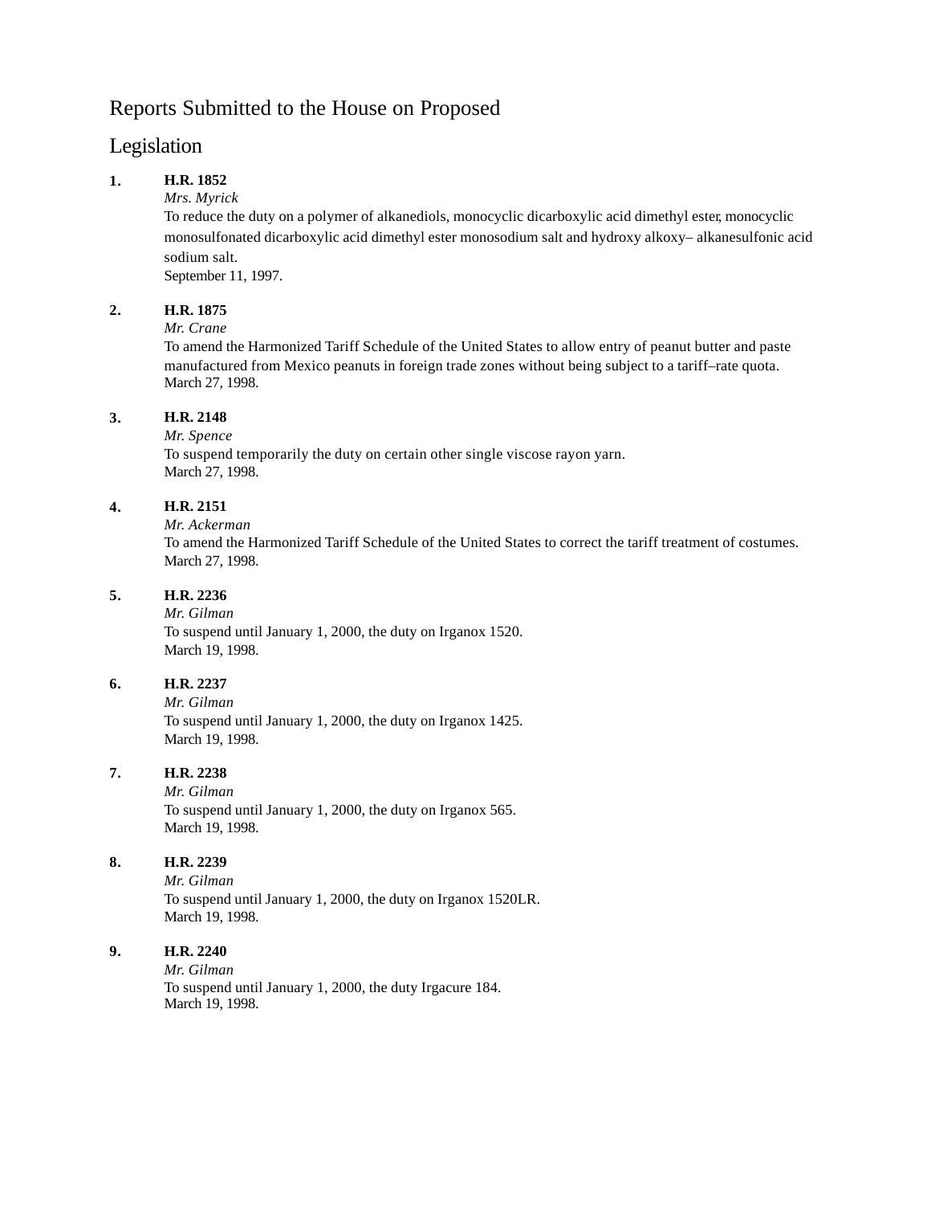# Reports Submitted to the House on Proposed Legislation

1. **H.R. 1852**
   *Mrs. Myrick*
   To reduce the duty on a polymer of alkanediols, monocyclic dicarboxylic acid dimethyl ester, monocyclic monosulfonated dicarboxylic acid dimethyl ester monosodium salt and hydroxy alkoxy– alkanesulfonic acid sodium salt.
   September 11, 1997.

2. **H.R. 1875**
   *Mr. Crane*
   To amend the Harmonized Tariff Schedule of the United States to allow entry of peanut butter and paste manufactured from Mexico peanuts in foreign trade zones without being subject to a tariff–rate quota.
   March 27, 1998.

3. **H.R. 2148**
   *Mr. Spence*
   To suspend temporarily the duty on certain other single viscose rayon yarn.
   March 27, 1998.

4. **H.R. 2151**
   *Mr. Ackerman*
   To amend the Harmonized Tariff Schedule of the United States to correct the tariff treatment of costumes.
   March 27, 1998.

5. **H.R. 2236**
   *Mr. Gilman*
   To suspend until January 1, 2000, the duty on Irganox 1520.
   March 19, 1998.

6. **H.R. 2237**
   *Mr. Gilman*
   To suspend until January 1, 2000, the duty on Irganox 1425.
   March 19, 1998.

7. **H.R. 2238**
   *Mr. Gilman*
   To suspend until January 1, 2000, the duty on Irganox 565.
   March 19, 1998.

8. **H.R. 2239**
   *Mr. Gilman*
   To suspend until January 1, 2000, the duty on Irganox 1520LR.
   March 19, 1998.

9. **H.R. 2240**
   *Mr. Gilman*
   To suspend until January 1, 2000, the duty Irgacure 184.
   March 19, 1998.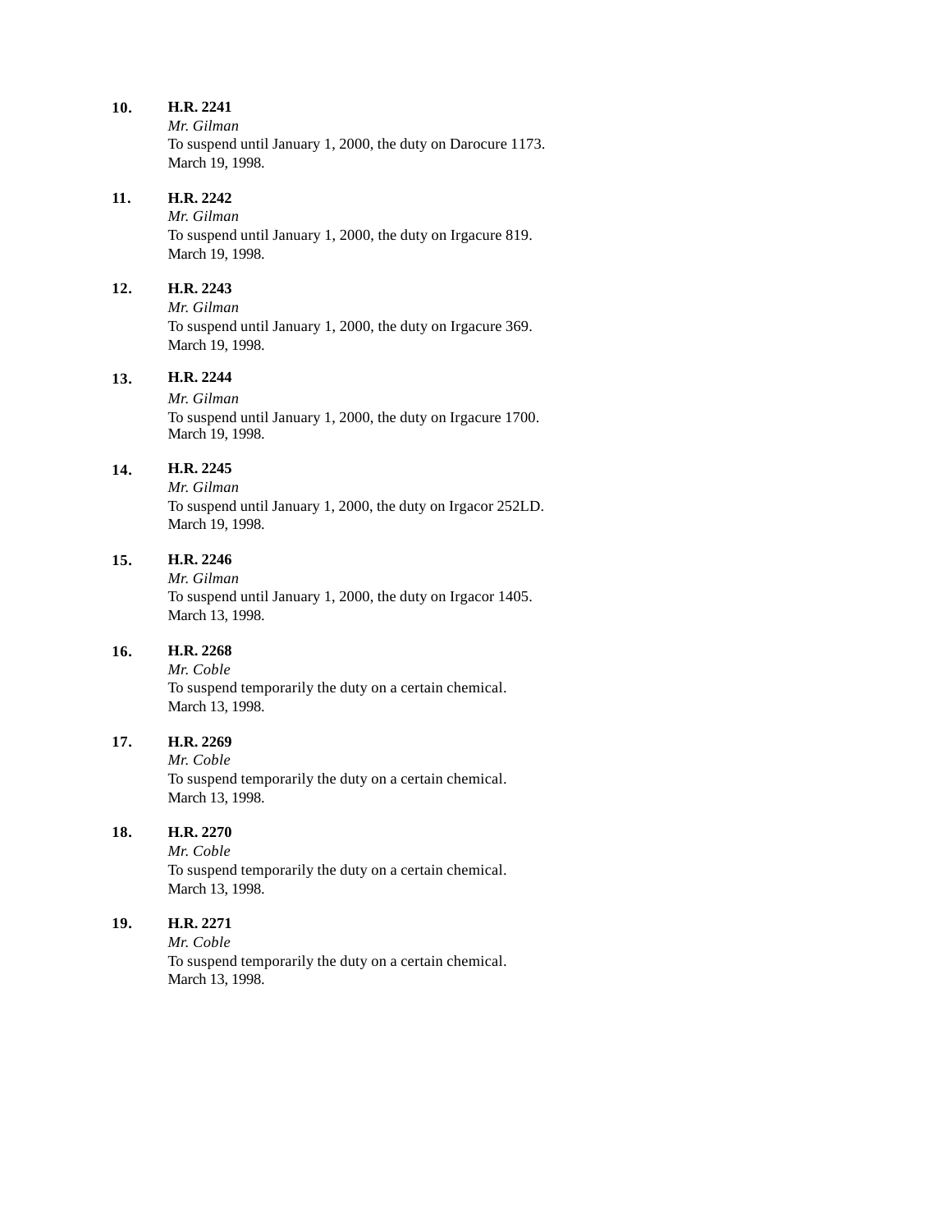**10.** **H.R. 2241**
*Mr. Gilman*
To suspend until January 1, 2000, the duty on Darocure 1173.
March 19, 1998.

**11.** **H.R. 2242**
*Mr. Gilman*
To suspend until January 1, 2000, the duty on Irgacure 819.
March 19, 1998.

**12.** **H.R. 2243**
*Mr. Gilman*
To suspend until January 1, 2000, the duty on Irgacure 369.
March 19, 1998.

**13.** **H.R. 2244**
*Mr. Gilman*
To suspend until January 1, 2000, the duty on Irgacure 1700.
March 19, 1998.

**14.** **H.R. 2245**
*Mr. Gilman*
To suspend until January 1, 2000, the duty on Irgacor 252LD.
March 19, 1998.

**15.** **H.R. 2246**
*Mr. Gilman*
To suspend until January 1, 2000, the duty on Irgacor 1405.
March 13, 1998.

**16.** **H.R. 2268**
*Mr. Coble*
To suspend temporarily the duty on a certain chemical.
March 13, 1998.

**17.** **H.R. 2269**
*Mr. Coble*
To suspend temporarily the duty on a certain chemical.
March 13, 1998.

**18.** **H.R. 2270**
*Mr. Coble*
To suspend temporarily the duty on a certain chemical.
March 13, 1998.

**19.** **H.R. 2271**
*Mr. Coble*
To suspend temporarily the duty on a certain chemical.
March 13, 1998.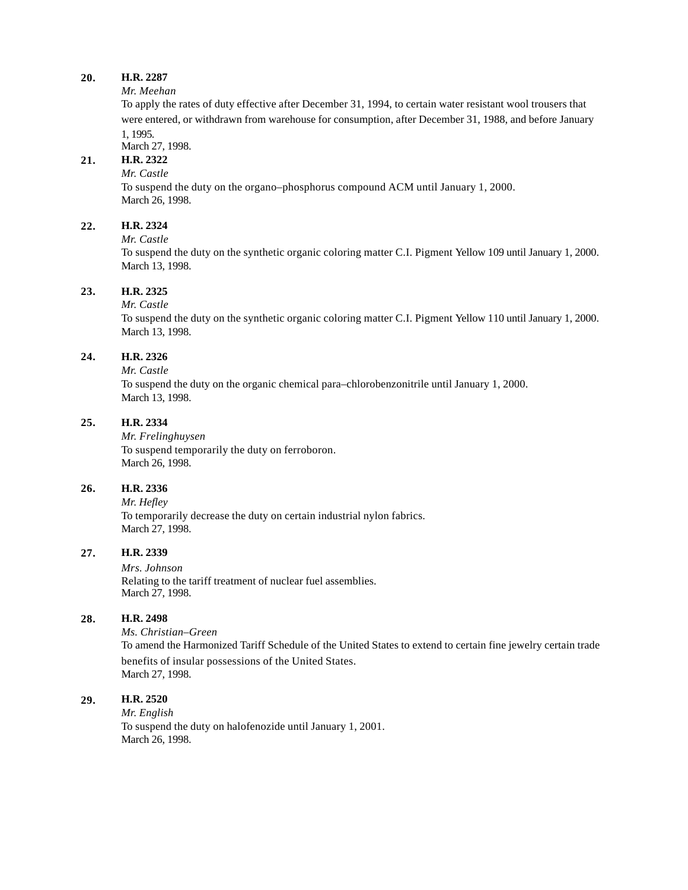**20.** **H.R. 2287**

*Mr. Meehan*

To apply the rates of duty effective after December 31, 1994, to certain water resistant wool trousers that were entered, or withdrawn from warehouse for consumption, after December 31, 1988, and before January 1, 1995.

March 27, 1998.

**21.** **H.R. 2322**

*Mr. Castle*

To suspend the duty on the organo–phosphorus compound ACM until January 1, 2000.

March 26, 1998.

**22.** **H.R. 2324**

*Mr. Castle*

To suspend the duty on the synthetic organic coloring matter C.I. Pigment Yellow 109 until January 1, 2000.

March 13, 1998.

**23.** **H.R. 2325**

*Mr. Castle*

To suspend the duty on the synthetic organic coloring matter C.I. Pigment Yellow 110 until January 1, 2000.

March 13, 1998.

**24.** **H.R. 2326**

*Mr. Castle*

To suspend the duty on the organic chemical para–chlorobenzonitrile until January 1, 2000.

March 13, 1998.

**25.** **H.R. 2334**

*Mr. Frelinghuysen*

To suspend temporarily the duty on ferroboron.

March 26, 1998.

**26.** **H.R. 2336**

*Mr. Hefley*

To temporarily decrease the duty on certain industrial nylon fabrics.

March 27, 1998.

**27.** **H.R. 2339**

*Mrs. Johnson*

Relating to the tariff treatment of nuclear fuel assemblies.

March 27, 1998.

**28.** **H.R. 2498**

*Ms. Christian–Green*

To amend the Harmonized Tariff Schedule of the United States to extend to certain fine jewelry certain trade benefits of insular possessions of the United States.

March 27, 1998.

**29.** **H.R. 2520**

*Mr. English*

To suspend the duty on halofenozide until January 1, 2001.

March 26, 1998.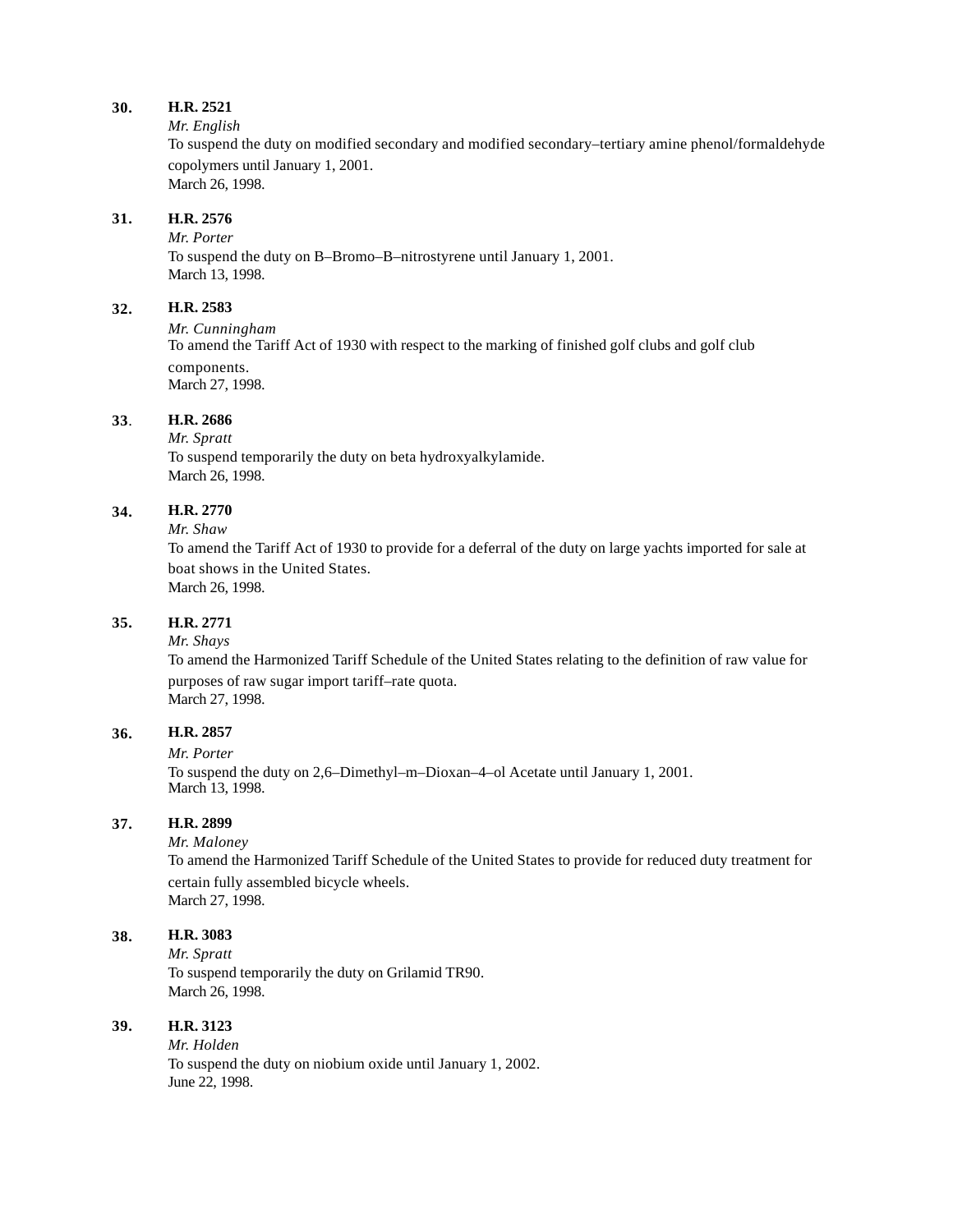**30.** **H.R. 2521**
*Mr. English*
To suspend the duty on modified secondary and modified secondary–tertiary amine phenol/formaldehyde copolymers until January 1, 2001.
March 26, 1998.

**31.** **H.R. 2576**
*Mr. Porter*
To suspend the duty on B–Bromo–B–nitrostyrene until January 1, 2001.
March 13, 1998.

**32.** **H.R. 2583**
*Mr. Cunningham*
To amend the Tariff Act of 1930 with respect to the marking of finished golf clubs and golf club components.
March 27, 1998.

**33**. **H.R. 2686**
*Mr. Spratt*
To suspend temporarily the duty on beta hydroxyalkylamide.
March 26, 1998.

**34.** **H.R. 2770**
*Mr. Shaw*
To amend the Tariff Act of 1930 to provide for a deferral of the duty on large yachts imported for sale at boat shows in the United States.
March 26, 1998.

**35.** **H.R. 2771**
*Mr. Shays*
To amend the Harmonized Tariff Schedule of the United States relating to the definition of raw value for purposes of raw sugar import tariff–rate quota.
March 27, 1998.

**36.** **H.R. 2857**
*Mr. Porter*
To suspend the duty on 2,6–Dimethyl–m–Dioxan–4–ol Acetate until January 1, 2001.
March 13, 1998.

**37.** **H.R. 2899**
*Mr. Maloney*
To amend the Harmonized Tariff Schedule of the United States to provide for reduced duty treatment for certain fully assembled bicycle wheels.
March 27, 1998.

**38.** **H.R. 3083**
*Mr. Spratt*
To suspend temporarily the duty on Grilamid TR90.
March 26, 1998.

**39.** **H.R. 3123**
*Mr. Holden*
To suspend the duty on niobium oxide until January 1, 2002.
June 22, 1998.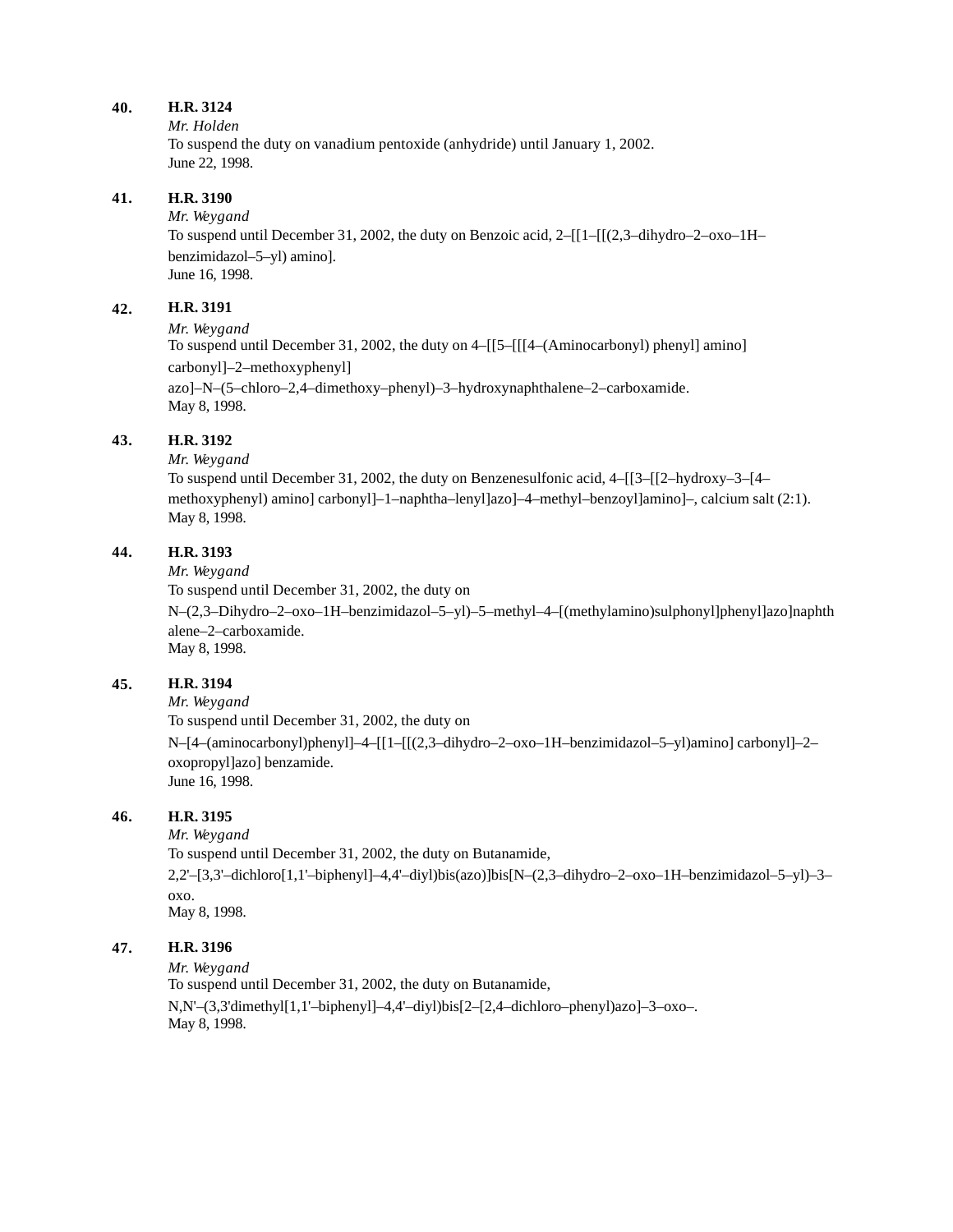**40.** **H.R. 3124**
*Mr. Holden*
To suspend the duty on vanadium pentoxide (anhydride) until January 1, 2002.
June 22, 1998.

**41.** **H.R. 3190**
*Mr. Weygand*
To suspend until December 31, 2002, the duty on Benzoic acid, 2–[[1–[[(2,3–dihydro–2–oxo–1H–benzimidazol–5–yl) amino].
June 16, 1998.

**42.** **H.R. 3191**
*Mr. Weygand*
To suspend until December 31, 2002, the duty on 4–[[5–[[[4–(Aminocarbonyl) phenyl] amino] carbonyl]–2–methoxyphenyl] azo]–N–(5–chloro–2,4–dimethoxy–phenyl)–3–hydroxynaphthalene–2–carboxamide.
May 8, 1998.

**43.** **H.R. 3192**
*Mr. Weygand*
To suspend until December 31, 2002, the duty on Benzenesulfonic acid, 4–[[3–[[2–hydroxy–3–[4–methoxyphenyl) amino] carbonyl]–1–naphtha–lenyl]azo]–4–methyl–benzoyl]amino]–, calcium salt (2:1).
May 8, 1998.

**44.** **H.R. 3193**
*Mr. Weygand*
To suspend until December 31, 2002, the duty on N–(2,3–Dihydro–2–oxo–1H–benzimidazol–5–yl)–5–methyl–4–[(methylamino)sulphonyl]phenyl]azo]naphthalene–2–carboxamide.
May 8, 1998.

**45.** **H.R. 3194**
*Mr. Weygand*
To suspend until December 31, 2002, the duty on N–[4–(aminocarbonyl)phenyl]–4–[[1–[[(2,3–dihydro–2–oxo–1H–benzimidazol–5–yl)amino] carbonyl]–2–oxopropyl]azo] benzamide.
June 16, 1998.

**46.** **H.R. 3195**
*Mr. Weygand*
To suspend until December 31, 2002, the duty on Butanamide, 2,2'–[3,3'–dichloro[1,1'–biphenyl]–4,4'–diyl)bis(azo)]bis[N–(2,3–dihydro–2–oxo–1H–benzimidazol–5–yl)–3–oxo.
May 8, 1998.

**47.** **H.R. 3196**
*Mr. Weygand*
To suspend until December 31, 2002, the duty on Butanamide, N,N'–(3,3'dimethyl[1,1'–biphenyl]–4,4'–diyl)bis[2–[2,4–dichloro–phenyl)azo]–3–oxo–.
May 8, 1998.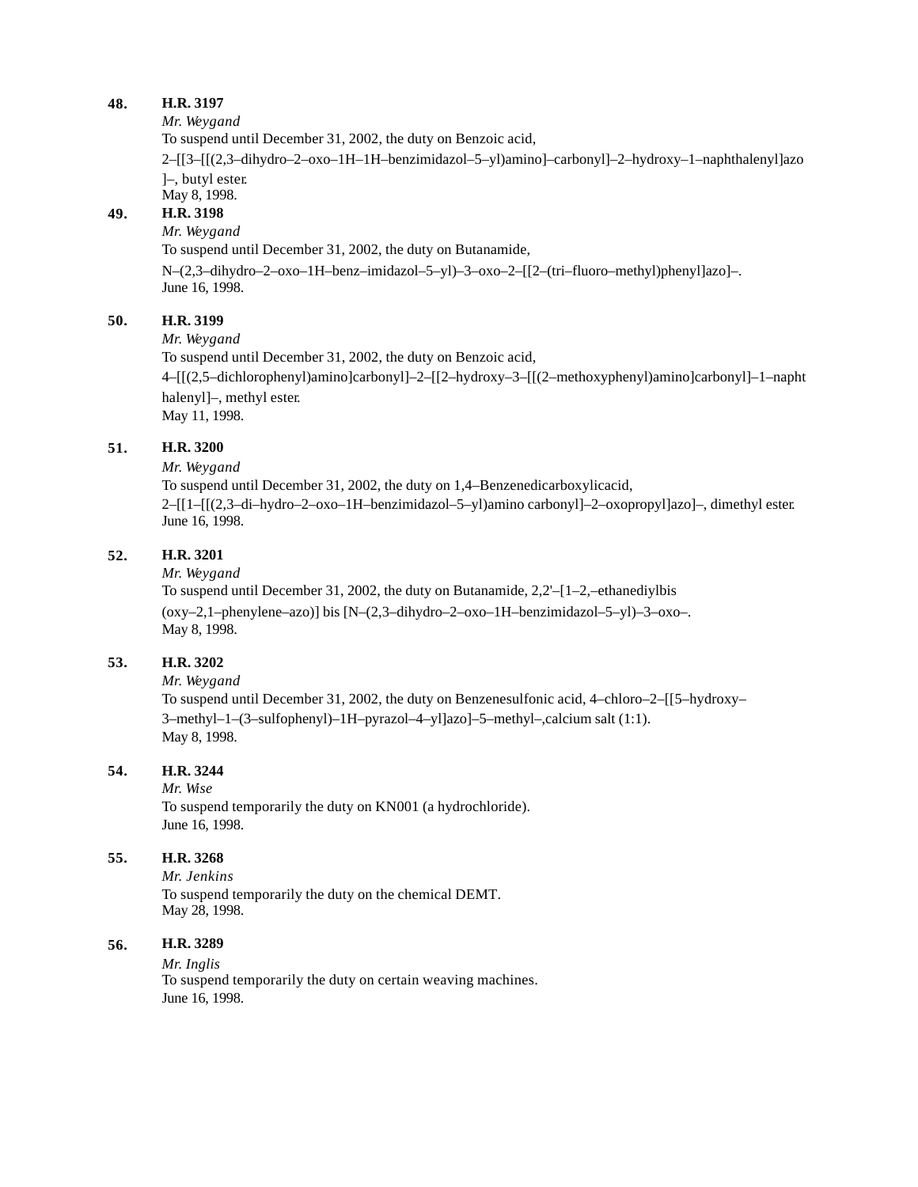**48.** **H.R. 3197**
*Mr. Weygand*
To suspend until December 31, 2002, the duty on Benzoic acid, 2–[[3–[[(2,3–dihydro–2–oxo–1H–1H–benzimidazol–5–yl)amino]–carbonyl]–2–hydroxy–1–naphthalenyl]azo]–, butyl ester.
May 8, 1998.

**49.** **H.R. 3198**
*Mr. Weygand*
To suspend until December 31, 2002, the duty on Butanamide, N–(2,3–dihydro–2–oxo–1H–benz–imidazol–5–yl)–3–oxo–2–[[2–(tri–fluoro–methyl)phenyl]azo]–.
June 16, 1998.

**50.** **H.R. 3199**
*Mr. Weygand*
To suspend until December 31, 2002, the duty on Benzoic acid, 4–[[(2,5–dichlorophenyl)amino]carbonyl]–2–[[2–hydroxy–3–[[(2–methoxyphenyl)amino]carbonyl]–1–naphthalenyl]–, methyl ester.
May 11, 1998.

**51.** **H.R. 3200**
*Mr. Weygand*
To suspend until December 31, 2002, the duty on 1,4–Benzenedicarboxylicacid, 2–[[1–[[(2,3–di–hydro–2–oxo–1H–benzimidazol–5–yl)amino carbonyl]–2–oxopropyl]azo]–, dimethyl ester.
June 16, 1998.

**52.** **H.R. 3201**
*Mr. Weygand*
To suspend until December 31, 2002, the duty on Butanamide, 2,2'–[1–2,–ethanediylbis (oxy–2,1–phenylene–azo)] bis [N–(2,3–dihydro–2–oxo–1H–benzimidazol–5–yl)–3–oxo–.
May 8, 1998.

**53.** **H.R. 3202**
*Mr. Weygand*
To suspend until December 31, 2002, the duty on Benzenesulfonic acid, 4–chloro–2–[[5–hydroxy–3–methyl–1–(3–sulfophenyl)–1H–pyrazol–4–yl]azo]–5–methyl–,calcium salt (1:1).
May 8, 1998.

**54.** **H.R. 3244**
*Mr. Wise*
To suspend temporarily the duty on KN001 (a hydrochloride).
June 16, 1998.

**55.** **H.R. 3268**
*Mr. Jenkins*
To suspend temporarily the duty on the chemical DEMT.
May 28, 1998.

**56.** **H.R. 3289**
*Mr. Inglis*
To suspend temporarily the duty on certain weaving machines.
June 16, 1998.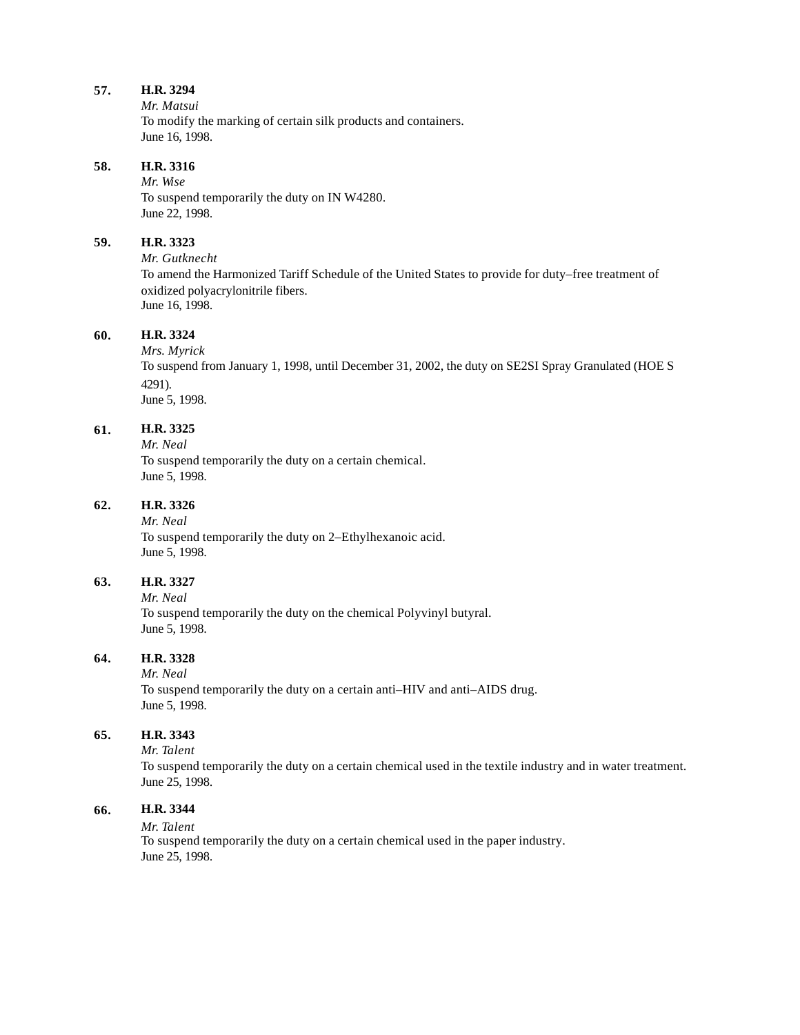**57.** **H.R. 3294**
*Mr. Matsui*
To modify the marking of certain silk products and containers.
June 16, 1998.

**58.** **H.R. 3316**
*Mr. Wise*
To suspend temporarily the duty on IN W4280.
June 22, 1998.

**59.** **H.R. 3323**
*Mr. Gutknecht*
To amend the Harmonized Tariff Schedule of the United States to provide for duty–free treatment of oxidized polyacrylonitrile fibers.
June 16, 1998.

**60.** **H.R. 3324**
*Mrs. Myrick*
To suspend from January 1, 1998, until December 31, 2002, the duty on SE2SI Spray Granulated (HOE S 4291).
June 5, 1998.

**61.** **H.R. 3325**
*Mr. Neal*
To suspend temporarily the duty on a certain chemical.
June 5, 1998.

**62.** **H.R. 3326**
*Mr. Neal*
To suspend temporarily the duty on 2–Ethylhexanoic acid.
June 5, 1998.

**63.** **H.R. 3327**
*Mr. Neal*
To suspend temporarily the duty on the chemical Polyvinyl butyral.
June 5, 1998.

**64.** **H.R. 3328**
*Mr. Neal*
To suspend temporarily the duty on a certain anti–HIV and anti–AIDS drug.
June 5, 1998.

**65.** **H.R. 3343**
*Mr. Talent*
To suspend temporarily the duty on a certain chemical used in the textile industry and in water treatment.
June 25, 1998.

**66.** **H.R. 3344**
*Mr. Talent*
To suspend temporarily the duty on a certain chemical used in the paper industry.
June 25, 1998.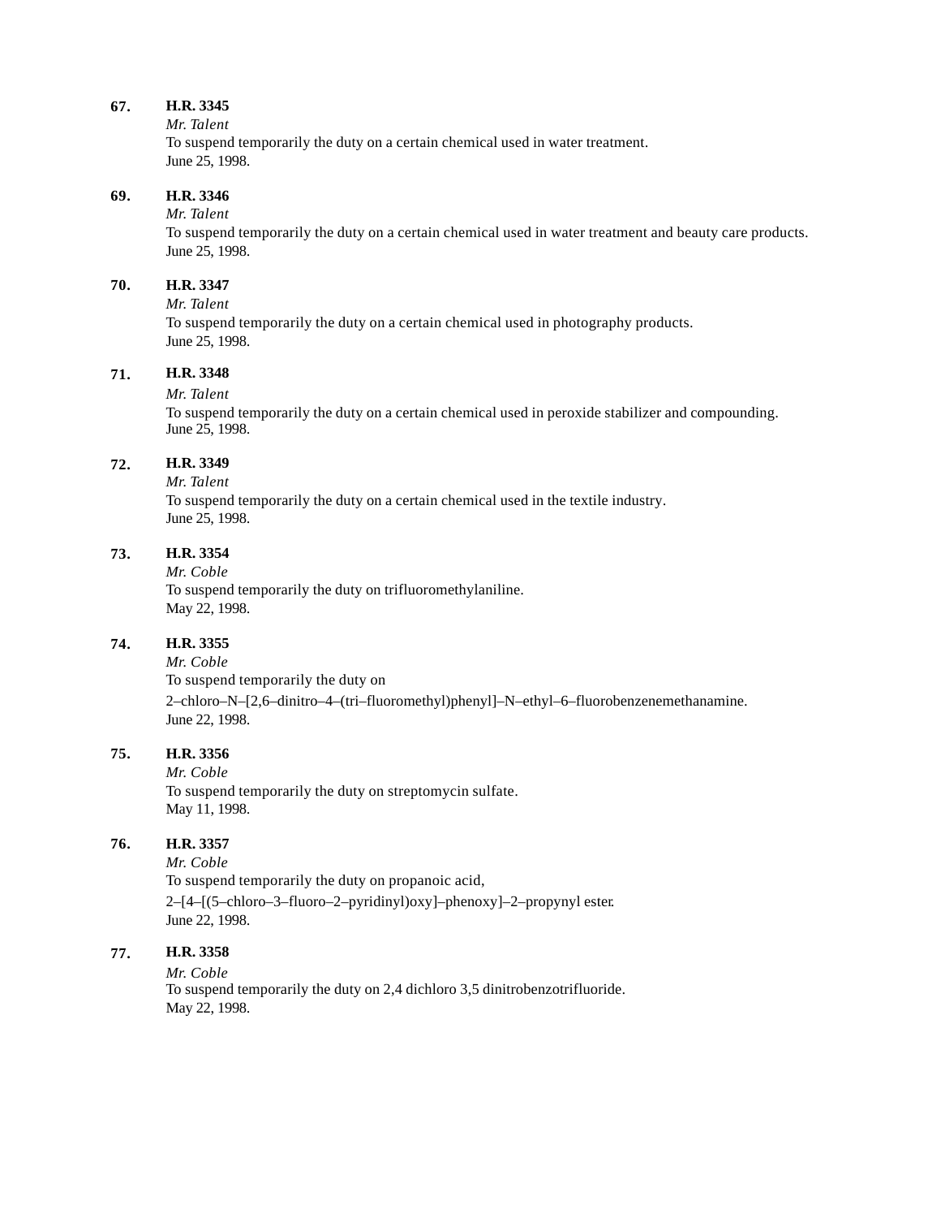**67.** **H.R. 3345**
*Mr. Talent*
To suspend temporarily the duty on a certain chemical used in water treatment.
June 25, 1998.

**69.** **H.R. 3346**
*Mr. Talent*
To suspend temporarily the duty on a certain chemical used in water treatment and beauty care products.
June 25, 1998.

**70.** **H.R. 3347**
*Mr. Talent*
To suspend temporarily the duty on a certain chemical used in photography products.
June 25, 1998.

**71.** **H.R. 3348**
*Mr. Talent*
To suspend temporarily the duty on a certain chemical used in peroxide stabilizer and compounding.
June 25, 1998.

**72.** **H.R. 3349**
*Mr. Talent*
To suspend temporarily the duty on a certain chemical used in the textile industry.
June 25, 1998.

**73.** **H.R. 3354**
*Mr. Coble*
To suspend temporarily the duty on trifluoromethylaniline.
May 22, 1998.

**74.** **H.R. 3355**
*Mr. Coble*
To suspend temporarily the duty on 2–chloro–N–[2,6–dinitro–4–(tri–fluoromethyl)phenyl]–N–ethyl–6–fluorobenzenemethanamine.
June 22, 1998.

**75.** **H.R. 3356**
*Mr. Coble*
To suspend temporarily the duty on streptomycin sulfate.
May 11, 1998.

**76.** **H.R. 3357**
*Mr. Coble*
To suspend temporarily the duty on propanoic acid, 2–[4–[(5–chloro–3–fluoro–2–pyridinyl)oxy]–phenoxy]–2–propynyl ester.
June 22, 1998.

**77.** **H.R. 3358**
*Mr. Coble*
To suspend temporarily the duty on 2,4 dichloro 3,5 dinitrobenzotrifluoride.
May 22, 1998.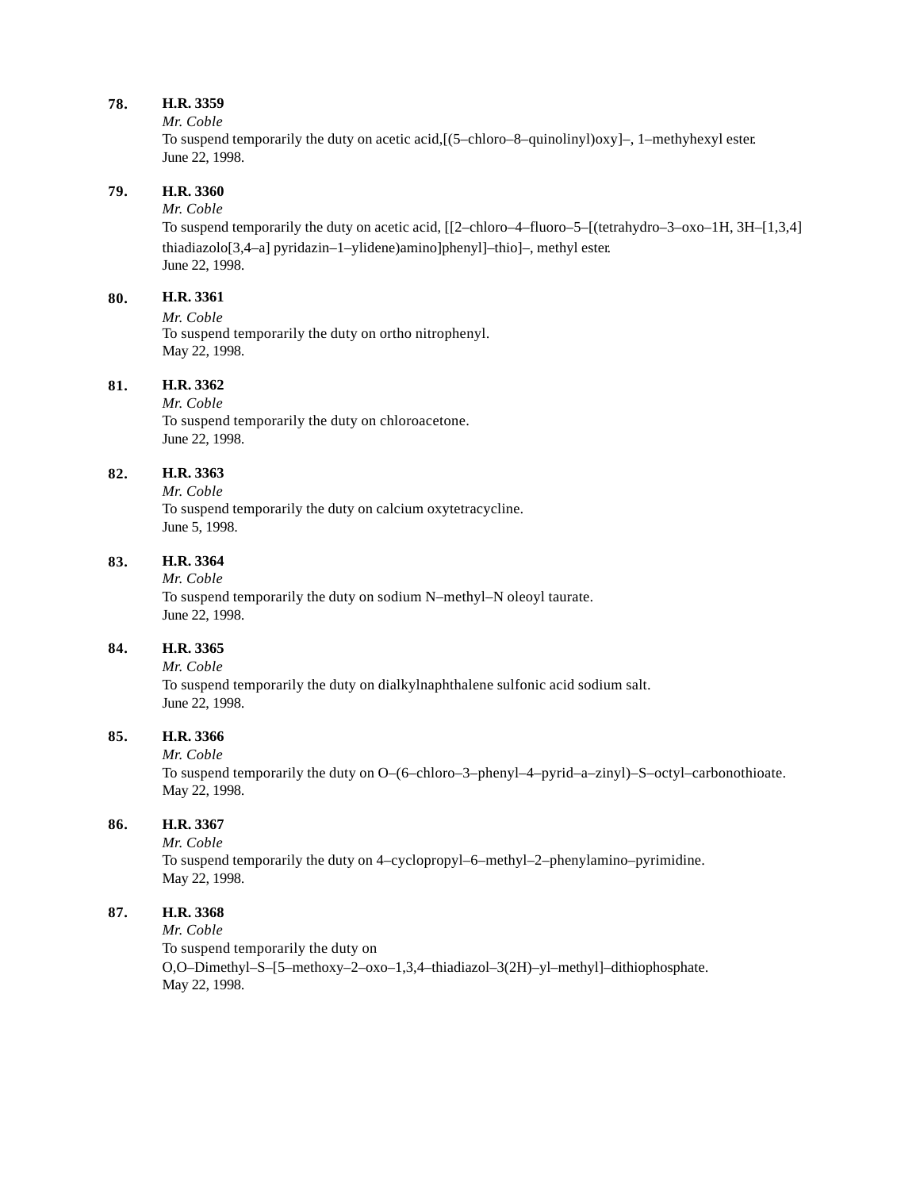**78.** **H.R. 3359**
*Mr. Coble*
To suspend temporarily the duty on acetic acid,[(5–chloro–8–quinolinyl)oxy]–, 1–methyhexyl ester.
June 22, 1998.

**79.** **H.R. 3360**
*Mr. Coble*
To suspend temporarily the duty on acetic acid, [[2–chloro–4–fluoro–5–[(tetrahydro–3–oxo–1H, 3H–[1,3,4] thiadiazolo[3,4–a] pyridazin–1–ylidene)amino]phenyl]–thio]–, methyl ester.
June 22, 1998.

**80.** **H.R. 3361**
*Mr. Coble*
To suspend temporarily the duty on ortho nitrophenyl.
May 22, 1998.

**81.** **H.R. 3362**
*Mr. Coble*
To suspend temporarily the duty on chloroacetone.
June 22, 1998.

**82.** **H.R. 3363**
*Mr. Coble*
To suspend temporarily the duty on calcium oxytetracycline.
June 5, 1998.

**83.** **H.R. 3364**
*Mr. Coble*
To suspend temporarily the duty on sodium N–methyl–N oleoyl taurate.
June 22, 1998.

**84.** **H.R. 3365**
*Mr. Coble*
To suspend temporarily the duty on dialkylnaphthalene sulfonic acid sodium salt.
June 22, 1998.

**85.** **H.R. 3366**
*Mr. Coble*
To suspend temporarily the duty on O–(6–chloro–3–phenyl–4–pyrid–a–zinyl)–S–octyl–carbonothioate.
May 22, 1998.

**86.** **H.R. 3367**
*Mr. Coble*
To suspend temporarily the duty on 4–cyclopropyl–6–methyl–2–phenylamino–pyrimidine.
May 22, 1998.

**87.** **H.R. 3368**
*Mr. Coble*
To suspend temporarily the duty on O,O–Dimethyl–S–[5–methoxy–2–oxo–1,3,4–thiadiazol–3(2H)–yl–methyl]–dithiophosphate.
May 22, 1998.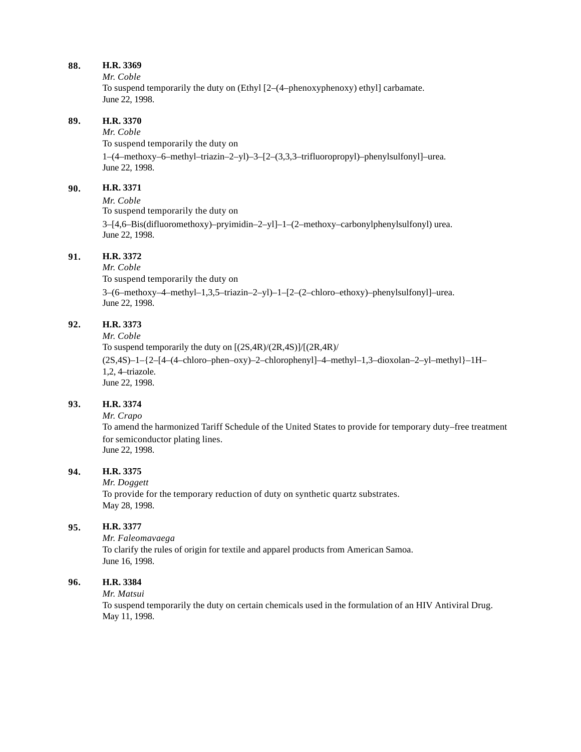**88.** **H.R. 3369**

*Mr. Coble*

To suspend temporarily the duty on (Ethyl [2–(4–phenoxyphenoxy) ethyl] carbamate.

June 22, 1998.

**89.** **H.R. 3370**

*Mr. Coble*

To suspend temporarily the duty on 1–(4–methoxy–6–methyl–triazin–2–yl)–3–[2–(3,3,3–trifluoropropyl)–phenylsulfonyl]–urea.

June 22, 1998.

**90.** **H.R. 3371**

*Mr. Coble*

To suspend temporarily the duty on 3–[4,6–Bis(difluoromethoxy)–pryimidin–2–yl]–1–(2–methoxy–carbonylphenylsulfonyl) urea.

June 22, 1998.

**91.** **H.R. 3372**

*Mr. Coble*

To suspend temporarily the duty on 3–(6–methoxy–4–methyl–1,3,5–triazin–2–yl)–1–[2–(2–chloro–ethoxy)–phenylsulfonyl]–urea.

June 22, 1998.

**92.** **H.R. 3373**

*Mr. Coble*

To suspend temporarily the duty on [(2S,4R)/(2R,4S)]/[(2R,4R)/(2S,4S)–1–{2–[4–(4–chloro–phen–oxy)–2–chlorophenyl]–4–methyl–1,3–dioxolan–2–yl–methyl}–1H–1,2, 4–triazole.

June 22, 1998.

**93.** **H.R. 3374**

*Mr. Crapo*

To amend the harmonized Tariff Schedule of the United States to provide for temporary duty–free treatment for semiconductor plating lines.

June 22, 1998.

**94.** **H.R. 3375**

*Mr. Doggett*

To provide for the temporary reduction of duty on synthetic quartz substrates.

May 28, 1998.

**95.** **H.R. 3377**

*Mr. Faleomavaega*

To clarify the rules of origin for textile and apparel products from American Samoa.

June 16, 1998.

**96.** **H.R. 3384**

*Mr. Matsui*

To suspend temporarily the duty on certain chemicals used in the formulation of an HIV Antiviral Drug.

May 11, 1998.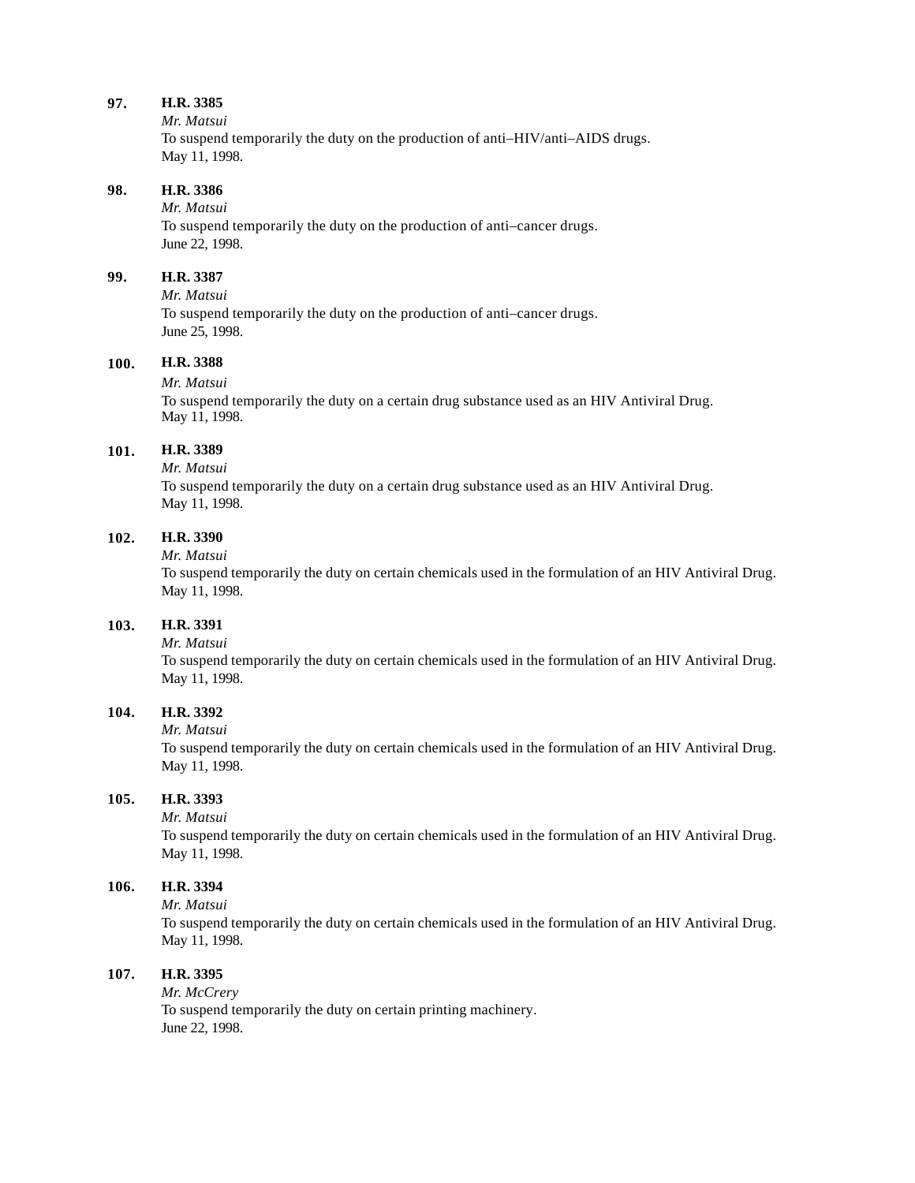**97.** **H.R. 3385**

*Mr. Matsui*

To suspend temporarily the duty on the production of anti–HIV/anti–AIDS drugs.

May 11, 1998.

**98.** **H.R. 3386**

*Mr. Matsui*

To suspend temporarily the duty on the production of anti–cancer drugs.

June 22, 1998.

**99.** **H.R. 3387**

*Mr. Matsui*

To suspend temporarily the duty on the production of anti–cancer drugs.

June 25, 1998.

**100.** **H.R. 3388**

*Mr. Matsui*

To suspend temporarily the duty on a certain drug substance used as an HIV Antiviral Drug.

May 11, 1998.

**101.** **H.R. 3389**

*Mr. Matsui*

To suspend temporarily the duty on a certain drug substance used as an HIV Antiviral Drug.

May 11, 1998.

**102.** **H.R. 3390**

*Mr. Matsui*

To suspend temporarily the duty on certain chemicals used in the formulation of an HIV Antiviral Drug.

May 11, 1998.

**103.** **H.R. 3391**

*Mr. Matsui*

To suspend temporarily the duty on certain chemicals used in the formulation of an HIV Antiviral Drug.

May 11, 1998.

**104.** **H.R. 3392**

*Mr. Matsui*

To suspend temporarily the duty on certain chemicals used in the formulation of an HIV Antiviral Drug.

May 11, 1998.

**105.** **H.R. 3393**

*Mr. Matsui*

To suspend temporarily the duty on certain chemicals used in the formulation of an HIV Antiviral Drug.

May 11, 1998.

**106.** **H.R. 3394**

*Mr. Matsui*

To suspend temporarily the duty on certain chemicals used in the formulation of an HIV Antiviral Drug.

May 11, 1998.

**107.** **H.R. 3395**

*Mr. McCrery*

To suspend temporarily the duty on certain printing machinery.

June 22, 1998.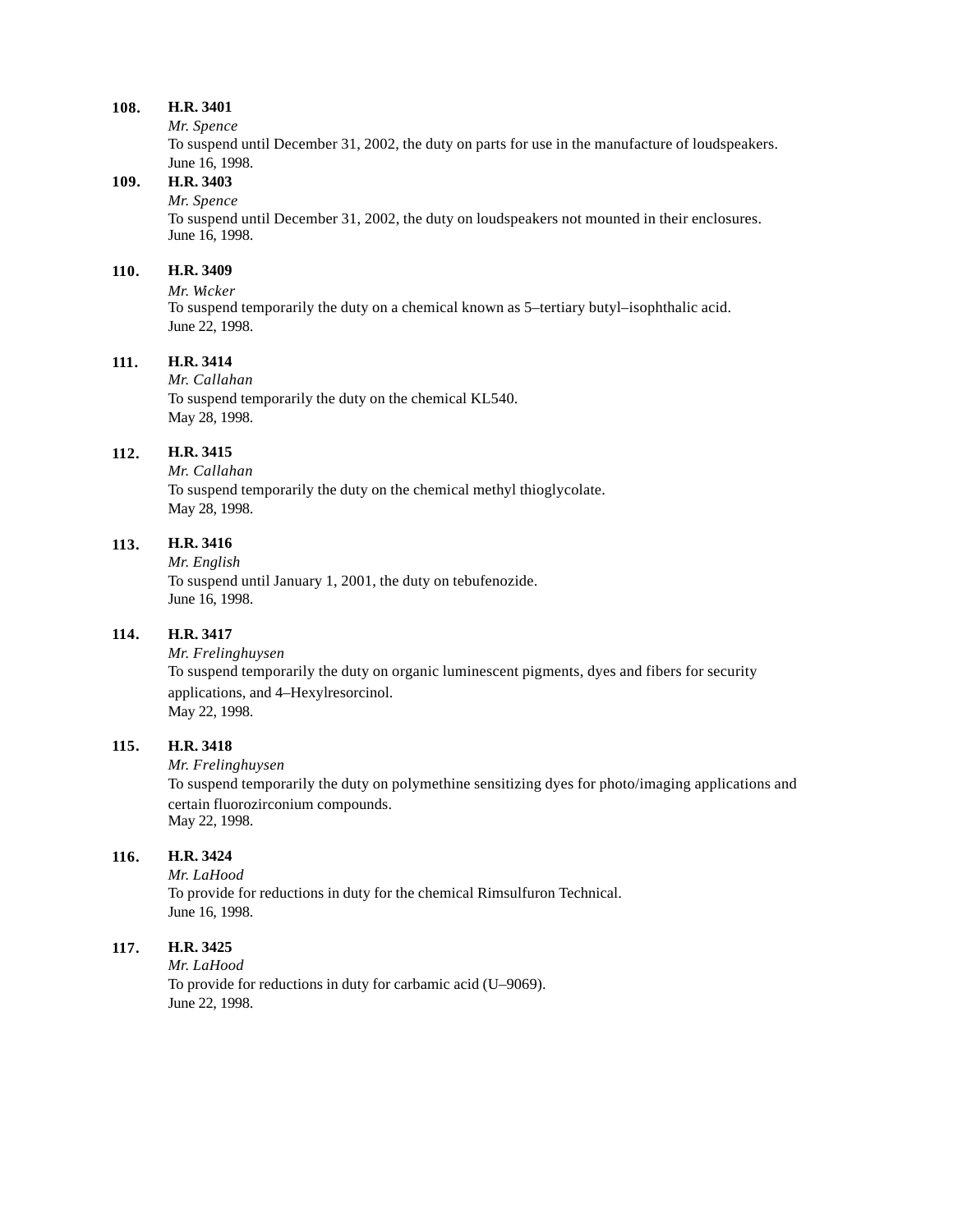**108.** **H.R. 3401**
*Mr. Spence*
To suspend until December 31, 2002, the duty on parts for use in the manufacture of loudspeakers.
June 16, 1998.

**109.** **H.R. 3403**
*Mr. Spence*
To suspend until December 31, 2002, the duty on loudspeakers not mounted in their enclosures.
June 16, 1998.

**110.** **H.R. 3409**
*Mr. Wicker*
To suspend temporarily the duty on a chemical known as 5–tertiary butyl–isophthalic acid.
June 22, 1998.

**111.** **H.R. 3414**
*Mr. Callahan*
To suspend temporarily the duty on the chemical KL540.
May 28, 1998.

**112.** **H.R. 3415**
*Mr. Callahan*
To suspend temporarily the duty on the chemical methyl thioglycolate.
May 28, 1998.

**113.** **H.R. 3416**
*Mr. English*
To suspend until January 1, 2001, the duty on tebufenozide.
June 16, 1998.

**114.** **H.R. 3417**
*Mr. Frelinghuysen*
To suspend temporarily the duty on organic luminescent pigments, dyes and fibers for security applications, and 4–Hexylresorcinol.
May 22, 1998.

**115.** **H.R. 3418**
*Mr. Frelinghuysen*
To suspend temporarily the duty on polymethine sensitizing dyes for photo/imaging applications and certain fluorozirconium compounds.
May 22, 1998.

**116.** **H.R. 3424**
*Mr. LaHood*
To provide for reductions in duty for the chemical Rimsulfuron Technical.
June 16, 1998.

**117.** **H.R. 3425**
*Mr. LaHood*
To provide for reductions in duty for carbamic acid (U–9069).
June 22, 1998.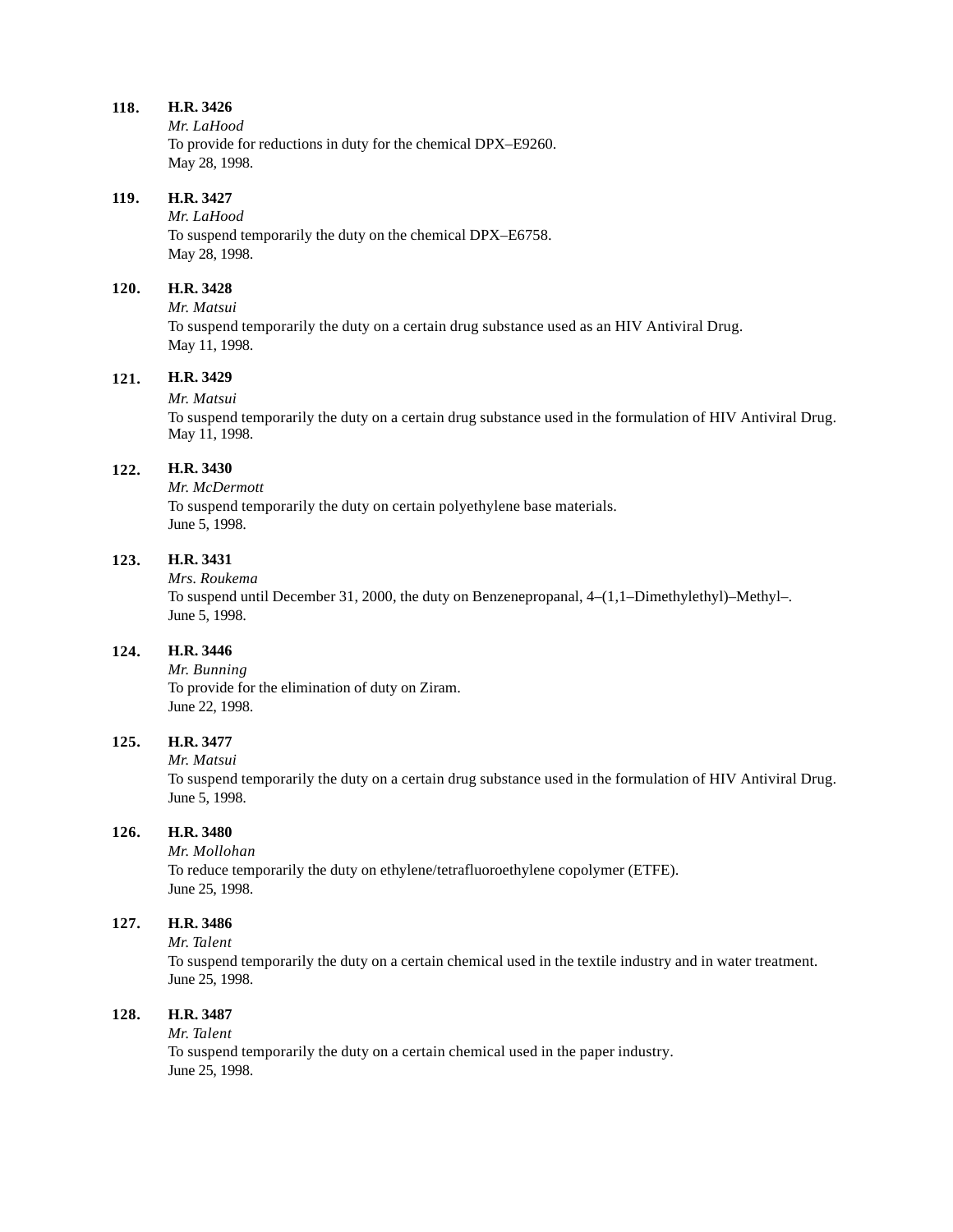**118.** **H.R. 3426**
*Mr. LaHood*
To provide for reductions in duty for the chemical DPX–E9260.
May 28, 1998.

**119.** **H.R. 3427**
*Mr. LaHood*
To suspend temporarily the duty on the chemical DPX–E6758.
May 28, 1998.

**120.** **H.R. 3428**
*Mr. Matsui*
To suspend temporarily the duty on a certain drug substance used as an HIV Antiviral Drug.
May 11, 1998.

**121.** **H.R. 3429**
*Mr. Matsui*
To suspend temporarily the duty on a certain drug substance used in the formulation of HIV Antiviral Drug.
May 11, 1998.

**122.** **H.R. 3430**
*Mr. McDermott*
To suspend temporarily the duty on certain polyethylene base materials.
June 5, 1998.

**123.** **H.R. 3431**
*Mrs. Roukema*
To suspend until December 31, 2000, the duty on Benzenepropanal, 4–(1,1–Dimethylethyl)–Methyl–.
June 5, 1998.

**124.** **H.R. 3446**
*Mr. Bunning*
To provide for the elimination of duty on Ziram.
June 22, 1998.

**125.** **H.R. 3477**
*Mr. Matsui*
To suspend temporarily the duty on a certain drug substance used in the formulation of HIV Antiviral Drug.
June 5, 1998.

**126.** **H.R. 3480**
*Mr. Mollohan*
To reduce temporarily the duty on ethylene/tetrafluoroethylene copolymer (ETFE).
June 25, 1998.

**127.** **H.R. 3486**
*Mr. Talent*
To suspend temporarily the duty on a certain chemical used in the textile industry and in water treatment.
June 25, 1998.

**128.** **H.R. 3487**
*Mr. Talent*
To suspend temporarily the duty on a certain chemical used in the paper industry.
June 25, 1998.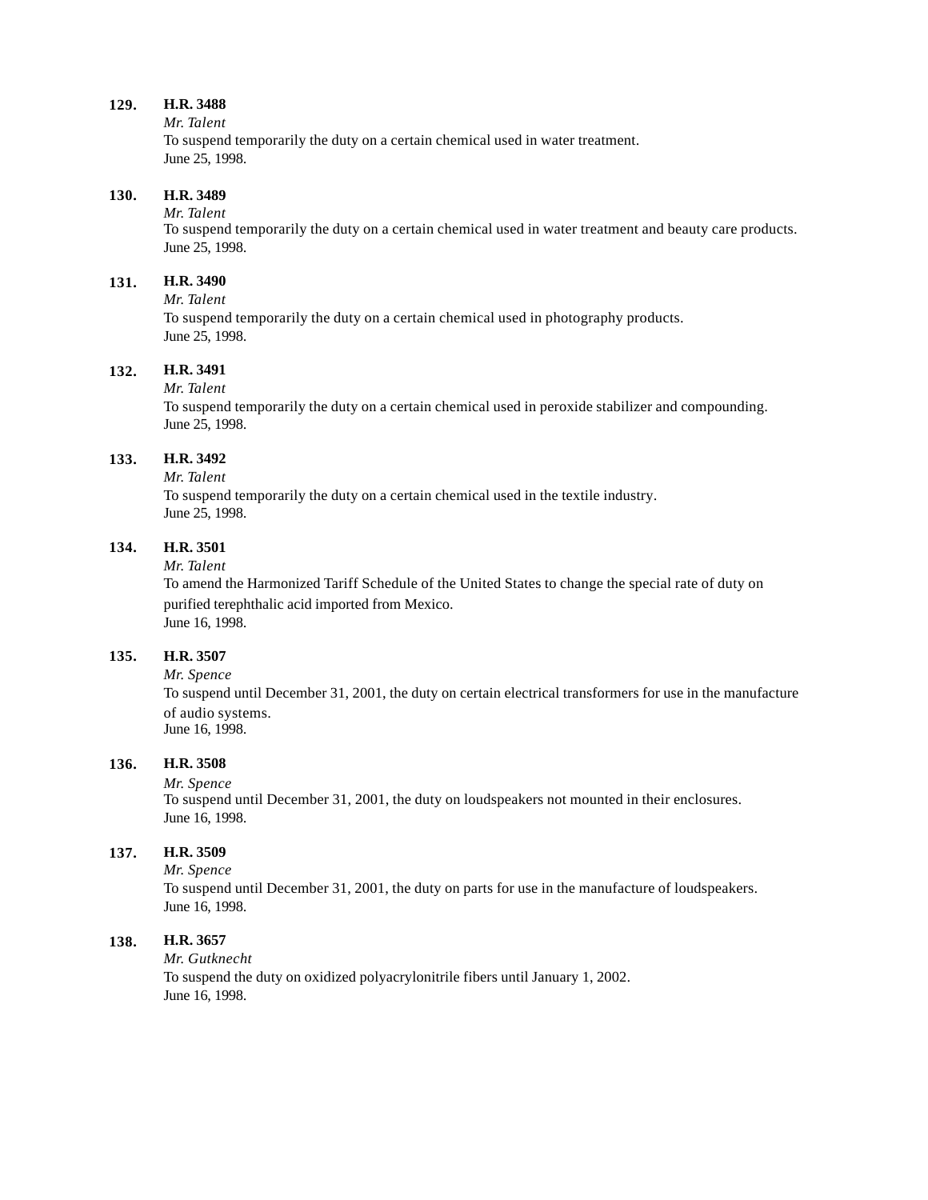**129.** **H.R. 3488**
*Mr. Talent*
To suspend temporarily the duty on a certain chemical used in water treatment.
June 25, 1998.

**130.** **H.R. 3489**
*Mr. Talent*
To suspend temporarily the duty on a certain chemical used in water treatment and beauty care products.
June 25, 1998.

**131.** **H.R. 3490**
*Mr. Talent*
To suspend temporarily the duty on a certain chemical used in photography products.
June 25, 1998.

**132.** **H.R. 3491**
*Mr. Talent*
To suspend temporarily the duty on a certain chemical used in peroxide stabilizer and compounding.
June 25, 1998.

**133.** **H.R. 3492**
*Mr. Talent*
To suspend temporarily the duty on a certain chemical used in the textile industry.
June 25, 1998.

**134.** **H.R. 3501**
*Mr. Talent*
To amend the Harmonized Tariff Schedule of the United States to change the special rate of duty on purified terephthalic acid imported from Mexico.
June 16, 1998.

**135.** **H.R. 3507**
*Mr. Spence*
To suspend until December 31, 2001, the duty on certain electrical transformers for use in the manufacture of audio systems.
June 16, 1998.

**136.** **H.R. 3508**
*Mr. Spence*
To suspend until December 31, 2001, the duty on loudspeakers not mounted in their enclosures.
June 16, 1998.

**137.** **H.R. 3509**
*Mr. Spence*
To suspend until December 31, 2001, the duty on parts for use in the manufacture of loudspeakers.
June 16, 1998.

**138.** **H.R. 3657**
*Mr. Gutknecht*
To suspend the duty on oxidized polyacrylonitrile fibers until January 1, 2002.
June 16, 1998.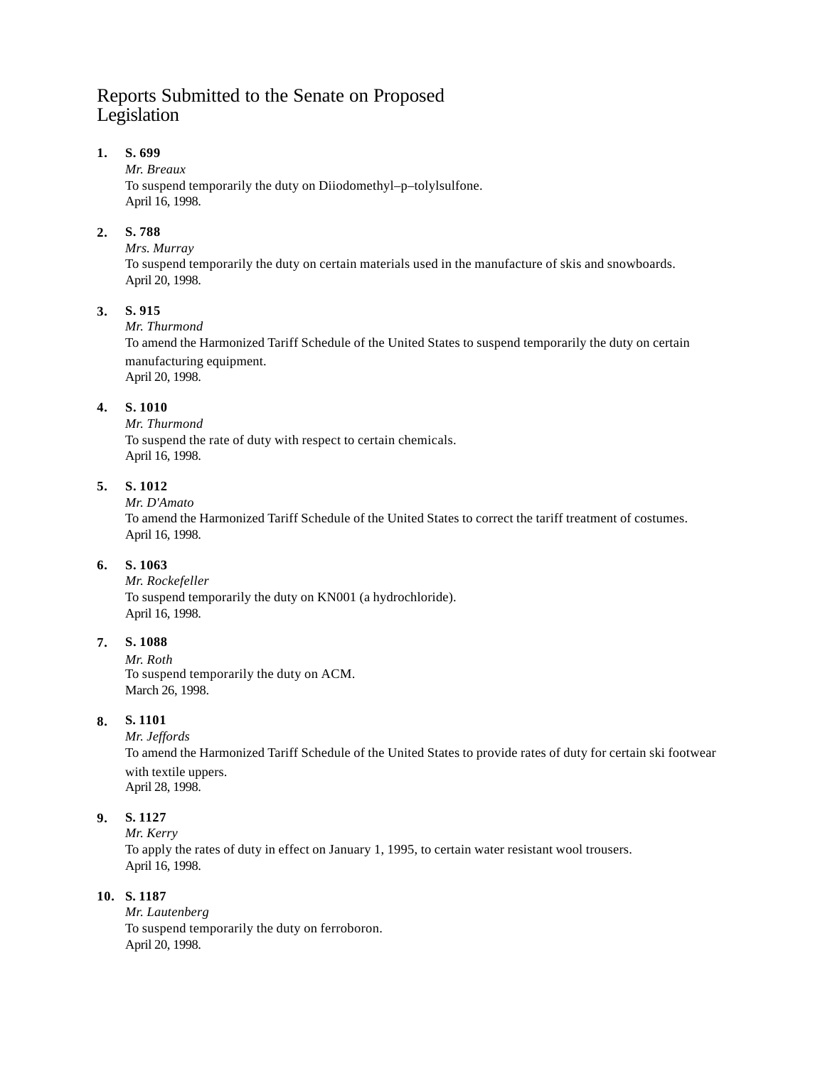# Reports Submitted to the Senate on Proposed Legislation

1. **S. 699**
   *Mr. Breaux*
   To suspend temporarily the duty on Diiodomethyl–p–tolylsulfone.
   April 16, 1998.

2. **S. 788**
   *Mrs. Murray*
   To suspend temporarily the duty on certain materials used in the manufacture of skis and snowboards.
   April 20, 1998.

3. **S. 915**
   *Mr. Thurmond*
   To amend the Harmonized Tariff Schedule of the United States to suspend temporarily the duty on certain manufacturing equipment.
   April 20, 1998.

4. **S. 1010**
   *Mr. Thurmond*
   To suspend the rate of duty with respect to certain chemicals.
   April 16, 1998.

5. **S. 1012**
   *Mr. D'Amato*
   To amend the Harmonized Tariff Schedule of the United States to correct the tariff treatment of costumes.
   April 16, 1998.

6. **S. 1063**
   *Mr. Rockefeller*
   To suspend temporarily the duty on KN001 (a hydrochloride).
   April 16, 1998.

7. **S. 1088**
   *Mr. Roth*
   To suspend temporarily the duty on ACM.
   March 26, 1998.

8. **S. 1101**
   *Mr. Jeffords*
   To amend the Harmonized Tariff Schedule of the United States to provide rates of duty for certain ski footwear with textile uppers.
   April 28, 1998.

9. **S. 1127**
   *Mr. Kerry*
   To apply the rates of duty in effect on January 1, 1995, to certain water resistant wool trousers.
   April 16, 1998.

10. **S. 1187**
    *Mr. Lautenberg*
    To suspend temporarily the duty on ferroboron.
    April 20, 1998.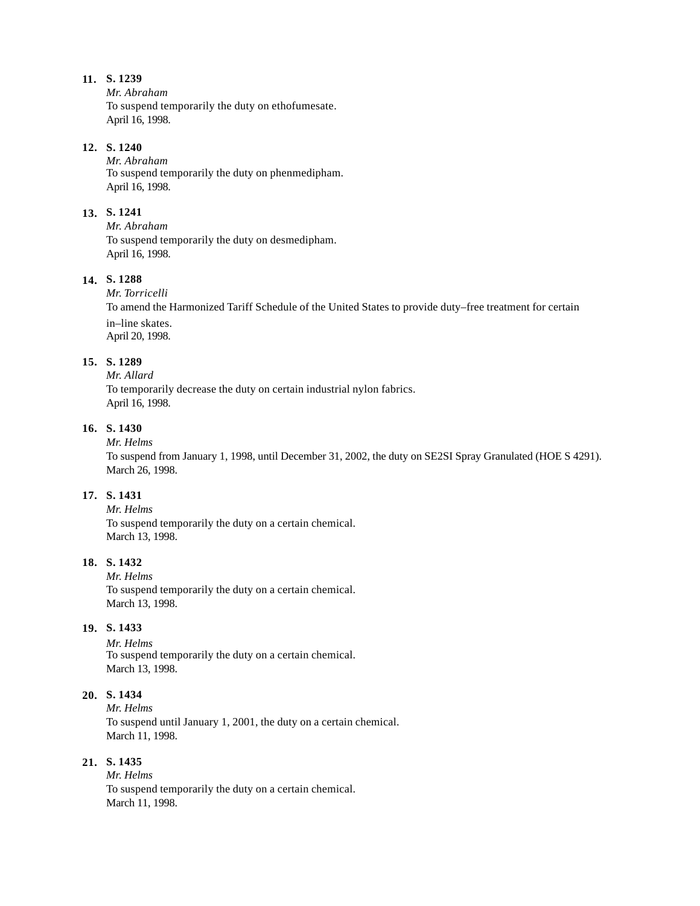11. **S. 1239**
    *Mr. Abraham*
    To suspend temporarily the duty on ethofumesate.
    April 16, 1998.

12. **S. 1240**
    *Mr. Abraham*
    To suspend temporarily the duty on phenmedipham.
    April 16, 1998.

13. **S. 1241**
    *Mr. Abraham*
    To suspend temporarily the duty on desmedipham.
    April 16, 1998.

14. **S. 1288**
    *Mr. Torricelli*
    To amend the Harmonized Tariff Schedule of the United States to provide duty–free treatment for certain in–line skates.
    April 20, 1998.

15. **S. 1289**
    *Mr. Allard*
    To temporarily decrease the duty on certain industrial nylon fabrics.
    April 16, 1998.

16. **S. 1430**
    *Mr. Helms*
    To suspend from January 1, 1998, until December 31, 2002, the duty on SE2SI Spray Granulated (HOE S 4291).
    March 26, 1998.

17. **S. 1431**
    *Mr. Helms*
    To suspend temporarily the duty on a certain chemical.
    March 13, 1998.

18. **S. 1432**
    *Mr. Helms*
    To suspend temporarily the duty on a certain chemical.
    March 13, 1998.

19. **S. 1433**
    *Mr. Helms*
    To suspend temporarily the duty on a certain chemical.
    March 13, 1998.

20. **S. 1434**
    *Mr. Helms*
    To suspend until January 1, 2001, the duty on a certain chemical.
    March 11, 1998.

21. **S. 1435**
    *Mr. Helms*
    To suspend temporarily the duty on a certain chemical.
    March 11, 1998.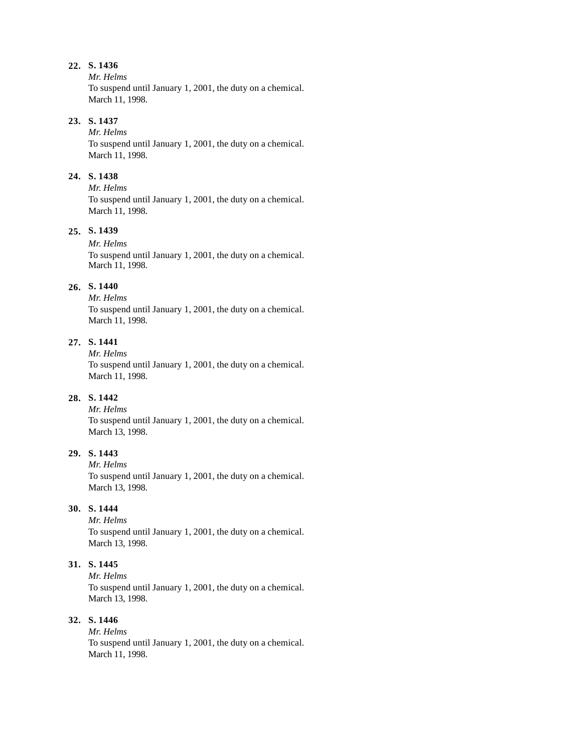**22.** **S. 1436**
*Mr. Helms*
To suspend until January 1, 2001, the duty on a chemical.
March 11, 1998.

**23.** **S. 1437**
*Mr. Helms*
To suspend until January 1, 2001, the duty on a chemical.
March 11, 1998.

**24.** **S. 1438**
*Mr. Helms*
To suspend until January 1, 2001, the duty on a chemical.
March 11, 1998.

**25.** **S. 1439**
*Mr. Helms*
To suspend until January 1, 2001, the duty on a chemical.
March 11, 1998.

**26.** **S. 1440**
*Mr. Helms*
To suspend until January 1, 2001, the duty on a chemical.
March 11, 1998.

**27.** **S. 1441**
*Mr. Helms*
To suspend until January 1, 2001, the duty on a chemical.
March 11, 1998.

**28.** **S. 1442**
*Mr. Helms*
To suspend until January 1, 2001, the duty on a chemical.
March 13, 1998.

**29.** **S. 1443**
*Mr. Helms*
To suspend until January 1, 2001, the duty on a chemical.
March 13, 1998.

**30.** **S. 1444**
*Mr. Helms*
To suspend until January 1, 2001, the duty on a chemical.
March 13, 1998.

**31.** **S. 1445**
*Mr. Helms*
To suspend until January 1, 2001, the duty on a chemical.
March 13, 1998.

**32.** **S. 1446**
*Mr. Helms*
To suspend until January 1, 2001, the duty on a chemical.
March 11, 1998.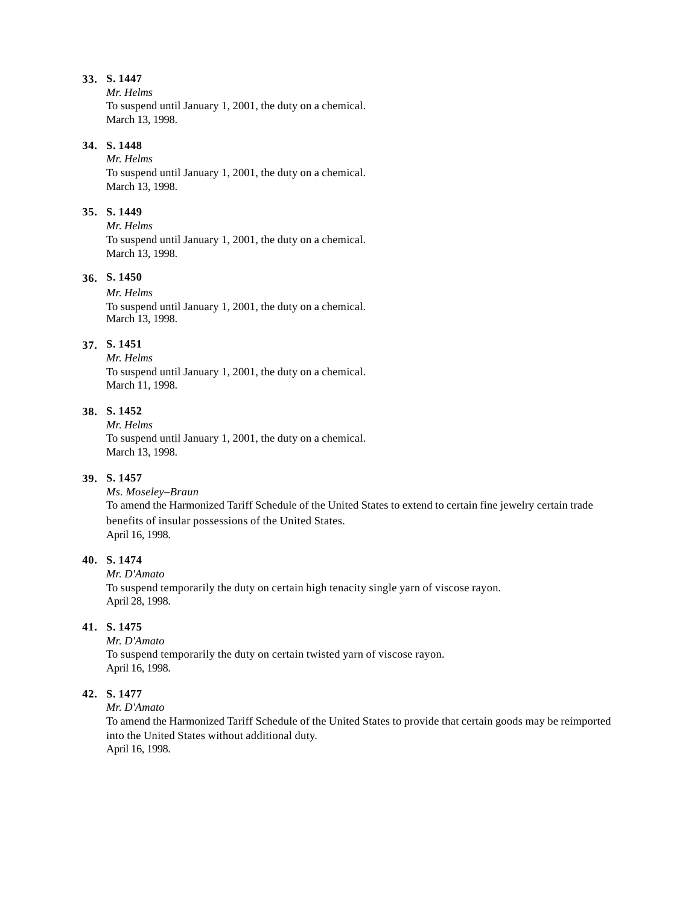**33. S. 1447**

*Mr. Helms*

To suspend until January 1, 2001, the duty on a chemical.

March 13, 1998.

**34. S. 1448**

*Mr. Helms*

To suspend until January 1, 2001, the duty on a chemical.

March 13, 1998.

**35. S. 1449**

*Mr. Helms*

To suspend until January 1, 2001, the duty on a chemical.

March 13, 1998.

**36. S. 1450**

*Mr. Helms*

To suspend until January 1, 2001, the duty on a chemical.

March 13, 1998.

**37. S. 1451**

*Mr. Helms*

To suspend until January 1, 2001, the duty on a chemical.

March 11, 1998.

**38. S. 1452**

*Mr. Helms*

To suspend until January 1, 2001, the duty on a chemical.

March 13, 1998.

**39. S. 1457**

*Ms. Moseley–Braun*

To amend the Harmonized Tariff Schedule of the United States to extend to certain fine jewelry certain trade benefits of insular possessions of the United States.

April 16, 1998.

**40. S. 1474**

*Mr. D'Amato*

To suspend temporarily the duty on certain high tenacity single yarn of viscose rayon.

April 28, 1998.

**41. S. 1475**

*Mr. D'Amato*

To suspend temporarily the duty on certain twisted yarn of viscose rayon.

April 16, 1998.

**42. S. 1477**

*Mr. D'Amato*

To amend the Harmonized Tariff Schedule of the United States to provide that certain goods may be reimported into the United States without additional duty.

April 16, 1998.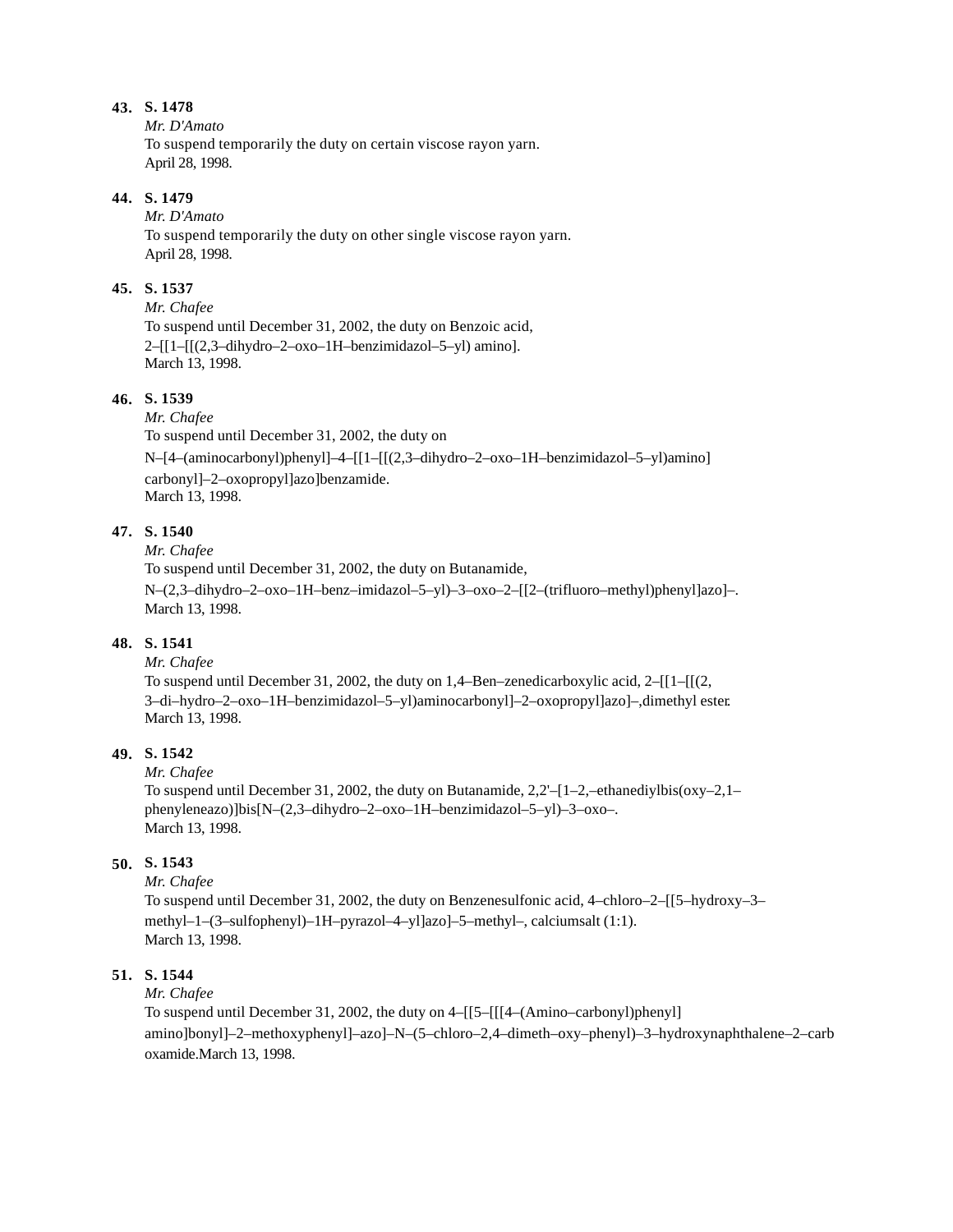43. **S. 1478**
*Mr. D'Amato*
To suspend temporarily the duty on certain viscose rayon yarn.
April 28, 1998.

44. **S. 1479**
*Mr. D'Amato*
To suspend temporarily the duty on other single viscose rayon yarn.
April 28, 1998.

45. **S. 1537**
*Mr. Chafee*
To suspend until December 31, 2002, the duty on Benzoic acid, 2–[[1–[[(2,3–dihydro–2–oxo–1H–benzimidazol–5–yl) amino].
March 13, 1998.

46. **S. 1539**
*Mr. Chafee*
To suspend until December 31, 2002, the duty on N–[4–(aminocarbonyl)phenyl]–4–[[1–[[(2,3–dihydro–2–oxo–1H–benzimidazol–5–yl)amino] carbonyl]–2–oxopropyl]azo]benzamide.
March 13, 1998.

47. **S. 1540**
*Mr. Chafee*
To suspend until December 31, 2002, the duty on Butanamide, N–(2,3–dihydro–2–oxo–1H–benz–imidazol–5–yl)–3–oxo–2–[[2–(trifluoro–methyl)phenyl]azo]–.
March 13, 1998.

48. **S. 1541**
*Mr. Chafee*
To suspend until December 31, 2002, the duty on 1,4–Ben–zenedicarboxylic acid, 2–[[1–[[(2, 3–di–hydro–2–oxo–1H–benzimidazol–5–yl)aminocarbonyl]–2–oxopropyl]azo]–,dimethyl ester.
March 13, 1998.

49. **S. 1542**
*Mr. Chafee*
To suspend until December 31, 2002, the duty on Butanamide, 2,2'–[1–2,–ethanediylbis(oxy–2,1–phenyleneazo)]bis[N–(2,3–dihydro–2–oxo–1H–benzimidazol–5–yl)–3–oxo–.
March 13, 1998.

50. **S. 1543**
*Mr. Chafee*
To suspend until December 31, 2002, the duty on Benzenesulfonic acid, 4–chloro–2–[[5–hydroxy–3–methyl–1–(3–sulfophenyl)–1H–pyrazol–4–yl]azo]–5–methyl–, calciumsalt (1:1).
March 13, 1998.

51. **S. 1544**
*Mr. Chafee*
To suspend until December 31, 2002, the duty on 4–[[5–[[[4–(Amino–carbonyl)phenyl] amino]bonyl]–2–methoxyphenyl]–azo]–N–(5–chloro–2,4–dimeth–oxy–phenyl)–3–hydroxynaphthalene–2–carboxamide.March 13, 1998.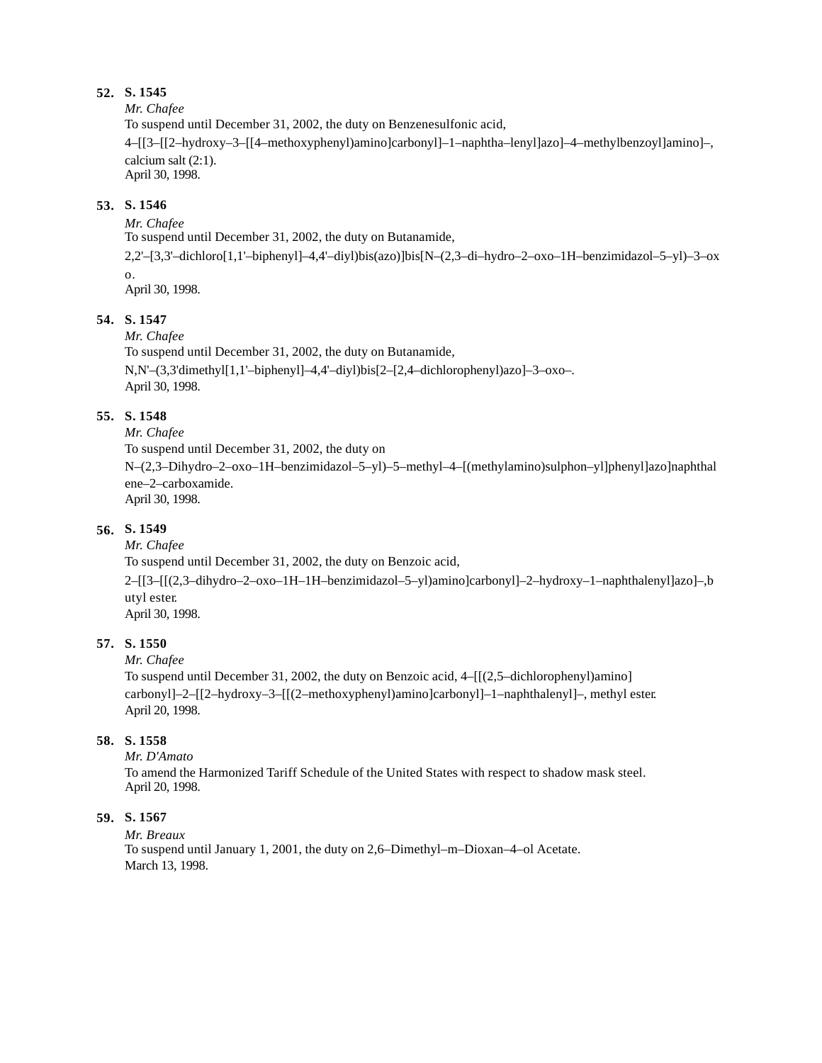**52.** **S. 1545**
*Mr. Chafee*
To suspend until December 31, 2002, the duty on Benzenesulfonic acid, 4–[[3–[[2–hydroxy–3–[[4–methoxyphenyl)amino]carbonyl]–1–naphtha–lenyl]azo]–4–methylbenzoyl]amino]–, calcium salt (2:1).
April 30, 1998.

**53.** **S. 1546**
*Mr. Chafee*
To suspend until December 31, 2002, the duty on Butanamide, 2,2'–[3,3'–dichloro[1,1'–biphenyl]–4,4'–diyl)bis(azo)]bis[N–(2,3–di–hydro–2–oxo–1H–benzimidazol–5–yl)–3–oxo.
April 30, 1998.

**54.** **S. 1547**
*Mr. Chafee*
To suspend until December 31, 2002, the duty on Butanamide, N,N'–(3,3'dimethyl[1,1'–biphenyl]–4,4'–diyl)bis[2–[2,4–dichlorophenyl)azo]–3–oxo–.
April 30, 1998.

**55.** **S. 1548**
*Mr. Chafee*
To suspend until December 31, 2002, the duty on N–(2,3–Dihydro–2–oxo–1H–benzimidazol–5–yl)–5–methyl–4–[(methylamino)sulphon–yl]phenyl]azo]naphthalene–2–carboxamide.
April 30, 1998.

**56.** **S. 1549**
*Mr. Chafee*
To suspend until December 31, 2002, the duty on Benzoic acid, 2–[[3–[[(2,3–dihydro–2–oxo–1H–1H–benzimidazol–5–yl)amino]carbonyl]–2–hydroxy–1–naphthalenyl]azo]–,butyl ester.
April 30, 1998.

**57.** **S. 1550**
*Mr. Chafee*
To suspend until December 31, 2002, the duty on Benzoic acid, 4–[[(2,5–dichlorophenyl)amino] carbonyl]–2–[[2–hydroxy–3–[[(2–methoxyphenyl)amino]carbonyl]–1–naphthalenyl]–, methyl ester.
April 20, 1998.

**58.** **S. 1558**
*Mr. D'Amato*
To amend the Harmonized Tariff Schedule of the United States with respect to shadow mask steel.
April 20, 1998.

**59.** **S. 1567**
*Mr. Breaux*
To suspend until January 1, 2001, the duty on 2,6–Dimethyl–m–Dioxan–4–ol Acetate.
March 13, 1998.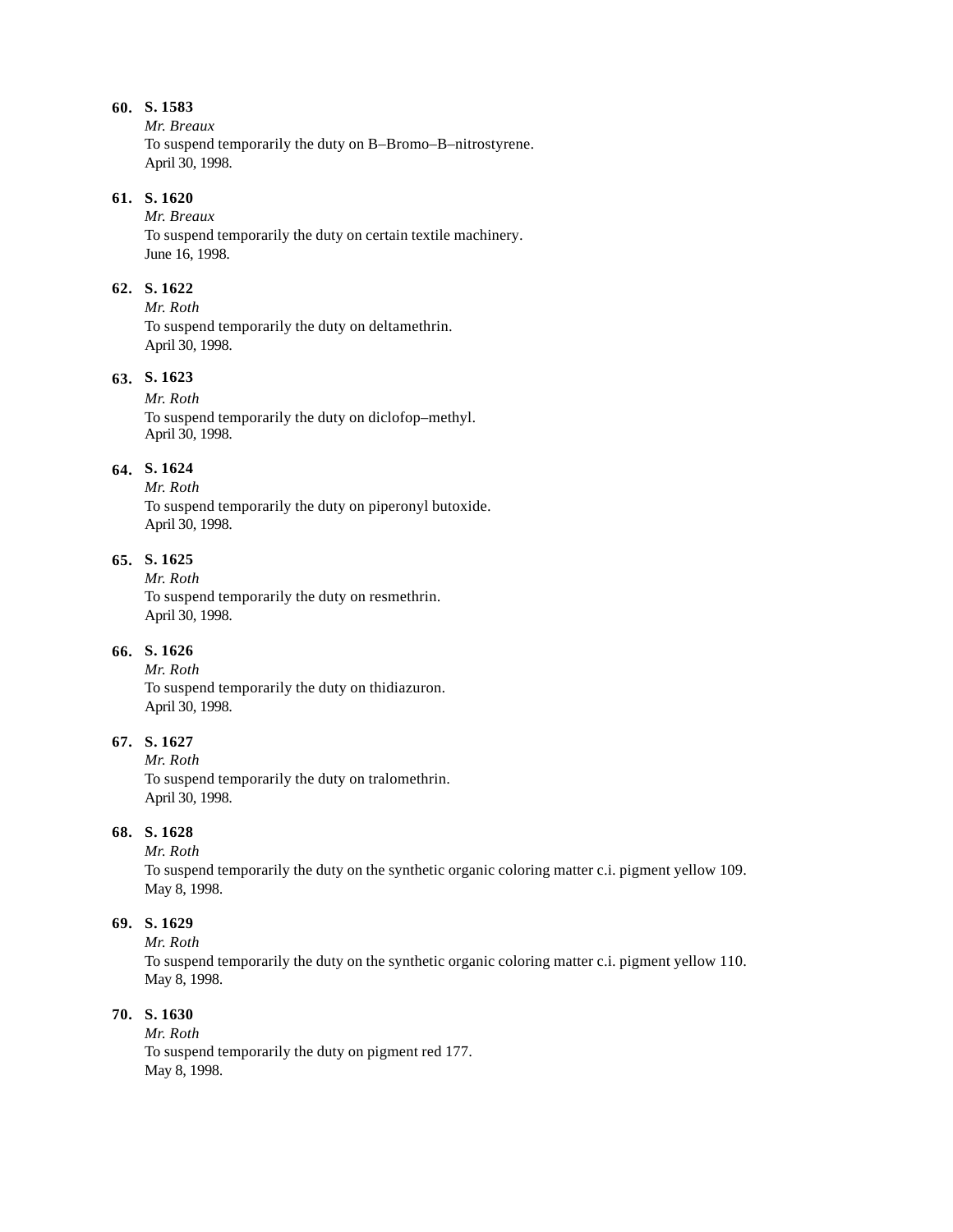**60. S. 1583**
*Mr. Breaux*
To suspend temporarily the duty on B–Bromo–B–nitrostyrene.
April 30, 1998.

**61. S. 1620**
*Mr. Breaux*
To suspend temporarily the duty on certain textile machinery.
June 16, 1998.

**62. S. 1622**
*Mr. Roth*
To suspend temporarily the duty on deltamethrin.
April 30, 1998.

**63. S. 1623**
*Mr. Roth*
To suspend temporarily the duty on diclofop–methyl.
April 30, 1998.

**64. S. 1624**
*Mr. Roth*
To suspend temporarily the duty on piperonyl butoxide.
April 30, 1998.

**65. S. 1625**
*Mr. Roth*
To suspend temporarily the duty on resmethrin.
April 30, 1998.

**66. S. 1626**
*Mr. Roth*
To suspend temporarily the duty on thidiazuron.
April 30, 1998.

**67. S. 1627**
*Mr. Roth*
To suspend temporarily the duty on tralomethrin.
April 30, 1998.

**68. S. 1628**
*Mr. Roth*
To suspend temporarily the duty on the synthetic organic coloring matter c.i. pigment yellow 109.
May 8, 1998.

**69. S. 1629**
*Mr. Roth*
To suspend temporarily the duty on the synthetic organic coloring matter c.i. pigment yellow 110.
May 8, 1998.

**70. S. 1630**
*Mr. Roth*
To suspend temporarily the duty on pigment red 177.
May 8, 1998.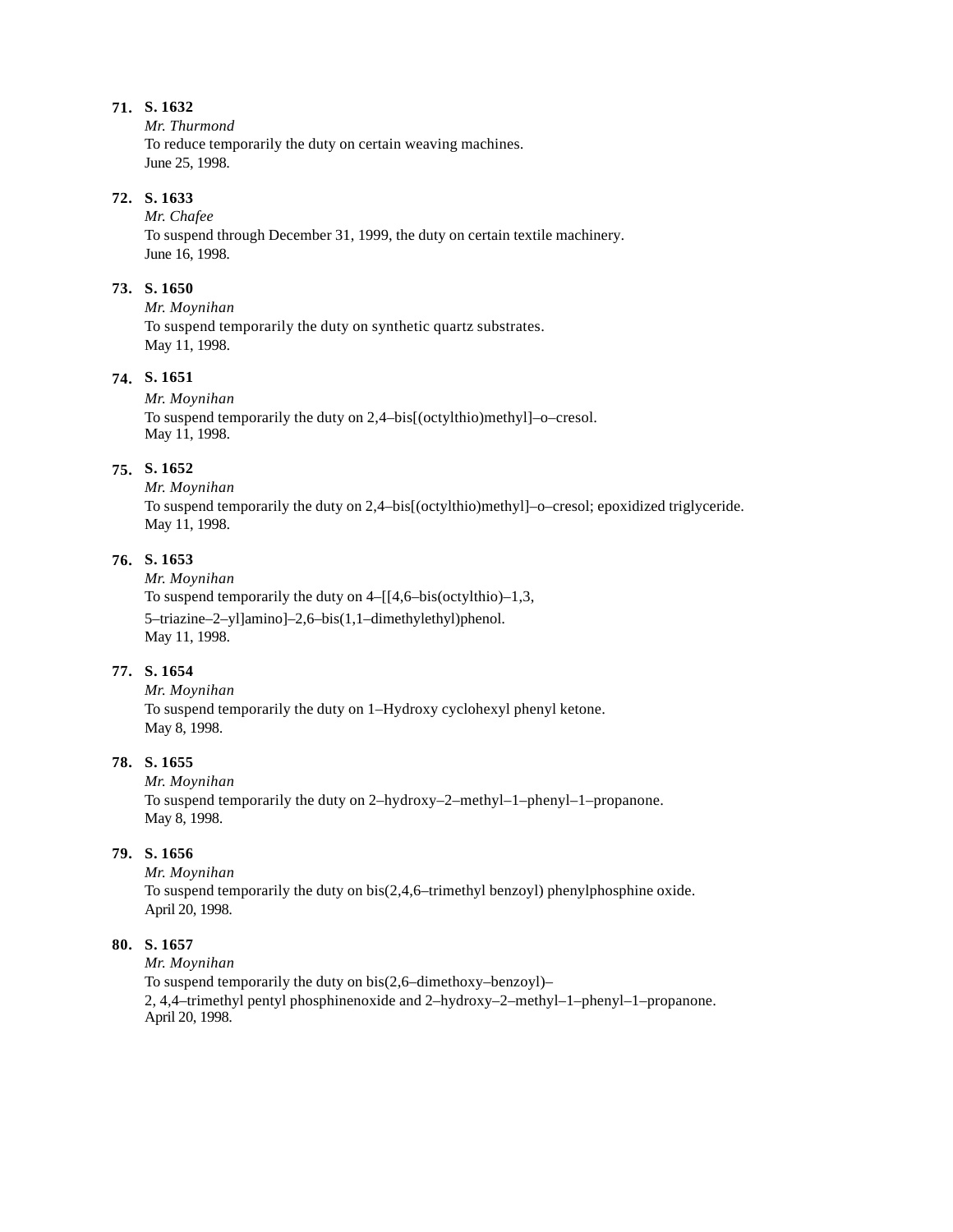**71. S. 1632**
*Mr. Thurmond*
To reduce temporarily the duty on certain weaving machines.
June 25, 1998.

**72. S. 1633**
*Mr. Chafee*
To suspend through December 31, 1999, the duty on certain textile machinery.
June 16, 1998.

**73. S. 1650**
*Mr. Moynihan*
To suspend temporarily the duty on synthetic quartz substrates.
May 11, 1998.

**74. S. 1651**
*Mr. Moynihan*
To suspend temporarily the duty on 2,4–bis[(octylthio)methyl]–o–cresol.
May 11, 1998.

**75. S. 1652**
*Mr. Moynihan*
To suspend temporarily the duty on 2,4–bis[(octylthio)methyl]–o–cresol; epoxidized triglyceride.
May 11, 1998.

**76. S. 1653**
*Mr. Moynihan*
To suspend temporarily the duty on 4–[[4,6–bis(octylthio)–1,3,
5–triazine–2–yl]amino]–2,6–bis(1,1–dimethylethyl)phenol.
May 11, 1998.

**77. S. 1654**
*Mr. Moynihan*
To suspend temporarily the duty on 1–Hydroxy cyclohexyl phenyl ketone.
May 8, 1998.

**78. S. 1655**
*Mr. Moynihan*
To suspend temporarily the duty on 2–hydroxy–2–methyl–1–phenyl–1–propanone.
May 8, 1998.

**79. S. 1656**
*Mr. Moynihan*
To suspend temporarily the duty on bis(2,4,6–trimethyl benzoyl) phenylphosphine oxide.
April 20, 1998.

**80. S. 1657**
*Mr. Moynihan*
To suspend temporarily the duty on bis(2,6–dimethoxy–benzoyl)–
2, 4,4–trimethyl pentyl phosphinenoxide and 2–hydroxy–2–methyl–1–phenyl–1–propanone.
April 20, 1998.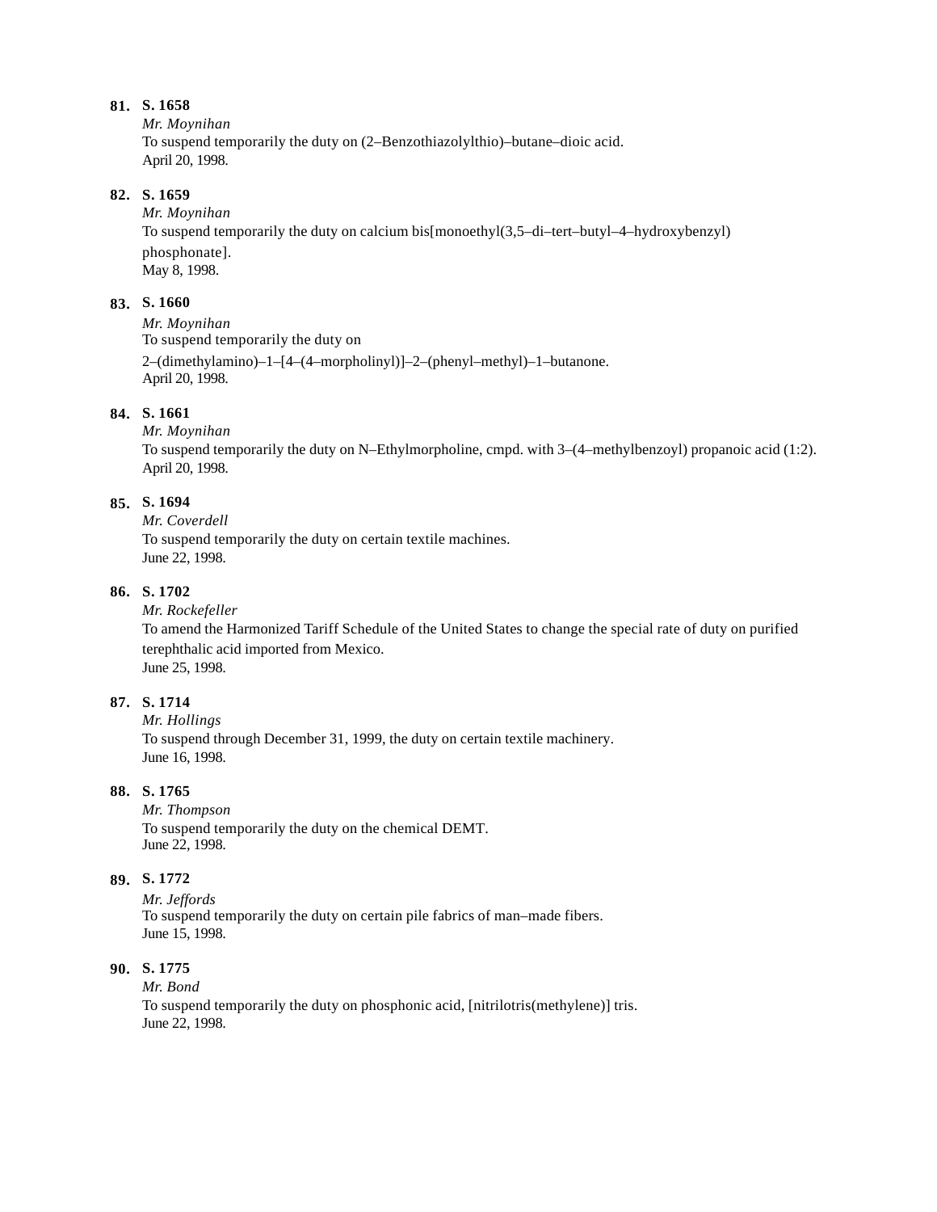**81.** **S. 1658**
*Mr. Moynihan*
To suspend temporarily the duty on (2–Benzothiazolylthio)–butane–dioic acid.
April 20, 1998.

**82.** **S. 1659**
*Mr. Moynihan*
To suspend temporarily the duty on calcium bis[monoethyl(3,5–di–tert–butyl–4–hydroxybenzyl) phosphonate].
May 8, 1998.

**83.** **S. 1660**
*Mr. Moynihan*
To suspend temporarily the duty on 2–(dimethylamino)–1–[4–(4–morpholinyl)]–2–(phenyl–methyl)–1–butanone.
April 20, 1998.

**84.** **S. 1661**
*Mr. Moynihan*
To suspend temporarily the duty on N–Ethylmorpholine, cmpd. with 3–(4–methylbenzoyl) propanoic acid (1:2).
April 20, 1998.

**85.** **S. 1694**
*Mr. Coverdell*
To suspend temporarily the duty on certain textile machines.
June 22, 1998.

**86.** **S. 1702**
*Mr. Rockefeller*
To amend the Harmonized Tariff Schedule of the United States to change the special rate of duty on purified terephthalic acid imported from Mexico.
June 25, 1998.

**87.** **S. 1714**
*Mr. Hollings*
To suspend through December 31, 1999, the duty on certain textile machinery.
June 16, 1998.

**88.** **S. 1765**
*Mr. Thompson*
To suspend temporarily the duty on the chemical DEMT.
June 22, 1998.

**89.** **S. 1772**
*Mr. Jeffords*
To suspend temporarily the duty on certain pile fabrics of man–made fibers.
June 15, 1998.

**90.** **S. 1775**
*Mr. Bond*
To suspend temporarily the duty on phosphonic acid, [nitrilotris(methylene)] tris.
June 22, 1998.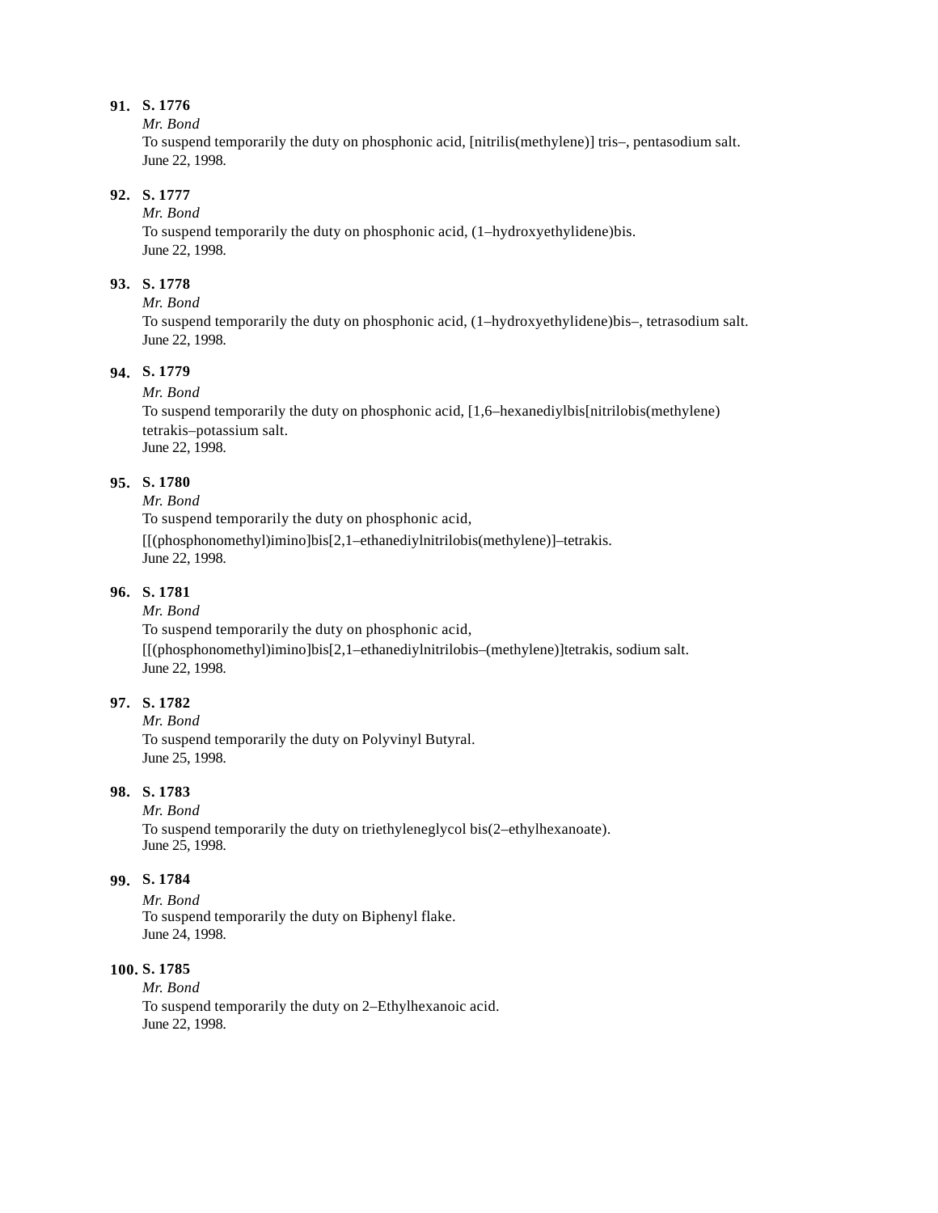**91. S. 1776**

*Mr. Bond*

To suspend temporarily the duty on phosphonic acid, [nitrilis(methylene)] tris–, pentasodium salt.
June 22, 1998.

**92. S. 1777**

*Mr. Bond*

To suspend temporarily the duty on phosphonic acid, (1–hydroxyethylidene)bis.
June 22, 1998.

**93. S. 1778**

*Mr. Bond*

To suspend temporarily the duty on phosphonic acid, (1–hydroxyethylidene)bis–, tetrasodium salt.
June 22, 1998.

**94. S. 1779**

*Mr. Bond*

To suspend temporarily the duty on phosphonic acid, [1,6–hexanediylbis[nitrilobis(methylene) tetrakis–potassium salt.
June 22, 1998.

**95. S. 1780**

*Mr. Bond*

To suspend temporarily the duty on phosphonic acid, [[(phosphonomethyl)imino]bis[2,1–ethanediylnitrilobis(methylene)]–tetrakis.
June 22, 1998.

**96. S. 1781**

*Mr. Bond*

To suspend temporarily the duty on phosphonic acid, [[(phosphonomethyl)imino]bis[2,1–ethanediylnitrilobis–(methylene)]tetrakis, sodium salt.
June 22, 1998.

**97. S. 1782**

*Mr. Bond*

To suspend temporarily the duty on Polyvinyl Butyral.
June 25, 1998.

**98. S. 1783**

*Mr. Bond*

To suspend temporarily the duty on triethyleneglycol bis(2–ethylhexanoate).
June 25, 1998.

**99. S. 1784**

*Mr. Bond*

To suspend temporarily the duty on Biphenyl flake.
June 24, 1998.

**100. S. 1785**

*Mr. Bond*

To suspend temporarily the duty on 2–Ethylhexanoic acid.
June 22, 1998.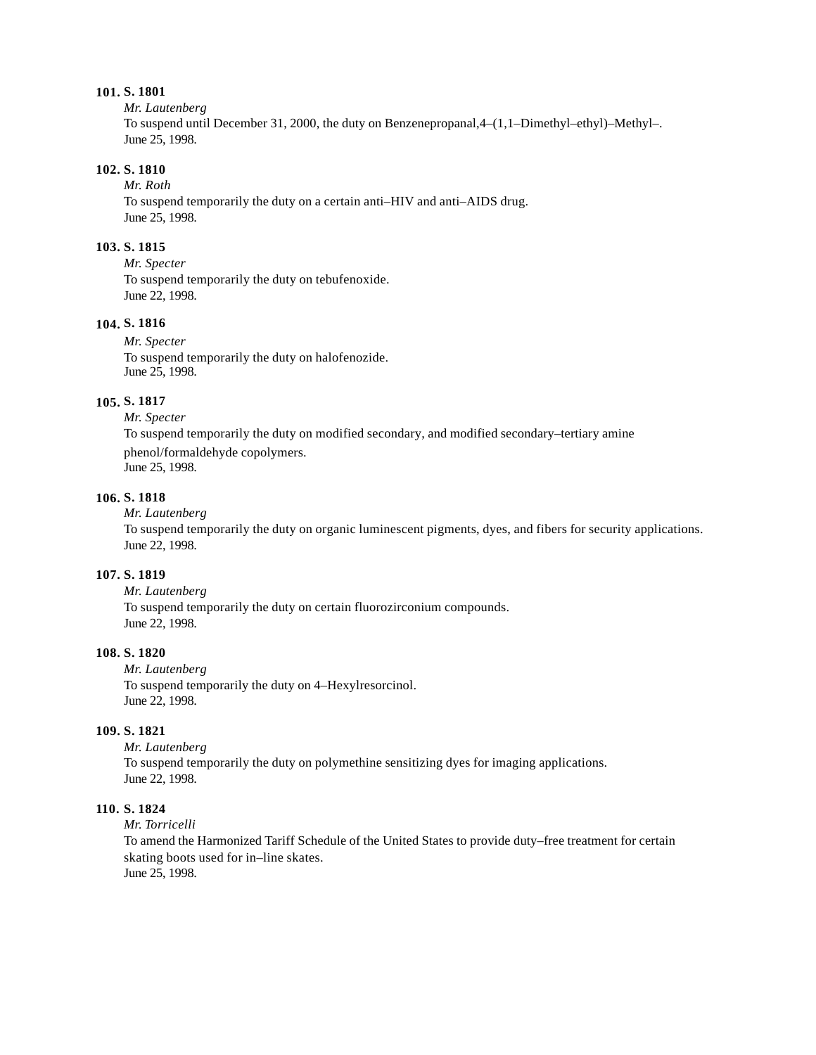**101. S. 1801**

*Mr. Lautenberg*

To suspend until December 31, 2000, the duty on Benzenepropanal,4–(1,1–Dimethyl–ethyl)–Methyl–.

June 25, 1998.

**102. S. 1810**

*Mr. Roth*

To suspend temporarily the duty on a certain anti–HIV and anti–AIDS drug.

June 25, 1998.

**103. S. 1815**

*Mr. Specter*

To suspend temporarily the duty on tebufenoxide.

June 22, 1998.

**104. S. 1816**

*Mr. Specter*

To suspend temporarily the duty on halofenozide.

June 25, 1998.

**105. S. 1817**

*Mr. Specter*

To suspend temporarily the duty on modified secondary, and modified secondary–tertiary amine phenol/formaldehyde copolymers.

June 25, 1998.

**106. S. 1818**

*Mr. Lautenberg*

To suspend temporarily the duty on organic luminescent pigments, dyes, and fibers for security applications.

June 22, 1998.

**107. S. 1819**

*Mr. Lautenberg*

To suspend temporarily the duty on certain fluorozirconium compounds.

June 22, 1998.

**108. S. 1820**

*Mr. Lautenberg*

To suspend temporarily the duty on 4–Hexylresorcinol.

June 22, 1998.

**109. S. 1821**

*Mr. Lautenberg*

To suspend temporarily the duty on polymethine sensitizing dyes for imaging applications.

June 22, 1998.

**110. S. 1824**

*Mr. Torricelli*

To amend the Harmonized Tariff Schedule of the United States to provide duty–free treatment for certain skating boots used for in–line skates.

June 25, 1998.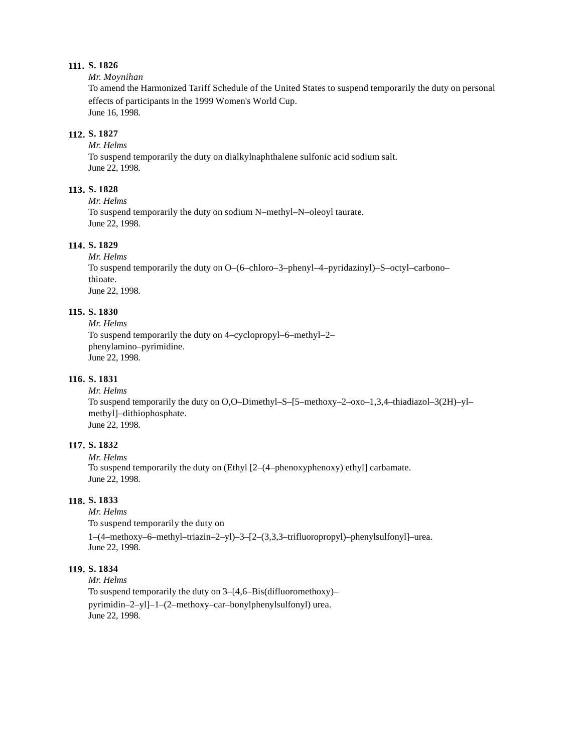**111. S. 1826**

*Mr. Moynihan*

To amend the Harmonized Tariff Schedule of the United States to suspend temporarily the duty on personal effects of participants in the 1999 Women's World Cup.

June 16, 1998.

**112. S. 1827**

*Mr. Helms*

To suspend temporarily the duty on dialkylnaphthalene sulfonic acid sodium salt.

June 22, 1998.

**113. S. 1828**

*Mr. Helms*

To suspend temporarily the duty on sodium N–methyl–N–oleoyl taurate.

June 22, 1998.

**114. S. 1829**

*Mr. Helms*

To suspend temporarily the duty on O–(6–chloro–3–phenyl–4–pyridazinyl)–S–octyl–carbono–thioate.

June 22, 1998.

**115. S. 1830**

*Mr. Helms*

To suspend temporarily the duty on 4–cyclopropyl–6–methyl–2–phenylamino–pyrimidine.

June 22, 1998.

**116. S. 1831**

*Mr. Helms*

To suspend temporarily the duty on O,O–Dimethyl–S–[5–methoxy–2–oxo–1,3,4–thiadiazol–3(2H)–yl–methyl]–dithiophosphate.

June 22, 1998.

**117. S. 1832**

*Mr. Helms*

To suspend temporarily the duty on (Ethyl [2–(4–phenoxyphenoxy) ethyl] carbamate.

June 22, 1998.

**118. S. 1833**

*Mr. Helms*

To suspend temporarily the duty on 1–(4–methoxy–6–methyl–triazin–2–yl)–3–[2–(3,3,3–trifluoropropyl)–phenylsulfonyl]–urea.

June 22, 1998.

**119. S. 1834**

*Mr. Helms*

To suspend temporarily the duty on 3–[4,6–Bis(difluoromethoxy)–pyrimidin–2–yl]–1–(2–methoxy–car–bonylphenylsulfonyl) urea.

June 22, 1998.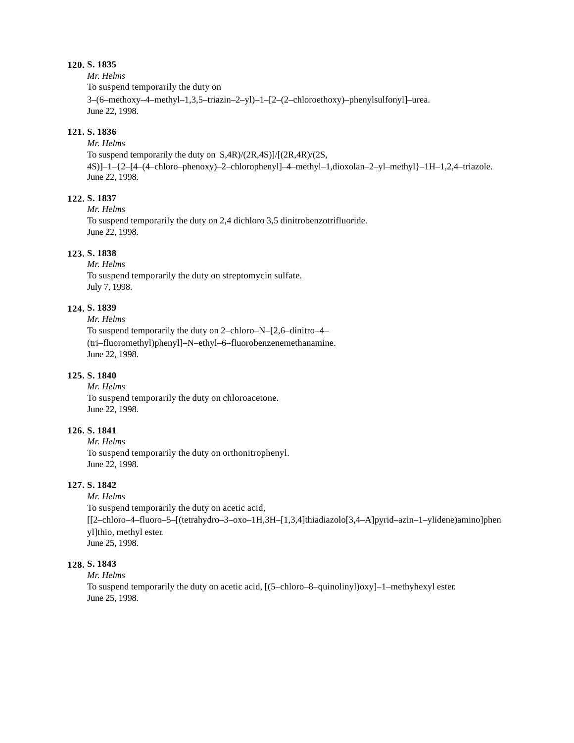**120. S. 1835**

*Mr. Helms*

To suspend temporarily the duty on 3–(6–methoxy–4–methyl–1,3,5–triazin–2–yl)–1–[2–(2–chloroethoxy)–phenylsulfonyl]–urea.

June 22, 1998.

**121. S. 1836**

*Mr. Helms*

To suspend temporarily the duty on S,4R)/(2R,4S)]/[(2R,4R)/(2S, 4S)]–1–{2–[4–(4–chloro–phenoxy)–2–chlorophenyl]–4–methyl–1,dioxolan–2–yl–methyl}–1H–1,2,4–triazole.

June 22, 1998.

**122. S. 1837**

*Mr. Helms*

To suspend temporarily the duty on 2,4 dichloro 3,5 dinitrobenzotrifluoride.

June 22, 1998.

**123. S. 1838**

*Mr. Helms*

To suspend temporarily the duty on streptomycin sulfate.

July 7, 1998.

**124. S. 1839**

*Mr. Helms*

To suspend temporarily the duty on 2–chloro–N–[2,6–dinitro–4–(tri–fluoromethyl)phenyl]–N–ethyl–6–fluorobenzenemethanamine.

June 22, 1998.

**125. S. 1840**

*Mr. Helms*

To suspend temporarily the duty on chloroacetone.

June 22, 1998.

**126. S. 1841**

*Mr. Helms*

To suspend temporarily the duty on orthonitrophenyl.

June 22, 1998.

**127. S. 1842**

*Mr. Helms*

To suspend temporarily the duty on acetic acid, [[2–chloro–4–fluoro–5–[(tetrahydro–3–oxo–1H,3H–[1,3,4]thiadiazolo[3,4–A]pyrid–azin–1–ylidene)amino]phenyl]thio, methyl ester.

June 25, 1998.

**128. S. 1843**

*Mr. Helms*

To suspend temporarily the duty on acetic acid, [(5–chloro–8–quinolinyl)oxy]–1–methyhexyl ester.

June 25, 1998.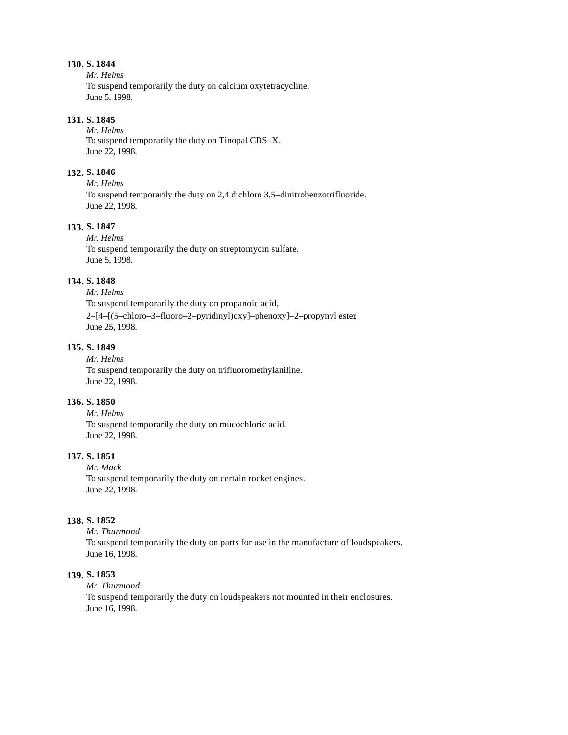**130. S. 1844**

*Mr. Helms*

To suspend temporarily the duty on calcium oxytetracycline.

June 5, 1998.

**131. S. 1845**

*Mr. Helms*

To suspend temporarily the duty on Tinopal CBS–X.

June 22, 1998.

**132. S. 1846**

*Mr. Helms*

To suspend temporarily the duty on 2,4 dichloro 3,5–dinitrobenzotrifluoride.

June 22, 1998.

**133. S. 1847**

*Mr. Helms*

To suspend temporarily the duty on streptomycin sulfate.

June 5, 1998.

**134. S. 1848**

*Mr. Helms*

To suspend temporarily the duty on propanoic acid, 2–[4–[(5–chloro–3–fluoro–2–pyridinyl)oxy]–phenoxy]–2–propynyl ester.

June 25, 1998.

**135. S. 1849**

*Mr. Helms*

To suspend temporarily the duty on trifluoromethylaniline.

June 22, 1998.

**136. S. 1850**

*Mr. Helms*

To suspend temporarily the duty on mucochloric acid.

June 22, 1998.

**137. S. 1851**

*Mr. Mack*

To suspend temporarily the duty on certain rocket engines.

June 22, 1998.

**138. S. 1852**

*Mr. Thurmond*

To suspend temporarily the duty on parts for use in the manufacture of loudspeakers.

June 16, 1998.

**139. S. 1853**

*Mr. Thurmond*

To suspend temporarily the duty on loudspeakers not mounted in their enclosures.

June 16, 1998.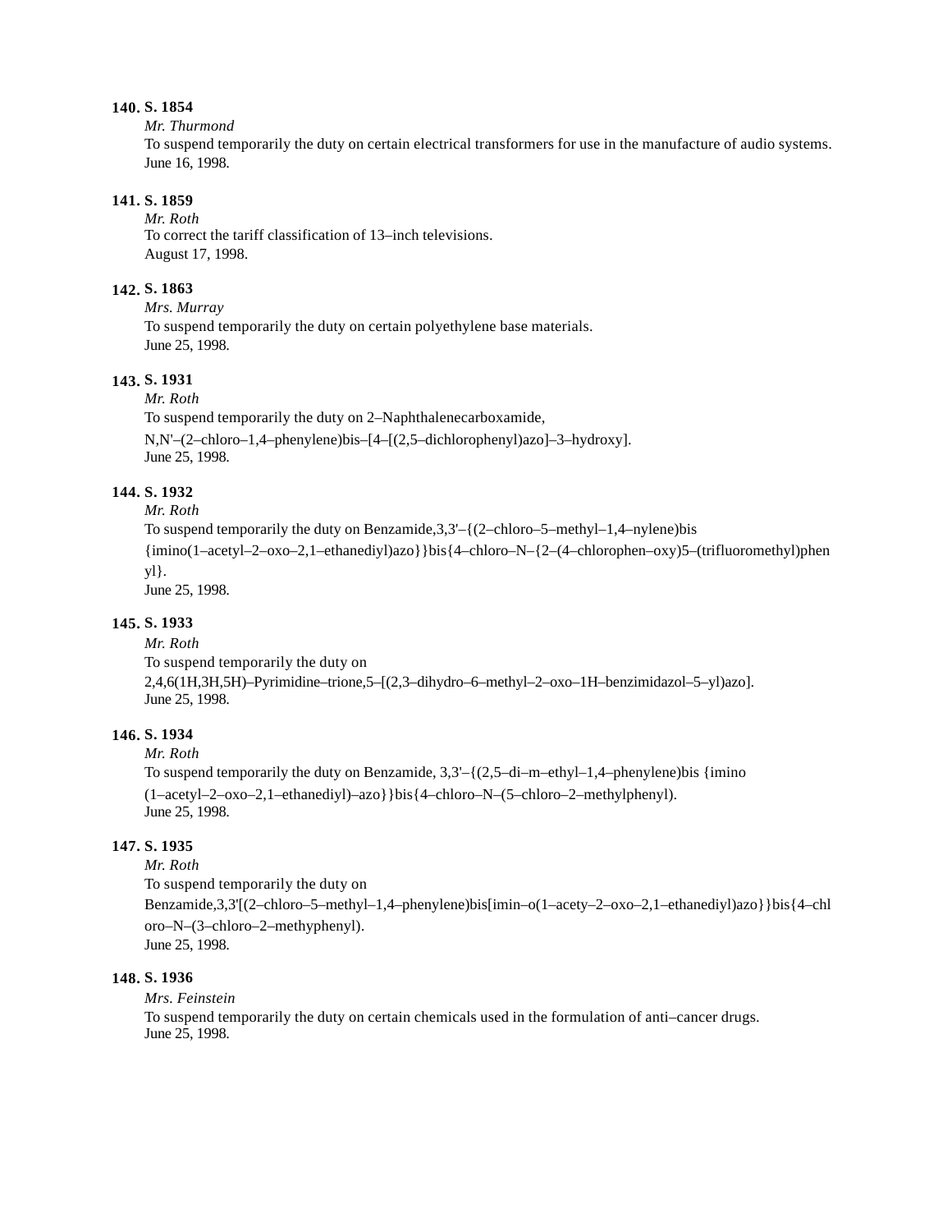**140. S. 1854**

*Mr. Thurmond*

To suspend temporarily the duty on certain electrical transformers for use in the manufacture of audio systems.
June 16, 1998.

**141. S. 1859**

*Mr. Roth*

To correct the tariff classification of 13–inch televisions.
August 17, 1998.

**142. S. 1863**

*Mrs. Murray*

To suspend temporarily the duty on certain polyethylene base materials.
June 25, 1998.

**143. S. 1931**

*Mr. Roth*

To suspend temporarily the duty on 2–Naphthalenecarboxamide, N,N'–(2–chloro–1,4–phenylene)bis–[4–[(2,5–dichlorophenyl)azo]–3–hydroxy].
June 25, 1998.

**144. S. 1932**

*Mr. Roth*

To suspend temporarily the duty on Benzamide,3,3'–{(2–chloro–5–methyl–1,4–nylene)bis {imino(1–acetyl–2–oxo–2,1–ethanediyl)azo}}bis{4–chloro–N–{2–(4–chlorophen–oxy)5–(trifluoromethyl)phenyl}.
June 25, 1998.

**145. S. 1933**

*Mr. Roth*

To suspend temporarily the duty on 2,4,6(1H,3H,5H)–Pyrimidine–trione,5–[(2,3–dihydro–6–methyl–2–oxo–1H–benzimidazol–5–yl)azo].
June 25, 1998.

**146. S. 1934**

*Mr. Roth*

To suspend temporarily the duty on Benzamide, 3,3'–{(2,5–di–m–ethyl–1,4–phenylene)bis {imino (1–acetyl–2–oxo–2,1–ethanediyl)–azo}}bis{4–chloro–N–(5–chloro–2–methylphenyl).
June 25, 1998.

**147. S. 1935**

*Mr. Roth*

To suspend temporarily the duty on Benzamide,3,3'[(2–chloro–5–methyl–1,4–phenylene)bis[imin–o(1–acety–2–oxo–2,1–ethanediyl)azo}}bis{4–chloro–N–(3–chloro–2–methyphenyl).
June 25, 1998.

**148. S. 1936**

*Mrs. Feinstein*

To suspend temporarily the duty on certain chemicals used in the formulation of anti–cancer drugs.
June 25, 1998.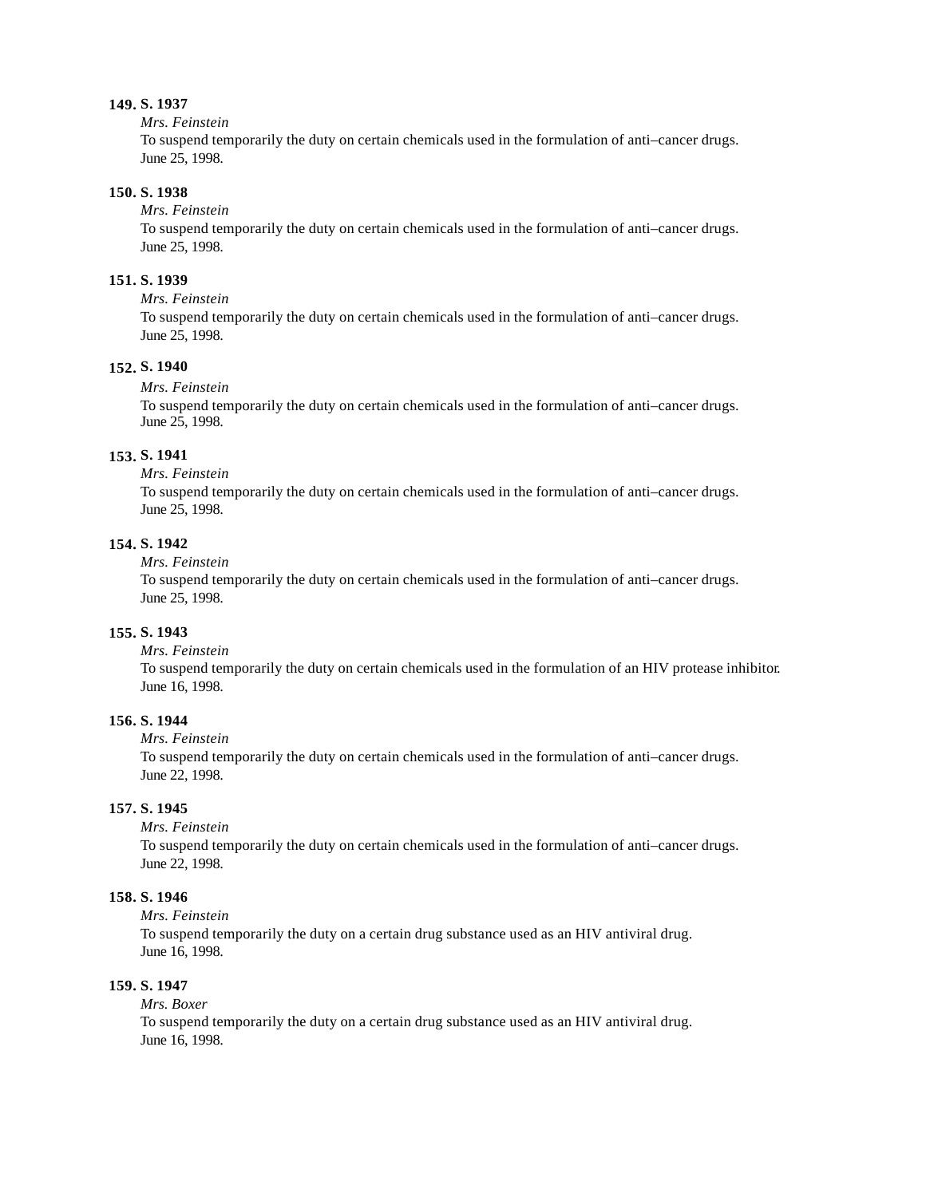**149. S. 1937**

*Mrs. Feinstein*

To suspend temporarily the duty on certain chemicals used in the formulation of anti–cancer drugs.
June 25, 1998.

**150. S. 1938**

*Mrs. Feinstein*

To suspend temporarily the duty on certain chemicals used in the formulation of anti–cancer drugs.
June 25, 1998.

**151. S. 1939**

*Mrs. Feinstein*

To suspend temporarily the duty on certain chemicals used in the formulation of anti–cancer drugs.
June 25, 1998.

**152. S. 1940**

*Mrs. Feinstein*

To suspend temporarily the duty on certain chemicals used in the formulation of anti–cancer drugs.
June 25, 1998.

**153. S. 1941**

*Mrs. Feinstein*

To suspend temporarily the duty on certain chemicals used in the formulation of anti–cancer drugs.
June 25, 1998.

**154. S. 1942**

*Mrs. Feinstein*

To suspend temporarily the duty on certain chemicals used in the formulation of anti–cancer drugs.
June 25, 1998.

**155. S. 1943**

*Mrs. Feinstein*

To suspend temporarily the duty on certain chemicals used in the formulation of an HIV protease inhibitor.
June 16, 1998.

**156. S. 1944**

*Mrs. Feinstein*

To suspend temporarily the duty on certain chemicals used in the formulation of anti–cancer drugs.
June 22, 1998.

**157. S. 1945**

*Mrs. Feinstein*

To suspend temporarily the duty on certain chemicals used in the formulation of anti–cancer drugs.
June 22, 1998.

**158. S. 1946**

*Mrs. Feinstein*

To suspend temporarily the duty on a certain drug substance used as an HIV antiviral drug.
June 16, 1998.

**159. S. 1947**

*Mrs. Boxer*

To suspend temporarily the duty on a certain drug substance used as an HIV antiviral drug.
June 16, 1998.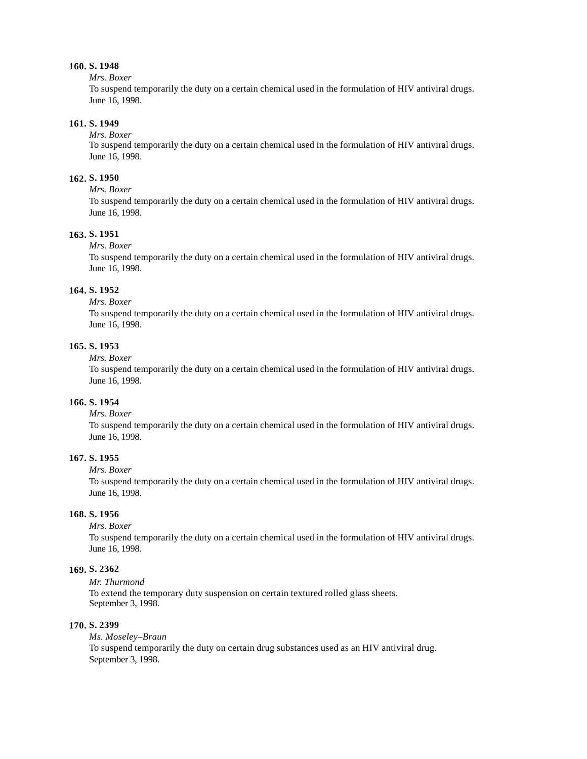**160. S. 1948**

*Mrs. Boxer*

To suspend temporarily the duty on a certain chemical used in the formulation of HIV antiviral drugs.
June 16, 1998.

**161. S. 1949**

*Mrs. Boxer*

To suspend temporarily the duty on a certain chemical used in the formulation of HIV antiviral drugs.
June 16, 1998.

**162. S. 1950**

*Mrs. Boxer*

To suspend temporarily the duty on a certain chemical used in the formulation of HIV antiviral drugs.
June 16, 1998.

**163. S. 1951**

*Mrs. Boxer*

To suspend temporarily the duty on a certain chemical used in the formulation of HIV antiviral drugs.
June 16, 1998.

**164. S. 1952**

*Mrs. Boxer*

To suspend temporarily the duty on a certain chemical used in the formulation of HIV antiviral drugs.
June 16, 1998.

**165. S. 1953**

*Mrs. Boxer*

To suspend temporarily the duty on a certain chemical used in the formulation of HIV antiviral drugs.
June 16, 1998.

**166. S. 1954**

*Mrs. Boxer*

To suspend temporarily the duty on a certain chemical used in the formulation of HIV antiviral drugs.
June 16, 1998.

**167. S. 1955**

*Mrs. Boxer*

To suspend temporarily the duty on a certain chemical used in the formulation of HIV antiviral drugs.
June 16, 1998.

**168. S. 1956**

*Mrs. Boxer*

To suspend temporarily the duty on a certain chemical used in the formulation of HIV antiviral drugs.
June 16, 1998.

**169. S. 2362**

*Mr. Thurmond*

To extend the temporary duty suspension on certain textured rolled glass sheets.
September 3, 1998.

**170. S. 2399**

*Ms. Moseley–Braun*

To suspend temporarily the duty on certain drug substances used as an HIV antiviral drug.
September 3, 1998.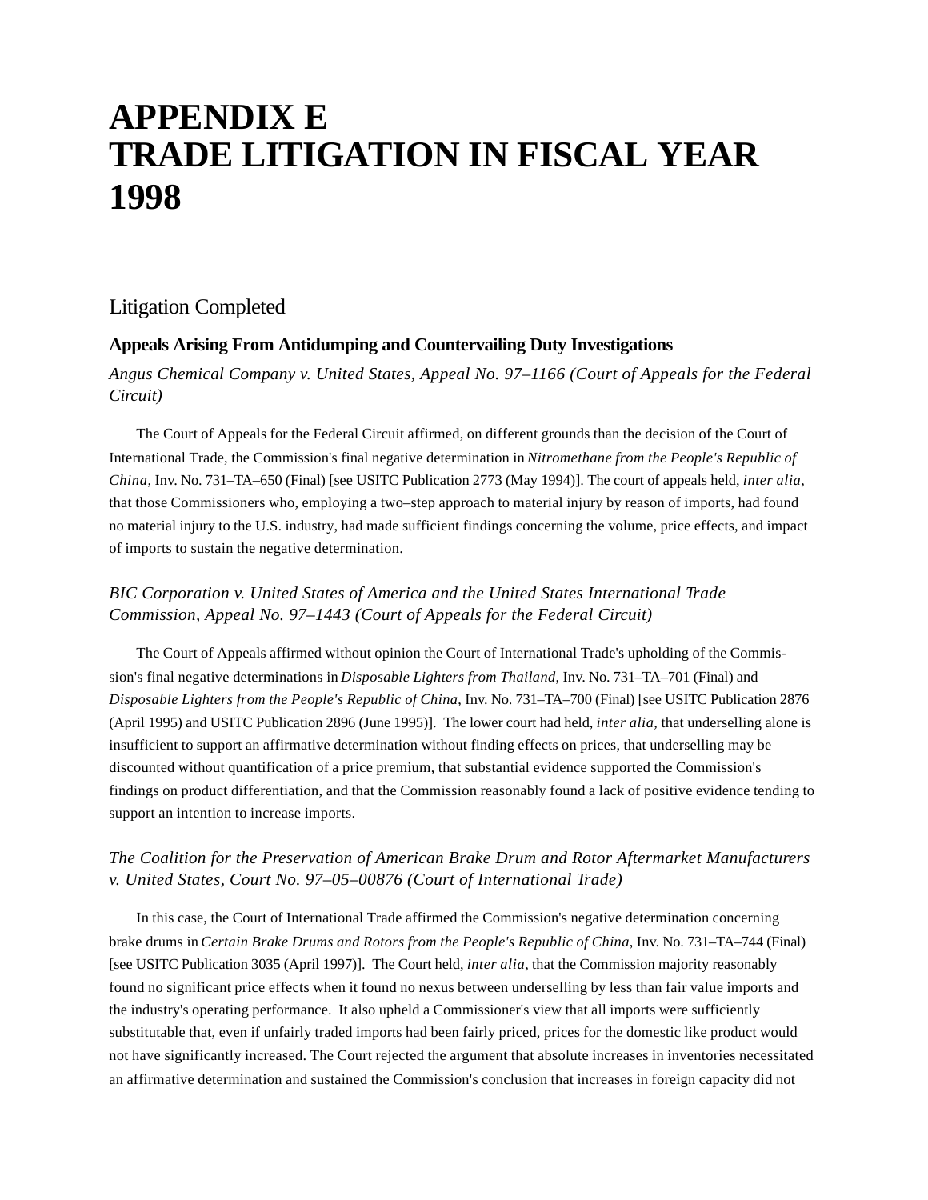# APPENDIX E
# TRADE LITIGATION IN FISCAL YEAR 1998

## Litigation Completed

### Appeals Arising From Antidumping and Countervailing Duty Investigations

*Angus Chemical Company v. United States, Appeal No. 97–1166 (Court of Appeals for the Federal Circuit)*

The Court of Appeals for the Federal Circuit affirmed, on different grounds than the decision of the Court of International Trade, the Commission's final negative determination in *Nitromethane from the People's Republic of China*, Inv. No. 731–TA–650 (Final) [see USITC Publication 2773 (May 1994)]. The court of appeals held, *inter alia*, that those Commissioners who, employing a two–step approach to material injury by reason of imports, had found no material injury to the U.S. industry, had made sufficient findings concerning the volume, price effects, and impact of imports to sustain the negative determination.

*BIC Corporation v. United States of America and the United States International Trade Commission, Appeal No. 97–1443 (Court of Appeals for the Federal Circuit)*

The Court of Appeals affirmed without opinion the Court of International Trade's upholding of the Commission's final negative determinations in *Disposable Lighters from Thailand*, Inv. No. 731–TA–701 (Final) and *Disposable Lighters from the People's Republic of China*, Inv. No. 731–TA–700 (Final) [see USITC Publication 2876 (April 1995) and USITC Publication 2896 (June 1995)]. The lower court had held, *inter alia*, that underselling alone is insufficient to support an affirmative determination without finding effects on prices, that underselling may be discounted without quantification of a price premium, that substantial evidence supported the Commission's findings on product differentiation, and that the Commission reasonably found a lack of positive evidence tending to support an intention to increase imports.

*The Coalition for the Preservation of American Brake Drum and Rotor Aftermarket Manufacturers v. United States, Court No. 97–05–00876 (Court of International Trade)*

In this case, the Court of International Trade affirmed the Commission's negative determination concerning brake drums in *Certain Brake Drums and Rotors from the People's Republic of China*, Inv. No. 731–TA–744 (Final) [see USITC Publication 3035 (April 1997)]. The Court held, *inter alia*, that the Commission majority reasonably found no significant price effects when it found no nexus between underselling by less than fair value imports and the industry's operating performance. It also upheld a Commissioner's view that all imports were sufficiently substitutable that, even if unfairly traded imports had been fairly priced, prices for the domestic like product would not have significantly increased. The Court rejected the argument that absolute increases in inventories necessitated an affirmative determination and sustained the Commission's conclusion that increases in foreign capacity did not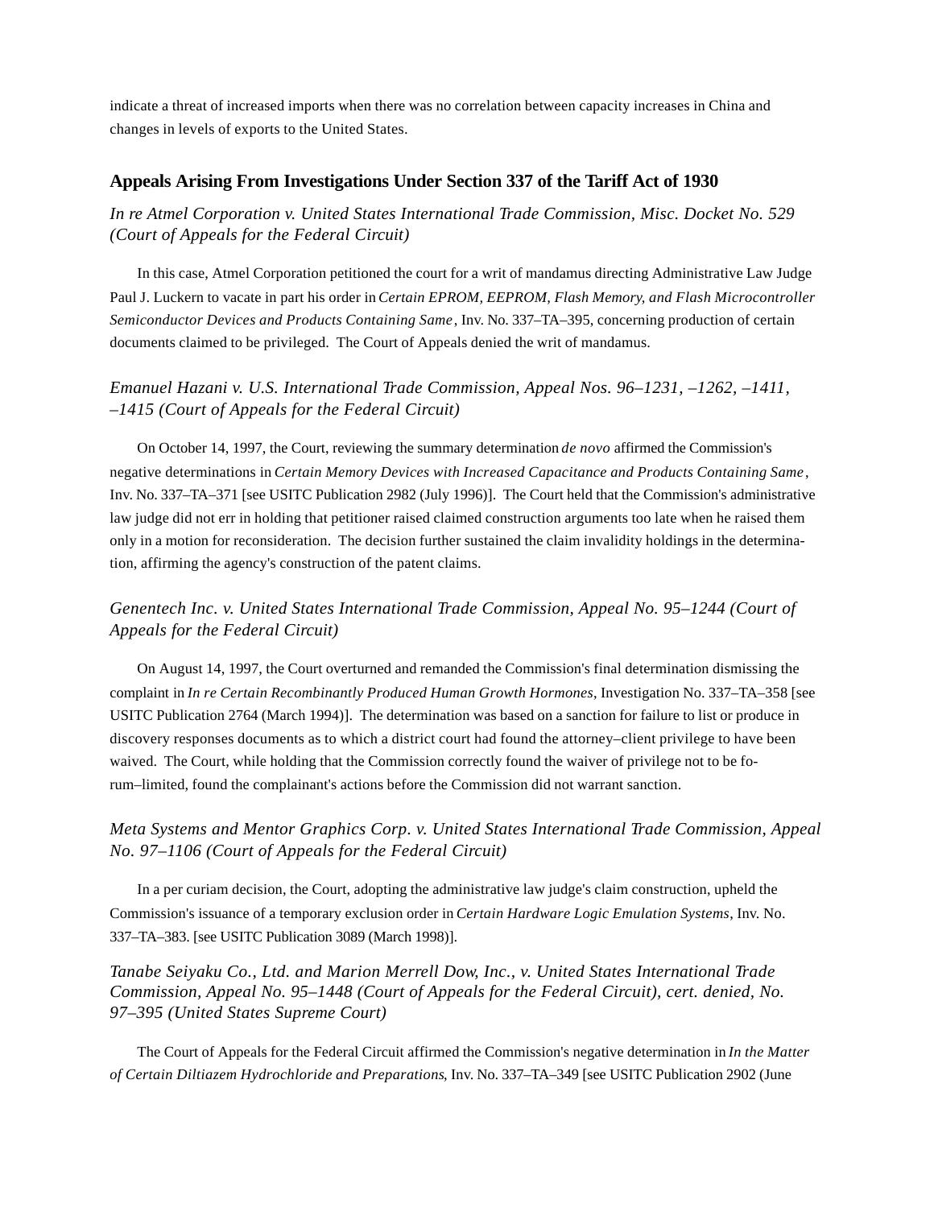indicate a threat of increased imports when there was no correlation between capacity increases in China and changes in levels of exports to the United States.

## Appeals Arising From Investigations Under Section 337 of the Tariff Act of 1930

### *In re Atmel Corporation v. United States International Trade Commission, Misc. Docket No. 529 (Court of Appeals for the Federal Circuit)*

In this case, Atmel Corporation petitioned the court for a writ of mandamus directing Administrative Law Judge Paul J. Luckern to vacate in part his order in *Certain EPROM, EEPROM, Flash Memory, and Flash Microcontroller Semiconductor Devices and Products Containing Same*, Inv. No. 337–TA–395, concerning production of certain documents claimed to be privileged. The Court of Appeals denied the writ of mandamus.

### *Emanuel Hazani v. U.S. International Trade Commission, Appeal Nos. 96–1231, –1262, –1411, –1415 (Court of Appeals for the Federal Circuit)*

On October 14, 1997, the Court, reviewing the summary determination *de novo* affirmed the Commission's negative determinations in *Certain Memory Devices with Increased Capacitance and Products Containing Same*, Inv. No. 337–TA–371 [see USITC Publication 2982 (July 1996)]. The Court held that the Commission's administrative law judge did not err in holding that petitioner raised claimed construction arguments too late when he raised them only in a motion for reconsideration. The decision further sustained the claim invalidity holdings in the determination, affirming the agency's construction of the patent claims.

### *Genentech Inc. v. United States International Trade Commission, Appeal No. 95–1244 (Court of Appeals for the Federal Circuit)*

On August 14, 1997, the Court overturned and remanded the Commission's final determination dismissing the complaint in *In re Certain Recombinantly Produced Human Growth Hormones*, Investigation No. 337–TA–358 [see USITC Publication 2764 (March 1994)]. The determination was based on a sanction for failure to list or produce in discovery responses documents as to which a district court had found the attorney–client privilege to have been waived. The Court, while holding that the Commission correctly found the waiver of privilege not to be forum–limited, found the complainant's actions before the Commission did not warrant sanction.

### *Meta Systems and Mentor Graphics Corp. v. United States International Trade Commission, Appeal No. 97–1106 (Court of Appeals for the Federal Circuit)*

In a per curiam decision, the Court, adopting the administrative law judge's claim construction, upheld the Commission's issuance of a temporary exclusion order in *Certain Hardware Logic Emulation Systems*, Inv. No. 337–TA–383. [see USITC Publication 3089 (March 1998)].

### *Tanabe Seiyaku Co., Ltd. and Marion Merrell Dow, Inc., v. United States International Trade Commission, Appeal No. 95–1448 (Court of Appeals for the Federal Circuit), cert. denied, No. 97–395 (United States Supreme Court)*

The Court of Appeals for the Federal Circuit affirmed the Commission's negative determination in *In the Matter of Certain Diltiazem Hydrochloride and Preparations*, Inv. No. 337–TA–349 [see USITC Publication 2902 (June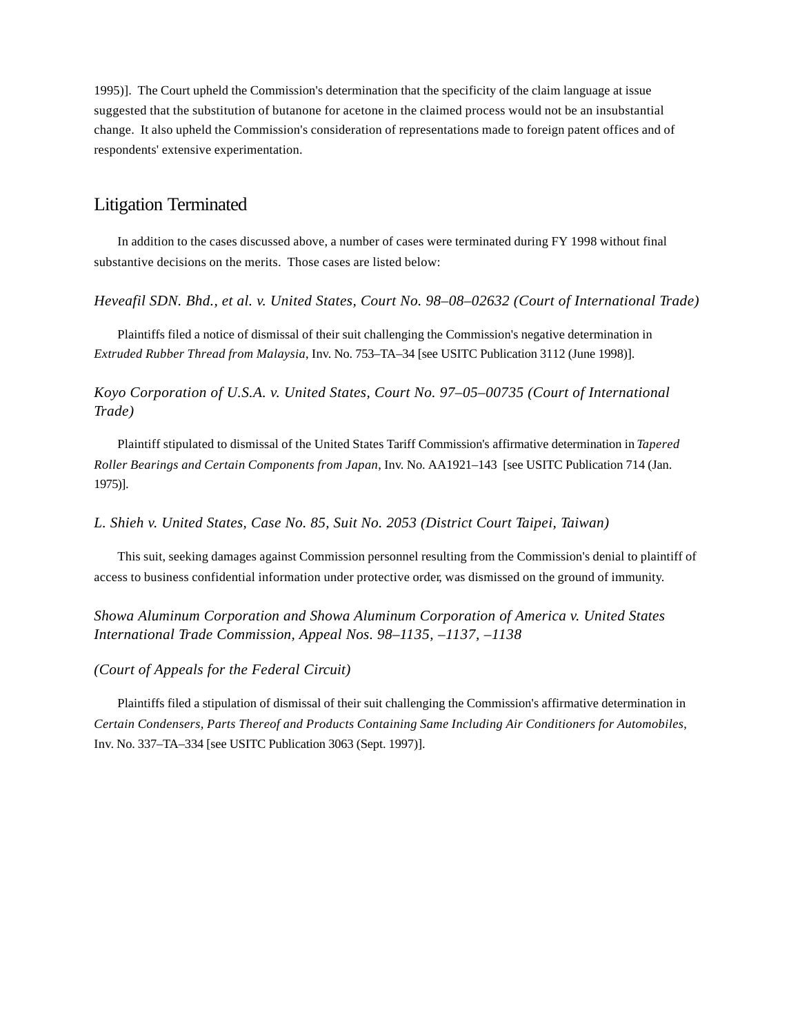1995)]. The Court upheld the Commission's determination that the specificity of the claim language at issue suggested that the substitution of butanone for acetone in the claimed process would not be an insubstantial change. It also upheld the Commission's consideration of representations made to foreign patent offices and of respondents' extensive experimentation.

## Litigation Terminated

In addition to the cases discussed above, a number of cases were terminated during FY 1998 without final substantive decisions on the merits. Those cases are listed below:

### *Heveafil SDN. Bhd., et al. v. United States, Court No. 98–08–02632 (Court of International Trade)*

Plaintiffs filed a notice of dismissal of their suit challenging the Commission's negative determination in *Extruded Rubber Thread from Malaysia*, Inv. No. 753–TA–34 [see USITC Publication 3112 (June 1998)].

### *Koyo Corporation of U.S.A. v. United States, Court No. 97–05–00735 (Court of International Trade)*

Plaintiff stipulated to dismissal of the United States Tariff Commission's affirmative determination in *Tapered Roller Bearings and Certain Components from Japan*, Inv. No. AA1921–143 [see USITC Publication 714 (Jan. 1975)].

### *L. Shieh v. United States, Case No. 85, Suit No. 2053 (District Court Taipei, Taiwan)*

This suit, seeking damages against Commission personnel resulting from the Commission's denial to plaintiff of access to business confidential information under protective order, was dismissed on the ground of immunity.

### *Showa Aluminum Corporation and Showa Aluminum Corporation of America v. United States International Trade Commission, Appeal Nos. 98–1135, –1137, –1138*

### *(Court of Appeals for the Federal Circuit)*

Plaintiffs filed a stipulation of dismissal of their suit challenging the Commission's affirmative determination in *Certain Condensers, Parts Thereof and Products Containing Same Including Air Conditioners for Automobiles*, Inv. No. 337–TA–334 [see USITC Publication 3063 (Sept. 1997)].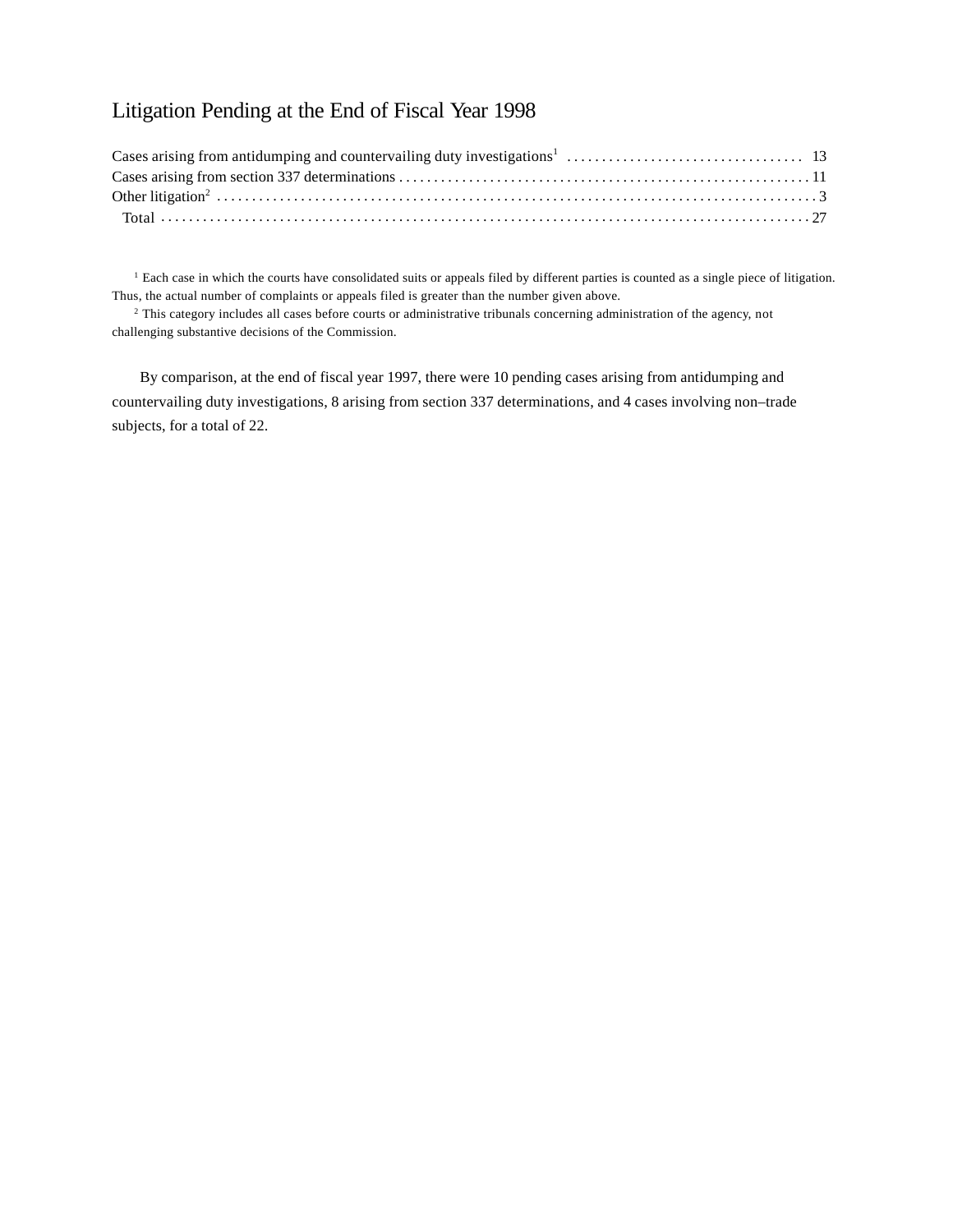## Litigation Pending at the End of Fiscal Year 1998

| | |
|---|---|
| Cases arising from antidumping and countervailing duty investigations[1] | 13 |
| Cases arising from section 337 determinations | 11 |
| Other litigation[2] | 3 |
| Total | 27 |

[1] Each case in which the courts have consolidated suits or appeals filed by different parties is counted as a single piece of litigation. Thus, the actual number of complaints or appeals filed is greater than the number given above.

[2] This category includes all cases before courts or administrative tribunals concerning administration of the agency, not challenging substantive decisions of the Commission.

By comparison, at the end of fiscal year 1997, there were 10 pending cases arising from antidumping and countervailing duty investigations, 8 arising from section 337 determinations, and 4 cases involving non–trade subjects, for a total of 22.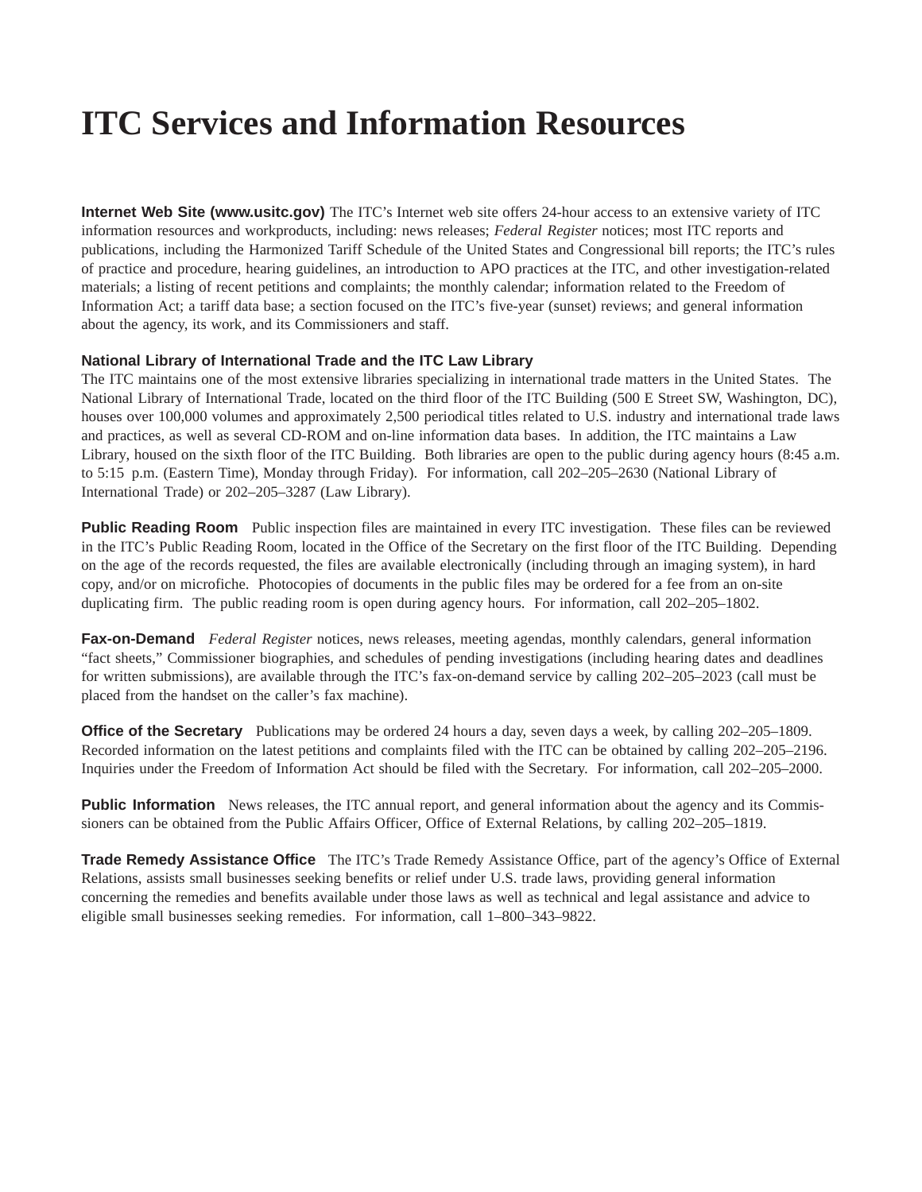# ITC Services and Information Resources

**Internet Web Site (www.usitc.gov)** The ITC's Internet web site offers 24-hour access to an extensive variety of ITC information resources and workproducts, including: news releases; *Federal Register* notices; most ITC reports and publications, including the Harmonized Tariff Schedule of the United States and Congressional bill reports; the ITC's rules of practice and procedure, hearing guidelines, an introduction to APO practices at the ITC, and other investigation-related materials; a listing of recent petitions and complaints; the monthly calendar; information related to the Freedom of Information Act; a tariff data base; a section focused on the ITC's five-year (sunset) reviews; and general information about the agency, its work, and its Commissioners and staff.

**National Library of International Trade and the ITC Law Library**
The ITC maintains one of the most extensive libraries specializing in international trade matters in the United States. The National Library of International Trade, located on the third floor of the ITC Building (500 E Street SW, Washington, DC), houses over 100,000 volumes and approximately 2,500 periodical titles related to U.S. industry and international trade laws and practices, as well as several CD-ROM and on-line information data bases. In addition, the ITC maintains a Law Library, housed on the sixth floor of the ITC Building. Both libraries are open to the public during agency hours (8:45 a.m. to 5:15 p.m. (Eastern Time), Monday through Friday). For information, call 202–205–2630 (National Library of International Trade) or 202–205–3287 (Law Library).

**Public Reading Room** Public inspection files are maintained in every ITC investigation. These files can be reviewed in the ITC's Public Reading Room, located in the Office of the Secretary on the first floor of the ITC Building. Depending on the age of the records requested, the files are available electronically (including through an imaging system), in hard copy, and/or on microfiche. Photocopies of documents in the public files may be ordered for a fee from an on-site duplicating firm. The public reading room is open during agency hours. For information, call 202–205–1802.

**Fax-on-Demand** *Federal Register* notices, news releases, meeting agendas, monthly calendars, general information "fact sheets," Commissioner biographies, and schedules of pending investigations (including hearing dates and deadlines for written submissions), are available through the ITC's fax-on-demand service by calling 202–205–2023 (call must be placed from the handset on the caller's fax machine).

**Office of the Secretary** Publications may be ordered 24 hours a day, seven days a week, by calling 202–205–1809. Recorded information on the latest petitions and complaints filed with the ITC can be obtained by calling 202–205–2196. Inquiries under the Freedom of Information Act should be filed with the Secretary. For information, call 202–205–2000.

**Public Information** News releases, the ITC annual report, and general information about the agency and its Commissioners can be obtained from the Public Affairs Officer, Office of External Relations, by calling 202–205–1819.

**Trade Remedy Assistance Office** The ITC's Trade Remedy Assistance Office, part of the agency's Office of External Relations, assists small businesses seeking benefits or relief under U.S. trade laws, providing general information concerning the remedies and benefits available under those laws as well as technical and legal assistance and advice to eligible small businesses seeking remedies. For information, call 1–800–343–9822.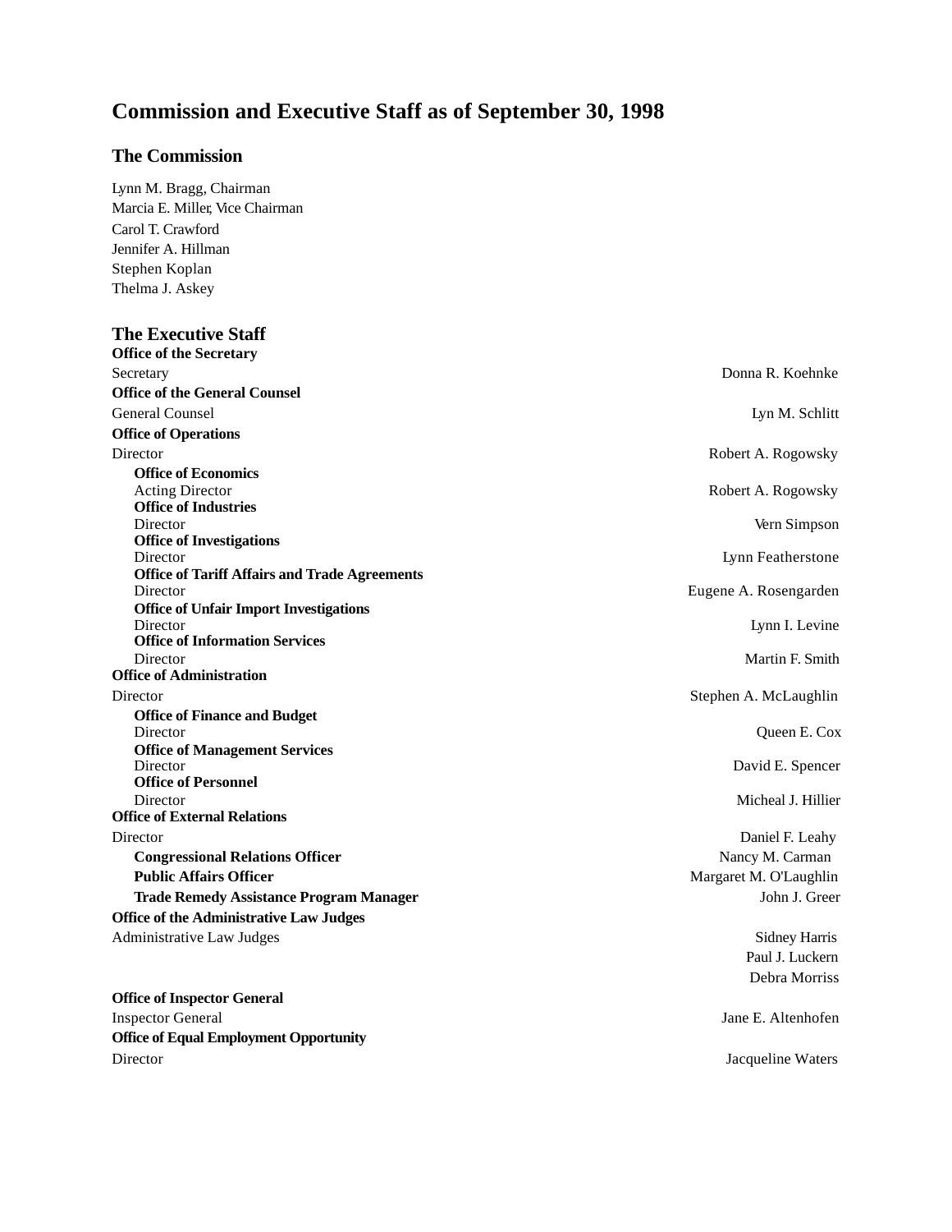# Commission and Executive Staff as of September 30, 1998

## The Commission

Lynn M. Bragg, Chairman
Marcia E. Miller, Vice Chairman
Carol T. Crawford
Jennifer A. Hillman
Stephen Koplan
Thelma J. Askey

## The Executive Staff

**Office of the Secretary**
Secretary — Donna R. Koehnke

**Office of the General Counsel**
General Counsel — Lyn M. Schlitt

**Office of Operations**
Director — Robert A. Rogowsky

- **Office of Economics**
  Acting Director — Robert A. Rogowsky
- **Office of Industries**
  Director — Vern Simpson
- **Office of Investigations**
  Director — Lynn Featherstone
- **Office of Tariff Affairs and Trade Agreements**
  Director — Eugene A. Rosengarden
- **Office of Unfair Import Investigations**
  Director — Lynn I. Levine
- **Office of Information Services**
  Director — Martin F. Smith

**Office of Administration**
Director — Stephen A. McLaughlin

- **Office of Finance and Budget**
  Director — Queen E. Cox
- **Office of Management Services**
  Director — David E. Spencer
- **Office of Personnel**
  Director — Micheal J. Hillier

**Office of External Relations**
Director — Daniel F. Leahy

- **Congressional Relations Officer** — Nancy M. Carman
- **Public Affairs Officer** — Margaret M. O'Laughlin
- **Trade Remedy Assistance Program Manager** — John J. Greer

**Office of the Administrative Law Judges**
Administrative Law Judges — Sidney Harris
Paul J. Luckern
Debra Morriss

**Office of Inspector General**
Inspector General — Jane E. Altenhofen

**Office of Equal Employment Opportunity**
Director — Jacqueline Waters